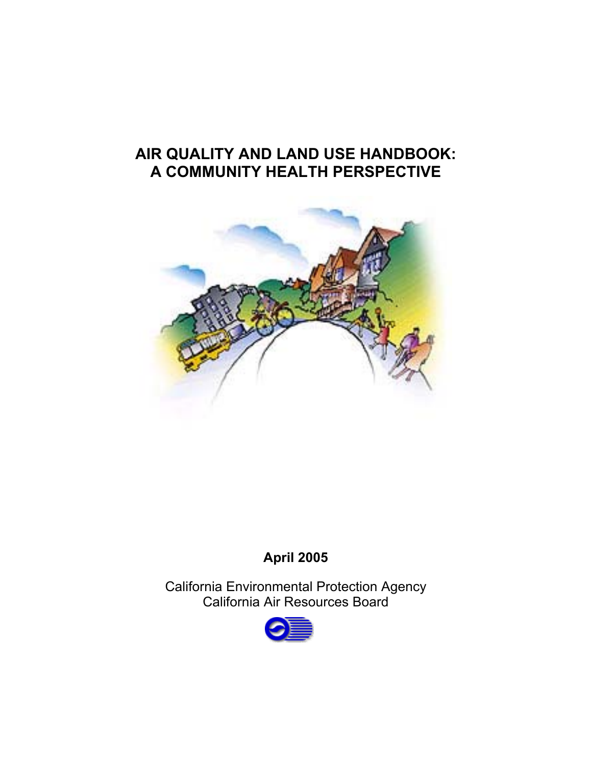# AIR QUALITY AND LAND USE HANDBOOK: A COMMUNITY HEALTH PERSPECTIVE

**April 2005**

California Environmental Protection Agency
California Air Resources Board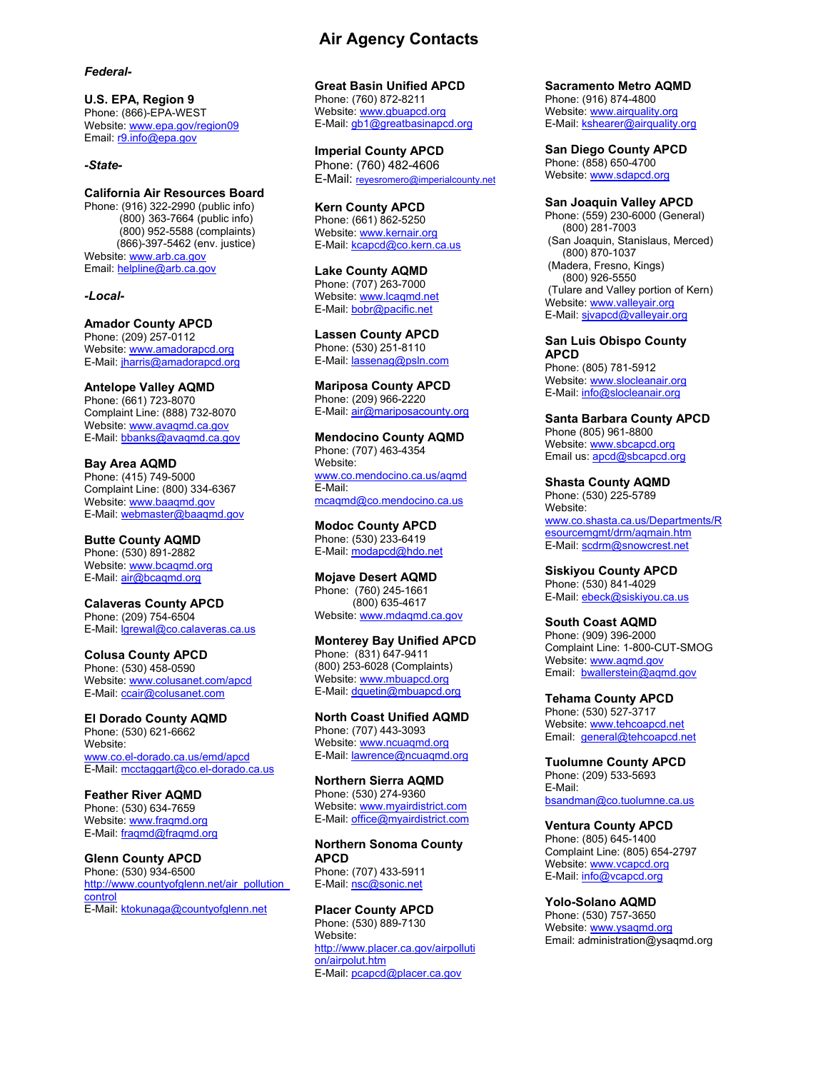# Air Agency Contacts

***Federal-***

**U.S. EPA, Region 9**
Phone: (866)-EPA-WEST
Website: www.epa.gov/region09
Email: r9.info@epa.gov

***-State-***

**California Air Resources Board**
Phone: (916) 322-2990 (public info)
(800) 363-7664 (public info)
(800) 952-5588 (complaints)
(866)-397-5462 (env. justice)
Website: www.arb.ca.gov
Email: helpline@arb.ca.gov

***-Local-***

**Amador County APCD**
Phone: (209) 257-0112
Website: www.amadorapcd.org
E-Mail: jharris@amadorapcd.org

**Antelope Valley AQMD**
Phone: (661) 723-8070
Complaint Line: (888) 732-8070
Website: www.avaqmd.ca.gov
E-Mail: bbanks@avaqmd.ca.gov

**Bay Area AQMD**
Phone: (415) 749-5000
Complaint Line: (800) 334-6367
Website: www.baaqmd.gov
E-Mail: webmaster@baaqmd.gov

**Butte County AQMD**
Phone: (530) 891-2882
Website: www.bcaqmd.org
E-Mail: air@bcaqmd.org

**Calaveras County APCD**
Phone: (209) 754-6504
E-Mail: lgrewal@co.calaveras.ca.us

**Colusa County APCD**
Phone: (530) 458-0590
Website: www.colusanet.com/apcd
E-Mail: ccair@colusanet.com

**El Dorado County AQMD**
Phone: (530) 621-6662
Website:
www.co.el-dorado.ca.us/emd/apcd
E-Mail: mcctaggart@co.el-dorado.ca.us

**Feather River AQMD**
Phone: (530) 634-7659
Website: www.fraqmd.org
E-Mail: fraqmd@fraqmd.org

**Glenn County APCD**
Phone: (530) 934-6500
http://www.countyofglenn.net/air_pollution_control
E-Mail: ktokunaga@countyofglenn.net

**Great Basin Unified APCD**
Phone: (760) 872-8211
Website: www.gbuapcd.org
E-Mail: gb1@greatbasinapcd.org

**Imperial County APCD**
Phone: (760) 482-4606
E-Mail: reyesromero@imperialcounty.net

**Kern County APCD**
Phone: (661) 862-5250
Website: www.kernair.org
E-Mail: kcapcd@co.kern.ca.us

**Lake County AQMD**
Phone: (707) 263-7000
Website: www.lcaqmd.net
E-Mail: bobr@pacific.net

**Lassen County APCD**
Phone: (530) 251-8110
E-Mail: lassenag@psln.com

**Mariposa County APCD**
Phone: (209) 966-2220
E-Mail: air@mariposacounty.org

**Mendocino County AQMD**
Phone: (707) 463-4354
Website:
www.co.mendocino.ca.us/aqmd
E-Mail:
mcaqmd@co.mendocino.ca.us

**Modoc County APCD**
Phone: (530) 233-6419
E-Mail: modapcd@hdo.net

**Mojave Desert AQMD**
Phone: (760) 245-1661
(800) 635-4617
Website: www.mdaqmd.ca.gov

**Monterey Bay Unified APCD**
Phone: (831) 647-9411
(800) 253-6028 (Complaints)
Website: www.mbuapcd.org
E-Mail: dquetin@mbuapcd.org

**North Coast Unified AQMD**
Phone: (707) 443-3093
Website: www.ncuaqmd.org
E-Mail: lawrence@ncuaqmd.org

**Northern Sierra AQMD**
Phone: (530) 274-9360
Website: www.myairdistrict.com
E-Mail: office@myairdistrict.com

**Northern Sonoma County APCD**
Phone: (707) 433-5911
E-Mail: nsc@sonic.net

**Placer County APCD**
Phone: (530) 889-7130
Website:
http://www.placer.ca.gov/airpollution/airpolut.htm
E-Mail: pcapcd@placer.ca.gov

**Sacramento Metro AQMD**
Phone: (916) 874-4800
Website: www.airquality.org
E-Mail: kshearer@airquality.org

**San Diego County APCD**
Phone: (858) 650-4700
Website: www.sdapcd.org

**San Joaquin Valley APCD**
Phone: (559) 230-6000 (General)
(800) 281-7003
(San Joaquin, Stanislaus, Merced)
(800) 870-1037
(Madera, Fresno, Kings)
(800) 926-5550
(Tulare and Valley portion of Kern)
Website: www.valleyair.org
E-Mail: sjvapcd@valleyair.org

**San Luis Obispo County APCD**
Phone: (805) 781-5912
Website: www.slocleanair.org
E-Mail: info@slocleanair.org

**Santa Barbara County APCD**
Phone (805) 961-8800
Website: www.sbcapcd.org
Email us: apcd@sbcapcd.org

**Shasta County AQMD**
Phone: (530) 225-5789
Website:
www.co.shasta.ca.us/Departments/Resourcemgmt/drm/aqmain.htm
E-Mail: scdrm@snowcrest.net

**Siskiyou County APCD**
Phone: (530) 841-4029
E-Mail: ebeck@siskiyou.ca.us

**South Coast AQMD**
Phone: (909) 396-2000
Complaint Line: 1-800-CUT-SMOG
Website: www.aqmd.gov
Email: bwallerstein@aqmd.gov

**Tehama County APCD**
Phone: (530) 527-3717
Website: www.tehcoapcd.net
Email: general@tehcoapcd.net

**Tuolumne County APCD**
Phone: (209) 533-5693
E-Mail:
bsandman@co.tuolumne.ca.us

**Ventura County APCD**
Phone: (805) 645-1400
Complaint Line: (805) 654-2797
Website: www.vcapcd.org
E-Mail: info@vcapcd.org

**Yolo-Solano AQMD**
Phone: (530) 757-3650
Website: www.ysaqmd.org
Email: administration@ysaqmd.org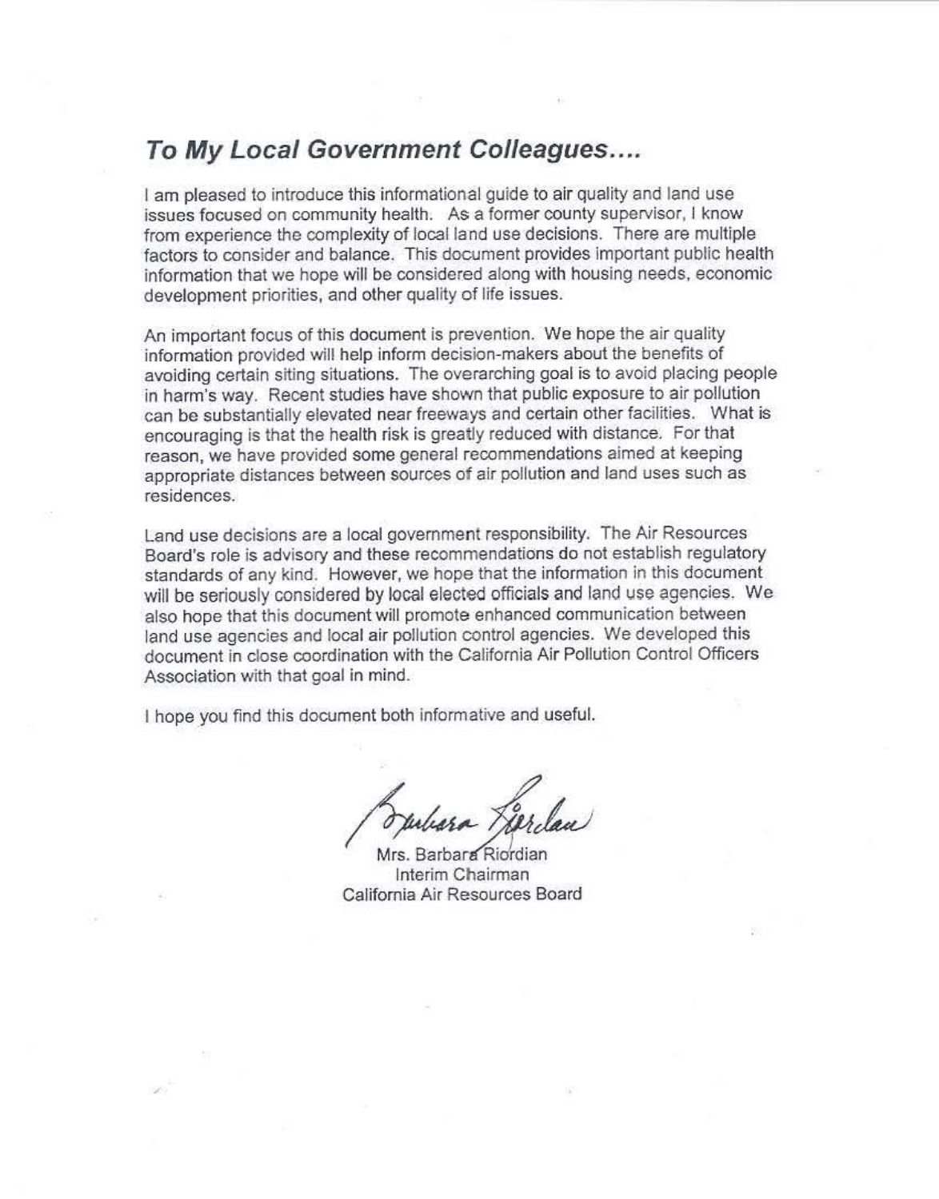## *To My Local Government Colleagues....*

I am pleased to introduce this informational guide to air quality and land use issues focused on community health. As a former county supervisor, I know from experience the complexity of local land use decisions. There are multiple factors to consider and balance. This document provides important public health information that we hope will be considered along with housing needs, economic development priorities, and other quality of life issues.

An important focus of this document is prevention. We hope the air quality information provided will help inform decision-makers about the benefits of avoiding certain siting situations. The overarching goal is to avoid placing people in harm's way. Recent studies have shown that public exposure to air pollution can be substantially elevated near freeways and certain other facilities. What is encouraging is that the health risk is greatly reduced with distance. For that reason, we have provided some general recommendations aimed at keeping appropriate distances between sources of air pollution and land uses such as residences.

Land use decisions are a local government responsibility. The Air Resources Board's role is advisory and these recommendations do not establish regulatory standards of any kind. However, we hope that the information in this document will be seriously considered by local elected officials and land use agencies. We also hope that this document will promote enhanced communication between land use agencies and local air pollution control agencies. We developed this document in close coordination with the California Air Pollution Control Officers Association with that goal in mind.

I hope you find this document both informative and useful.

Barbara Riordan

Mrs. Barbara Riordian
Interim Chairman
California Air Resources Board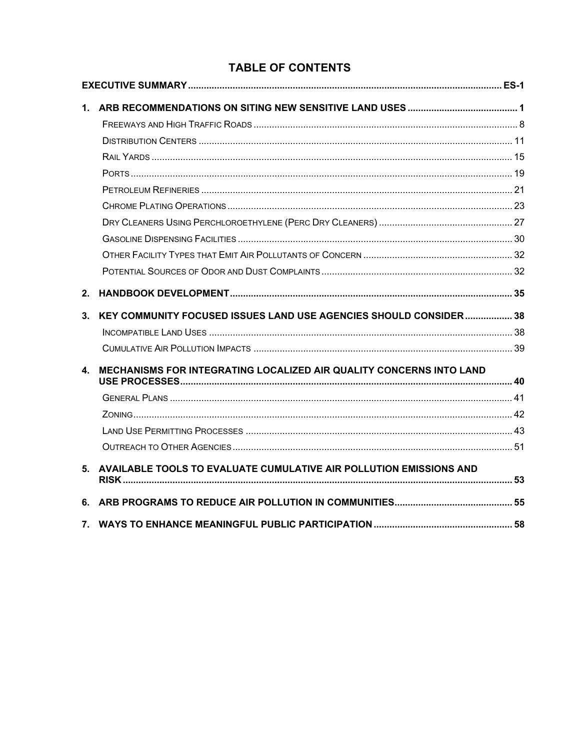# TABLE OF CONTENTS

**EXECUTIVE SUMMARY** ...... **ES-1**

**1. ARB RECOMMENDATIONS ON SITING NEW SENSITIVE LAND USES** ...... **1**

- Freeways and High Traffic Roads ...... 8
- Distribution Centers ...... 11
- Rail Yards ...... 15
- Ports ...... 19
- Petroleum Refineries ...... 21
- Chrome Plating Operations ...... 23
- Dry Cleaners Using Perchloroethylene (Perc Dry Cleaners) ...... 27
- Gasoline Dispensing Facilities ...... 30
- Other Facility Types that Emit Air Pollutants of Concern ...... 32
- Potential Sources of Odor and Dust Complaints ...... 32

**2. HANDBOOK DEVELOPMENT** ...... **35**

**3. KEY COMMUNITY FOCUSED ISSUES LAND USE AGENCIES SHOULD CONSIDER** ...... **38**

- Incompatible Land Uses ...... 38
- Cumulative Air Pollution Impacts ...... 39

**4. MECHANISMS FOR INTEGRATING LOCALIZED AIR QUALITY CONCERNS INTO LAND USE PROCESSES** ...... **40**

- General Plans ...... 41
- Zoning ...... 42
- Land Use Permitting Processes ...... 43
- Outreach to Other Agencies ...... 51

**5. AVAILABLE TOOLS TO EVALUATE CUMULATIVE AIR POLLUTION EMISSIONS AND RISK** ...... **53**

**6. ARB PROGRAMS TO REDUCE AIR POLLUTION IN COMMUNITIES** ...... **55**

**7. WAYS TO ENHANCE MEANINGFUL PUBLIC PARTICIPATION** ...... **58**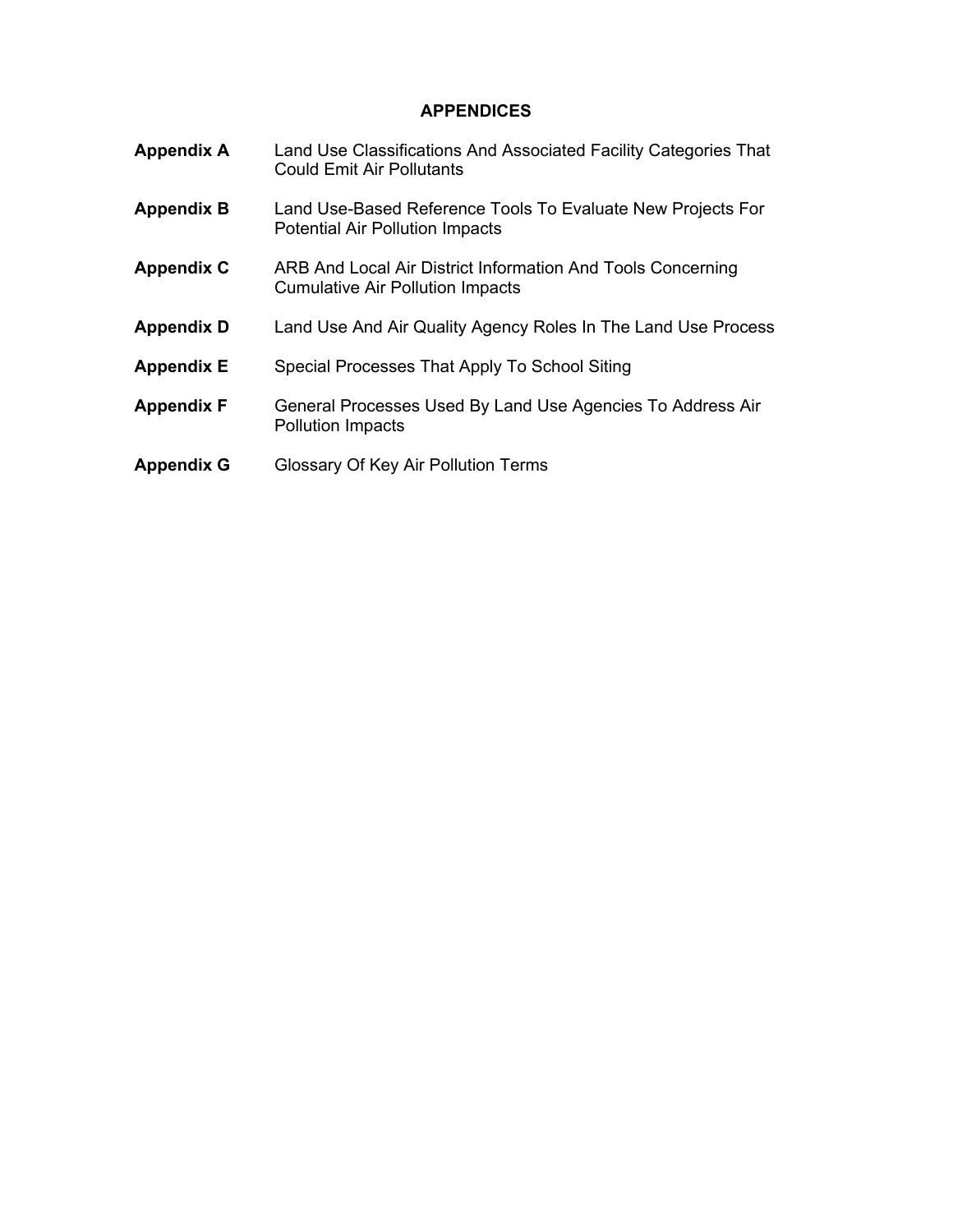# APPENDICES

**Appendix A** Land Use Classifications And Associated Facility Categories That Could Emit Air Pollutants

**Appendix B** Land Use-Based Reference Tools To Evaluate New Projects For Potential Air Pollution Impacts

**Appendix C** ARB And Local Air District Information And Tools Concerning Cumulative Air Pollution Impacts

**Appendix D** Land Use And Air Quality Agency Roles In The Land Use Process

**Appendix E** Special Processes That Apply To School Siting

**Appendix F** General Processes Used By Land Use Agencies To Address Air Pollution Impacts

**Appendix G** Glossary Of Key Air Pollution Terms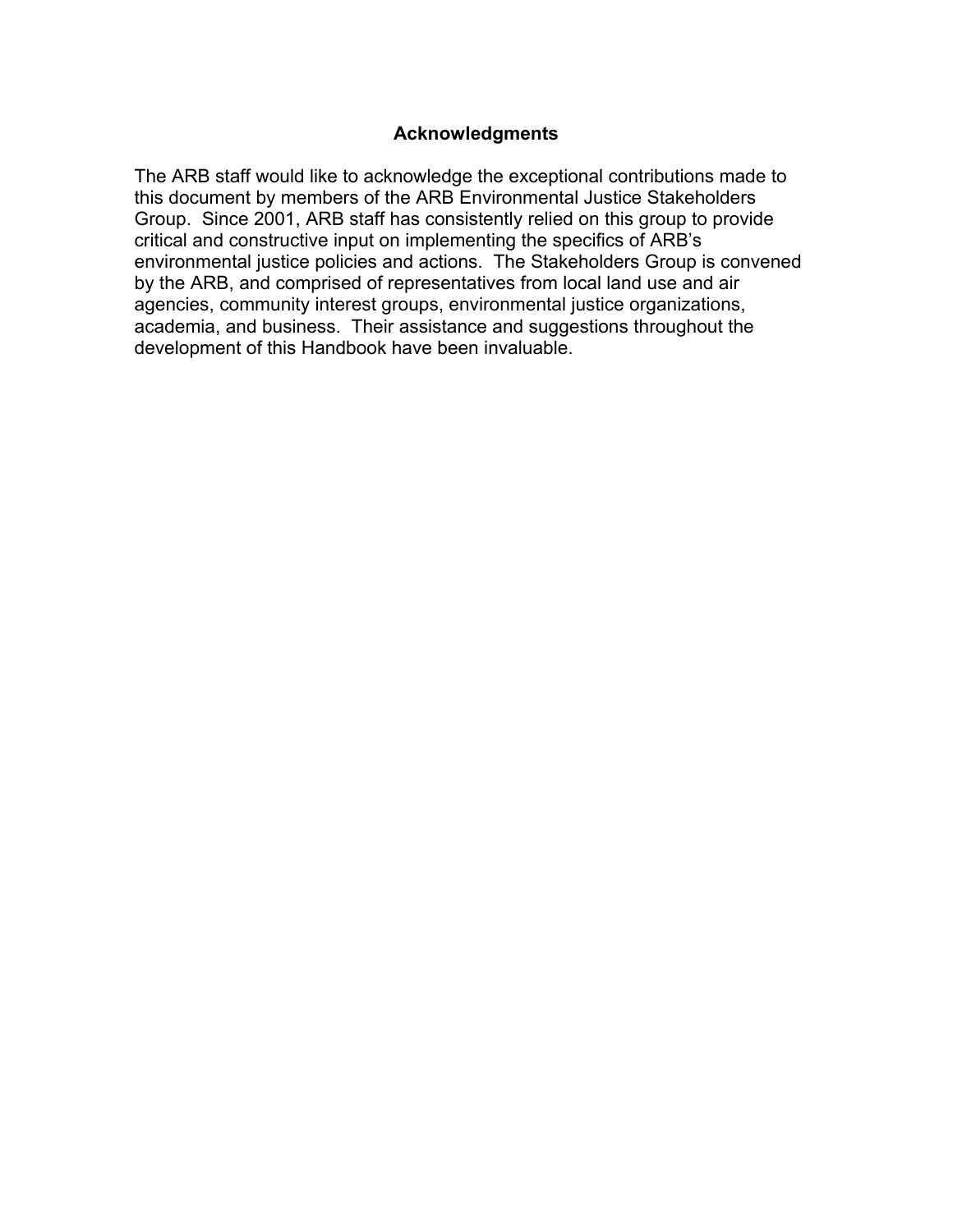## Acknowledgments

The ARB staff would like to acknowledge the exceptional contributions made to this document by members of the ARB Environmental Justice Stakeholders Group. Since 2001, ARB staff has consistently relied on this group to provide critical and constructive input on implementing the specifics of ARB's environmental justice policies and actions. The Stakeholders Group is convened by the ARB, and comprised of representatives from local land use and air agencies, community interest groups, environmental justice organizations, academia, and business. Their assistance and suggestions throughout the development of this Handbook have been invaluable.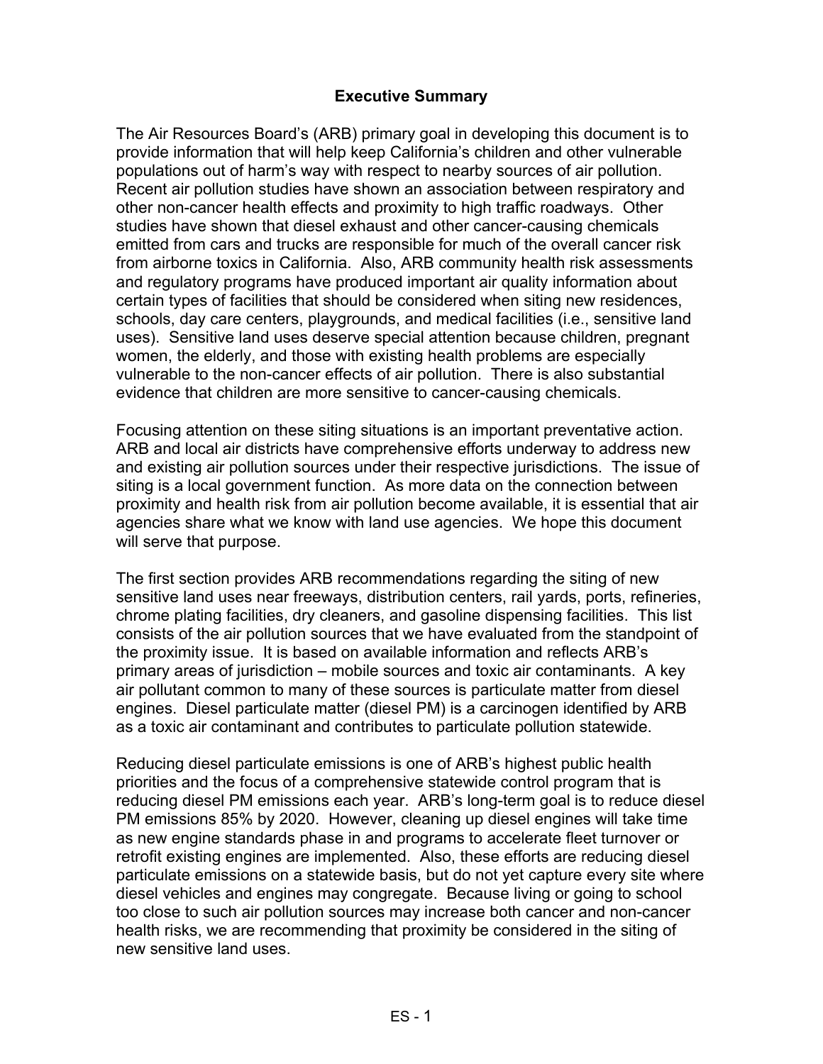## Executive Summary

The Air Resources Board's (ARB) primary goal in developing this document is to provide information that will help keep California's children and other vulnerable populations out of harm's way with respect to nearby sources of air pollution. Recent air pollution studies have shown an association between respiratory and other non-cancer health effects and proximity to high traffic roadways. Other studies have shown that diesel exhaust and other cancer-causing chemicals emitted from cars and trucks are responsible for much of the overall cancer risk from airborne toxics in California. Also, ARB community health risk assessments and regulatory programs have produced important air quality information about certain types of facilities that should be considered when siting new residences, schools, day care centers, playgrounds, and medical facilities (i.e., sensitive land uses). Sensitive land uses deserve special attention because children, pregnant women, the elderly, and those with existing health problems are especially vulnerable to the non-cancer effects of air pollution. There is also substantial evidence that children are more sensitive to cancer-causing chemicals.

Focusing attention on these siting situations is an important preventative action. ARB and local air districts have comprehensive efforts underway to address new and existing air pollution sources under their respective jurisdictions. The issue of siting is a local government function. As more data on the connection between proximity and health risk from air pollution become available, it is essential that air agencies share what we know with land use agencies. We hope this document will serve that purpose.

The first section provides ARB recommendations regarding the siting of new sensitive land uses near freeways, distribution centers, rail yards, ports, refineries, chrome plating facilities, dry cleaners, and gasoline dispensing facilities. This list consists of the air pollution sources that we have evaluated from the standpoint of the proximity issue. It is based on available information and reflects ARB's primary areas of jurisdiction – mobile sources and toxic air contaminants. A key air pollutant common to many of these sources is particulate matter from diesel engines. Diesel particulate matter (diesel PM) is a carcinogen identified by ARB as a toxic air contaminant and contributes to particulate pollution statewide.

Reducing diesel particulate emissions is one of ARB's highest public health priorities and the focus of a comprehensive statewide control program that is reducing diesel PM emissions each year. ARB's long-term goal is to reduce diesel PM emissions 85% by 2020. However, cleaning up diesel engines will take time as new engine standards phase in and programs to accelerate fleet turnover or retrofit existing engines are implemented. Also, these efforts are reducing diesel particulate emissions on a statewide basis, but do not yet capture every site where diesel vehicles and engines may congregate. Because living or going to school too close to such air pollution sources may increase both cancer and non-cancer health risks, we are recommending that proximity be considered in the siting of new sensitive land uses.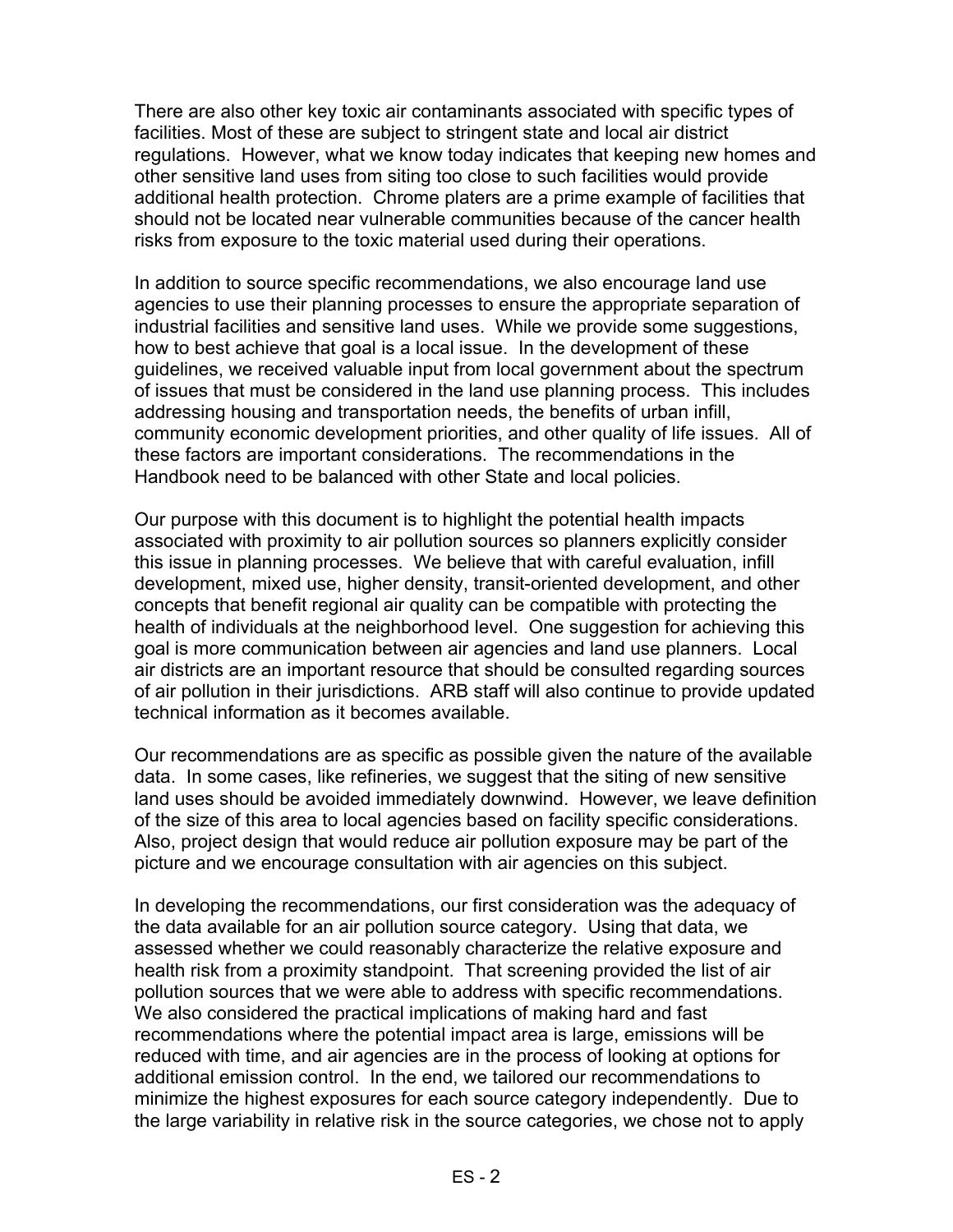There are also other key toxic air contaminants associated with specific types of facilities. Most of these are subject to stringent state and local air district regulations. However, what we know today indicates that keeping new homes and other sensitive land uses from siting too close to such facilities would provide additional health protection. Chrome platers are a prime example of facilities that should not be located near vulnerable communities because of the cancer health risks from exposure to the toxic material used during their operations.

In addition to source specific recommendations, we also encourage land use agencies to use their planning processes to ensure the appropriate separation of industrial facilities and sensitive land uses. While we provide some suggestions, how to best achieve that goal is a local issue. In the development of these guidelines, we received valuable input from local government about the spectrum of issues that must be considered in the land use planning process. This includes addressing housing and transportation needs, the benefits of urban infill, community economic development priorities, and other quality of life issues. All of these factors are important considerations. The recommendations in the Handbook need to be balanced with other State and local policies.

Our purpose with this document is to highlight the potential health impacts associated with proximity to air pollution sources so planners explicitly consider this issue in planning processes. We believe that with careful evaluation, infill development, mixed use, higher density, transit-oriented development, and other concepts that benefit regional air quality can be compatible with protecting the health of individuals at the neighborhood level. One suggestion for achieving this goal is more communication between air agencies and land use planners. Local air districts are an important resource that should be consulted regarding sources of air pollution in their jurisdictions. ARB staff will also continue to provide updated technical information as it becomes available.

Our recommendations are as specific as possible given the nature of the available data. In some cases, like refineries, we suggest that the siting of new sensitive land uses should be avoided immediately downwind. However, we leave definition of the size of this area to local agencies based on facility specific considerations. Also, project design that would reduce air pollution exposure may be part of the picture and we encourage consultation with air agencies on this subject.

In developing the recommendations, our first consideration was the adequacy of the data available for an air pollution source category. Using that data, we assessed whether we could reasonably characterize the relative exposure and health risk from a proximity standpoint. That screening provided the list of air pollution sources that we were able to address with specific recommendations. We also considered the practical implications of making hard and fast recommendations where the potential impact area is large, emissions will be reduced with time, and air agencies are in the process of looking at options for additional emission control. In the end, we tailored our recommendations to minimize the highest exposures for each source category independently. Due to the large variability in relative risk in the source categories, we chose not to apply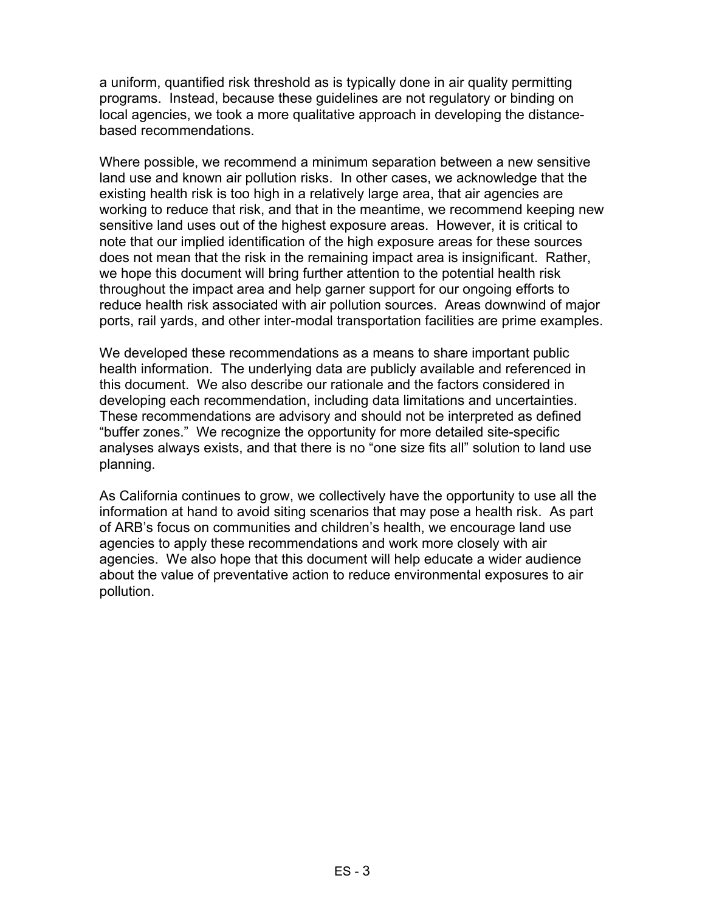a uniform, quantified risk threshold as is typically done in air quality permitting programs. Instead, because these guidelines are not regulatory or binding on local agencies, we took a more qualitative approach in developing the distance-based recommendations.

Where possible, we recommend a minimum separation between a new sensitive land use and known air pollution risks. In other cases, we acknowledge that the existing health risk is too high in a relatively large area, that air agencies are working to reduce that risk, and that in the meantime, we recommend keeping new sensitive land uses out of the highest exposure areas. However, it is critical to note that our implied identification of the high exposure areas for these sources does not mean that the risk in the remaining impact area is insignificant. Rather, we hope this document will bring further attention to the potential health risk throughout the impact area and help garner support for our ongoing efforts to reduce health risk associated with air pollution sources. Areas downwind of major ports, rail yards, and other inter-modal transportation facilities are prime examples.

We developed these recommendations as a means to share important public health information. The underlying data are publicly available and referenced in this document. We also describe our rationale and the factors considered in developing each recommendation, including data limitations and uncertainties. These recommendations are advisory and should not be interpreted as defined "buffer zones." We recognize the opportunity for more detailed site-specific analyses always exists, and that there is no "one size fits all" solution to land use planning.

As California continues to grow, we collectively have the opportunity to use all the information at hand to avoid siting scenarios that may pose a health risk. As part of ARB's focus on communities and children's health, we encourage land use agencies to apply these recommendations and work more closely with air agencies. We also hope that this document will help educate a wider audience about the value of preventative action to reduce environmental exposures to air pollution.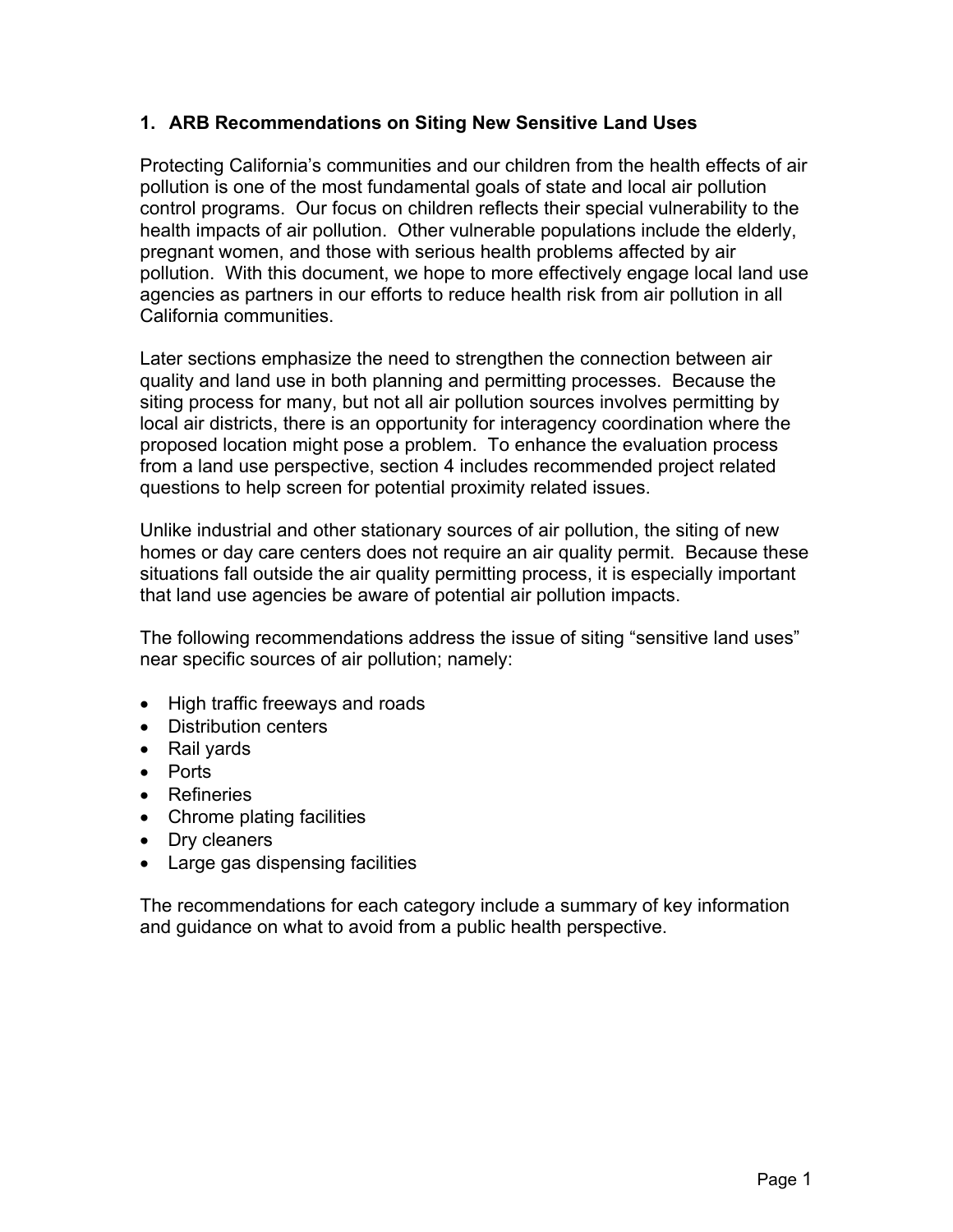## 1. ARB Recommendations on Siting New Sensitive Land Uses

Protecting California's communities and our children from the health effects of air pollution is one of the most fundamental goals of state and local air pollution control programs. Our focus on children reflects their special vulnerability to the health impacts of air pollution. Other vulnerable populations include the elderly, pregnant women, and those with serious health problems affected by air pollution. With this document, we hope to more effectively engage local land use agencies as partners in our efforts to reduce health risk from air pollution in all California communities.

Later sections emphasize the need to strengthen the connection between air quality and land use in both planning and permitting processes. Because the siting process for many, but not all air pollution sources involves permitting by local air districts, there is an opportunity for interagency coordination where the proposed location might pose a problem. To enhance the evaluation process from a land use perspective, section 4 includes recommended project related questions to help screen for potential proximity related issues.

Unlike industrial and other stationary sources of air pollution, the siting of new homes or day care centers does not require an air quality permit. Because these situations fall outside the air quality permitting process, it is especially important that land use agencies be aware of potential air pollution impacts.

The following recommendations address the issue of siting "sensitive land uses" near specific sources of air pollution; namely:

- High traffic freeways and roads
- Distribution centers
- Rail yards
- Ports
- Refineries
- Chrome plating facilities
- Dry cleaners
- Large gas dispensing facilities

The recommendations for each category include a summary of key information and guidance on what to avoid from a public health perspective.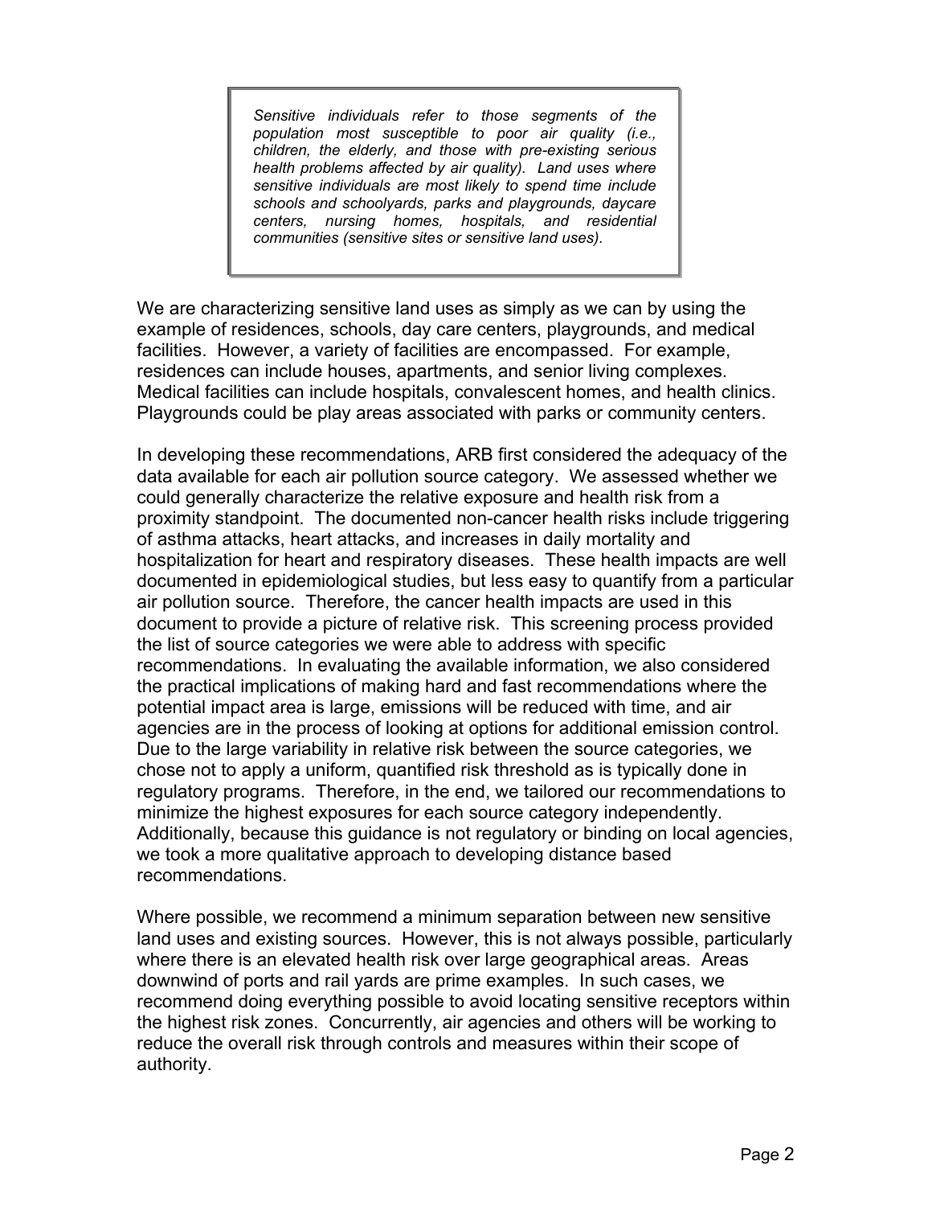> *Sensitive individuals refer to those segments of the population most susceptible to poor air quality (i.e., children, the elderly, and those with pre-existing serious health problems affected by air quality). Land uses where sensitive individuals are most likely to spend time include schools and schoolyards, parks and playgrounds, daycare centers, nursing homes, hospitals, and residential communities (sensitive sites or sensitive land uses).*

We are characterizing sensitive land uses as simply as we can by using the example of residences, schools, day care centers, playgrounds, and medical facilities. However, a variety of facilities are encompassed. For example, residences can include houses, apartments, and senior living complexes. Medical facilities can include hospitals, convalescent homes, and health clinics. Playgrounds could be play areas associated with parks or community centers.

In developing these recommendations, ARB first considered the adequacy of the data available for each air pollution source category. We assessed whether we could generally characterize the relative exposure and health risk from a proximity standpoint. The documented non-cancer health risks include triggering of asthma attacks, heart attacks, and increases in daily mortality and hospitalization for heart and respiratory diseases. These health impacts are well documented in epidemiological studies, but less easy to quantify from a particular air pollution source. Therefore, the cancer health impacts are used in this document to provide a picture of relative risk. This screening process provided the list of source categories we were able to address with specific recommendations. In evaluating the available information, we also considered the practical implications of making hard and fast recommendations where the potential impact area is large, emissions will be reduced with time, and air agencies are in the process of looking at options for additional emission control. Due to the large variability in relative risk between the source categories, we chose not to apply a uniform, quantified risk threshold as is typically done in regulatory programs. Therefore, in the end, we tailored our recommendations to minimize the highest exposures for each source category independently. Additionally, because this guidance is not regulatory or binding on local agencies, we took a more qualitative approach to developing distance based recommendations.

Where possible, we recommend a minimum separation between new sensitive land uses and existing sources. However, this is not always possible, particularly where there is an elevated health risk over large geographical areas. Areas downwind of ports and rail yards are prime examples. In such cases, we recommend doing everything possible to avoid locating sensitive receptors within the highest risk zones. Concurrently, air agencies and others will be working to reduce the overall risk through controls and measures within their scope of authority.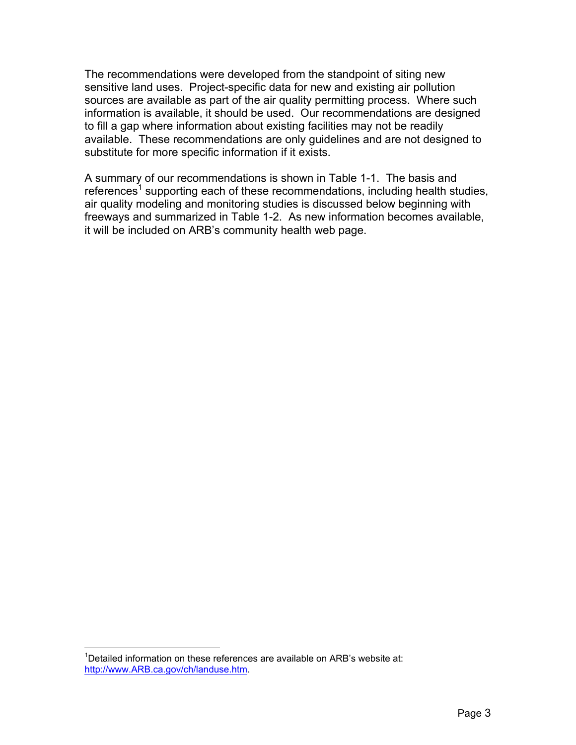The recommendations were developed from the standpoint of siting new sensitive land uses. Project-specific data for new and existing air pollution sources are available as part of the air quality permitting process. Where such information is available, it should be used. Our recommendations are designed to fill a gap where information about existing facilities may not be readily available. These recommendations are only guidelines and are not designed to substitute for more specific information if it exists.

A summary of our recommendations is shown in Table 1-1. The basis and references[1] supporting each of these recommendations, including health studies, air quality modeling and monitoring studies is discussed below beginning with freeways and summarized in Table 1-2. As new information becomes available, it will be included on ARB's community health web page.

---

[1]Detailed information on these references are available on ARB's website at: http://www.ARB.ca.gov/ch/landuse.htm.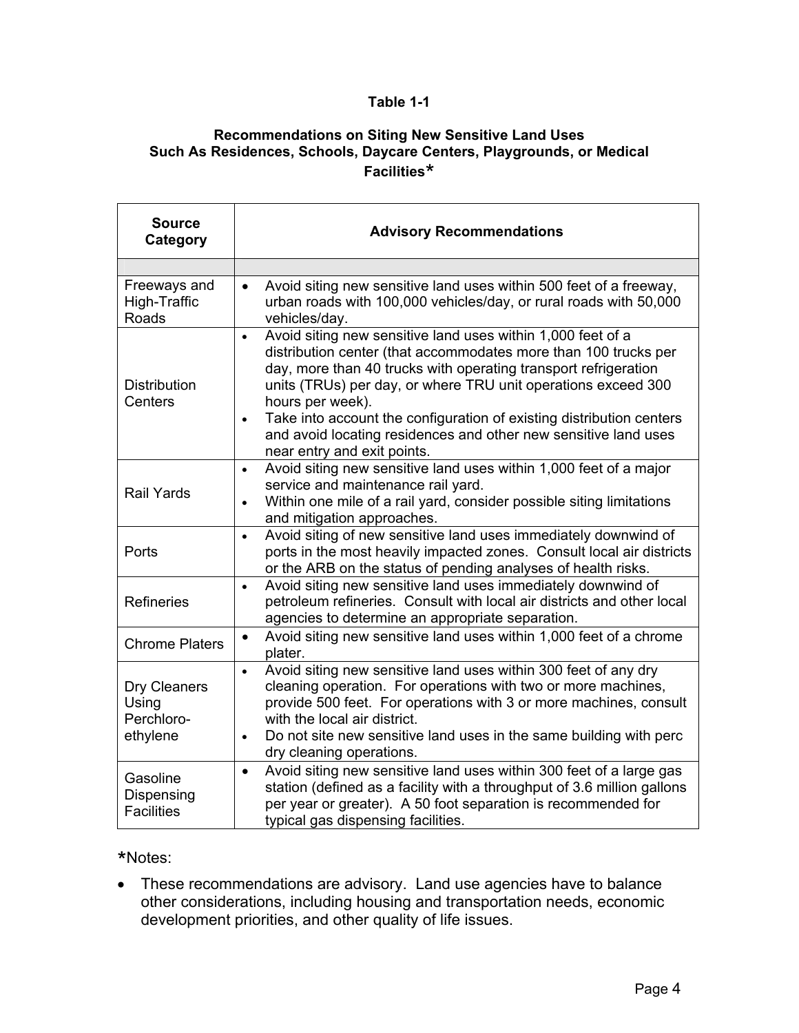**Table 1-1**

**Recommendations on Siting New Sensitive Land Uses Such As Residences, Schools, Daycare Centers, Playgrounds, or Medical Facilities***

| Source Category | Advisory Recommendations |
|---|---|
| | |
| Freeways and High-Traffic Roads | • Avoid siting new sensitive land uses within 500 feet of a freeway, urban roads with 100,000 vehicles/day, or rural roads with 50,000 vehicles/day. |
| Distribution Centers | • Avoid siting new sensitive land uses within 1,000 feet of a distribution center (that accommodates more than 100 trucks per day, more than 40 trucks with operating transport refrigeration units (TRUs) per day, or where TRU unit operations exceed 300 hours per week).<br>• Take into account the configuration of existing distribution centers and avoid locating residences and other new sensitive land uses near entry and exit points. |
| Rail Yards | • Avoid siting new sensitive land uses within 1,000 feet of a major service and maintenance rail yard.<br>• Within one mile of a rail yard, consider possible siting limitations and mitigation approaches. |
| Ports | • Avoid siting of new sensitive land uses immediately downwind of ports in the most heavily impacted zones. Consult local air districts or the ARB on the status of pending analyses of health risks. |
| Refineries | • Avoid siting new sensitive land uses immediately downwind of petroleum refineries. Consult with local air districts and other local agencies to determine an appropriate separation. |
| Chrome Platers | • Avoid siting new sensitive land uses within 1,000 feet of a chrome plater. |
| Dry Cleaners Using Perchloro-ethylene | • Avoid siting new sensitive land uses within 300 feet of any dry cleaning operation. For operations with two or more machines, provide 500 feet. For operations with 3 or more machines, consult with the local air district.<br>• Do not site new sensitive land uses in the same building with perc dry cleaning operations. |
| Gasoline Dispensing Facilities | • Avoid siting new sensitive land uses within 300 feet of a large gas station (defined as a facility with a throughput of 3.6 million gallons per year or greater). A 50 foot separation is recommended for typical gas dispensing facilities. |

*Notes:

- These recommendations are advisory. Land use agencies have to balance other considerations, including housing and transportation needs, economic development priorities, and other quality of life issues.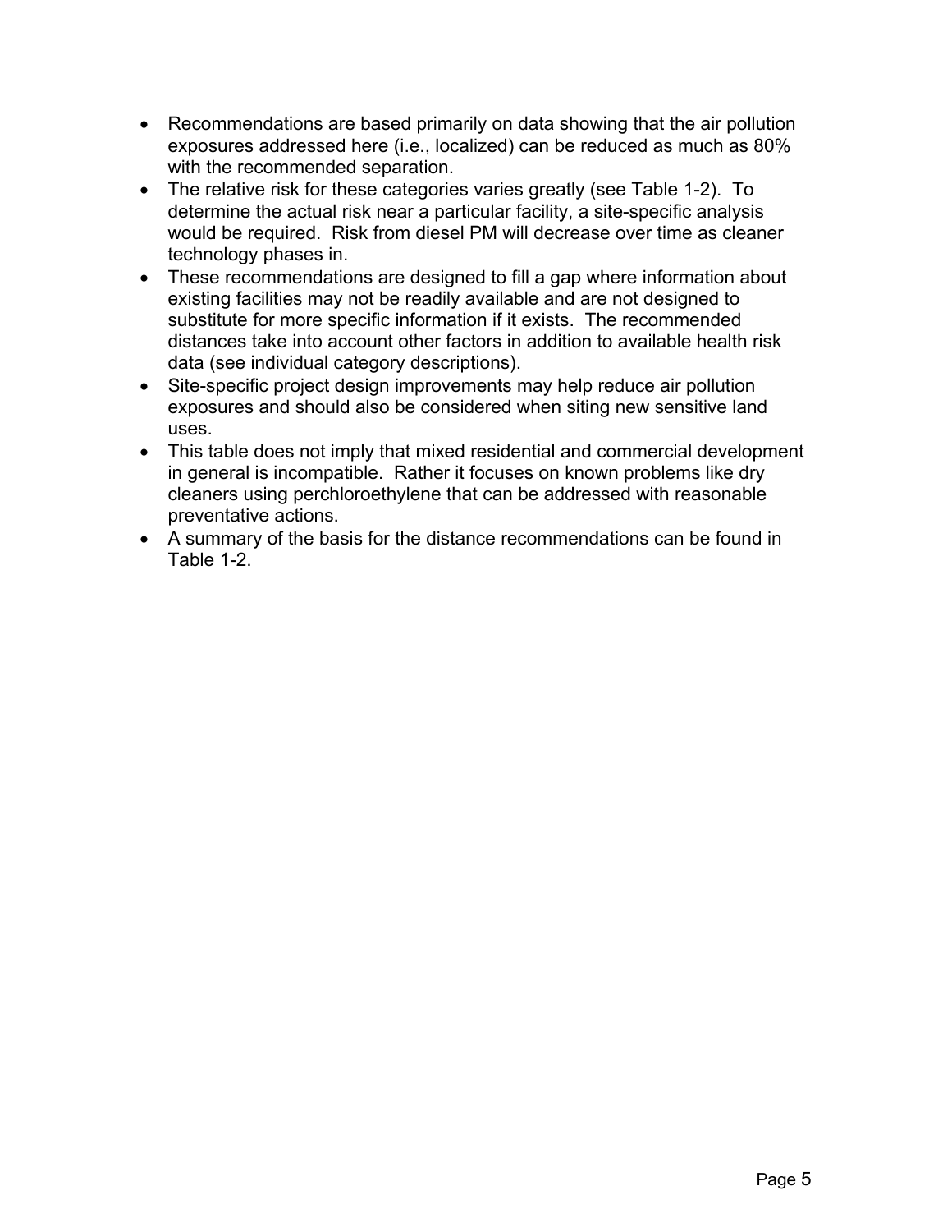- Recommendations are based primarily on data showing that the air pollution exposures addressed here (i.e., localized) can be reduced as much as 80% with the recommended separation.
- The relative risk for these categories varies greatly (see Table 1-2). To determine the actual risk near a particular facility, a site-specific analysis would be required. Risk from diesel PM will decrease over time as cleaner technology phases in.
- These recommendations are designed to fill a gap where information about existing facilities may not be readily available and are not designed to substitute for more specific information if it exists. The recommended distances take into account other factors in addition to available health risk data (see individual category descriptions).
- Site-specific project design improvements may help reduce air pollution exposures and should also be considered when siting new sensitive land uses.
- This table does not imply that mixed residential and commercial development in general is incompatible. Rather it focuses on known problems like dry cleaners using perchloroethylene that can be addressed with reasonable preventative actions.
- A summary of the basis for the distance recommendations can be found in Table 1-2.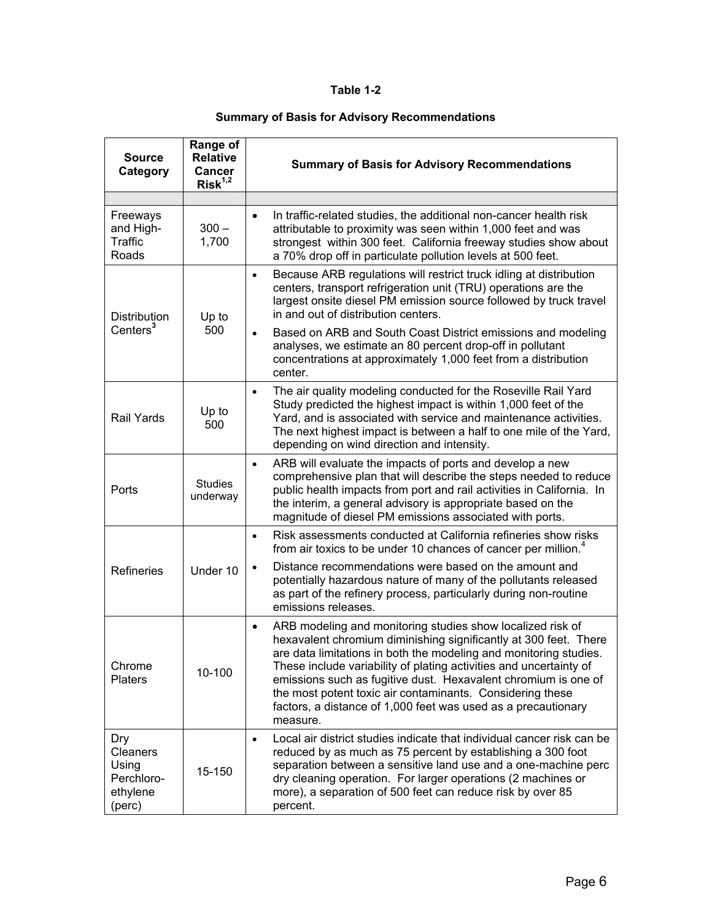**Table 1-2**

**Summary of Basis for Advisory Recommendations**

| Source Category | Range of Relative Cancer Risk[1,2] | Summary of Basis for Advisory Recommendations |
|---|---|---|
| | | |
| Freeways and High-Traffic Roads | 300 – 1,700 | • In traffic-related studies, the additional non-cancer health risk attributable to proximity was seen within 1,000 feet and was strongest within 300 feet. California freeway studies show about a 70% drop off in particulate pollution levels at 500 feet. |
| Distribution Centers[3] | Up to 500 | • Because ARB regulations will restrict truck idling at distribution centers, transport refrigeration unit (TRU) operations are the largest onsite diesel PM emission source followed by truck travel in and out of distribution centers.<br>• Based on ARB and South Coast District emissions and modeling analyses, we estimate an 80 percent drop-off in pollutant concentrations at approximately 1,000 feet from a distribution center. |
| Rail Yards | Up to 500 | • The air quality modeling conducted for the Roseville Rail Yard Study predicted the highest impact is within 1,000 feet of the Yard, and is associated with service and maintenance activities. The next highest impact is between a half to one mile of the Yard, depending on wind direction and intensity. |
| Ports | Studies underway | • ARB will evaluate the impacts of ports and develop a new comprehensive plan that will describe the steps needed to reduce public health impacts from port and rail activities in California. In the interim, a general advisory is appropriate based on the magnitude of diesel PM emissions associated with ports. |
| Refineries | Under 10 | • Risk assessments conducted at California refineries show risks from air toxics to be under 10 chances of cancer per million.[4]<br>• Distance recommendations were based on the amount and potentially hazardous nature of many of the pollutants released as part of the refinery process, particularly during non-routine emissions releases. |
| Chrome Platers | 10-100 | • ARB modeling and monitoring studies show localized risk of hexavalent chromium diminishing significantly at 300 feet. There are data limitations in both the modeling and monitoring studies. These include variability of plating activities and uncertainty of emissions such as fugitive dust. Hexavalent chromium is one of the most potent toxic air contaminants. Considering these factors, a distance of 1,000 feet was used as a precautionary measure. |
| Dry Cleaners Using Perchloro-ethylene (perc) | 15-150 | • Local air district studies indicate that individual cancer risk can be reduced by as much as 75 percent by establishing a 300 foot separation between a sensitive land use and a one-machine perc dry cleaning operation. For larger operations (2 machines or more), a separation of 500 feet can reduce risk by over 85 percent. |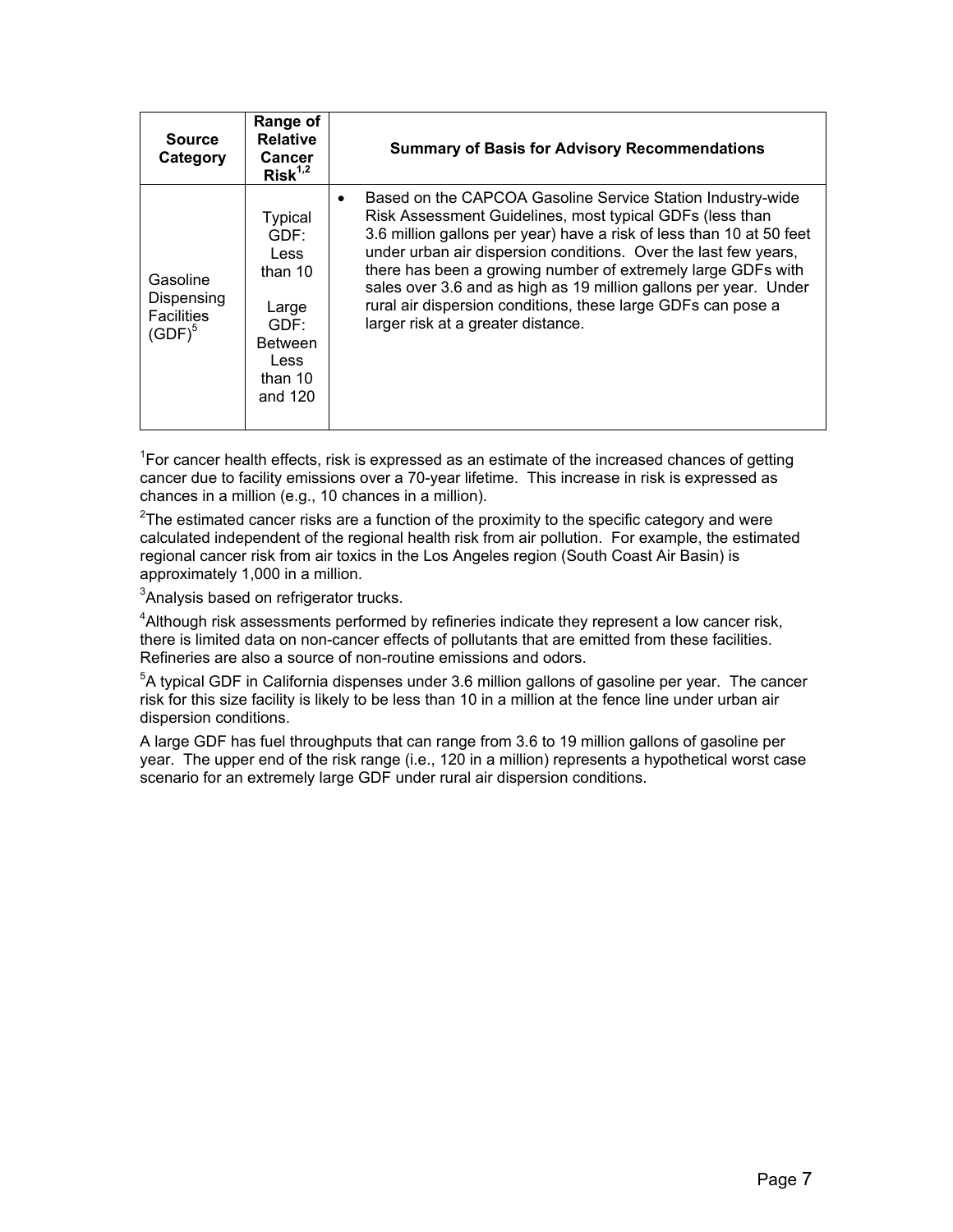| Source Category | Range of Relative Cancer Risk[1,2] | Summary of Basis for Advisory Recommendations |
|---|---|---|
| Gasoline Dispensing Facilities (GDF)[5] | Typical GDF: Less than 10<br><br>Large GDF: Between Less than 10 and 120 | • Based on the CAPCOA Gasoline Service Station Industry-wide Risk Assessment Guidelines, most typical GDFs (less than 3.6 million gallons per year) have a risk of less than 10 at 50 feet under urban air dispersion conditions. Over the last few years, there has been a growing number of extremely large GDFs with sales over 3.6 and as high as 19 million gallons per year. Under rural air dispersion conditions, these large GDFs can pose a larger risk at a greater distance. |

[1]For cancer health effects, risk is expressed as an estimate of the increased chances of getting cancer due to facility emissions over a 70-year lifetime. This increase in risk is expressed as chances in a million (e.g., 10 chances in a million).

[2]The estimated cancer risks are a function of the proximity to the specific category and were calculated independent of the regional health risk from air pollution. For example, the estimated regional cancer risk from air toxics in the Los Angeles region (South Coast Air Basin) is approximately 1,000 in a million.

[3]Analysis based on refrigerator trucks.

[4]Although risk assessments performed by refineries indicate they represent a low cancer risk, there is limited data on non-cancer effects of pollutants that are emitted from these facilities. Refineries are also a source of non-routine emissions and odors.

[5]A typical GDF in California dispenses under 3.6 million gallons of gasoline per year. The cancer risk for this size facility is likely to be less than 10 in a million at the fence line under urban air dispersion conditions.

A large GDF has fuel throughputs that can range from 3.6 to 19 million gallons of gasoline per year. The upper end of the risk range (i.e., 120 in a million) represents a hypothetical worst case scenario for an extremely large GDF under rural air dispersion conditions.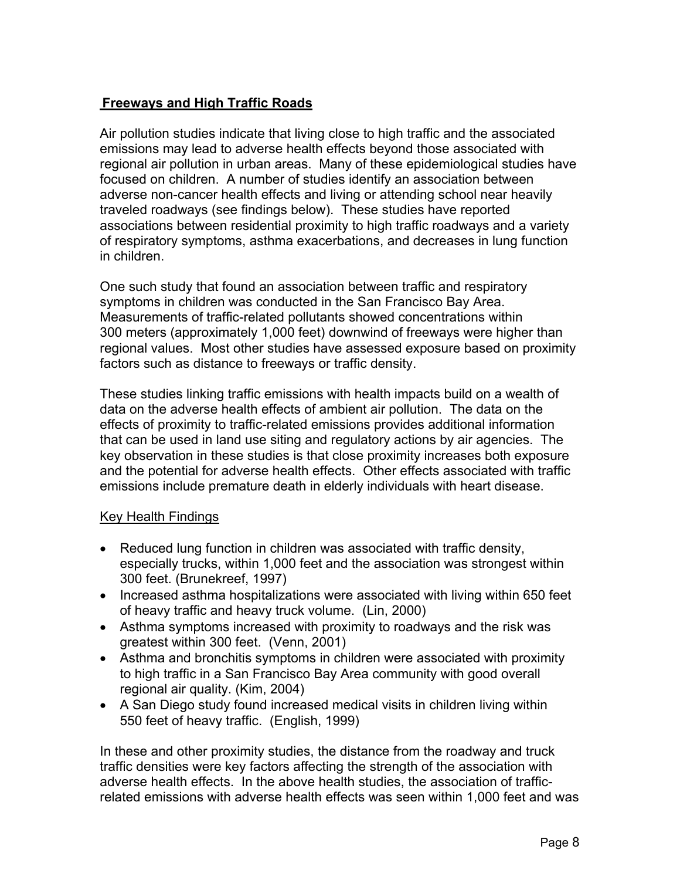## Freeways and High Traffic Roads

Air pollution studies indicate that living close to high traffic and the associated emissions may lead to adverse health effects beyond those associated with regional air pollution in urban areas. Many of these epidemiological studies have focused on children. A number of studies identify an association between adverse non-cancer health effects and living or attending school near heavily traveled roadways (see findings below). These studies have reported associations between residential proximity to high traffic roadways and a variety of respiratory symptoms, asthma exacerbations, and decreases in lung function in children.

One such study that found an association between traffic and respiratory symptoms in children was conducted in the San Francisco Bay Area. Measurements of traffic-related pollutants showed concentrations within 300 meters (approximately 1,000 feet) downwind of freeways were higher than regional values. Most other studies have assessed exposure based on proximity factors such as distance to freeways or traffic density.

These studies linking traffic emissions with health impacts build on a wealth of data on the adverse health effects of ambient air pollution. The data on the effects of proximity to traffic-related emissions provides additional information that can be used in land use siting and regulatory actions by air agencies. The key observation in these studies is that close proximity increases both exposure and the potential for adverse health effects. Other effects associated with traffic emissions include premature death in elderly individuals with heart disease.

Key Health Findings

- Reduced lung function in children was associated with traffic density, especially trucks, within 1,000 feet and the association was strongest within 300 feet. (Brunekreef, 1997)
- Increased asthma hospitalizations were associated with living within 650 feet of heavy traffic and heavy truck volume. (Lin, 2000)
- Asthma symptoms increased with proximity to roadways and the risk was greatest within 300 feet. (Venn, 2001)
- Asthma and bronchitis symptoms in children were associated with proximity to high traffic in a San Francisco Bay Area community with good overall regional air quality. (Kim, 2004)
- A San Diego study found increased medical visits in children living within 550 feet of heavy traffic. (English, 1999)

In these and other proximity studies, the distance from the roadway and truck traffic densities were key factors affecting the strength of the association with adverse health effects. In the above health studies, the association of traffic-related emissions with adverse health effects was seen within 1,000 feet and was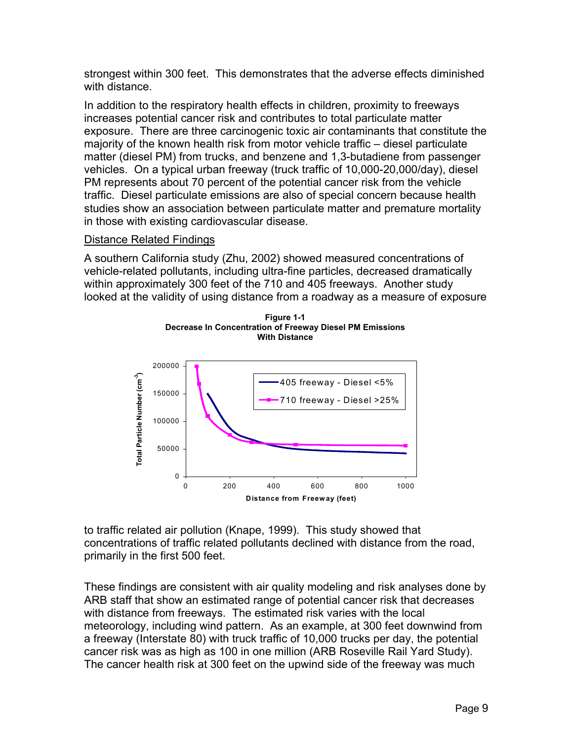strongest within 300 feet. This demonstrates that the adverse effects diminished with distance.

In addition to the respiratory health effects in children, proximity to freeways increases potential cancer risk and contributes to total particulate matter exposure. There are three carcinogenic toxic air contaminants that constitute the majority of the known health risk from motor vehicle traffic – diesel particulate matter (diesel PM) from trucks, and benzene and 1,3-butadiene from passenger vehicles. On a typical urban freeway (truck traffic of 10,000-20,000/day), diesel PM represents about 70 percent of the potential cancer risk from the vehicle traffic. Diesel particulate emissions are also of special concern because health studies show an association between particulate matter and premature mortality in those with existing cardiovascular disease.

Distance Related Findings

A southern California study (Zhu, 2002) showed measured concentrations of vehicle-related pollutants, including ultra-fine particles, decreased dramatically within approximately 300 feet of the 710 and 405 freeways. Another study looked at the validity of using distance from a roadway as a measure of exposure

**Figure 1-1**
**Decrease In Concentration of Freeway Diesel PM Emissions With Distance**

to traffic related air pollution (Knape, 1999). This study showed that concentrations of traffic related pollutants declined with distance from the road, primarily in the first 500 feet.

These findings are consistent with air quality modeling and risk analyses done by ARB staff that show an estimated range of potential cancer risk that decreases with distance from freeways. The estimated risk varies with the local meteorology, including wind pattern. As an example, at 300 feet downwind from a freeway (Interstate 80) with truck traffic of 10,000 trucks per day, the potential cancer risk was as high as 100 in one million (ARB Roseville Rail Yard Study). The cancer health risk at 300 feet on the upwind side of the freeway was much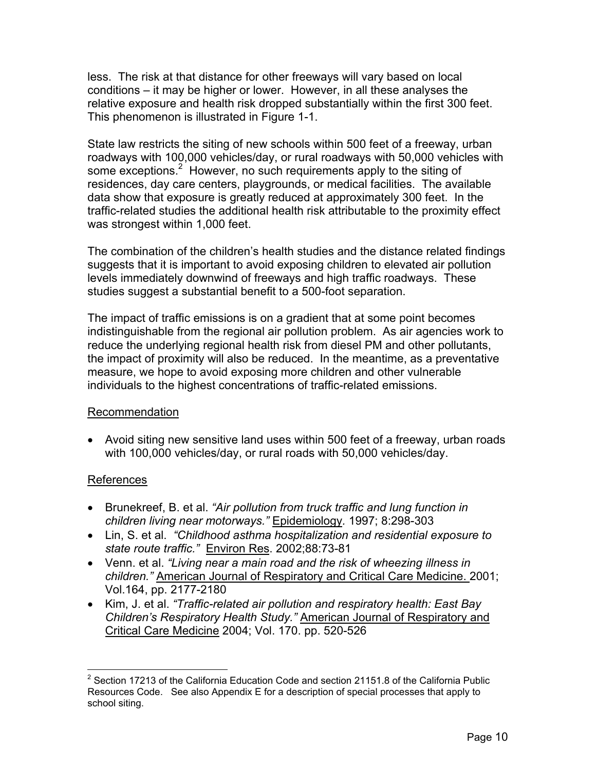less. The risk at that distance for other freeways will vary based on local conditions – it may be higher or lower. However, in all these analyses the relative exposure and health risk dropped substantially within the first 300 feet. This phenomenon is illustrated in Figure 1-1.

State law restricts the siting of new schools within 500 feet of a freeway, urban roadways with 100,000 vehicles/day, or rural roadways with 50,000 vehicles with some exceptions.[2] However, no such requirements apply to the siting of residences, day care centers, playgrounds, or medical facilities. The available data show that exposure is greatly reduced at approximately 300 feet. In the traffic-related studies the additional health risk attributable to the proximity effect was strongest within 1,000 feet.

The combination of the children's health studies and the distance related findings suggests that it is important to avoid exposing children to elevated air pollution levels immediately downwind of freeways and high traffic roadways. These studies suggest a substantial benefit to a 500-foot separation.

The impact of traffic emissions is on a gradient that at some point becomes indistinguishable from the regional air pollution problem. As air agencies work to reduce the underlying regional health risk from diesel PM and other pollutants, the impact of proximity will also be reduced. In the meantime, as a preventative measure, we hope to avoid exposing more children and other vulnerable individuals to the highest concentrations of traffic-related emissions.

Recommendation

- Avoid siting new sensitive land uses within 500 feet of a freeway, urban roads with 100,000 vehicles/day, or rural roads with 50,000 vehicles/day.

References

- Brunekreef, B. et al. *"Air pollution from truck traffic and lung function in children living near motorways."* Epidemiology. 1997; 8:298-303
- Lin, S. et al. *"Childhood asthma hospitalization and residential exposure to state route traffic."* Environ Res. 2002;88:73-81
- Venn. et al. *"Living near a main road and the risk of wheezing illness in children."* American Journal of Respiratory and Critical Care Medicine. 2001; Vol.164, pp. 2177-2180
- Kim, J. et al. *"Traffic-related air pollution and respiratory health: East Bay Children's Respiratory Health Study."* American Journal of Respiratory and Critical Care Medicine 2004; Vol. 170. pp. 520-526

---

[2] Section 17213 of the California Education Code and section 21151.8 of the California Public Resources Code. See also Appendix E for a description of special processes that apply to school siting.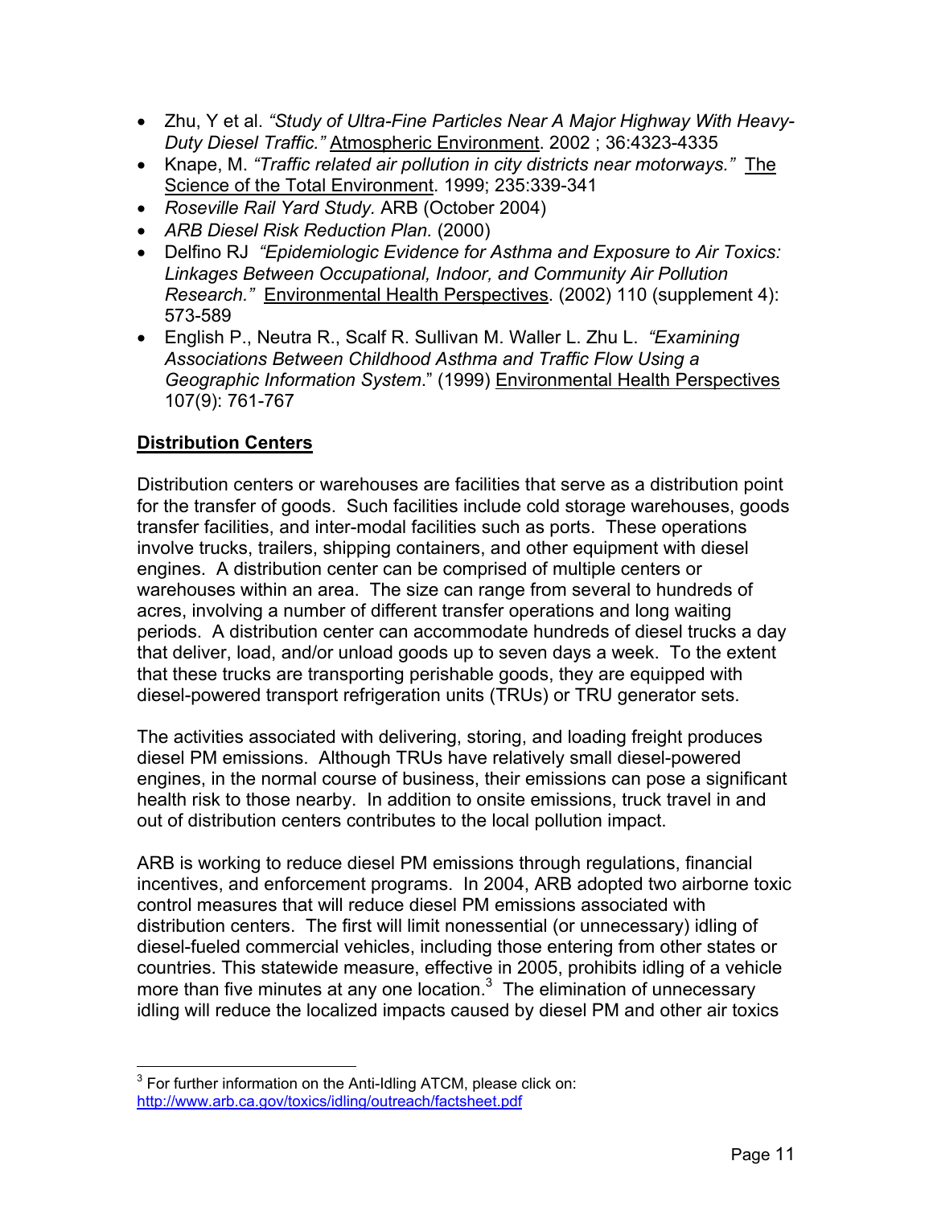- Zhu, Y et al. *"Study of Ultra-Fine Particles Near A Major Highway With Heavy-Duty Diesel Traffic."* Atmospheric Environment. 2002 ; 36:4323-4335
- Knape, M. *"Traffic related air pollution in city districts near motorways."* The Science of the Total Environment. 1999; 235:339-341
- *Roseville Rail Yard Study.* ARB (October 2004)
- *ARB Diesel Risk Reduction Plan.* (2000)
- Delfino RJ *"Epidemiologic Evidence for Asthma and Exposure to Air Toxics: Linkages Between Occupational, Indoor, and Community Air Pollution Research."* Environmental Health Perspectives. (2002) 110 (supplement 4): 573-589
- English P., Neutra R., Scalf R. Sullivan M. Waller L. Zhu L. *"Examining Associations Between Childhood Asthma and Traffic Flow Using a Geographic Information System*." (1999) Environmental Health Perspectives 107(9): 761-767

## Distribution Centers

Distribution centers or warehouses are facilities that serve as a distribution point for the transfer of goods. Such facilities include cold storage warehouses, goods transfer facilities, and inter-modal facilities such as ports. These operations involve trucks, trailers, shipping containers, and other equipment with diesel engines. A distribution center can be comprised of multiple centers or warehouses within an area. The size can range from several to hundreds of acres, involving a number of different transfer operations and long waiting periods. A distribution center can accommodate hundreds of diesel trucks a day that deliver, load, and/or unload goods up to seven days a week. To the extent that these trucks are transporting perishable goods, they are equipped with diesel-powered transport refrigeration units (TRUs) or TRU generator sets.

The activities associated with delivering, storing, and loading freight produces diesel PM emissions. Although TRUs have relatively small diesel-powered engines, in the normal course of business, their emissions can pose a significant health risk to those nearby. In addition to onsite emissions, truck travel in and out of distribution centers contributes to the local pollution impact.

ARB is working to reduce diesel PM emissions through regulations, financial incentives, and enforcement programs. In 2004, ARB adopted two airborne toxic control measures that will reduce diesel PM emissions associated with distribution centers. The first will limit nonessential (or unnecessary) idling of diesel-fueled commercial vehicles, including those entering from other states or countries. This statewide measure, effective in 2005, prohibits idling of a vehicle more than five minutes at any one location.[3] The elimination of unnecessary idling will reduce the localized impacts caused by diesel PM and other air toxics

[3] For further information on the Anti-Idling ATCM, please click on: http://www.arb.ca.gov/toxics/idling/outreach/factsheet.pdf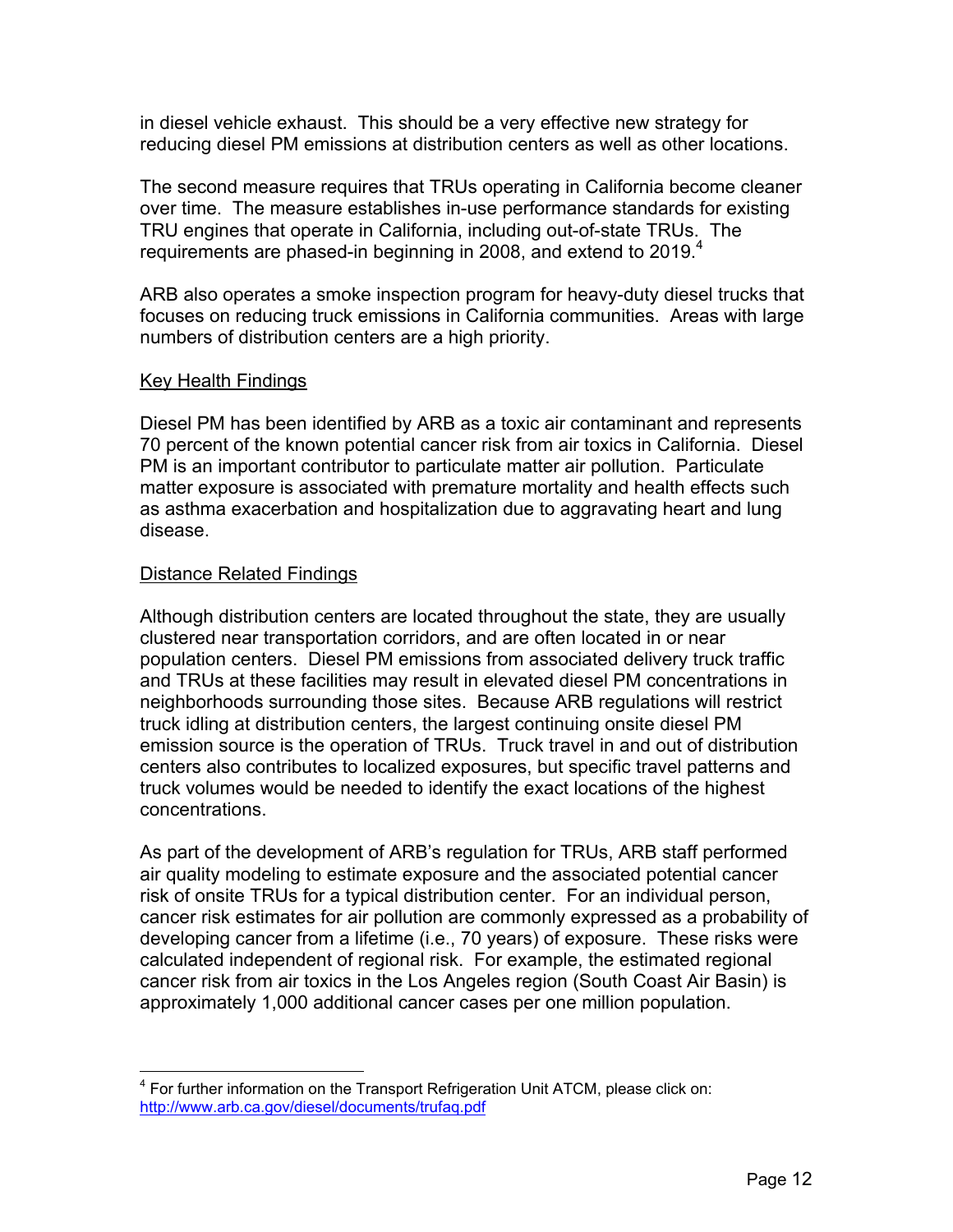in diesel vehicle exhaust. This should be a very effective new strategy for reducing diesel PM emissions at distribution centers as well as other locations.

The second measure requires that TRUs operating in California become cleaner over time. The measure establishes in-use performance standards for existing TRU engines that operate in California, including out-of-state TRUs. The requirements are phased-in beginning in 2008, and extend to 2019.[4]

ARB also operates a smoke inspection program for heavy-duty diesel trucks that focuses on reducing truck emissions in California communities. Areas with large numbers of distribution centers are a high priority.

Key Health Findings

Diesel PM has been identified by ARB as a toxic air contaminant and represents 70 percent of the known potential cancer risk from air toxics in California. Diesel PM is an important contributor to particulate matter air pollution. Particulate matter exposure is associated with premature mortality and health effects such as asthma exacerbation and hospitalization due to aggravating heart and lung disease.

Distance Related Findings

Although distribution centers are located throughout the state, they are usually clustered near transportation corridors, and are often located in or near population centers. Diesel PM emissions from associated delivery truck traffic and TRUs at these facilities may result in elevated diesel PM concentrations in neighborhoods surrounding those sites. Because ARB regulations will restrict truck idling at distribution centers, the largest continuing onsite diesel PM emission source is the operation of TRUs. Truck travel in and out of distribution centers also contributes to localized exposures, but specific travel patterns and truck volumes would be needed to identify the exact locations of the highest concentrations.

As part of the development of ARB's regulation for TRUs, ARB staff performed air quality modeling to estimate exposure and the associated potential cancer risk of onsite TRUs for a typical distribution center. For an individual person, cancer risk estimates for air pollution are commonly expressed as a probability of developing cancer from a lifetime (i.e., 70 years) of exposure. These risks were calculated independent of regional risk. For example, the estimated regional cancer risk from air toxics in the Los Angeles region (South Coast Air Basin) is approximately 1,000 additional cancer cases per one million population.

---

[4] For further information on the Transport Refrigeration Unit ATCM, please click on: http://www.arb.ca.gov/diesel/documents/trufaq.pdf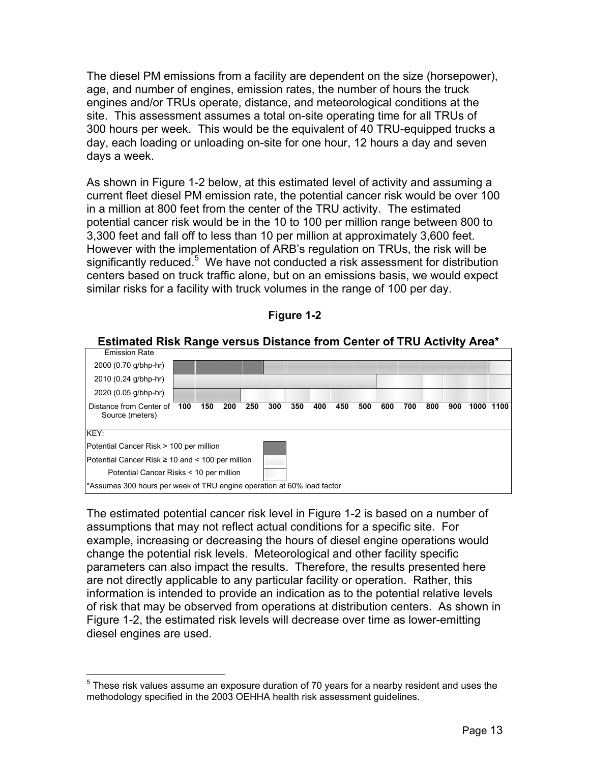The diesel PM emissions from a facility are dependent on the size (horsepower), age, and number of engines, emission rates, the number of hours the truck engines and/or TRUs operate, distance, and meteorological conditions at the site. This assessment assumes a total on-site operating time for all TRUs of 300 hours per week. This would be the equivalent of 40 TRU-equipped trucks a day, each loading or unloading on-site for one hour, 12 hours a day and seven days a week.

As shown in Figure 1-2 below, at this estimated level of activity and assuming a current fleet diesel PM emission rate, the potential cancer risk would be over 100 in a million at 800 feet from the center of the TRU activity. The estimated potential cancer risk would be in the 10 to 100 per million range between 800 to 3,300 feet and fall off to less than 10 per million at approximately 3,600 feet. However with the implementation of ARB's regulation on TRUs, the risk will be significantly reduced.[5] We have not conducted a risk assessment for distribution centers based on truck traffic alone, but on an emissions basis, we would expect similar risks for a facility with truck volumes in the range of 100 per day.

**Figure 1-2**

**Estimated Risk Range versus Distance from Center of TRU Activity Area***

| Emission Rate | 100 | 150 | 200 | 250 | 300 | 350 | 400 | 450 | 500 | 600 | 700 | 800 | 900 | 1000 | 1100 |
|---|---|---|---|---|---|---|---|---|---|---|---|---|---|---|---|
| 2000 (0.70 g/bhp-hr) | > 100 | > 100 | > 100 | > 100 | ≥ 10 and < 100 | ≥ 10 and < 100 | ≥ 10 and < 100 | ≥ 10 and < 100 | ≥ 10 and < 100 | ≥ 10 and < 100 | ≥ 10 and < 100 | ≥ 10 and < 100 | ≥ 10 and < 100 | ≥ 10 and < 100 | < 10 |
| 2010 (0.24 g/bhp-hr) | ≥ 10 and < 100 | ≥ 10 and < 100 | ≥ 10 and < 100 | ≥ 10 and < 100 | ≥ 10 and < 100 | ≥ 10 and < 100 | ≥ 10 and < 100 | ≥ 10 and < 100 | ≥ 10 and < 100 | < 10 | < 10 | < 10 | < 10 | < 10 | < 10 |
| 2020 (0.05 g/bhp-hr) | ≥ 10 and < 100 | ≥ 10 and < 100 | ≥ 10 and < 100 | < 10 | < 10 | < 10 | < 10 | < 10 | < 10 | < 10 | < 10 | < 10 | < 10 | < 10 | < 10 |

Distance from Center of Source (meters)

KEY:
- Potential Cancer Risk > 100 per million
- Potential Cancer Risk ≥ 10 and < 100 per million
- Potential Cancer Risks < 10 per million

*Assumes 300 hours per week of TRU engine operation at 60% load factor

The estimated potential cancer risk level in Figure 1-2 is based on a number of assumptions that may not reflect actual conditions for a specific site. For example, increasing or decreasing the hours of diesel engine operations would change the potential risk levels. Meteorological and other facility specific parameters can also impact the results. Therefore, the results presented here are not directly applicable to any particular facility or operation. Rather, this information is intended to provide an indication as to the potential relative levels of risk that may be observed from operations at distribution centers. As shown in Figure 1-2, the estimated risk levels will decrease over time as lower-emitting diesel engines are used.

---

[5] These risk values assume an exposure duration of 70 years for a nearby resident and uses the methodology specified in the 2003 OEHHA health risk assessment guidelines.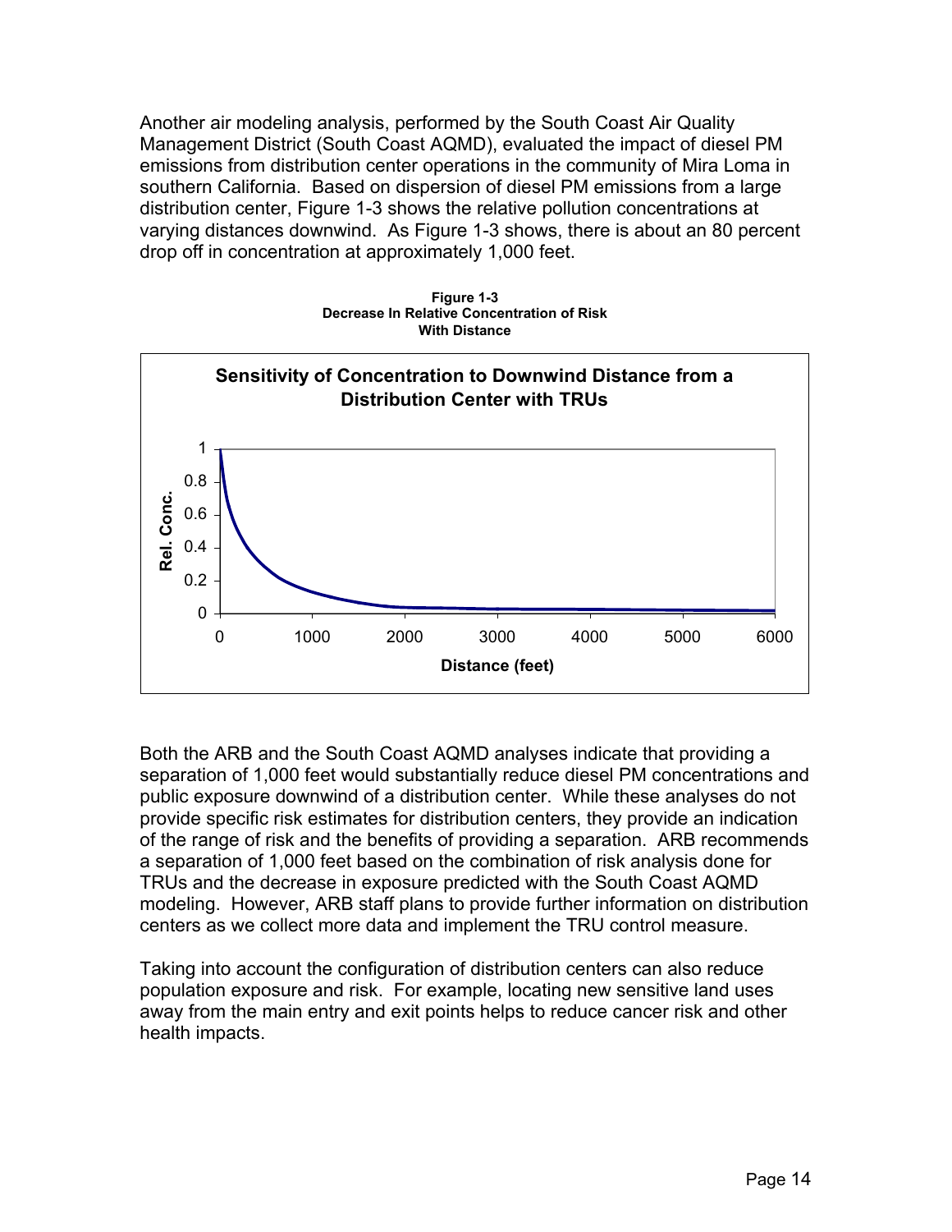Another air modeling analysis, performed by the South Coast Air Quality Management District (South Coast AQMD), evaluated the impact of diesel PM emissions from distribution center operations in the community of Mira Loma in southern California. Based on dispersion of diesel PM emissions from a large distribution center, Figure 1-3 shows the relative pollution concentrations at varying distances downwind. As Figure 1-3 shows, there is about an 80 percent drop off in concentration at approximately 1,000 feet.

**Figure 1-3**
**Decrease In Relative Concentration of Risk With Distance**

**Sensitivity of Concentration to Downwind Distance from a Distribution Center with TRUs**

Rel. Conc.

Distance (feet)

Both the ARB and the South Coast AQMD analyses indicate that providing a separation of 1,000 feet would substantially reduce diesel PM concentrations and public exposure downwind of a distribution center. While these analyses do not provide specific risk estimates for distribution centers, they provide an indication of the range of risk and the benefits of providing a separation. ARB recommends a separation of 1,000 feet based on the combination of risk analysis done for TRUs and the decrease in exposure predicted with the South Coast AQMD modeling. However, ARB staff plans to provide further information on distribution centers as we collect more data and implement the TRU control measure.

Taking into account the configuration of distribution centers can also reduce population exposure and risk. For example, locating new sensitive land uses away from the main entry and exit points helps to reduce cancer risk and other health impacts.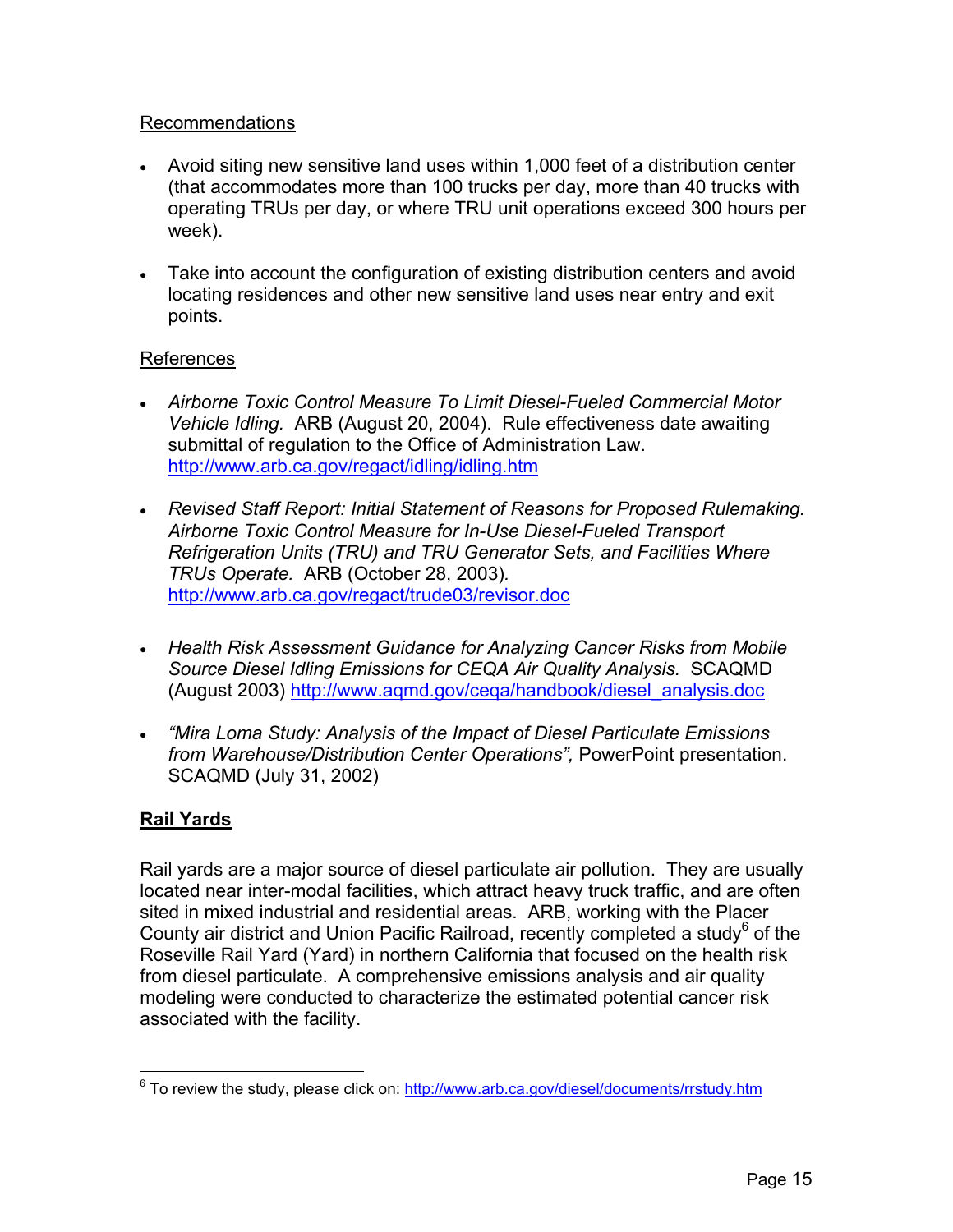Recommendations

- Avoid siting new sensitive land uses within 1,000 feet of a distribution center (that accommodates more than 100 trucks per day, more than 40 trucks with operating TRUs per day, or where TRU unit operations exceed 300 hours per week).

- Take into account the configuration of existing distribution centers and avoid locating residences and other new sensitive land uses near entry and exit points.

References

- *Airborne Toxic Control Measure To Limit Diesel-Fueled Commercial Motor Vehicle Idling.* ARB (August 20, 2004). Rule effectiveness date awaiting submittal of regulation to the Office of Administration Law. http://www.arb.ca.gov/regact/idling/idling.htm

- *Revised Staff Report: Initial Statement of Reasons for Proposed Rulemaking. Airborne Toxic Control Measure for In-Use Diesel-Fueled Transport Refrigeration Units (TRU) and TRU Generator Sets, and Facilities Where TRUs Operate.* ARB (October 28, 2003). http://www.arb.ca.gov/regact/trude03/revisor.doc

- *Health Risk Assessment Guidance for Analyzing Cancer Risks from Mobile Source Diesel Idling Emissions for CEQA Air Quality Analysis.* SCAQMD (August 2003) http://www.aqmd.gov/ceqa/handbook/diesel_analysis.doc

- *"Mira Loma Study: Analysis of the Impact of Diesel Particulate Emissions from Warehouse/Distribution Center Operations",* PowerPoint presentation. SCAQMD (July 31, 2002)

## **Rail Yards**

Rail yards are a major source of diesel particulate air pollution. They are usually located near inter-modal facilities, which attract heavy truck traffic, and are often sited in mixed industrial and residential areas. ARB, working with the Placer County air district and Union Pacific Railroad, recently completed a study[6] of the Roseville Rail Yard (Yard) in northern California that focused on the health risk from diesel particulate. A comprehensive emissions analysis and air quality modeling were conducted to characterize the estimated potential cancer risk associated with the facility.

[6] To review the study, please click on: http://www.arb.ca.gov/diesel/documents/rrstudy.htm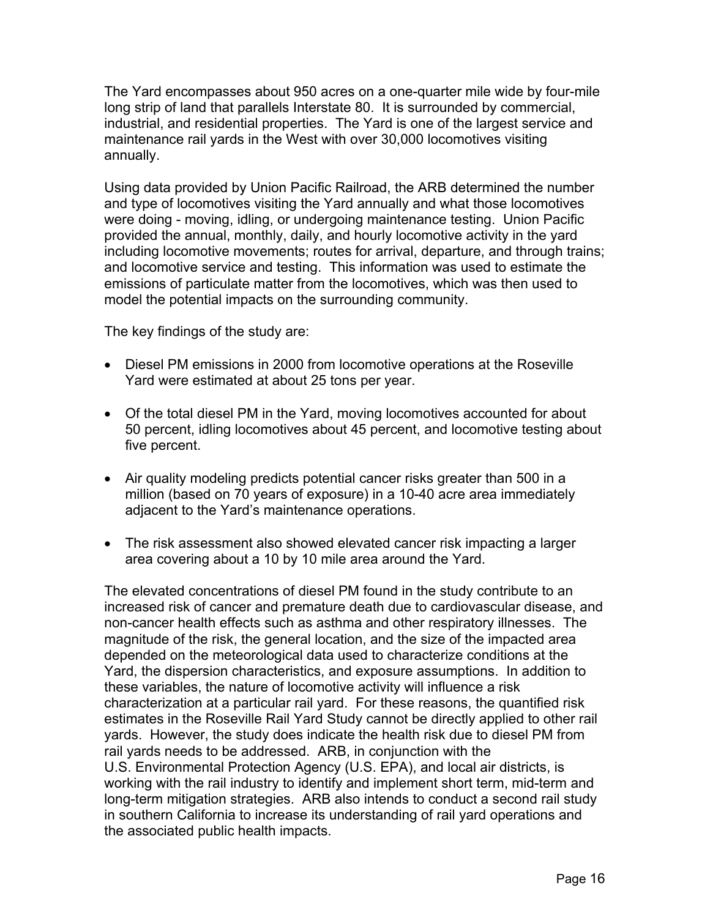The Yard encompasses about 950 acres on a one-quarter mile wide by four-mile long strip of land that parallels Interstate 80. It is surrounded by commercial, industrial, and residential properties. The Yard is one of the largest service and maintenance rail yards in the West with over 30,000 locomotives visiting annually.

Using data provided by Union Pacific Railroad, the ARB determined the number and type of locomotives visiting the Yard annually and what those locomotives were doing - moving, idling, or undergoing maintenance testing. Union Pacific provided the annual, monthly, daily, and hourly locomotive activity in the yard including locomotive movements; routes for arrival, departure, and through trains; and locomotive service and testing. This information was used to estimate the emissions of particulate matter from the locomotives, which was then used to model the potential impacts on the surrounding community.

The key findings of the study are:

- Diesel PM emissions in 2000 from locomotive operations at the Roseville Yard were estimated at about 25 tons per year.
- Of the total diesel PM in the Yard, moving locomotives accounted for about 50 percent, idling locomotives about 45 percent, and locomotive testing about five percent.
- Air quality modeling predicts potential cancer risks greater than 500 in a million (based on 70 years of exposure) in a 10-40 acre area immediately adjacent to the Yard's maintenance operations.
- The risk assessment also showed elevated cancer risk impacting a larger area covering about a 10 by 10 mile area around the Yard.

The elevated concentrations of diesel PM found in the study contribute to an increased risk of cancer and premature death due to cardiovascular disease, and non-cancer health effects such as asthma and other respiratory illnesses. The magnitude of the risk, the general location, and the size of the impacted area depended on the meteorological data used to characterize conditions at the Yard, the dispersion characteristics, and exposure assumptions. In addition to these variables, the nature of locomotive activity will influence a risk characterization at a particular rail yard. For these reasons, the quantified risk estimates in the Roseville Rail Yard Study cannot be directly applied to other rail yards. However, the study does indicate the health risk due to diesel PM from rail yards needs to be addressed. ARB, in conjunction with the U.S. Environmental Protection Agency (U.S. EPA), and local air districts, is working with the rail industry to identify and implement short term, mid-term and long-term mitigation strategies. ARB also intends to conduct a second rail study in southern California to increase its understanding of rail yard operations and the associated public health impacts.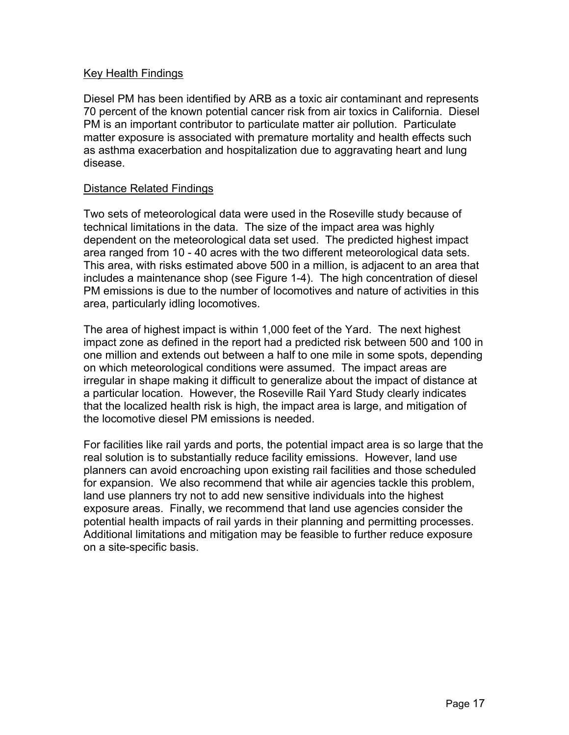Key Health Findings

Diesel PM has been identified by ARB as a toxic air contaminant and represents 70 percent of the known potential cancer risk from air toxics in California. Diesel PM is an important contributor to particulate matter air pollution. Particulate matter exposure is associated with premature mortality and health effects such as asthma exacerbation and hospitalization due to aggravating heart and lung disease.

Distance Related Findings

Two sets of meteorological data were used in the Roseville study because of technical limitations in the data. The size of the impact area was highly dependent on the meteorological data set used. The predicted highest impact area ranged from 10 - 40 acres with the two different meteorological data sets. This area, with risks estimated above 500 in a million, is adjacent to an area that includes a maintenance shop (see Figure 1-4). The high concentration of diesel PM emissions is due to the number of locomotives and nature of activities in this area, particularly idling locomotives.

The area of highest impact is within 1,000 feet of the Yard. The next highest impact zone as defined in the report had a predicted risk between 500 and 100 in one million and extends out between a half to one mile in some spots, depending on which meteorological conditions were assumed. The impact areas are irregular in shape making it difficult to generalize about the impact of distance at a particular location. However, the Roseville Rail Yard Study clearly indicates that the localized health risk is high, the impact area is large, and mitigation of the locomotive diesel PM emissions is needed.

For facilities like rail yards and ports, the potential impact area is so large that the real solution is to substantially reduce facility emissions. However, land use planners can avoid encroaching upon existing rail facilities and those scheduled for expansion. We also recommend that while air agencies tackle this problem, land use planners try not to add new sensitive individuals into the highest exposure areas. Finally, we recommend that land use agencies consider the potential health impacts of rail yards in their planning and permitting processes. Additional limitations and mitigation may be feasible to further reduce exposure on a site-specific basis.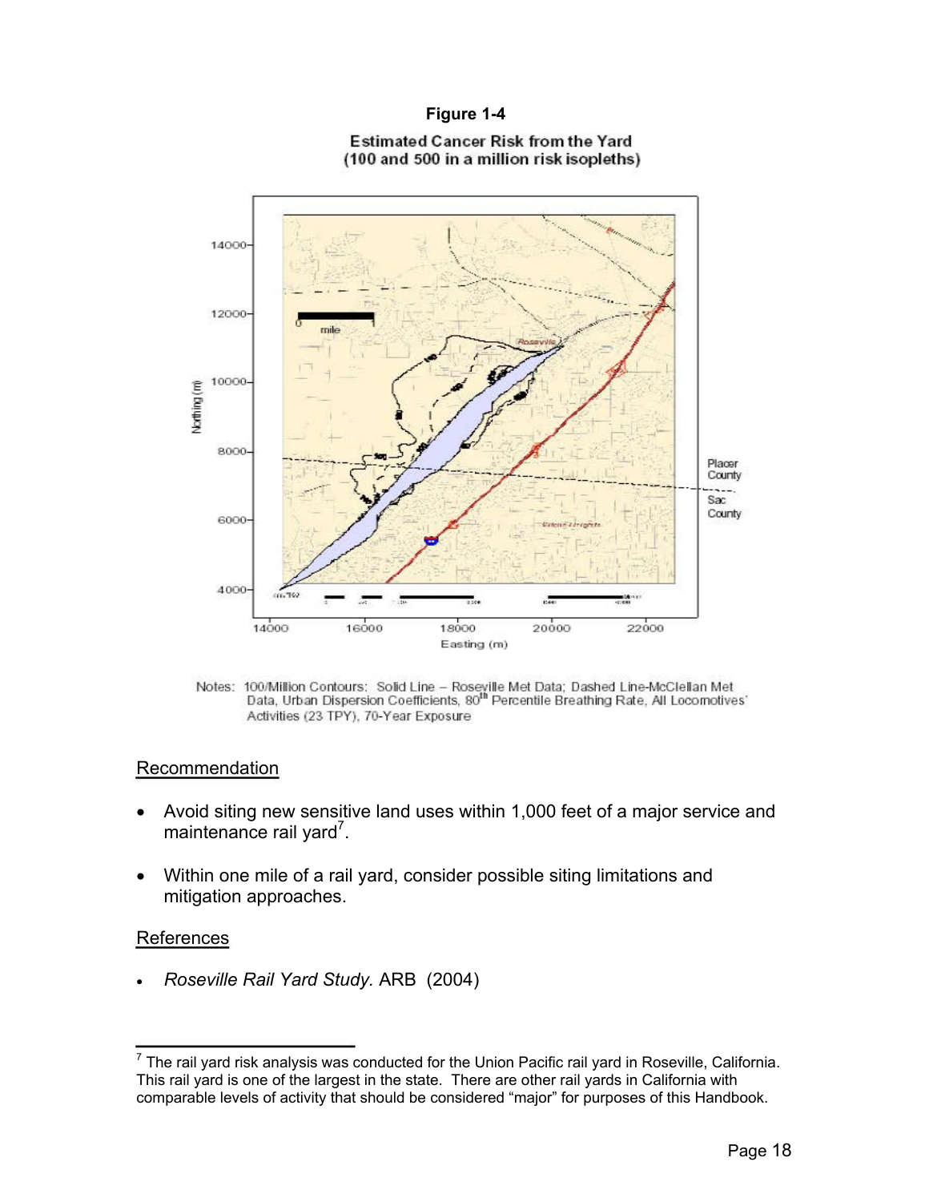**Figure 1-4**

**Estimated Cancer Risk from the Yard (100 and 500 in a million risk isopleths)**

Notes: 100/Million Contours: Solid Line – Roseville Met Data; Dashed Line-McClellan Met Data, Urban Dispersion Coefficients, 80th Percentile Breathing Rate, All Locomotives' Activities (23 TPY), 70-Year Exposure

## Recommendation

- Avoid siting new sensitive land uses within 1,000 feet of a major service and maintenance rail yard[7].
- Within one mile of a rail yard, consider possible siting limitations and mitigation approaches.

## References

- *Roseville Rail Yard Study.* ARB (2004)

---

[7] The rail yard risk analysis was conducted for the Union Pacific rail yard in Roseville, California. This rail yard is one of the largest in the state. There are other rail yards in California with comparable levels of activity that should be considered "major" for purposes of this Handbook.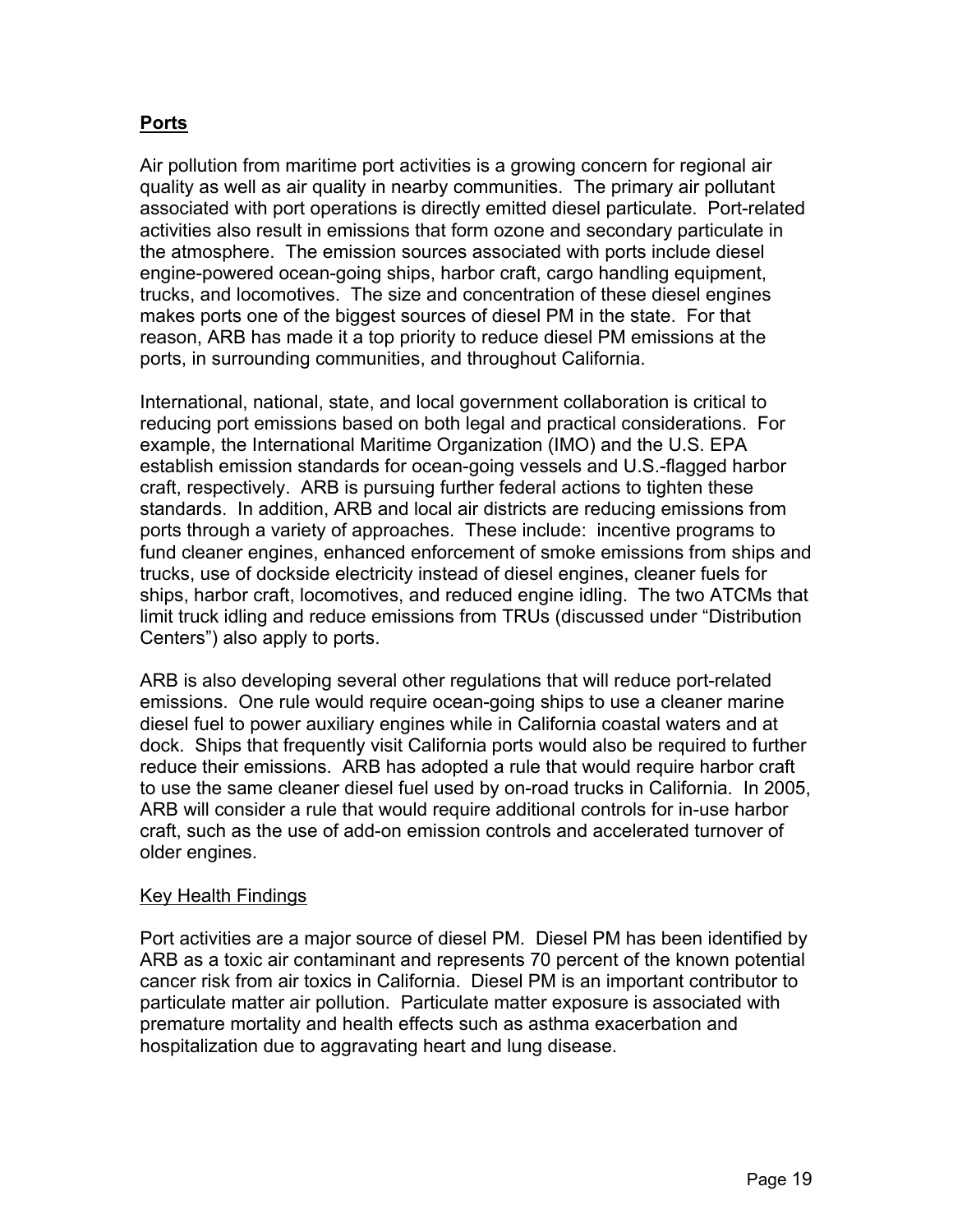## Ports

Air pollution from maritime port activities is a growing concern for regional air quality as well as air quality in nearby communities. The primary air pollutant associated with port operations is directly emitted diesel particulate. Port-related activities also result in emissions that form ozone and secondary particulate in the atmosphere. The emission sources associated with ports include diesel engine-powered ocean-going ships, harbor craft, cargo handling equipment, trucks, and locomotives. The size and concentration of these diesel engines makes ports one of the biggest sources of diesel PM in the state. For that reason, ARB has made it a top priority to reduce diesel PM emissions at the ports, in surrounding communities, and throughout California.

International, national, state, and local government collaboration is critical to reducing port emissions based on both legal and practical considerations. For example, the International Maritime Organization (IMO) and the U.S. EPA establish emission standards for ocean-going vessels and U.S.-flagged harbor craft, respectively. ARB is pursuing further federal actions to tighten these standards. In addition, ARB and local air districts are reducing emissions from ports through a variety of approaches. These include: incentive programs to fund cleaner engines, enhanced enforcement of smoke emissions from ships and trucks, use of dockside electricity instead of diesel engines, cleaner fuels for ships, harbor craft, locomotives, and reduced engine idling. The two ATCMs that limit truck idling and reduce emissions from TRUs (discussed under "Distribution Centers") also apply to ports.

ARB is also developing several other regulations that will reduce port-related emissions. One rule would require ocean-going ships to use a cleaner marine diesel fuel to power auxiliary engines while in California coastal waters and at dock. Ships that frequently visit California ports would also be required to further reduce their emissions. ARB has adopted a rule that would require harbor craft to use the same cleaner diesel fuel used by on-road trucks in California. In 2005, ARB will consider a rule that would require additional controls for in-use harbor craft, such as the use of add-on emission controls and accelerated turnover of older engines.

### Key Health Findings

Port activities are a major source of diesel PM. Diesel PM has been identified by ARB as a toxic air contaminant and represents 70 percent of the known potential cancer risk from air toxics in California. Diesel PM is an important contributor to particulate matter air pollution. Particulate matter exposure is associated with premature mortality and health effects such as asthma exacerbation and hospitalization due to aggravating heart and lung disease.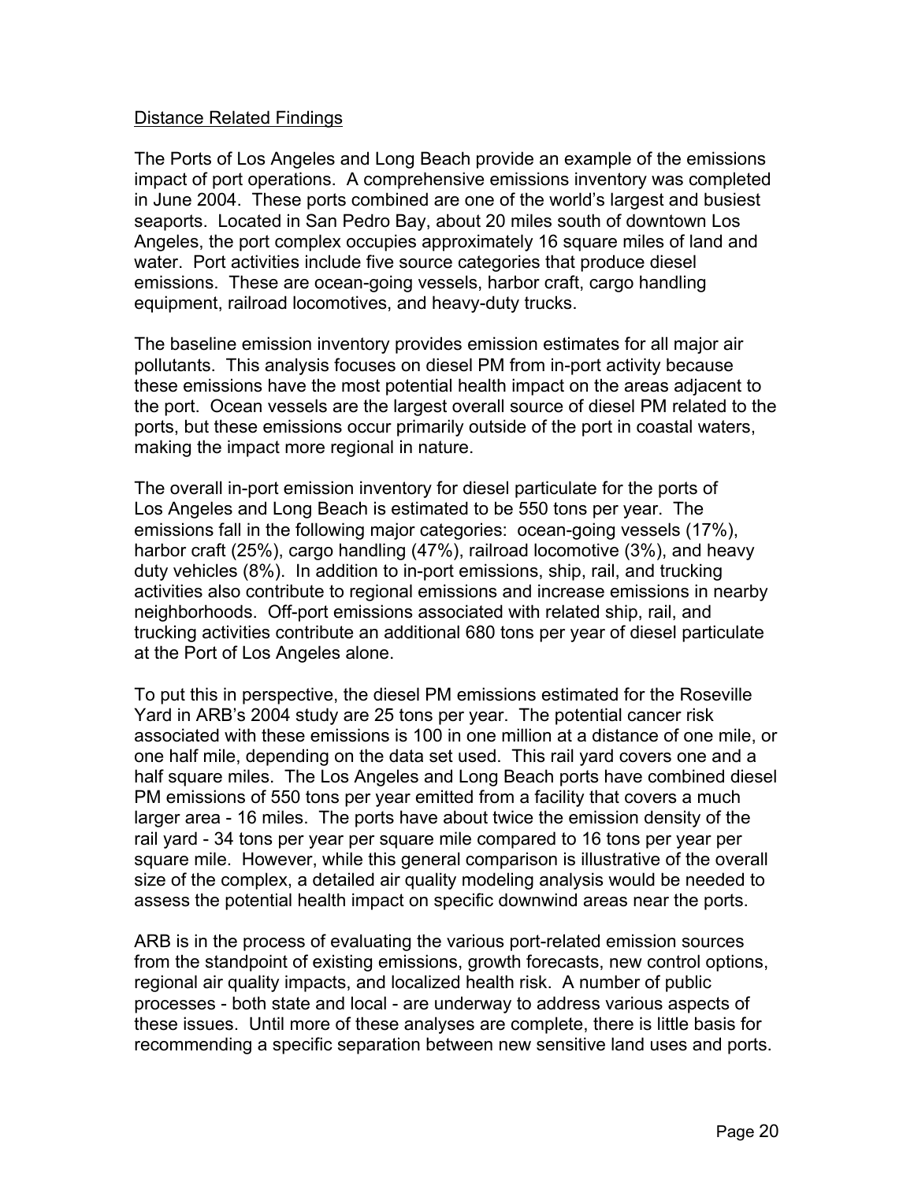Distance Related Findings

The Ports of Los Angeles and Long Beach provide an example of the emissions impact of port operations. A comprehensive emissions inventory was completed in June 2004. These ports combined are one of the world's largest and busiest seaports. Located in San Pedro Bay, about 20 miles south of downtown Los Angeles, the port complex occupies approximately 16 square miles of land and water. Port activities include five source categories that produce diesel emissions. These are ocean-going vessels, harbor craft, cargo handling equipment, railroad locomotives, and heavy-duty trucks.

The baseline emission inventory provides emission estimates for all major air pollutants. This analysis focuses on diesel PM from in-port activity because these emissions have the most potential health impact on the areas adjacent to the port. Ocean vessels are the largest overall source of diesel PM related to the ports, but these emissions occur primarily outside of the port in coastal waters, making the impact more regional in nature.

The overall in-port emission inventory for diesel particulate for the ports of Los Angeles and Long Beach is estimated to be 550 tons per year. The emissions fall in the following major categories: ocean-going vessels (17%), harbor craft (25%), cargo handling (47%), railroad locomotive (3%), and heavy duty vehicles (8%). In addition to in-port emissions, ship, rail, and trucking activities also contribute to regional emissions and increase emissions in nearby neighborhoods. Off-port emissions associated with related ship, rail, and trucking activities contribute an additional 680 tons per year of diesel particulate at the Port of Los Angeles alone.

To put this in perspective, the diesel PM emissions estimated for the Roseville Yard in ARB's 2004 study are 25 tons per year. The potential cancer risk associated with these emissions is 100 in one million at a distance of one mile, or one half mile, depending on the data set used. This rail yard covers one and a half square miles. The Los Angeles and Long Beach ports have combined diesel PM emissions of 550 tons per year emitted from a facility that covers a much larger area - 16 miles. The ports have about twice the emission density of the rail yard - 34 tons per year per square mile compared to 16 tons per year per square mile. However, while this general comparison is illustrative of the overall size of the complex, a detailed air quality modeling analysis would be needed to assess the potential health impact on specific downwind areas near the ports.

ARB is in the process of evaluating the various port-related emission sources from the standpoint of existing emissions, growth forecasts, new control options, regional air quality impacts, and localized health risk. A number of public processes - both state and local - are underway to address various aspects of these issues. Until more of these analyses are complete, there is little basis for recommending a specific separation between new sensitive land uses and ports.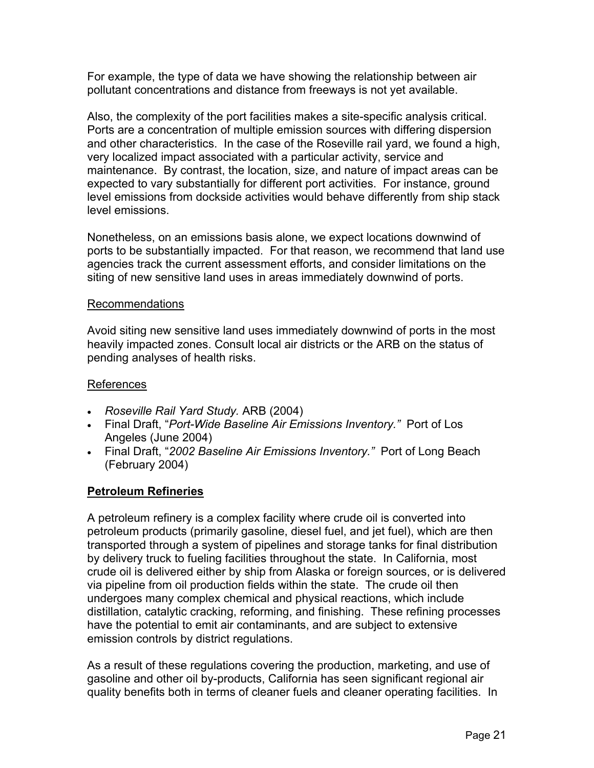For example, the type of data we have showing the relationship between air pollutant concentrations and distance from freeways is not yet available.

Also, the complexity of the port facilities makes a site-specific analysis critical. Ports are a concentration of multiple emission sources with differing dispersion and other characteristics. In the case of the Roseville rail yard, we found a high, very localized impact associated with a particular activity, service and maintenance. By contrast, the location, size, and nature of impact areas can be expected to vary substantially for different port activities. For instance, ground level emissions from dockside activities would behave differently from ship stack level emissions.

Nonetheless, on an emissions basis alone, we expect locations downwind of ports to be substantially impacted. For that reason, we recommend that land use agencies track the current assessment efforts, and consider limitations on the siting of new sensitive land uses in areas immediately downwind of ports.

Recommendations

Avoid siting new sensitive land uses immediately downwind of ports in the most heavily impacted zones. Consult local air districts or the ARB on the status of pending analyses of health risks.

References

- *Roseville Rail Yard Study.* ARB (2004)
- Final Draft, "*Port-Wide Baseline Air Emissions Inventory.*" Port of Los Angeles (June 2004)
- Final Draft, "*2002 Baseline Air Emissions Inventory.*" Port of Long Beach (February 2004)

## Petroleum Refineries

A petroleum refinery is a complex facility where crude oil is converted into petroleum products (primarily gasoline, diesel fuel, and jet fuel), which are then transported through a system of pipelines and storage tanks for final distribution by delivery truck to fueling facilities throughout the state. In California, most crude oil is delivered either by ship from Alaska or foreign sources, or is delivered via pipeline from oil production fields within the state. The crude oil then undergoes many complex chemical and physical reactions, which include distillation, catalytic cracking, reforming, and finishing. These refining processes have the potential to emit air contaminants, and are subject to extensive emission controls by district regulations.

As a result of these regulations covering the production, marketing, and use of gasoline and other oil by-products, California has seen significant regional air quality benefits both in terms of cleaner fuels and cleaner operating facilities. In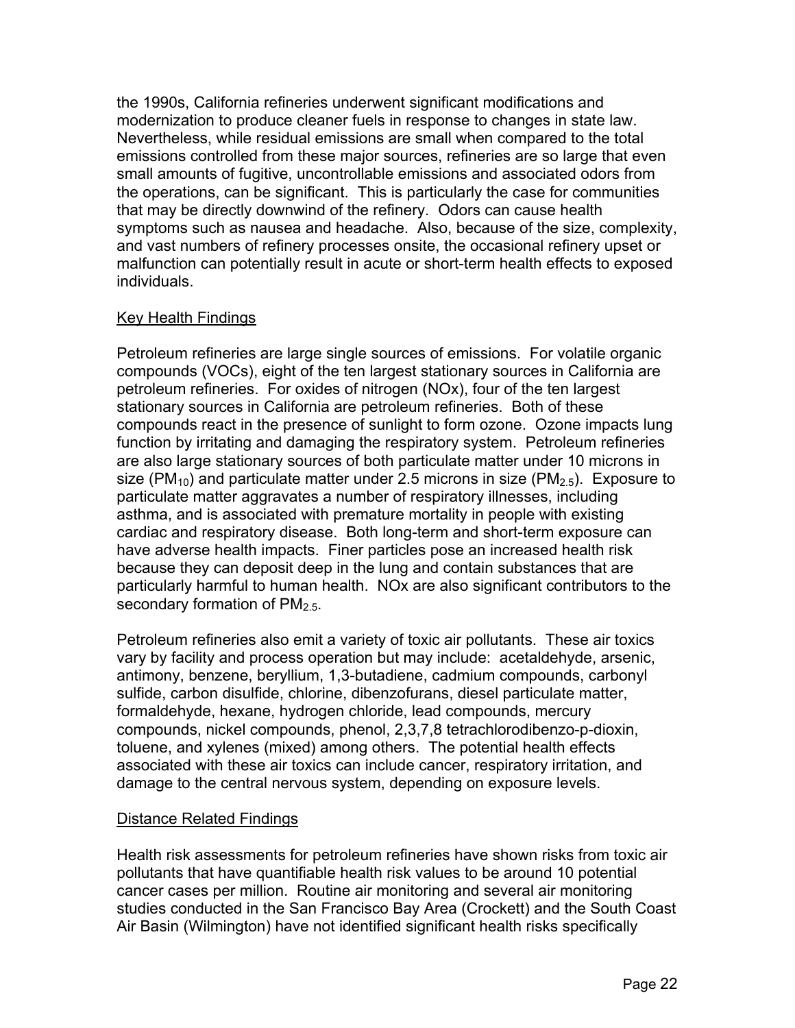the 1990s, California refineries underwent significant modifications and modernization to produce cleaner fuels in response to changes in state law. Nevertheless, while residual emissions are small when compared to the total emissions controlled from these major sources, refineries are so large that even small amounts of fugitive, uncontrollable emissions and associated odors from the operations, can be significant. This is particularly the case for communities that may be directly downwind of the refinery. Odors can cause health symptoms such as nausea and headache. Also, because of the size, complexity, and vast numbers of refinery processes onsite, the occasional refinery upset or malfunction can potentially result in acute or short-term health effects to exposed individuals.

Key Health Findings

Petroleum refineries are large single sources of emissions. For volatile organic compounds (VOCs), eight of the ten largest stationary sources in California are petroleum refineries. For oxides of nitrogen (NOx), four of the ten largest stationary sources in California are petroleum refineries. Both of these compounds react in the presence of sunlight to form ozone. Ozone impacts lung function by irritating and damaging the respiratory system. Petroleum refineries are also large stationary sources of both particulate matter under 10 microns in size ($PM_{10}$) and particulate matter under 2.5 microns in size ($PM_{2.5}$). Exposure to particulate matter aggravates a number of respiratory illnesses, including asthma, and is associated with premature mortality in people with existing cardiac and respiratory disease. Both long-term and short-term exposure can have adverse health impacts. Finer particles pose an increased health risk because they can deposit deep in the lung and contain substances that are particularly harmful to human health. NOx are also significant contributors to the secondary formation of $PM_{2.5}$.

Petroleum refineries also emit a variety of toxic air pollutants. These air toxics vary by facility and process operation but may include: acetaldehyde, arsenic, antimony, benzene, beryllium, 1,3-butadiene, cadmium compounds, carbonyl sulfide, carbon disulfide, chlorine, dibenzofurans, diesel particulate matter, formaldehyde, hexane, hydrogen chloride, lead compounds, mercury compounds, nickel compounds, phenol, 2,3,7,8 tetrachlorodibenzo-p-dioxin, toluene, and xylenes (mixed) among others. The potential health effects associated with these air toxics can include cancer, respiratory irritation, and damage to the central nervous system, depending on exposure levels.

Distance Related Findings

Health risk assessments for petroleum refineries have shown risks from toxic air pollutants that have quantifiable health risk values to be around 10 potential cancer cases per million. Routine air monitoring and several air monitoring studies conducted in the San Francisco Bay Area (Crockett) and the South Coast Air Basin (Wilmington) have not identified significant health risks specifically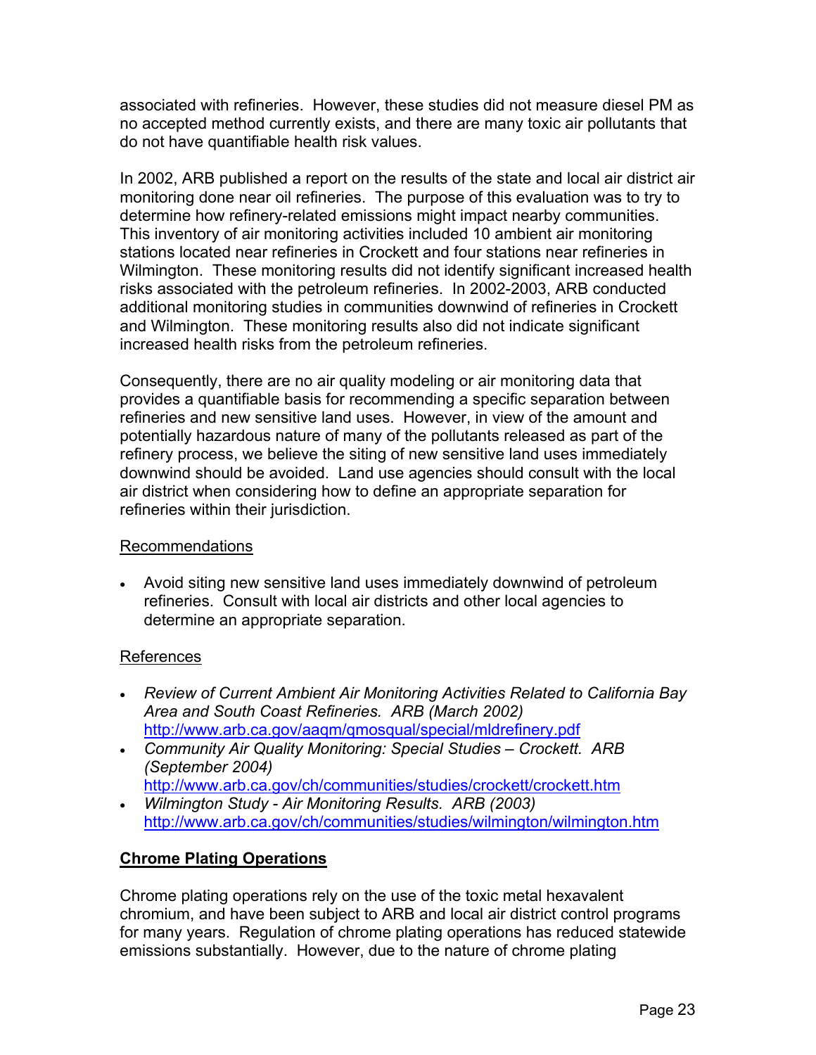associated with refineries. However, these studies did not measure diesel PM as no accepted method currently exists, and there are many toxic air pollutants that do not have quantifiable health risk values.

In 2002, ARB published a report on the results of the state and local air district air monitoring done near oil refineries. The purpose of this evaluation was to try to determine how refinery-related emissions might impact nearby communities. This inventory of air monitoring activities included 10 ambient air monitoring stations located near refineries in Crockett and four stations near refineries in Wilmington. These monitoring results did not identify significant increased health risks associated with the petroleum refineries. In 2002-2003, ARB conducted additional monitoring studies in communities downwind of refineries in Crockett and Wilmington. These monitoring results also did not indicate significant increased health risks from the petroleum refineries.

Consequently, there are no air quality modeling or air monitoring data that provides a quantifiable basis for recommending a specific separation between refineries and new sensitive land uses. However, in view of the amount and potentially hazardous nature of many of the pollutants released as part of the refinery process, we believe the siting of new sensitive land uses immediately downwind should be avoided. Land use agencies should consult with the local air district when considering how to define an appropriate separation for refineries within their jurisdiction.

Recommendations

- Avoid siting new sensitive land uses immediately downwind of petroleum refineries. Consult with local air districts and other local agencies to determine an appropriate separation.

References

- *Review of Current Ambient Air Monitoring Activities Related to California Bay Area and South Coast Refineries. ARB (March 2002)* http://www.arb.ca.gov/aaqm/qmosqual/special/mldrefinery.pdf
- *Community Air Quality Monitoring: Special Studies – Crockett. ARB (September 2004)* http://www.arb.ca.gov/ch/communities/studies/crockett/crockett.htm
- *Wilmington Study - Air Monitoring Results. ARB (2003)* http://www.arb.ca.gov/ch/communities/studies/wilmington/wilmington.htm

**Chrome Plating Operations**

Chrome plating operations rely on the use of the toxic metal hexavalent chromium, and have been subject to ARB and local air district control programs for many years. Regulation of chrome plating operations has reduced statewide emissions substantially. However, due to the nature of chrome plating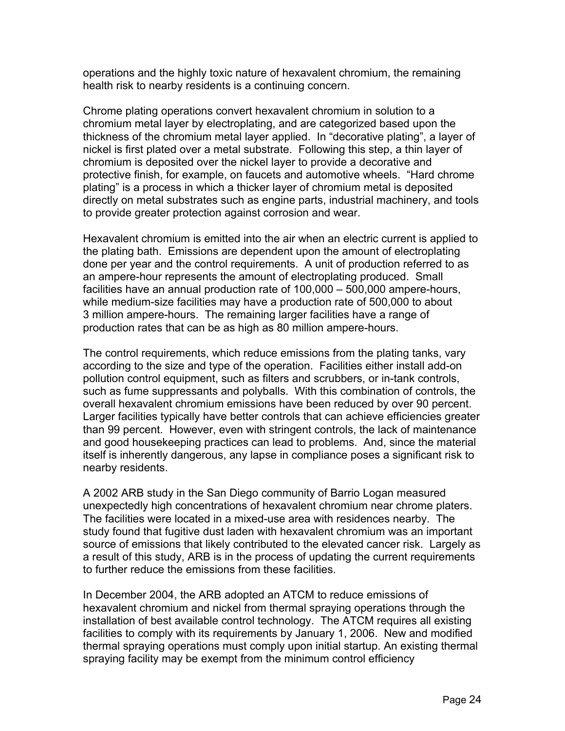operations and the highly toxic nature of hexavalent chromium, the remaining health risk to nearby residents is a continuing concern.

Chrome plating operations convert hexavalent chromium in solution to a chromium metal layer by electroplating, and are categorized based upon the thickness of the chromium metal layer applied. In "decorative plating", a layer of nickel is first plated over a metal substrate. Following this step, a thin layer of chromium is deposited over the nickel layer to provide a decorative and protective finish, for example, on faucets and automotive wheels. "Hard chrome plating" is a process in which a thicker layer of chromium metal is deposited directly on metal substrates such as engine parts, industrial machinery, and tools to provide greater protection against corrosion and wear.

Hexavalent chromium is emitted into the air when an electric current is applied to the plating bath. Emissions are dependent upon the amount of electroplating done per year and the control requirements. A unit of production referred to as an ampere-hour represents the amount of electroplating produced. Small facilities have an annual production rate of 100,000 – 500,000 ampere-hours, while medium-size facilities may have a production rate of 500,000 to about 3 million ampere-hours. The remaining larger facilities have a range of production rates that can be as high as 80 million ampere-hours.

The control requirements, which reduce emissions from the plating tanks, vary according to the size and type of the operation. Facilities either install add-on pollution control equipment, such as filters and scrubbers, or in-tank controls, such as fume suppressants and polyballs. With this combination of controls, the overall hexavalent chromium emissions have been reduced by over 90 percent. Larger facilities typically have better controls that can achieve efficiencies greater than 99 percent. However, even with stringent controls, the lack of maintenance and good housekeeping practices can lead to problems. And, since the material itself is inherently dangerous, any lapse in compliance poses a significant risk to nearby residents.

A 2002 ARB study in the San Diego community of Barrio Logan measured unexpectedly high concentrations of hexavalent chromium near chrome platers. The facilities were located in a mixed-use area with residences nearby. The study found that fugitive dust laden with hexavalent chromium was an important source of emissions that likely contributed to the elevated cancer risk. Largely as a result of this study, ARB is in the process of updating the current requirements to further reduce the emissions from these facilities.

In December 2004, the ARB adopted an ATCM to reduce emissions of hexavalent chromium and nickel from thermal spraying operations through the installation of best available control technology. The ATCM requires all existing facilities to comply with its requirements by January 1, 2006. New and modified thermal spraying operations must comply upon initial startup. An existing thermal spraying facility may be exempt from the minimum control efficiency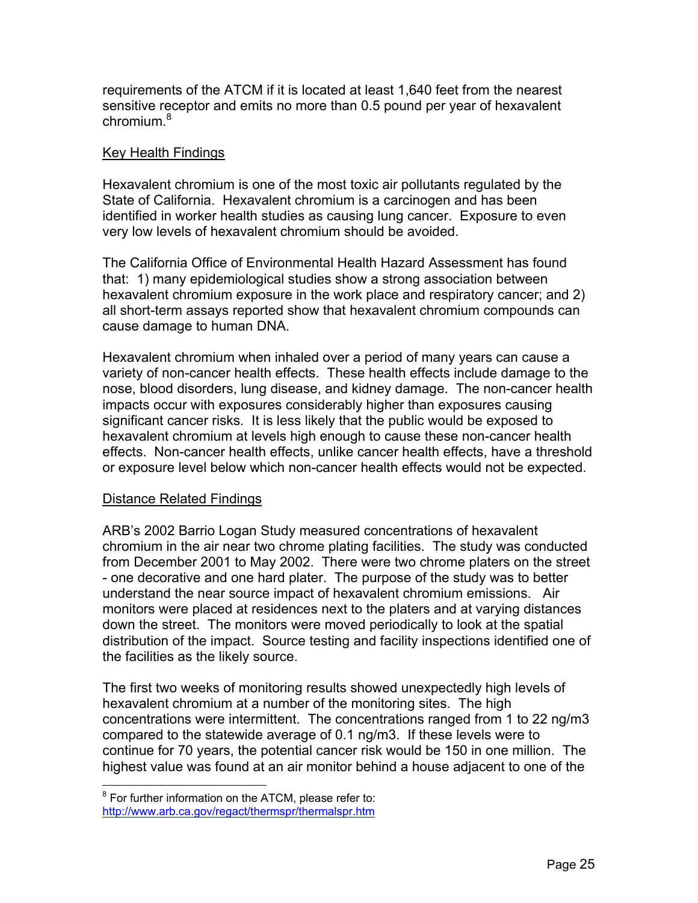requirements of the ATCM if it is located at least 1,640 feet from the nearest sensitive receptor and emits no more than 0.5 pound per year of hexavalent chromium.[8]

Key Health Findings

Hexavalent chromium is one of the most toxic air pollutants regulated by the State of California. Hexavalent chromium is a carcinogen and has been identified in worker health studies as causing lung cancer. Exposure to even very low levels of hexavalent chromium should be avoided.

The California Office of Environmental Health Hazard Assessment has found that: 1) many epidemiological studies show a strong association between hexavalent chromium exposure in the work place and respiratory cancer; and 2) all short-term assays reported show that hexavalent chromium compounds can cause damage to human DNA.

Hexavalent chromium when inhaled over a period of many years can cause a variety of non-cancer health effects. These health effects include damage to the nose, blood disorders, lung disease, and kidney damage. The non-cancer health impacts occur with exposures considerably higher than exposures causing significant cancer risks. It is less likely that the public would be exposed to hexavalent chromium at levels high enough to cause these non-cancer health effects. Non-cancer health effects, unlike cancer health effects, have a threshold or exposure level below which non-cancer health effects would not be expected.

Distance Related Findings

ARB's 2002 Barrio Logan Study measured concentrations of hexavalent chromium in the air near two chrome plating facilities. The study was conducted from December 2001 to May 2002. There were two chrome platers on the street - one decorative and one hard plater. The purpose of the study was to better understand the near source impact of hexavalent chromium emissions. Air monitors were placed at residences next to the platers and at varying distances down the street. The monitors were moved periodically to look at the spatial distribution of the impact. Source testing and facility inspections identified one of the facilities as the likely source.

The first two weeks of monitoring results showed unexpectedly high levels of hexavalent chromium at a number of the monitoring sites. The high concentrations were intermittent. The concentrations ranged from 1 to 22 ng/m3 compared to the statewide average of 0.1 ng/m3. If these levels were to continue for 70 years, the potential cancer risk would be 150 in one million. The highest value was found at an air monitor behind a house adjacent to one of the

[8] For further information on the ATCM, please refer to: http://www.arb.ca.gov/regact/thermspr/thermalspr.htm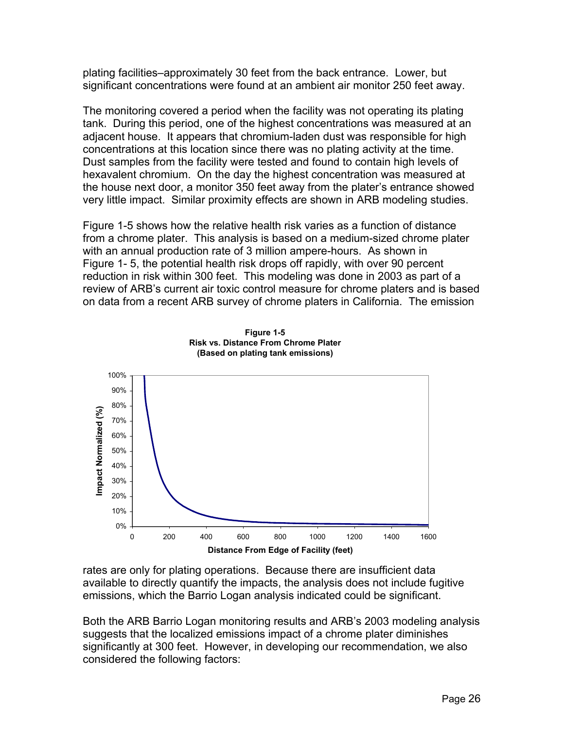plating facilities–approximately 30 feet from the back entrance. Lower, but significant concentrations were found at an ambient air monitor 250 feet away.

The monitoring covered a period when the facility was not operating its plating tank. During this period, one of the highest concentrations was measured at an adjacent house. It appears that chromium-laden dust was responsible for high concentrations at this location since there was no plating activity at the time. Dust samples from the facility were tested and found to contain high levels of hexavalent chromium. On the day the highest concentration was measured at the house next door, a monitor 350 feet away from the plater's entrance showed very little impact. Similar proximity effects are shown in ARB modeling studies.

Figure 1-5 shows how the relative health risk varies as a function of distance from a chrome plater. This analysis is based on a medium-sized chrome plater with an annual production rate of 3 million ampere-hours. As shown in Figure 1- 5, the potential health risk drops off rapidly, with over 90 percent reduction in risk within 300 feet. This modeling was done in 2003 as part of a review of ARB's current air toxic control measure for chrome platers and is based on data from a recent ARB survey of chrome platers in California. The emission

**Figure 1-5**
**Risk vs. Distance From Chrome Plater**
**(Based on plating tank emissions)**

rates are only for plating operations. Because there are insufficient data available to directly quantify the impacts, the analysis does not include fugitive emissions, which the Barrio Logan analysis indicated could be significant.

Both the ARB Barrio Logan monitoring results and ARB's 2003 modeling analysis suggests that the localized emissions impact of a chrome plater diminishes significantly at 300 feet. However, in developing our recommendation, we also considered the following factors: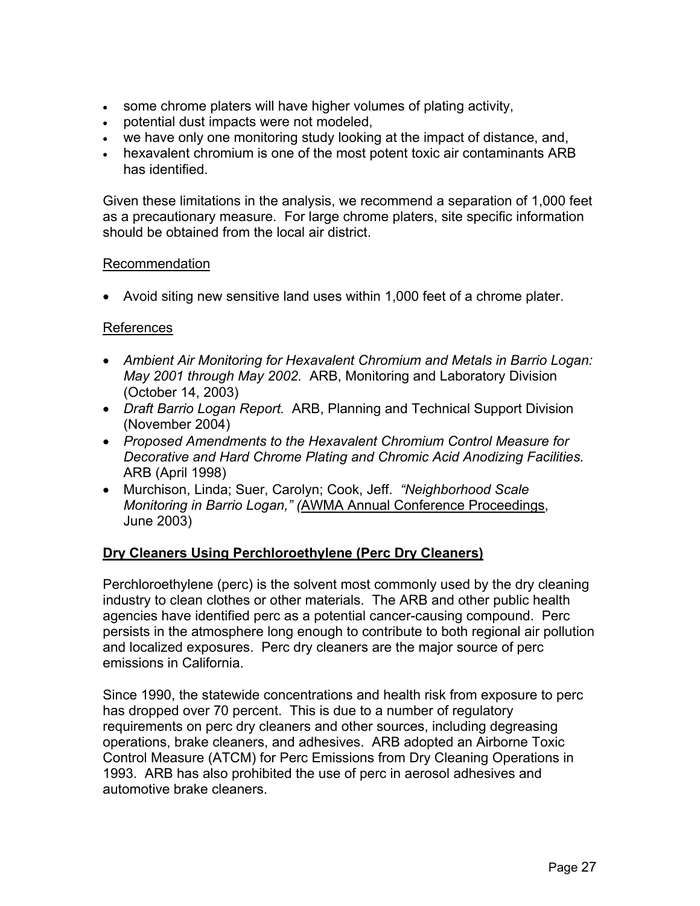- some chrome platers will have higher volumes of plating activity,
- potential dust impacts were not modeled,
- we have only one monitoring study looking at the impact of distance, and,
- hexavalent chromium is one of the most potent toxic air contaminants ARB has identified.

Given these limitations in the analysis, we recommend a separation of 1,000 feet as a precautionary measure. For large chrome platers, site specific information should be obtained from the local air district.

<u>Recommendation</u>

- Avoid siting new sensitive land uses within 1,000 feet of a chrome plater.

<u>References</u>

- *Ambient Air Monitoring for Hexavalent Chromium and Metals in Barrio Logan: May 2001 through May 2002.* ARB, Monitoring and Laboratory Division (October 14, 2003)
- *Draft Barrio Logan Report.* ARB, Planning and Technical Support Division (November 2004)
- *Proposed Amendments to the Hexavalent Chromium Control Measure for Decorative and Hard Chrome Plating and Chromic Acid Anodizing Facilities.* ARB (April 1998)
- Murchison, Linda; Suer, Carolyn; Cook, Jeff. *"Neighborhood Scale Monitoring in Barrio Logan," (*<u>AWMA Annual Conference Proceedings</u>, June 2003)

**<u>Dry Cleaners Using Perchloroethylene (Perc Dry Cleaners)</u>**

Perchloroethylene (perc) is the solvent most commonly used by the dry cleaning industry to clean clothes or other materials. The ARB and other public health agencies have identified perc as a potential cancer-causing compound. Perc persists in the atmosphere long enough to contribute to both regional air pollution and localized exposures. Perc dry cleaners are the major source of perc emissions in California.

Since 1990, the statewide concentrations and health risk from exposure to perc has dropped over 70 percent. This is due to a number of regulatory requirements on perc dry cleaners and other sources, including degreasing operations, brake cleaners, and adhesives. ARB adopted an Airborne Toxic Control Measure (ATCM) for Perc Emissions from Dry Cleaning Operations in 1993. ARB has also prohibited the use of perc in aerosol adhesives and automotive brake cleaners.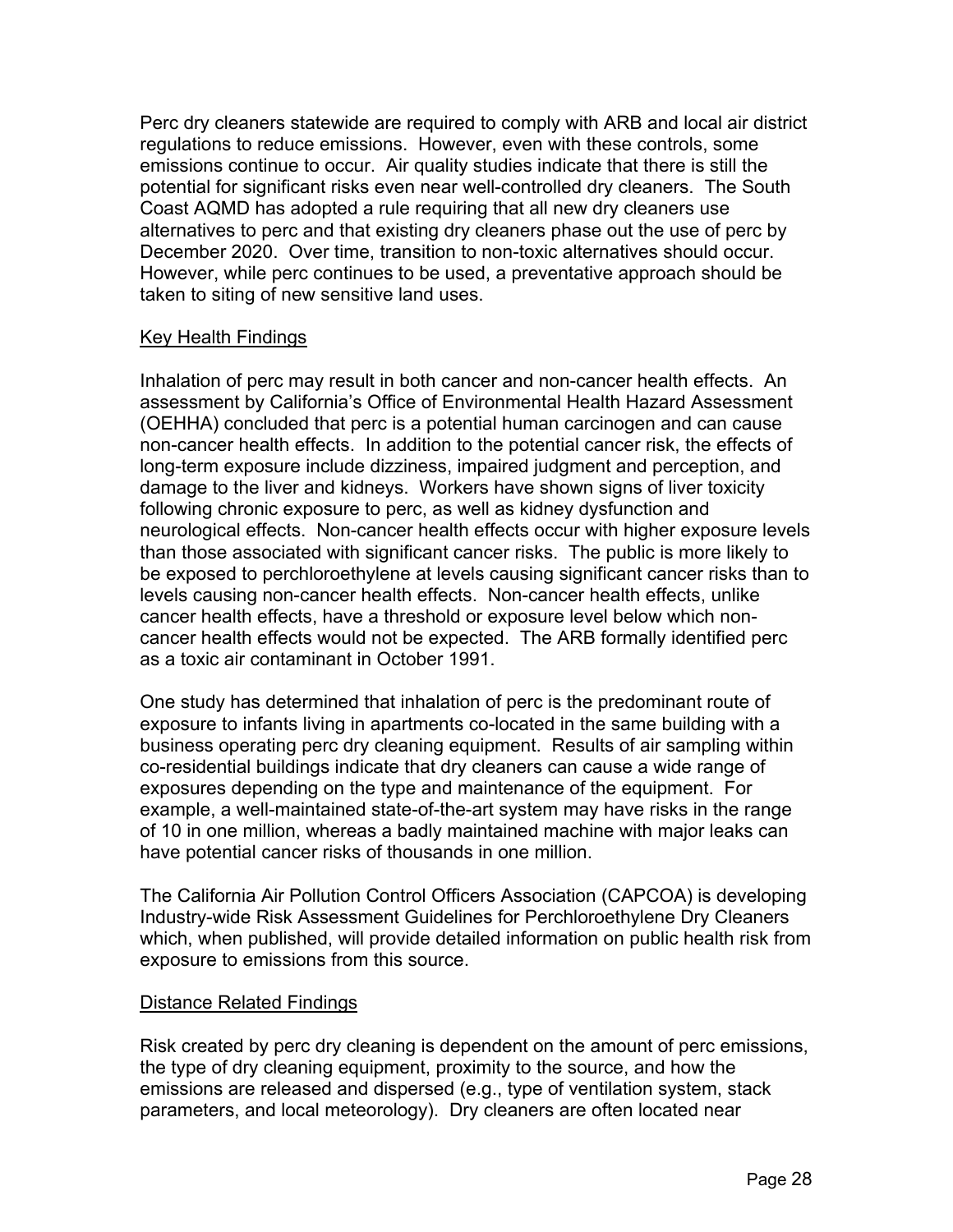Perc dry cleaners statewide are required to comply with ARB and local air district regulations to reduce emissions. However, even with these controls, some emissions continue to occur. Air quality studies indicate that there is still the potential for significant risks even near well-controlled dry cleaners. The South Coast AQMD has adopted a rule requiring that all new dry cleaners use alternatives to perc and that existing dry cleaners phase out the use of perc by December 2020. Over time, transition to non-toxic alternatives should occur. However, while perc continues to be used, a preventative approach should be taken to siting of new sensitive land uses.

Key Health Findings

Inhalation of perc may result in both cancer and non-cancer health effects. An assessment by California's Office of Environmental Health Hazard Assessment (OEHHA) concluded that perc is a potential human carcinogen and can cause non-cancer health effects. In addition to the potential cancer risk, the effects of long-term exposure include dizziness, impaired judgment and perception, and damage to the liver and kidneys. Workers have shown signs of liver toxicity following chronic exposure to perc, as well as kidney dysfunction and neurological effects. Non-cancer health effects occur with higher exposure levels than those associated with significant cancer risks. The public is more likely to be exposed to perchloroethylene at levels causing significant cancer risks than to levels causing non-cancer health effects. Non-cancer health effects, unlike cancer health effects, have a threshold or exposure level below which non-cancer health effects would not be expected. The ARB formally identified perc as a toxic air contaminant in October 1991.

One study has determined that inhalation of perc is the predominant route of exposure to infants living in apartments co-located in the same building with a business operating perc dry cleaning equipment. Results of air sampling within co-residential buildings indicate that dry cleaners can cause a wide range of exposures depending on the type and maintenance of the equipment. For example, a well-maintained state-of-the-art system may have risks in the range of 10 in one million, whereas a badly maintained machine with major leaks can have potential cancer risks of thousands in one million.

The California Air Pollution Control Officers Association (CAPCOA) is developing Industry-wide Risk Assessment Guidelines for Perchloroethylene Dry Cleaners which, when published, will provide detailed information on public health risk from exposure to emissions from this source.

Distance Related Findings

Risk created by perc dry cleaning is dependent on the amount of perc emissions, the type of dry cleaning equipment, proximity to the source, and how the emissions are released and dispersed (e.g., type of ventilation system, stack parameters, and local meteorology). Dry cleaners are often located near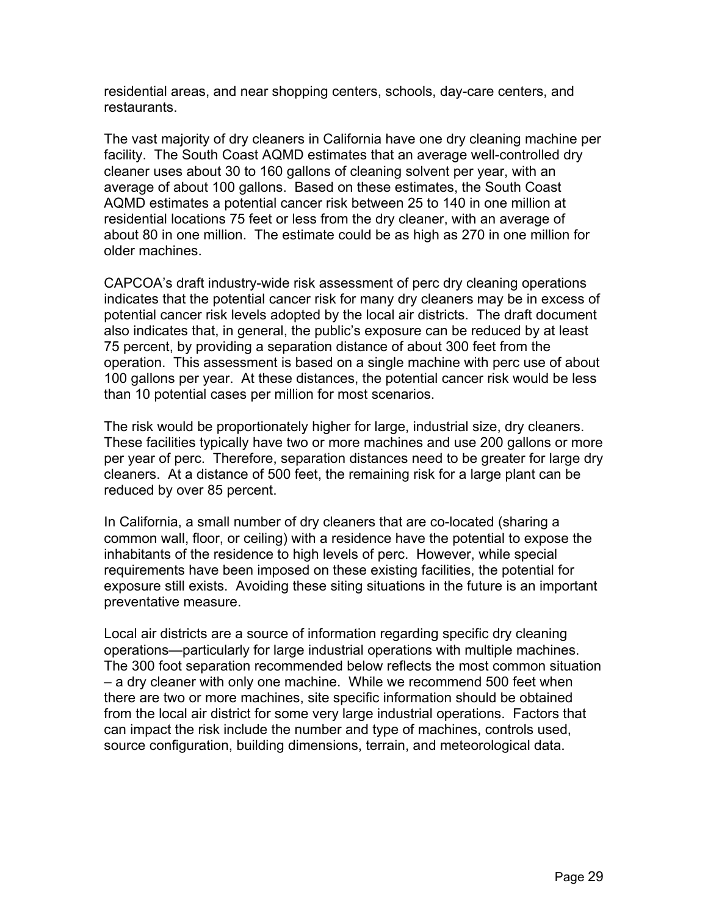residential areas, and near shopping centers, schools, day-care centers, and restaurants.

The vast majority of dry cleaners in California have one dry cleaning machine per facility. The South Coast AQMD estimates that an average well-controlled dry cleaner uses about 30 to 160 gallons of cleaning solvent per year, with an average of about 100 gallons. Based on these estimates, the South Coast AQMD estimates a potential cancer risk between 25 to 140 in one million at residential locations 75 feet or less from the dry cleaner, with an average of about 80 in one million. The estimate could be as high as 270 in one million for older machines.

CAPCOA's draft industry-wide risk assessment of perc dry cleaning operations indicates that the potential cancer risk for many dry cleaners may be in excess of potential cancer risk levels adopted by the local air districts. The draft document also indicates that, in general, the public's exposure can be reduced by at least 75 percent, by providing a separation distance of about 300 feet from the operation. This assessment is based on a single machine with perc use of about 100 gallons per year. At these distances, the potential cancer risk would be less than 10 potential cases per million for most scenarios.

The risk would be proportionately higher for large, industrial size, dry cleaners. These facilities typically have two or more machines and use 200 gallons or more per year of perc. Therefore, separation distances need to be greater for large dry cleaners. At a distance of 500 feet, the remaining risk for a large plant can be reduced by over 85 percent.

In California, a small number of dry cleaners that are co-located (sharing a common wall, floor, or ceiling) with a residence have the potential to expose the inhabitants of the residence to high levels of perc. However, while special requirements have been imposed on these existing facilities, the potential for exposure still exists. Avoiding these siting situations in the future is an important preventative measure.

Local air districts are a source of information regarding specific dry cleaning operations—particularly for large industrial operations with multiple machines. The 300 foot separation recommended below reflects the most common situation – a dry cleaner with only one machine. While we recommend 500 feet when there are two or more machines, site specific information should be obtained from the local air district for some very large industrial operations. Factors that can impact the risk include the number and type of machines, controls used, source configuration, building dimensions, terrain, and meteorological data.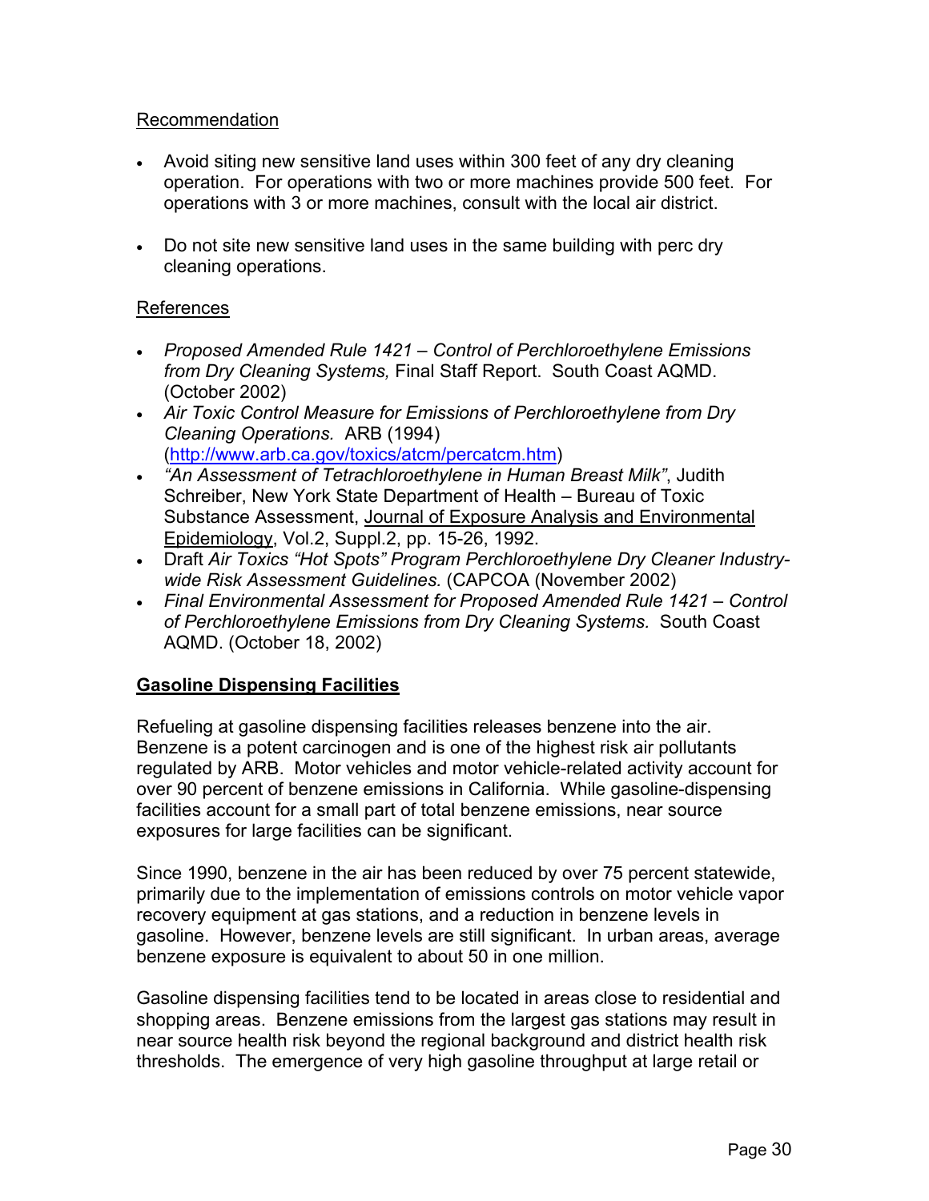Recommendation

- Avoid siting new sensitive land uses within 300 feet of any dry cleaning operation. For operations with two or more machines provide 500 feet. For operations with 3 or more machines, consult with the local air district.

- Do not site new sensitive land uses in the same building with perc dry cleaning operations.

References

- *Proposed Amended Rule 1421 – Control of Perchloroethylene Emissions from Dry Cleaning Systems,* Final Staff Report. South Coast AQMD. (October 2002)
- *Air Toxic Control Measure for Emissions of Perchloroethylene from Dry Cleaning Operations.* ARB (1994) (http://www.arb.ca.gov/toxics/atcm/percatcm.htm)
- *"An Assessment of Tetrachloroethylene in Human Breast Milk"*, Judith Schreiber, New York State Department of Health – Bureau of Toxic Substance Assessment, Journal of Exposure Analysis and Environmental Epidemiology, Vol.2, Suppl.2, pp. 15-26, 1992.
- Draft *Air Toxics "Hot Spots" Program Perchloroethylene Dry Cleaner Industry-wide Risk Assessment Guidelines.* (CAPCOA (November 2002)
- *Final Environmental Assessment for Proposed Amended Rule 1421 – Control of Perchloroethylene Emissions from Dry Cleaning Systems.* South Coast AQMD. (October 18, 2002)

**Gasoline Dispensing Facilities**

Refueling at gasoline dispensing facilities releases benzene into the air. Benzene is a potent carcinogen and is one of the highest risk air pollutants regulated by ARB. Motor vehicles and motor vehicle-related activity account for over 90 percent of benzene emissions in California. While gasoline-dispensing facilities account for a small part of total benzene emissions, near source exposures for large facilities can be significant.

Since 1990, benzene in the air has been reduced by over 75 percent statewide, primarily due to the implementation of emissions controls on motor vehicle vapor recovery equipment at gas stations, and a reduction in benzene levels in gasoline. However, benzene levels are still significant. In urban areas, average benzene exposure is equivalent to about 50 in one million.

Gasoline dispensing facilities tend to be located in areas close to residential and shopping areas. Benzene emissions from the largest gas stations may result in near source health risk beyond the regional background and district health risk thresholds. The emergence of very high gasoline throughput at large retail or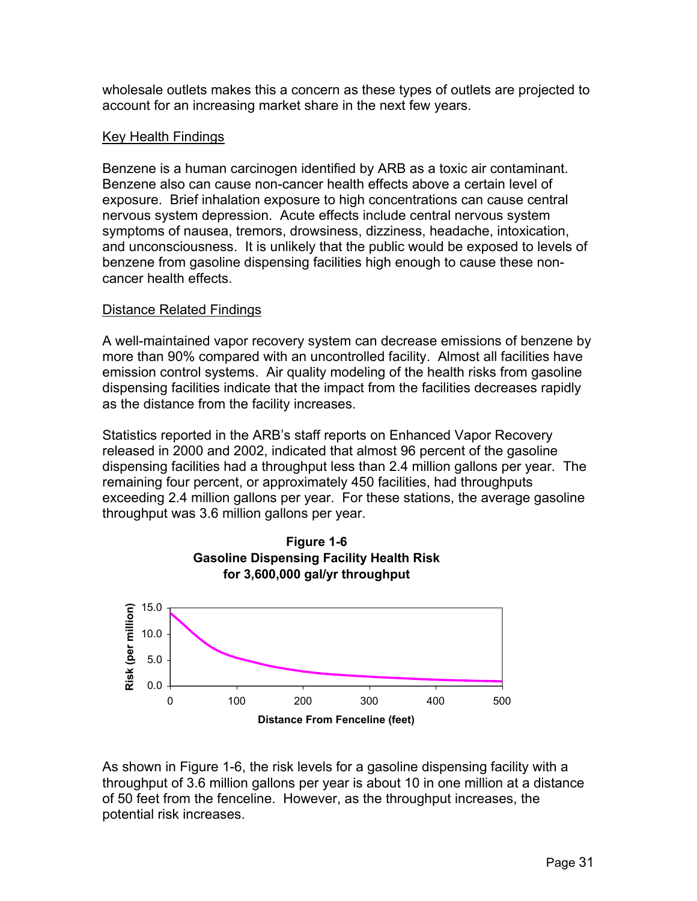wholesale outlets makes this a concern as these types of outlets are projected to account for an increasing market share in the next few years.

Key Health Findings

Benzene is a human carcinogen identified by ARB as a toxic air contaminant. Benzene also can cause non-cancer health effects above a certain level of exposure. Brief inhalation exposure to high concentrations can cause central nervous system depression. Acute effects include central nervous system symptoms of nausea, tremors, drowsiness, dizziness, headache, intoxication, and unconsciousness. It is unlikely that the public would be exposed to levels of benzene from gasoline dispensing facilities high enough to cause these non-cancer health effects.

Distance Related Findings

A well-maintained vapor recovery system can decrease emissions of benzene by more than 90% compared with an uncontrolled facility. Almost all facilities have emission control systems. Air quality modeling of the health risks from gasoline dispensing facilities indicate that the impact from the facilities decreases rapidly as the distance from the facility increases.

Statistics reported in the ARB's staff reports on Enhanced Vapor Recovery released in 2000 and 2002, indicated that almost 96 percent of the gasoline dispensing facilities had a throughput less than 2.4 million gallons per year. The remaining four percent, or approximately 450 facilities, had throughputs exceeding 2.4 million gallons per year. For these stations, the average gasoline throughput was 3.6 million gallons per year.

**Figure 1-6**
**Gasoline Dispensing Facility Health Risk for 3,600,000 gal/yr throughput**

As shown in Figure 1-6, the risk levels for a gasoline dispensing facility with a throughput of 3.6 million gallons per year is about 10 in one million at a distance of 50 feet from the fenceline. However, as the throughput increases, the potential risk increases.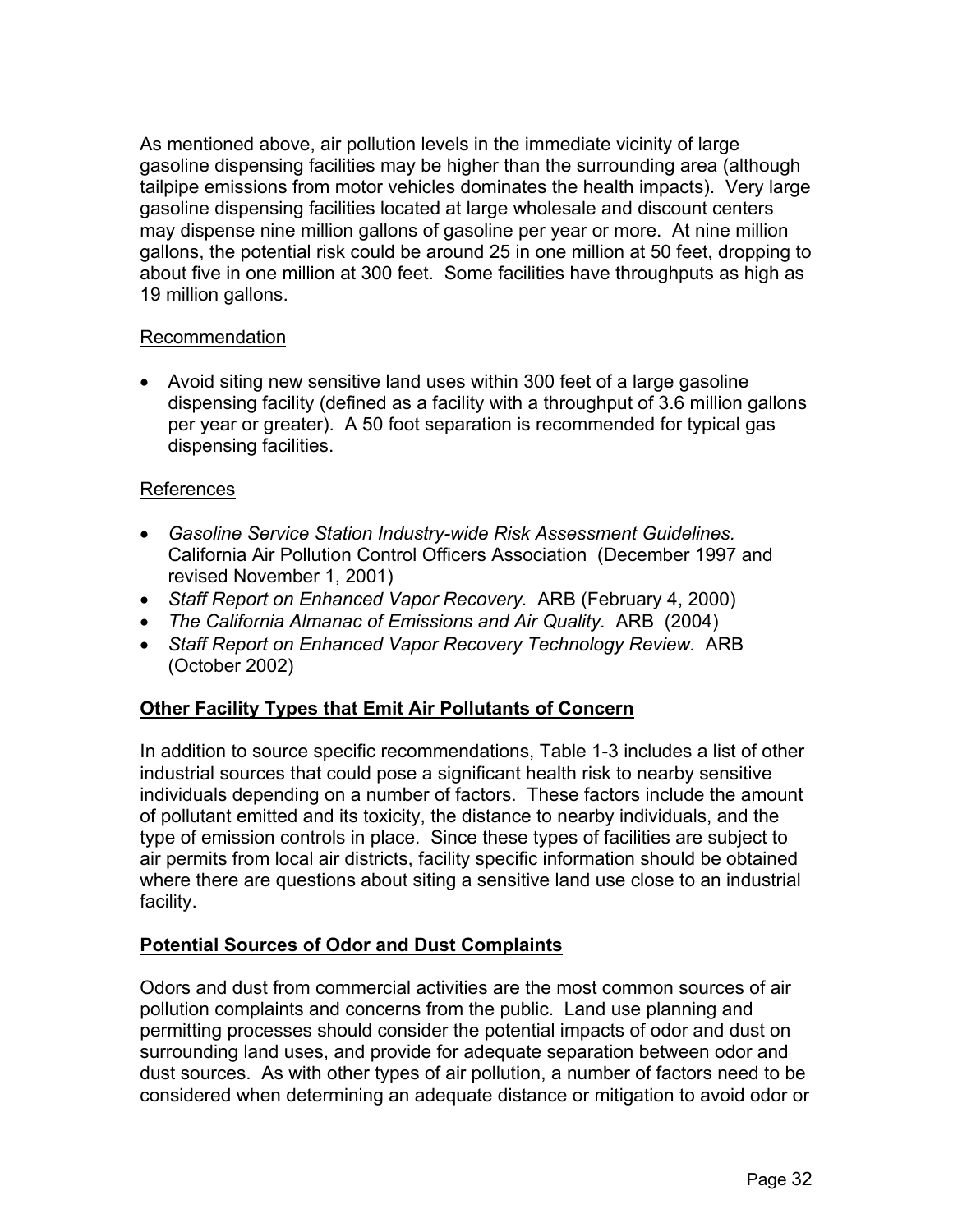As mentioned above, air pollution levels in the immediate vicinity of large gasoline dispensing facilities may be higher than the surrounding area (although tailpipe emissions from motor vehicles dominates the health impacts). Very large gasoline dispensing facilities located at large wholesale and discount centers may dispense nine million gallons of gasoline per year or more. At nine million gallons, the potential risk could be around 25 in one million at 50 feet, dropping to about five in one million at 300 feet. Some facilities have throughputs as high as 19 million gallons.

Recommendation

- Avoid siting new sensitive land uses within 300 feet of a large gasoline dispensing facility (defined as a facility with a throughput of 3.6 million gallons per year or greater). A 50 foot separation is recommended for typical gas dispensing facilities.

References

- *Gasoline Service Station Industry-wide Risk Assessment Guidelines.* California Air Pollution Control Officers Association (December 1997 and revised November 1, 2001)
- *Staff Report on Enhanced Vapor Recovery.* ARB (February 4, 2000)
- *The California Almanac of Emissions and Air Quality.* ARB (2004)
- *Staff Report on Enhanced Vapor Recovery Technology Review.* ARB (October 2002)

## Other Facility Types that Emit Air Pollutants of Concern

In addition to source specific recommendations, Table 1-3 includes a list of other industrial sources that could pose a significant health risk to nearby sensitive individuals depending on a number of factors. These factors include the amount of pollutant emitted and its toxicity, the distance to nearby individuals, and the type of emission controls in place. Since these types of facilities are subject to air permits from local air districts, facility specific information should be obtained where there are questions about siting a sensitive land use close to an industrial facility.

## Potential Sources of Odor and Dust Complaints

Odors and dust from commercial activities are the most common sources of air pollution complaints and concerns from the public. Land use planning and permitting processes should consider the potential impacts of odor and dust on surrounding land uses, and provide for adequate separation between odor and dust sources. As with other types of air pollution, a number of factors need to be considered when determining an adequate distance or mitigation to avoid odor or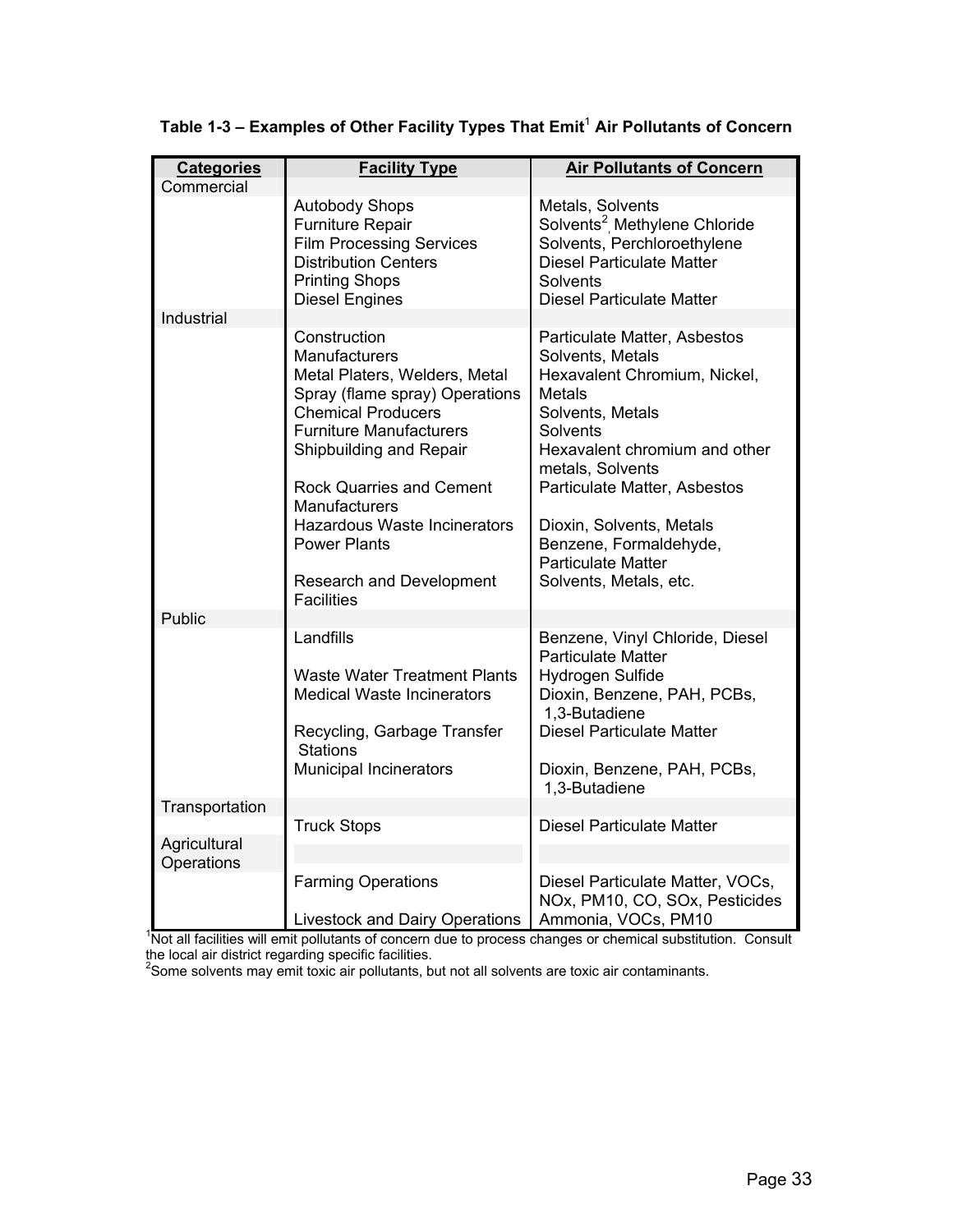**Table 1-3 – Examples of Other Facility Types That Emit[1] Air Pollutants of Concern**

| Categories | Facility Type | Air Pollutants of Concern |
|---|---|---|
| Commercial | | |
| | Autobody Shops | Metals, Solvents |
| | Furniture Repair | Solvents[2], Methylene Chloride |
| | Film Processing Services | Solvents, Perchloroethylene |
| | Distribution Centers | Diesel Particulate Matter |
| | Printing Shops | Solvents |
| | Diesel Engines | Diesel Particulate Matter |
| Industrial | | |
| | Construction | Particulate Matter, Asbestos |
| | Manufacturers | Solvents, Metals |
| | Metal Platers, Welders, Metal Spray (flame spray) Operations | Hexavalent Chromium, Nickel, Metals |
| | Chemical Producers | Solvents, Metals |
| | Furniture Manufacturers | Solvents |
| | Shipbuilding and Repair | Hexavalent chromium and other metals, Solvents |
| | Rock Quarries and Cement Manufacturers | Particulate Matter, Asbestos |
| | Hazardous Waste Incinerators | Dioxin, Solvents, Metals |
| | Power Plants | Benzene, Formaldehyde, Particulate Matter |
| | Research and Development Facilities | Solvents, Metals, etc. |
| Public | | |
| | Landfills | Benzene, Vinyl Chloride, Diesel Particulate Matter |
| | Waste Water Treatment Plants | Hydrogen Sulfide |
| | Medical Waste Incinerators | Dioxin, Benzene, PAH, PCBs, 1,3-Butadiene |
| | Recycling, Garbage Transfer Stations | Diesel Particulate Matter |
| | Municipal Incinerators | Dioxin, Benzene, PAH, PCBs, 1,3-Butadiene |
| Transportation | | |
| | Truck Stops | Diesel Particulate Matter |
| Agricultural Operations | | |
| | Farming Operations | Diesel Particulate Matter, VOCs, NOx, PM10, CO, SOx, Pesticides |
| | Livestock and Dairy Operations | Ammonia, VOCs, PM10 |

[1]Not all facilities will emit pollutants of concern due to process changes or chemical substitution. Consult the local air district regarding specific facilities.
[2]Some solvents may emit toxic air pollutants, but not all solvents are toxic air contaminants.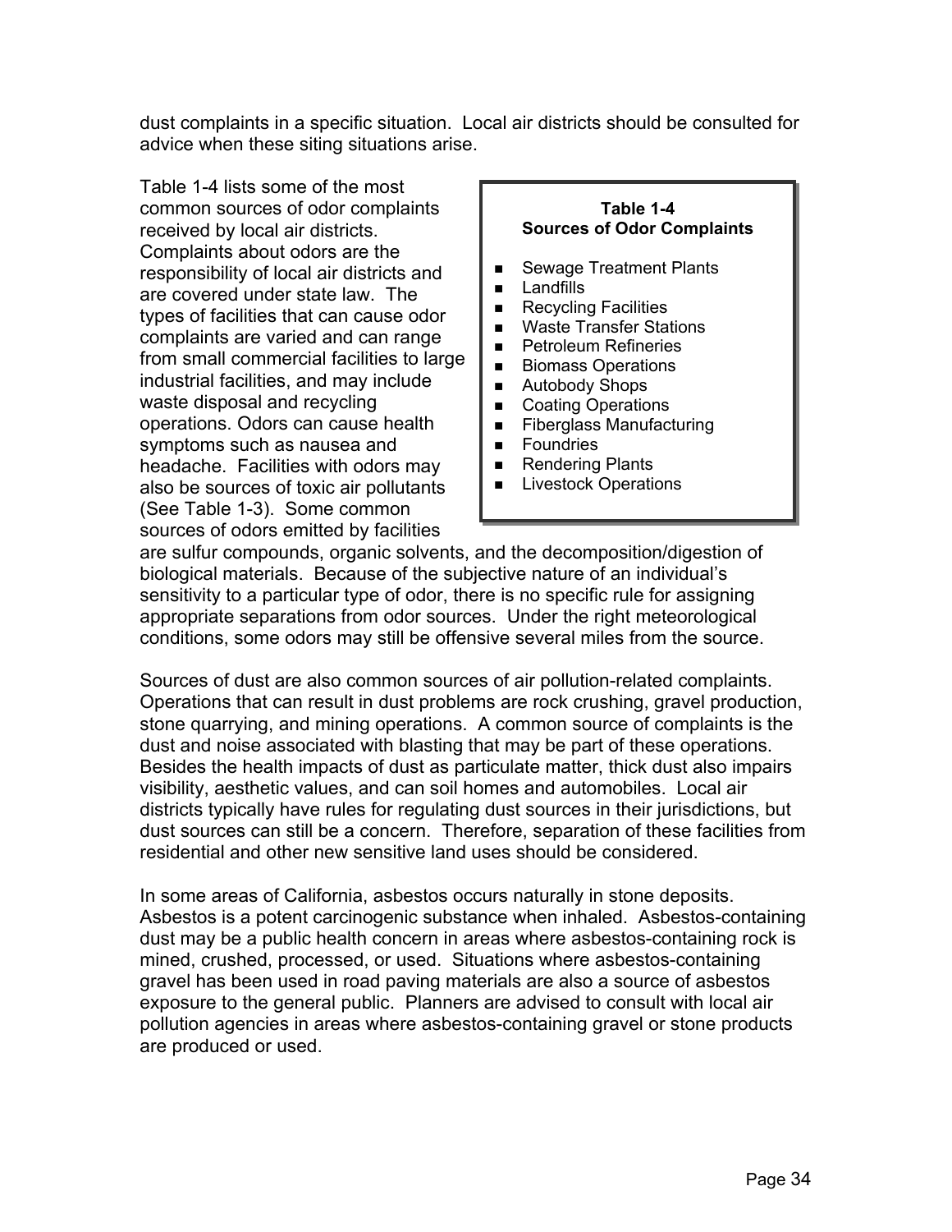dust complaints in a specific situation. Local air districts should be consulted for advice when these siting situations arise.

Table 1-4 lists some of the most common sources of odor complaints received by local air districts. Complaints about odors are the responsibility of local air districts and are covered under state law. The types of facilities that can cause odor complaints are varied and can range from small commercial facilities to large industrial facilities, and may include waste disposal and recycling operations. Odors can cause health symptoms such as nausea and headache. Facilities with odors may also be sources of toxic air pollutants (See Table 1-3). Some common sources of odors emitted by facilities are sulfur compounds, organic solvents, and the decomposition/digestion of biological materials. Because of the subjective nature of an individual's sensitivity to a particular type of odor, there is no specific rule for assigning appropriate separations from odor sources. Under the right meteorological conditions, some odors may still be offensive several miles from the source.

**Table 1-4**
**Sources of Odor Complaints**

- Sewage Treatment Plants
- Landfills
- Recycling Facilities
- Waste Transfer Stations
- Petroleum Refineries
- Biomass Operations
- Autobody Shops
- Coating Operations
- Fiberglass Manufacturing
- Foundries
- Rendering Plants
- Livestock Operations

Sources of dust are also common sources of air pollution-related complaints. Operations that can result in dust problems are rock crushing, gravel production, stone quarrying, and mining operations. A common source of complaints is the dust and noise associated with blasting that may be part of these operations. Besides the health impacts of dust as particulate matter, thick dust also impairs visibility, aesthetic values, and can soil homes and automobiles. Local air districts typically have rules for regulating dust sources in their jurisdictions, but dust sources can still be a concern. Therefore, separation of these facilities from residential and other new sensitive land uses should be considered.

In some areas of California, asbestos occurs naturally in stone deposits. Asbestos is a potent carcinogenic substance when inhaled. Asbestos-containing dust may be a public health concern in areas where asbestos-containing rock is mined, crushed, processed, or used. Situations where asbestos-containing gravel has been used in road paving materials are also a source of asbestos exposure to the general public. Planners are advised to consult with local air pollution agencies in areas where asbestos-containing gravel or stone products are produced or used.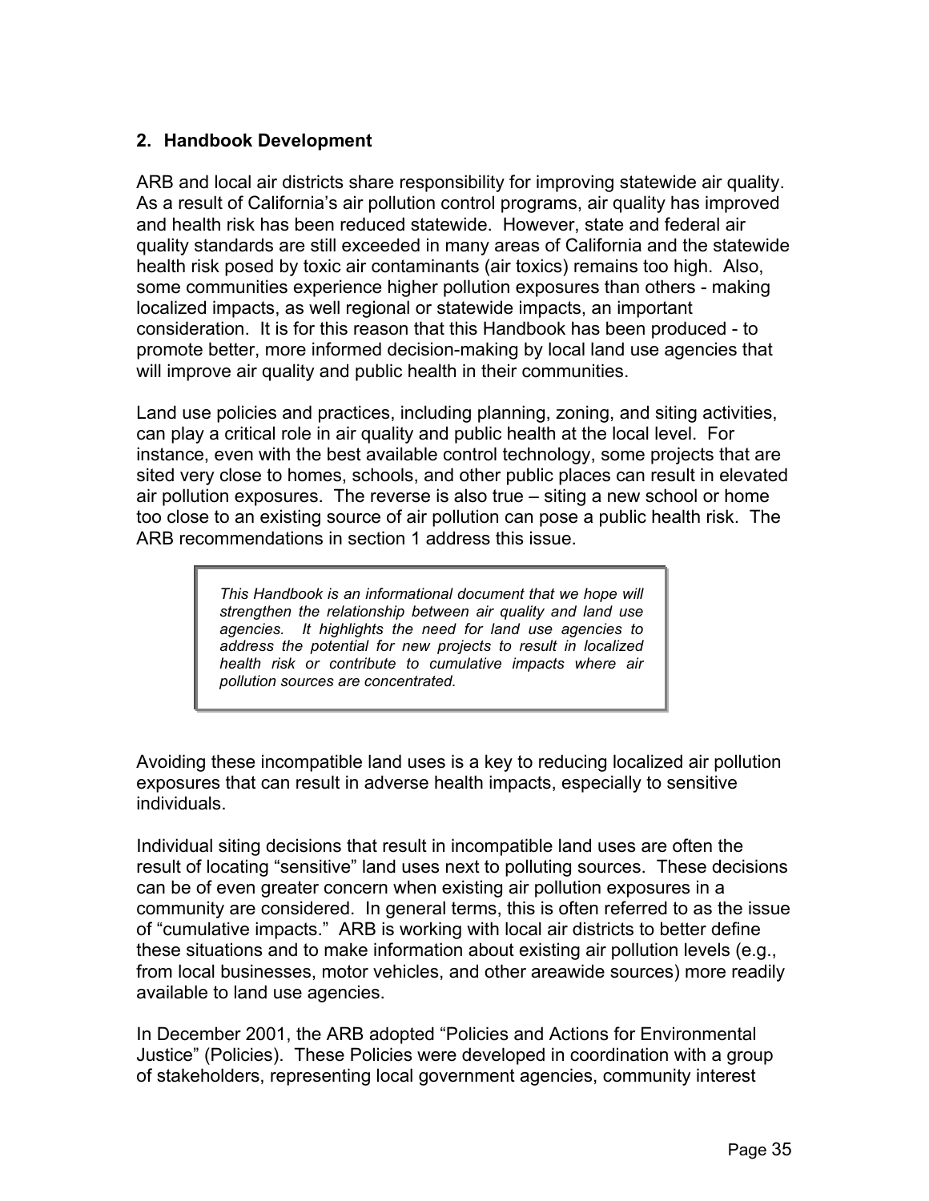## 2. Handbook Development

ARB and local air districts share responsibility for improving statewide air quality. As a result of California's air pollution control programs, air quality has improved and health risk has been reduced statewide. However, state and federal air quality standards are still exceeded in many areas of California and the statewide health risk posed by toxic air contaminants (air toxics) remains too high. Also, some communities experience higher pollution exposures than others - making localized impacts, as well regional or statewide impacts, an important consideration. It is for this reason that this Handbook has been produced - to promote better, more informed decision-making by local land use agencies that will improve air quality and public health in their communities.

Land use policies and practices, including planning, zoning, and siting activities, can play a critical role in air quality and public health at the local level. For instance, even with the best available control technology, some projects that are sited very close to homes, schools, and other public places can result in elevated air pollution exposures. The reverse is also true – siting a new school or home too close to an existing source of air pollution can pose a public health risk. The ARB recommendations in section 1 address this issue.

> *This Handbook is an informational document that we hope will strengthen the relationship between air quality and land use agencies. It highlights the need for land use agencies to address the potential for new projects to result in localized health risk or contribute to cumulative impacts where air pollution sources are concentrated.*

Avoiding these incompatible land uses is a key to reducing localized air pollution exposures that can result in adverse health impacts, especially to sensitive individuals.

Individual siting decisions that result in incompatible land uses are often the result of locating "sensitive" land uses next to polluting sources. These decisions can be of even greater concern when existing air pollution exposures in a community are considered. In general terms, this is often referred to as the issue of "cumulative impacts." ARB is working with local air districts to better define these situations and to make information about existing air pollution levels (e.g., from local businesses, motor vehicles, and other areawide sources) more readily available to land use agencies.

In December 2001, the ARB adopted "Policies and Actions for Environmental Justice" (Policies). These Policies were developed in coordination with a group of stakeholders, representing local government agencies, community interest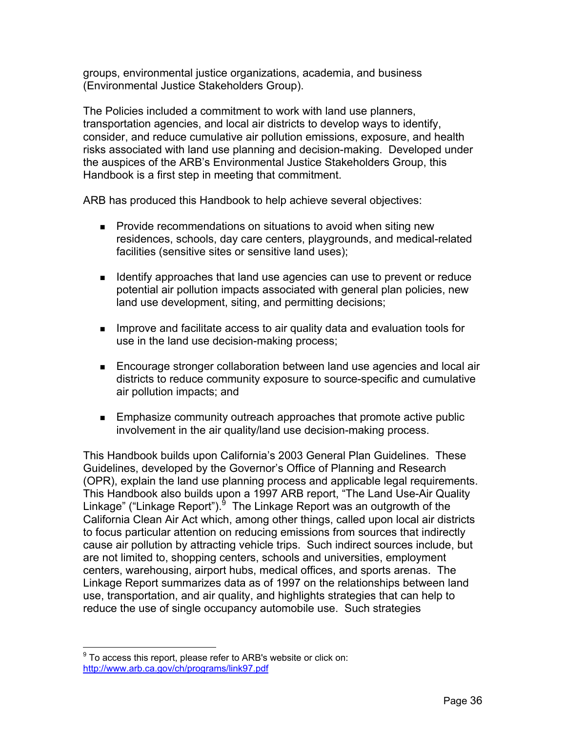groups, environmental justice organizations, academia, and business (Environmental Justice Stakeholders Group).

The Policies included a commitment to work with land use planners, transportation agencies, and local air districts to develop ways to identify, consider, and reduce cumulative air pollution emissions, exposure, and health risks associated with land use planning and decision-making. Developed under the auspices of the ARB's Environmental Justice Stakeholders Group, this Handbook is a first step in meeting that commitment.

ARB has produced this Handbook to help achieve several objectives:

- Provide recommendations on situations to avoid when siting new residences, schools, day care centers, playgrounds, and medical-related facilities (sensitive sites or sensitive land uses);
- Identify approaches that land use agencies can use to prevent or reduce potential air pollution impacts associated with general plan policies, new land use development, siting, and permitting decisions;
- Improve and facilitate access to air quality data and evaluation tools for use in the land use decision-making process;
- Encourage stronger collaboration between land use agencies and local air districts to reduce community exposure to source-specific and cumulative air pollution impacts; and
- Emphasize community outreach approaches that promote active public involvement in the air quality/land use decision-making process.

This Handbook builds upon California's 2003 General Plan Guidelines. These Guidelines, developed by the Governor's Office of Planning and Research (OPR), explain the land use planning process and applicable legal requirements. This Handbook also builds upon a 1997 ARB report, "The Land Use-Air Quality Linkage" ("Linkage Report").[9] The Linkage Report was an outgrowth of the California Clean Air Act which, among other things, called upon local air districts to focus particular attention on reducing emissions from sources that indirectly cause air pollution by attracting vehicle trips. Such indirect sources include, but are not limited to, shopping centers, schools and universities, employment centers, warehousing, airport hubs, medical offices, and sports arenas. The Linkage Report summarizes data as of 1997 on the relationships between land use, transportation, and air quality, and highlights strategies that can help to reduce the use of single occupancy automobile use. Such strategies

---

[9] To access this report, please refer to ARB's website or click on: http://www.arb.ca.gov/ch/programs/link97.pdf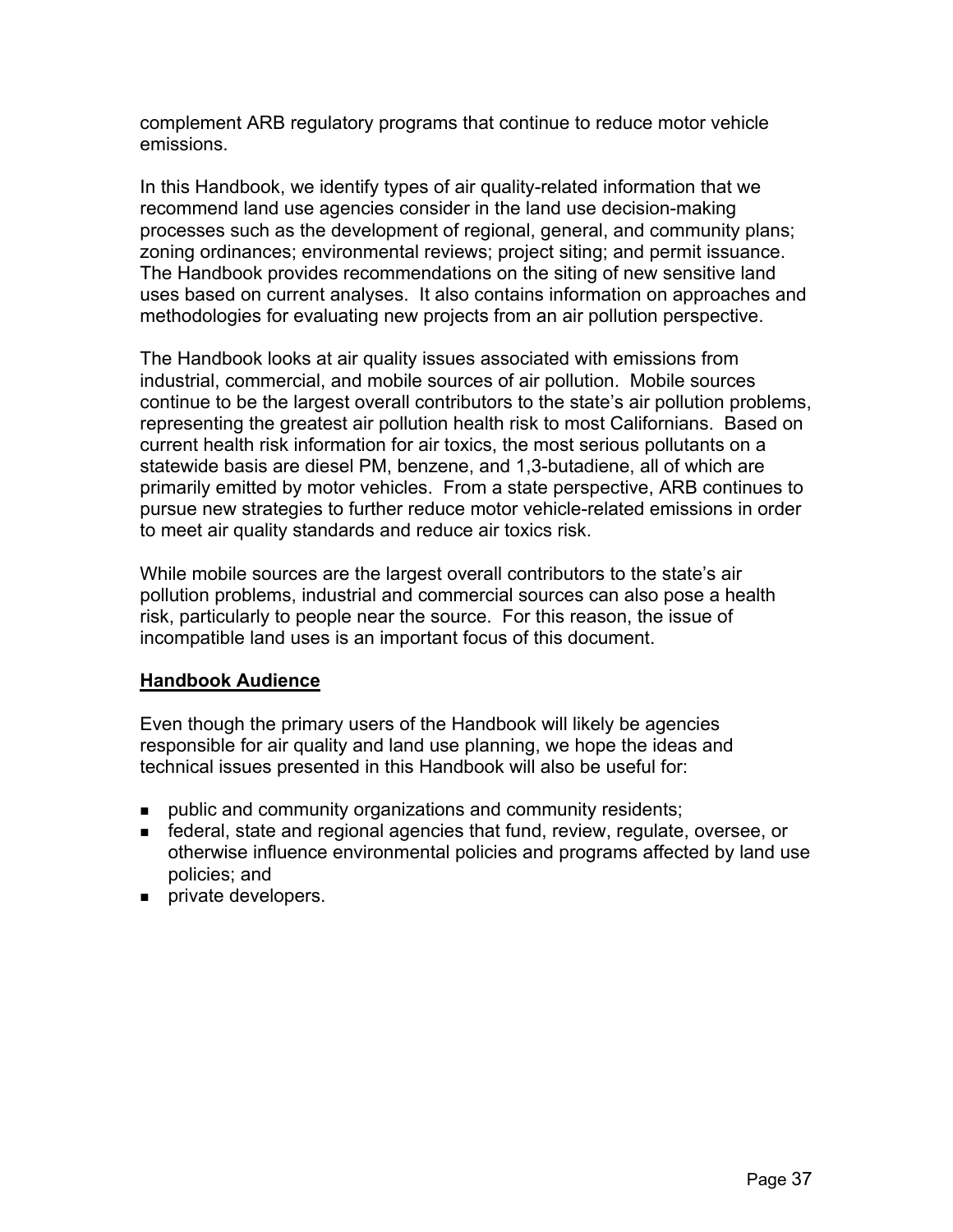complement ARB regulatory programs that continue to reduce motor vehicle emissions.

In this Handbook, we identify types of air quality-related information that we recommend land use agencies consider in the land use decision-making processes such as the development of regional, general, and community plans; zoning ordinances; environmental reviews; project siting; and permit issuance. The Handbook provides recommendations on the siting of new sensitive land uses based on current analyses. It also contains information on approaches and methodologies for evaluating new projects from an air pollution perspective.

The Handbook looks at air quality issues associated with emissions from industrial, commercial, and mobile sources of air pollution. Mobile sources continue to be the largest overall contributors to the state's air pollution problems, representing the greatest air pollution health risk to most Californians. Based on current health risk information for air toxics, the most serious pollutants on a statewide basis are diesel PM, benzene, and 1,3-butadiene, all of which are primarily emitted by motor vehicles. From a state perspective, ARB continues to pursue new strategies to further reduce motor vehicle-related emissions in order to meet air quality standards and reduce air toxics risk.

While mobile sources are the largest overall contributors to the state's air pollution problems, industrial and commercial sources can also pose a health risk, particularly to people near the source. For this reason, the issue of incompatible land uses is an important focus of this document.

## Handbook Audience

Even though the primary users of the Handbook will likely be agencies responsible for air quality and land use planning, we hope the ideas and technical issues presented in this Handbook will also be useful for:

- public and community organizations and community residents;
- federal, state and regional agencies that fund, review, regulate, oversee, or otherwise influence environmental policies and programs affected by land use policies; and
- private developers.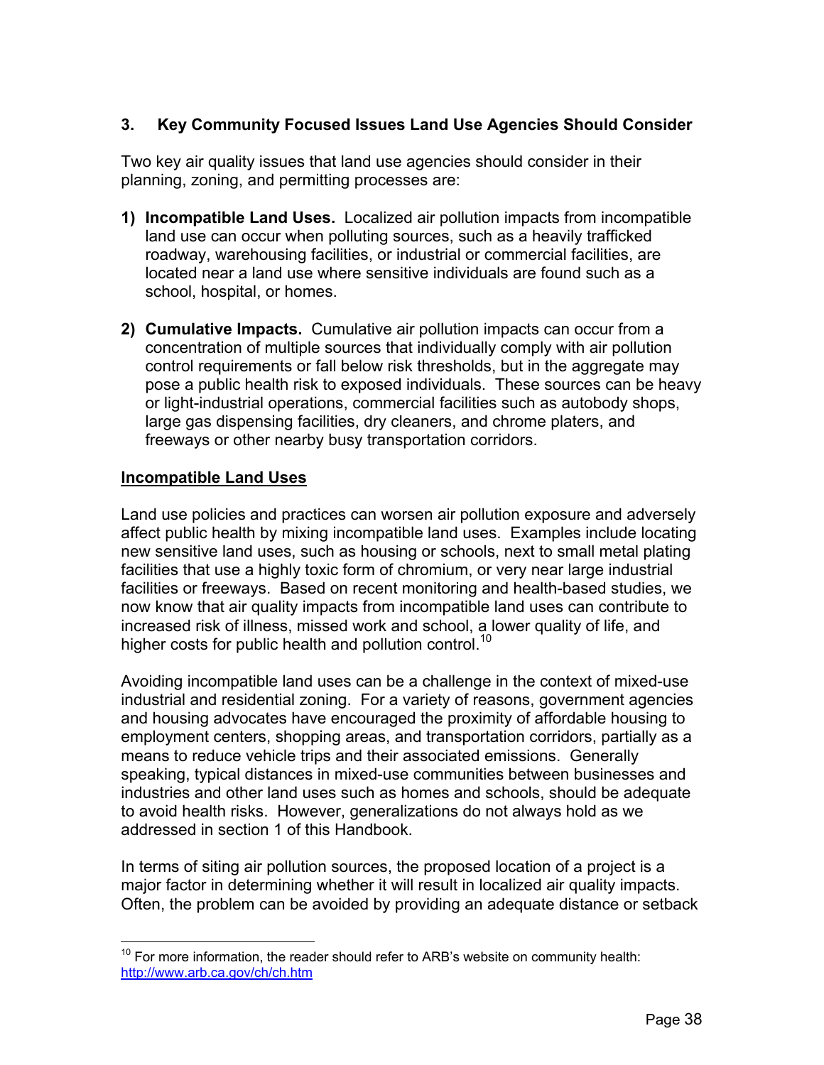## 3. Key Community Focused Issues Land Use Agencies Should Consider

Two key air quality issues that land use agencies should consider in their planning, zoning, and permitting processes are:

1) **Incompatible Land Uses.** Localized air pollution impacts from incompatible land use can occur when polluting sources, such as a heavily trafficked roadway, warehousing facilities, or industrial or commercial facilities, are located near a land use where sensitive individuals are found such as a school, hospital, or homes.

2) **Cumulative Impacts.** Cumulative air pollution impacts can occur from a concentration of multiple sources that individually comply with air pollution control requirements or fall below risk thresholds, but in the aggregate may pose a public health risk to exposed individuals. These sources can be heavy or light-industrial operations, commercial facilities such as autobody shops, large gas dispensing facilities, dry cleaners, and chrome platers, and freeways or other nearby busy transportation corridors.

### Incompatible Land Uses

Land use policies and practices can worsen air pollution exposure and adversely affect public health by mixing incompatible land uses. Examples include locating new sensitive land uses, such as housing or schools, next to small metal plating facilities that use a highly toxic form of chromium, or very near large industrial facilities or freeways. Based on recent monitoring and health-based studies, we now know that air quality impacts from incompatible land uses can contribute to increased risk of illness, missed work and school, a lower quality of life, and higher costs for public health and pollution control.[10]

Avoiding incompatible land uses can be a challenge in the context of mixed-use industrial and residential zoning. For a variety of reasons, government agencies and housing advocates have encouraged the proximity of affordable housing to employment centers, shopping areas, and transportation corridors, partially as a means to reduce vehicle trips and their associated emissions. Generally speaking, typical distances in mixed-use communities between businesses and industries and other land uses such as homes and schools, should be adequate to avoid health risks. However, generalizations do not always hold as we addressed in section 1 of this Handbook.

In terms of siting air pollution sources, the proposed location of a project is a major factor in determining whether it will result in localized air quality impacts. Often, the problem can be avoided by providing an adequate distance or setback

---

[10] For more information, the reader should refer to ARB's website on community health: http://www.arb.ca.gov/ch/ch.htm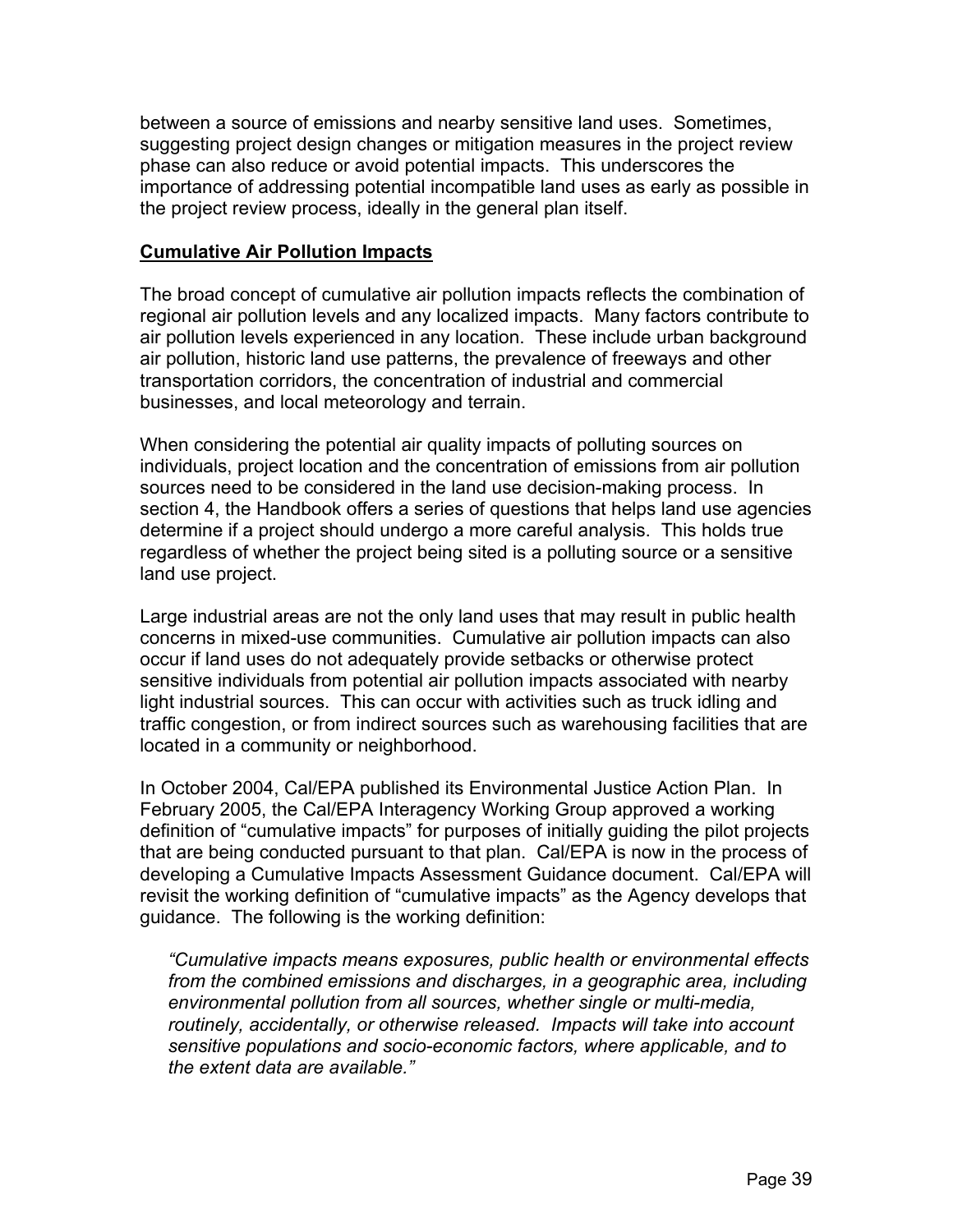between a source of emissions and nearby sensitive land uses. Sometimes, suggesting project design changes or mitigation measures in the project review phase can also reduce or avoid potential impacts. This underscores the importance of addressing potential incompatible land uses as early as possible in the project review process, ideally in the general plan itself.

## Cumulative Air Pollution Impacts

The broad concept of cumulative air pollution impacts reflects the combination of regional air pollution levels and any localized impacts. Many factors contribute to air pollution levels experienced in any location. These include urban background air pollution, historic land use patterns, the prevalence of freeways and other transportation corridors, the concentration of industrial and commercial businesses, and local meteorology and terrain.

When considering the potential air quality impacts of polluting sources on individuals, project location and the concentration of emissions from air pollution sources need to be considered in the land use decision-making process. In section 4, the Handbook offers a series of questions that helps land use agencies determine if a project should undergo a more careful analysis. This holds true regardless of whether the project being sited is a polluting source or a sensitive land use project.

Large industrial areas are not the only land uses that may result in public health concerns in mixed-use communities. Cumulative air pollution impacts can also occur if land uses do not adequately provide setbacks or otherwise protect sensitive individuals from potential air pollution impacts associated with nearby light industrial sources. This can occur with activities such as truck idling and traffic congestion, or from indirect sources such as warehousing facilities that are located in a community or neighborhood.

In October 2004, Cal/EPA published its Environmental Justice Action Plan. In February 2005, the Cal/EPA Interagency Working Group approved a working definition of "cumulative impacts" for purposes of initially guiding the pilot projects that are being conducted pursuant to that plan. Cal/EPA is now in the process of developing a Cumulative Impacts Assessment Guidance document. Cal/EPA will revisit the working definition of "cumulative impacts" as the Agency develops that guidance. The following is the working definition:

> *"Cumulative impacts means exposures, public health or environmental effects from the combined emissions and discharges, in a geographic area, including environmental pollution from all sources, whether single or multi-media, routinely, accidentally, or otherwise released. Impacts will take into account sensitive populations and socio-economic factors, where applicable, and to the extent data are available."*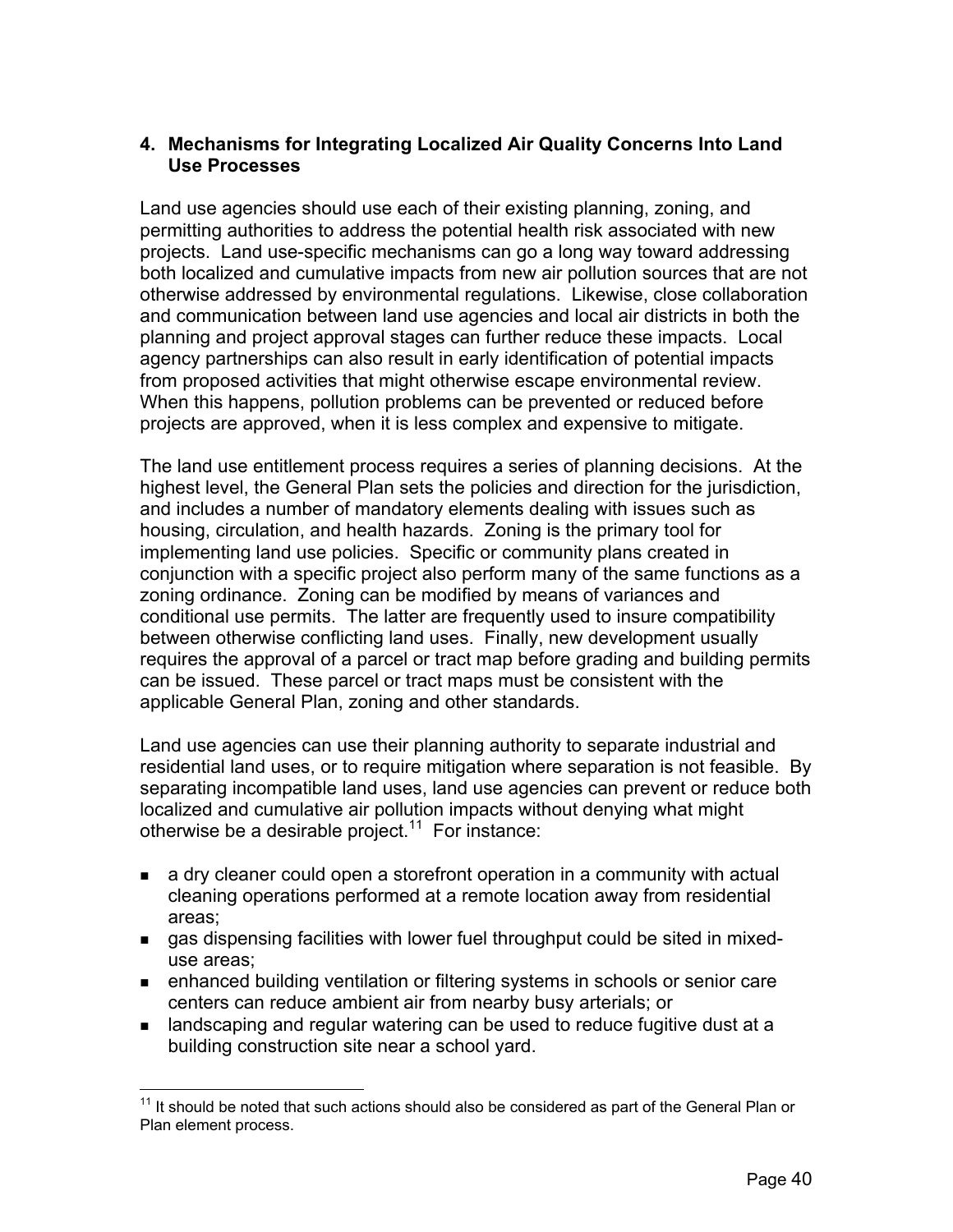## 4. Mechanisms for Integrating Localized Air Quality Concerns Into Land Use Processes

Land use agencies should use each of their existing planning, zoning, and permitting authorities to address the potential health risk associated with new projects. Land use-specific mechanisms can go a long way toward addressing both localized and cumulative impacts from new air pollution sources that are not otherwise addressed by environmental regulations. Likewise, close collaboration and communication between land use agencies and local air districts in both the planning and project approval stages can further reduce these impacts. Local agency partnerships can also result in early identification of potential impacts from proposed activities that might otherwise escape environmental review. When this happens, pollution problems can be prevented or reduced before projects are approved, when it is less complex and expensive to mitigate.

The land use entitlement process requires a series of planning decisions. At the highest level, the General Plan sets the policies and direction for the jurisdiction, and includes a number of mandatory elements dealing with issues such as housing, circulation, and health hazards. Zoning is the primary tool for implementing land use policies. Specific or community plans created in conjunction with a specific project also perform many of the same functions as a zoning ordinance. Zoning can be modified by means of variances and conditional use permits. The latter are frequently used to insure compatibility between otherwise conflicting land uses. Finally, new development usually requires the approval of a parcel or tract map before grading and building permits can be issued. These parcel or tract maps must be consistent with the applicable General Plan, zoning and other standards.

Land use agencies can use their planning authority to separate industrial and residential land uses, or to require mitigation where separation is not feasible. By separating incompatible land uses, land use agencies can prevent or reduce both localized and cumulative air pollution impacts without denying what might otherwise be a desirable project.[11] For instance:

- a dry cleaner could open a storefront operation in a community with actual cleaning operations performed at a remote location away from residential areas;
- gas dispensing facilities with lower fuel throughput could be sited in mixed-use areas;
- enhanced building ventilation or filtering systems in schools or senior care centers can reduce ambient air from nearby busy arterials; or
- landscaping and regular watering can be used to reduce fugitive dust at a building construction site near a school yard.

[11] It should be noted that such actions should also be considered as part of the General Plan or Plan element process.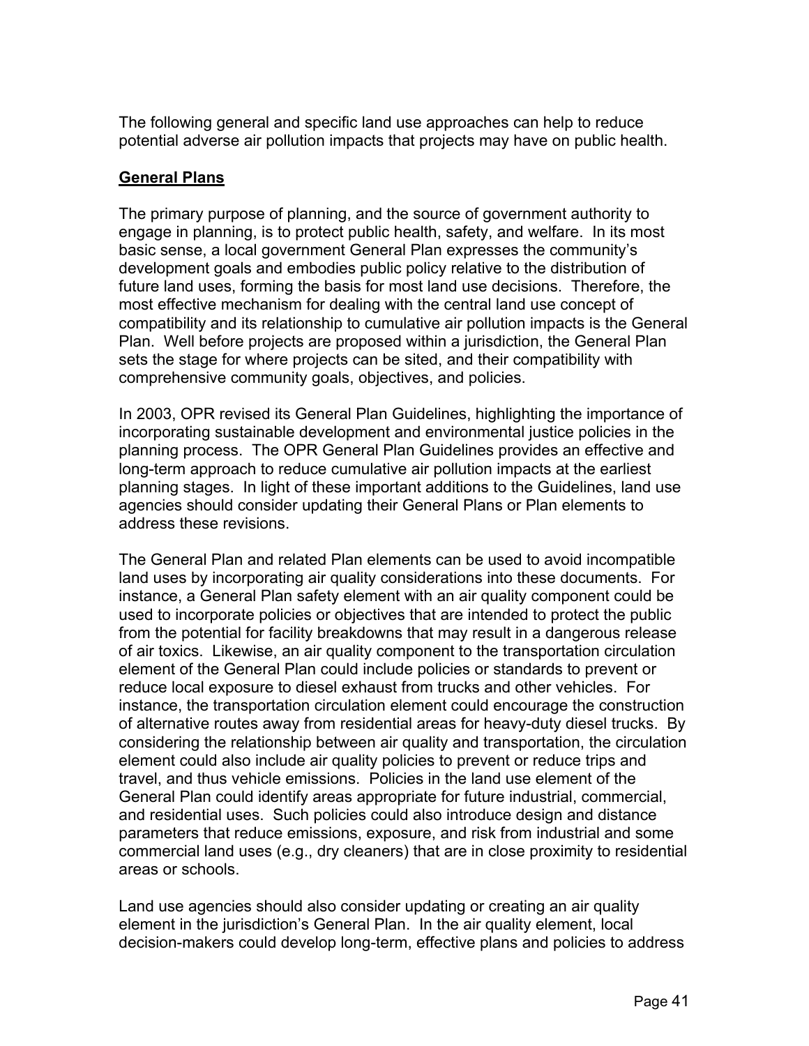The following general and specific land use approaches can help to reduce potential adverse air pollution impacts that projects may have on public health.

## General Plans

The primary purpose of planning, and the source of government authority to engage in planning, is to protect public health, safety, and welfare. In its most basic sense, a local government General Plan expresses the community's development goals and embodies public policy relative to the distribution of future land uses, forming the basis for most land use decisions. Therefore, the most effective mechanism for dealing with the central land use concept of compatibility and its relationship to cumulative air pollution impacts is the General Plan. Well before projects are proposed within a jurisdiction, the General Plan sets the stage for where projects can be sited, and their compatibility with comprehensive community goals, objectives, and policies.

In 2003, OPR revised its General Plan Guidelines, highlighting the importance of incorporating sustainable development and environmental justice policies in the planning process. The OPR General Plan Guidelines provides an effective and long-term approach to reduce cumulative air pollution impacts at the earliest planning stages. In light of these important additions to the Guidelines, land use agencies should consider updating their General Plans or Plan elements to address these revisions.

The General Plan and related Plan elements can be used to avoid incompatible land uses by incorporating air quality considerations into these documents. For instance, a General Plan safety element with an air quality component could be used to incorporate policies or objectives that are intended to protect the public from the potential for facility breakdowns that may result in a dangerous release of air toxics. Likewise, an air quality component to the transportation circulation element of the General Plan could include policies or standards to prevent or reduce local exposure to diesel exhaust from trucks and other vehicles. For instance, the transportation circulation element could encourage the construction of alternative routes away from residential areas for heavy-duty diesel trucks. By considering the relationship between air quality and transportation, the circulation element could also include air quality policies to prevent or reduce trips and travel, and thus vehicle emissions. Policies in the land use element of the General Plan could identify areas appropriate for future industrial, commercial, and residential uses. Such policies could also introduce design and distance parameters that reduce emissions, exposure, and risk from industrial and some commercial land uses (e.g., dry cleaners) that are in close proximity to residential areas or schools.

Land use agencies should also consider updating or creating an air quality element in the jurisdiction's General Plan. In the air quality element, local decision-makers could develop long-term, effective plans and policies to address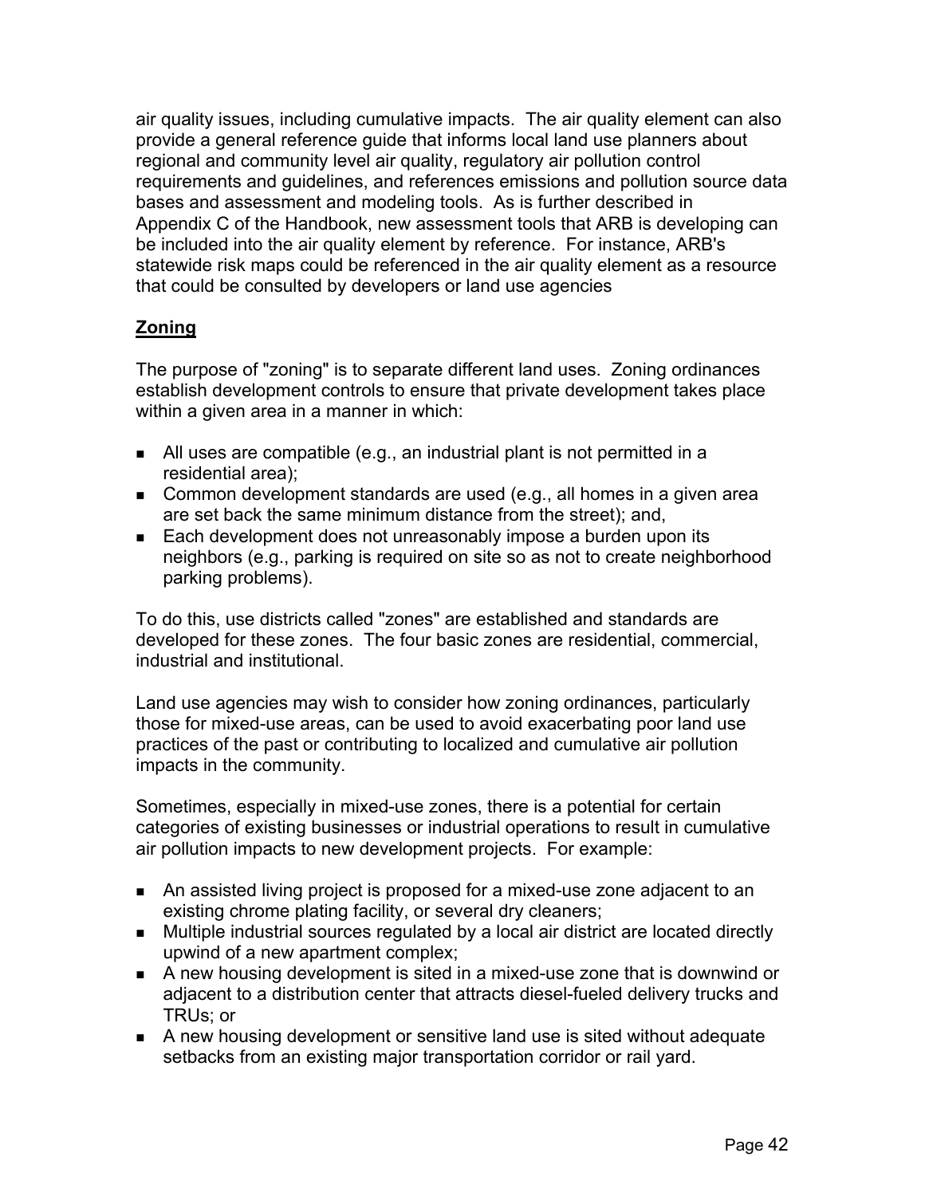air quality issues, including cumulative impacts. The air quality element can also provide a general reference guide that informs local land use planners about regional and community level air quality, regulatory air pollution control requirements and guidelines, and references emissions and pollution source data bases and assessment and modeling tools. As is further described in Appendix C of the Handbook, new assessment tools that ARB is developing can be included into the air quality element by reference. For instance, ARB's statewide risk maps could be referenced in the air quality element as a resource that could be consulted by developers or land use agencies

## Zoning

The purpose of "zoning" is to separate different land uses. Zoning ordinances establish development controls to ensure that private development takes place within a given area in a manner in which:

- All uses are compatible (e.g., an industrial plant is not permitted in a residential area);
- Common development standards are used (e.g., all homes in a given area are set back the same minimum distance from the street); and,
- Each development does not unreasonably impose a burden upon its neighbors (e.g., parking is required on site so as not to create neighborhood parking problems).

To do this, use districts called "zones" are established and standards are developed for these zones. The four basic zones are residential, commercial, industrial and institutional.

Land use agencies may wish to consider how zoning ordinances, particularly those for mixed-use areas, can be used to avoid exacerbating poor land use practices of the past or contributing to localized and cumulative air pollution impacts in the community.

Sometimes, especially in mixed-use zones, there is a potential for certain categories of existing businesses or industrial operations to result in cumulative air pollution impacts to new development projects. For example:

- An assisted living project is proposed for a mixed-use zone adjacent to an existing chrome plating facility, or several dry cleaners;
- Multiple industrial sources regulated by a local air district are located directly upwind of a new apartment complex;
- A new housing development is sited in a mixed-use zone that is downwind or adjacent to a distribution center that attracts diesel-fueled delivery trucks and TRUs; or
- A new housing development or sensitive land use is sited without adequate setbacks from an existing major transportation corridor or rail yard.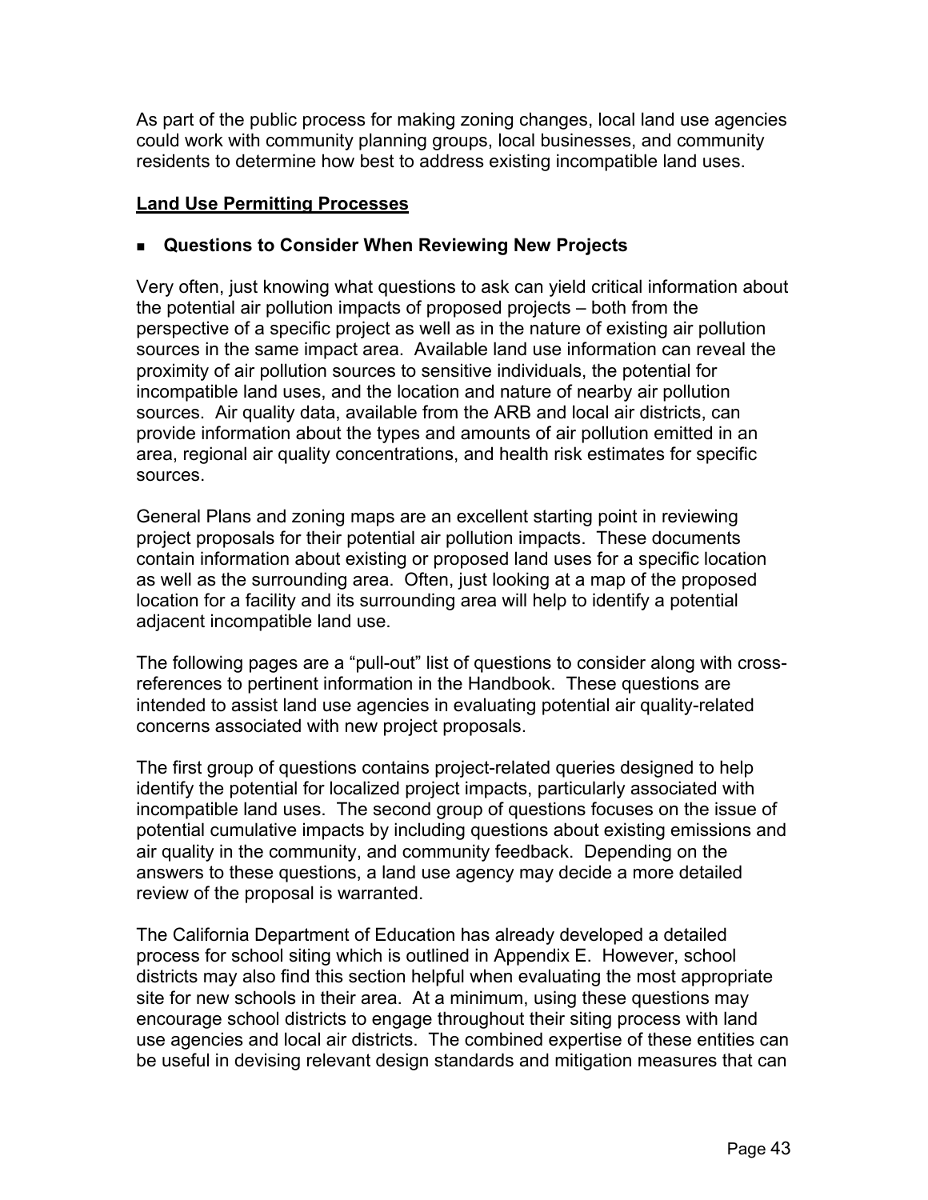As part of the public process for making zoning changes, local land use agencies could work with community planning groups, local businesses, and community residents to determine how best to address existing incompatible land uses.

## Land Use Permitting Processes

### ▪ Questions to Consider When Reviewing New Projects

Very often, just knowing what questions to ask can yield critical information about the potential air pollution impacts of proposed projects – both from the perspective of a specific project as well as in the nature of existing air pollution sources in the same impact area. Available land use information can reveal the proximity of air pollution sources to sensitive individuals, the potential for incompatible land uses, and the location and nature of nearby air pollution sources. Air quality data, available from the ARB and local air districts, can provide information about the types and amounts of air pollution emitted in an area, regional air quality concentrations, and health risk estimates for specific sources.

General Plans and zoning maps are an excellent starting point in reviewing project proposals for their potential air pollution impacts. These documents contain information about existing or proposed land uses for a specific location as well as the surrounding area. Often, just looking at a map of the proposed location for a facility and its surrounding area will help to identify a potential adjacent incompatible land use.

The following pages are a "pull-out" list of questions to consider along with cross-references to pertinent information in the Handbook. These questions are intended to assist land use agencies in evaluating potential air quality-related concerns associated with new project proposals.

The first group of questions contains project-related queries designed to help identify the potential for localized project impacts, particularly associated with incompatible land uses. The second group of questions focuses on the issue of potential cumulative impacts by including questions about existing emissions and air quality in the community, and community feedback. Depending on the answers to these questions, a land use agency may decide a more detailed review of the proposal is warranted.

The California Department of Education has already developed a detailed process for school siting which is outlined in Appendix E. However, school districts may also find this section helpful when evaluating the most appropriate site for new schools in their area. At a minimum, using these questions may encourage school districts to engage throughout their siting process with land use agencies and local air districts. The combined expertise of these entities can be useful in devising relevant design standards and mitigation measures that can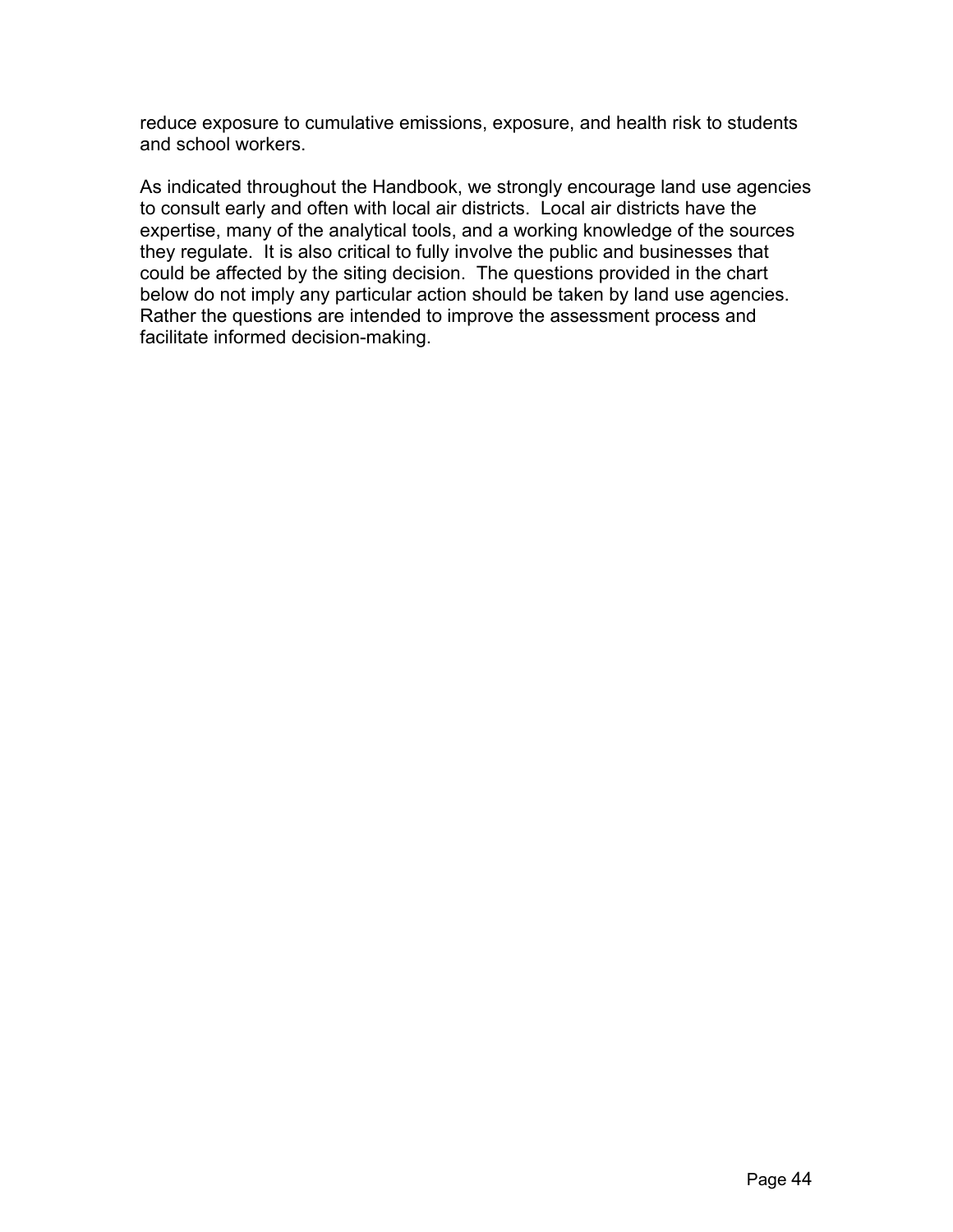reduce exposure to cumulative emissions, exposure, and health risk to students and school workers.

As indicated throughout the Handbook, we strongly encourage land use agencies to consult early and often with local air districts. Local air districts have the expertise, many of the analytical tools, and a working knowledge of the sources they regulate. It is also critical to fully involve the public and businesses that could be affected by the siting decision. The questions provided in the chart below do not imply any particular action should be taken by land use agencies. Rather the questions are intended to improve the assessment process and facilitate informed decision-making.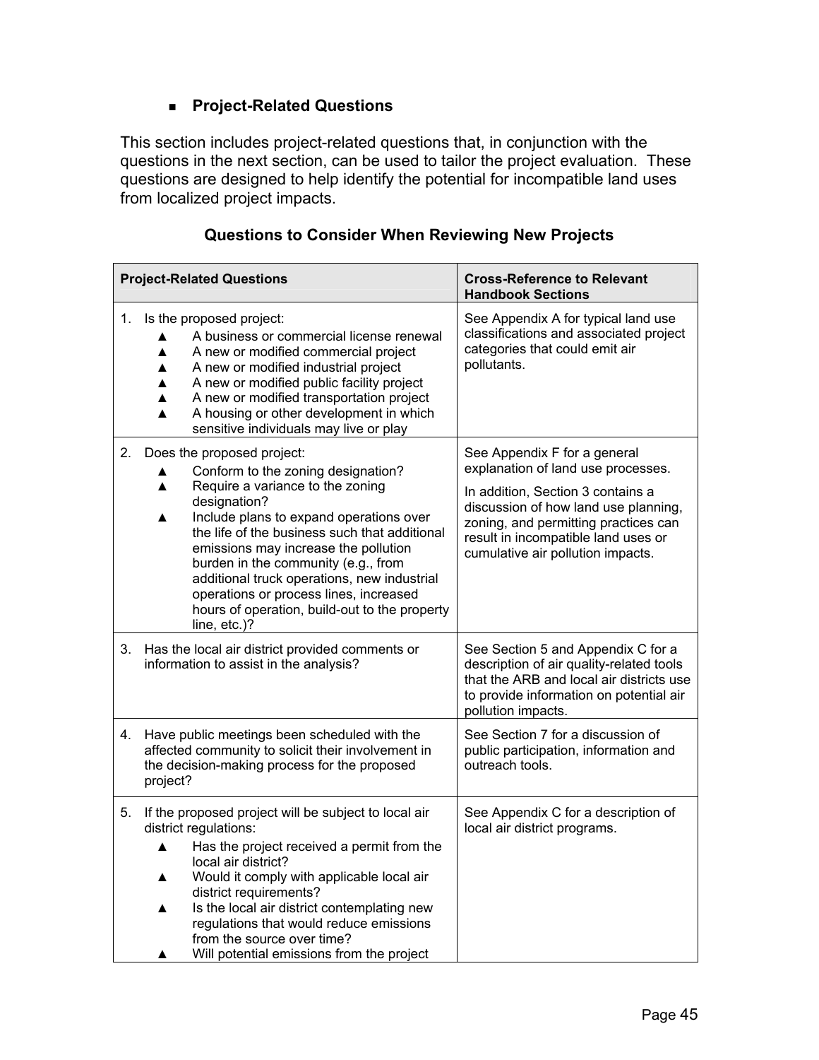- **Project-Related Questions**

This section includes project-related questions that, in conjunction with the questions in the next section, can be used to tailor the project evaluation. These questions are designed to help identify the potential for incompatible land uses from localized project impacts.

### Questions to Consider When Reviewing New Projects

| Project-Related Questions | Cross-Reference to Relevant Handbook Sections |
|---|---|
| 1. Is the proposed project:<br>▲ A business or commercial license renewal<br>▲ A new or modified commercial project<br>▲ A new or modified industrial project<br>▲ A new or modified public facility project<br>▲ A new or modified transportation project<br>▲ A housing or other development in which sensitive individuals may live or play | See Appendix A for typical land use classifications and associated project categories that could emit air pollutants. |
| 2. Does the proposed project:<br>▲ Conform to the zoning designation?<br>▲ Require a variance to the zoning designation?<br>▲ Include plans to expand operations over the life of the business such that additional emissions may increase the pollution burden in the community (e.g., from additional truck operations, new industrial operations or process lines, increased hours of operation, build-out to the property line, etc.)? | See Appendix F for a general explanation of land use processes.<br><br>In addition, Section 3 contains a discussion of how land use planning, zoning, and permitting practices can result in incompatible land uses or cumulative air pollution impacts. |
| 3. Has the local air district provided comments or information to assist in the analysis? | See Section 5 and Appendix C for a description of air quality-related tools that the ARB and local air districts use to provide information on potential air pollution impacts. |
| 4. Have public meetings been scheduled with the affected community to solicit their involvement in the decision-making process for the proposed project? | See Section 7 for a discussion of public participation, information and outreach tools. |
| 5. If the proposed project will be subject to local air district regulations:<br>▲ Has the project received a permit from the local air district?<br>▲ Would it comply with applicable local air district requirements?<br>▲ Is the local air district contemplating new regulations that would reduce emissions from the source over time?<br>▲ Will potential emissions from the project | See Appendix C for a description of local air district programs. |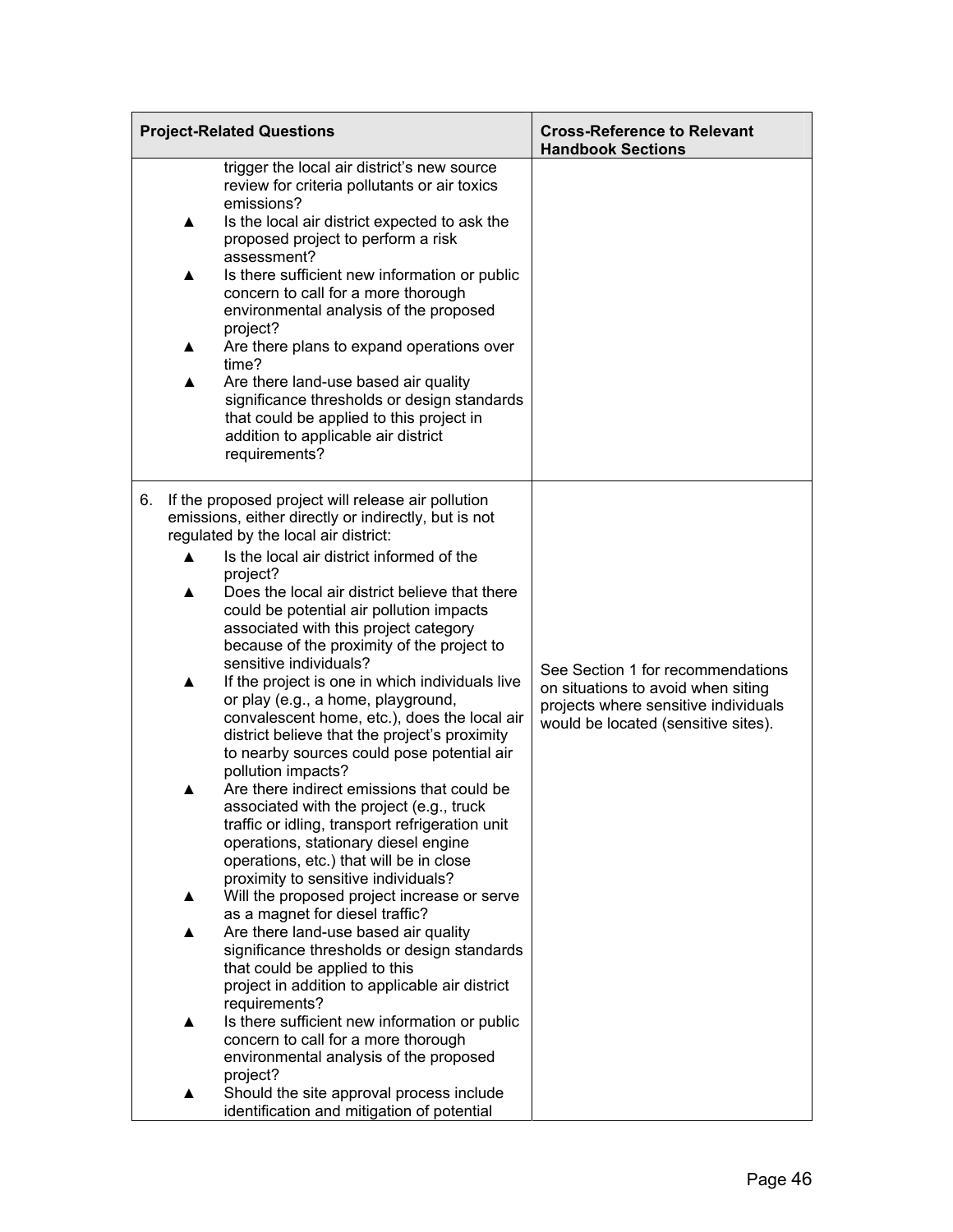| Project-Related Questions | Cross-Reference to Relevant Handbook Sections |
|---|---|
| trigger the local air district's new source review for criteria pollutants or air toxics emissions?<br>▲ Is the local air district expected to ask the proposed project to perform a risk assessment?<br>▲ Is there sufficient new information or public concern to call for a more thorough environmental analysis of the proposed project?<br>▲ Are there plans to expand operations over time?<br>▲ Are there land-use based air quality significance thresholds or design standards that could be applied to this project in addition to applicable air district requirements? | |
| 6. If the proposed project will release air pollution emissions, either directly or indirectly, but is not regulated by the local air district:<br>▲ Is the local air district informed of the project?<br>▲ Does the local air district believe that there could be potential air pollution impacts associated with this project category because of the proximity of the project to sensitive individuals?<br>▲ If the project is one in which individuals live or play (e.g., a home, playground, convalescent home, etc.), does the local air district believe that the project's proximity to nearby sources could pose potential air pollution impacts?<br>▲ Are there indirect emissions that could be associated with the project (e.g., truck traffic or idling, transport refrigeration unit operations, stationary diesel engine operations, etc.) that will be in close proximity to sensitive individuals?<br>▲ Will the proposed project increase or serve as a magnet for diesel traffic?<br>▲ Are there land-use based air quality significance thresholds or design standards that could be applied to this project in addition to applicable air district requirements?<br>▲ Is there sufficient new information or public concern to call for a more thorough environmental analysis of the proposed project?<br>▲ Should the site approval process include identification and mitigation of potential | See Section 1 for recommendations on situations to avoid when siting projects where sensitive individuals would be located (sensitive sites). |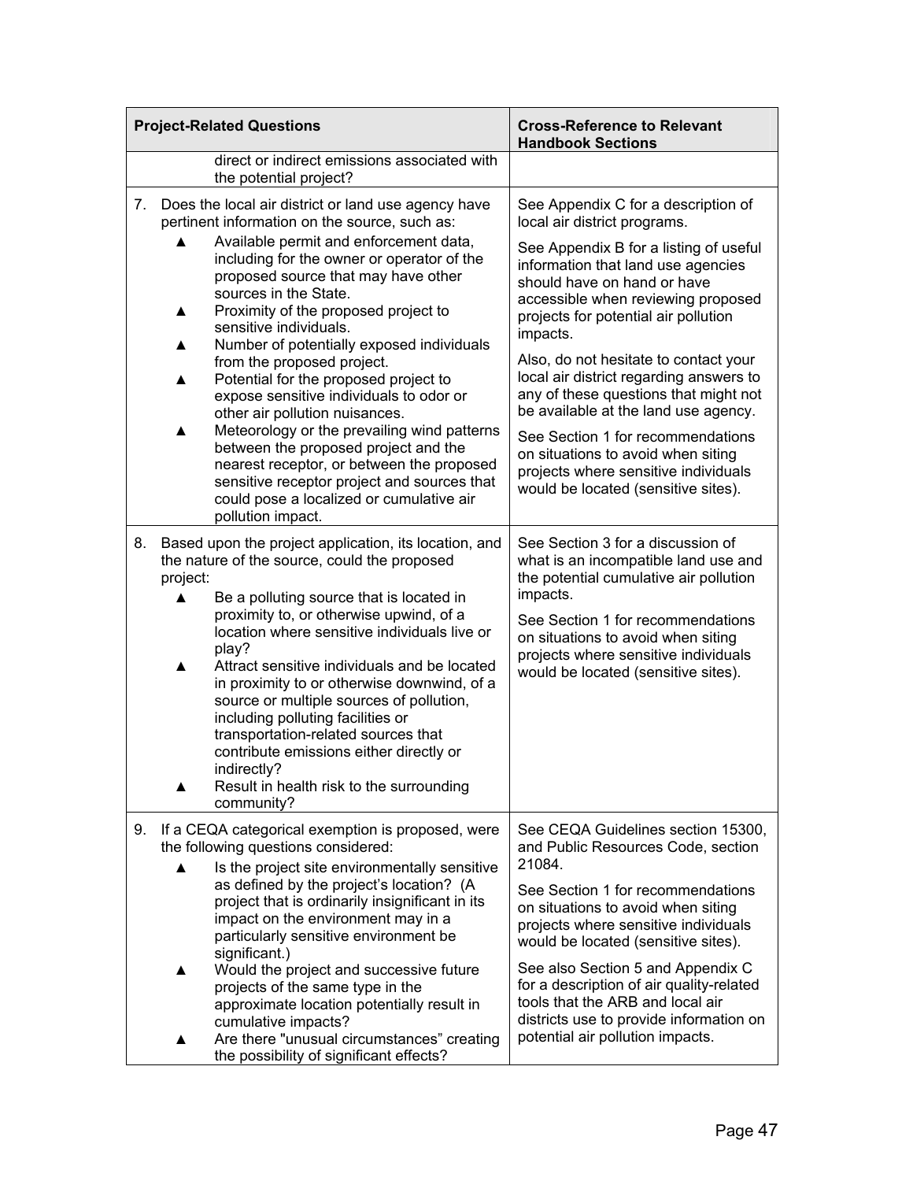| Project-Related Questions | Cross-Reference to Relevant Handbook Sections |
|---|---|
| direct or indirect emissions associated with the potential project? | |
| 7. Does the local air district or land use agency have pertinent information on the source, such as:<br>▲ Available permit and enforcement data, including for the owner or operator of the proposed source that may have other sources in the State.<br>▲ Proximity of the proposed project to sensitive individuals.<br>▲ Number of potentially exposed individuals from the proposed project.<br>▲ Potential for the proposed project to expose sensitive individuals to odor or other air pollution nuisances.<br>▲ Meteorology or the prevailing wind patterns between the proposed project and the nearest receptor, or between the proposed sensitive receptor project and sources that could pose a localized or cumulative air pollution impact. | See Appendix C for a description of local air district programs.<br><br>See Appendix B for a listing of useful information that land use agencies should have on hand or have accessible when reviewing proposed projects for potential air pollution impacts.<br><br>Also, do not hesitate to contact your local air district regarding answers to any of these questions that might not be available at the land use agency.<br><br>See Section 1 for recommendations on situations to avoid when siting projects where sensitive individuals would be located (sensitive sites). |
| 8. Based upon the project application, its location, and the nature of the source, could the proposed project:<br>▲ Be a polluting source that is located in proximity to, or otherwise upwind, of a location where sensitive individuals live or play?<br>▲ Attract sensitive individuals and be located in proximity to or otherwise downwind, of a source or multiple sources of pollution, including polluting facilities or transportation-related sources that contribute emissions either directly or indirectly?<br>▲ Result in health risk to the surrounding community? | See Section 3 for a discussion of what is an incompatible land use and the potential cumulative air pollution impacts.<br><br>See Section 1 for recommendations on situations to avoid when siting projects where sensitive individuals would be located (sensitive sites). |
| 9. If a CEQA categorical exemption is proposed, were the following questions considered:<br>▲ Is the project site environmentally sensitive as defined by the project's location? (A project that is ordinarily insignificant in its impact on the environment may in a particularly sensitive environment be significant.)<br>▲ Would the project and successive future projects of the same type in the approximate location potentially result in cumulative impacts?<br>▲ Are there "unusual circumstances" creating the possibility of significant effects? | See CEQA Guidelines section 15300, and Public Resources Code, section 21084.<br><br>See Section 1 for recommendations on situations to avoid when siting projects where sensitive individuals would be located (sensitive sites).<br><br>See also Section 5 and Appendix C for a description of air quality-related tools that the ARB and local air districts use to provide information on potential air pollution impacts. |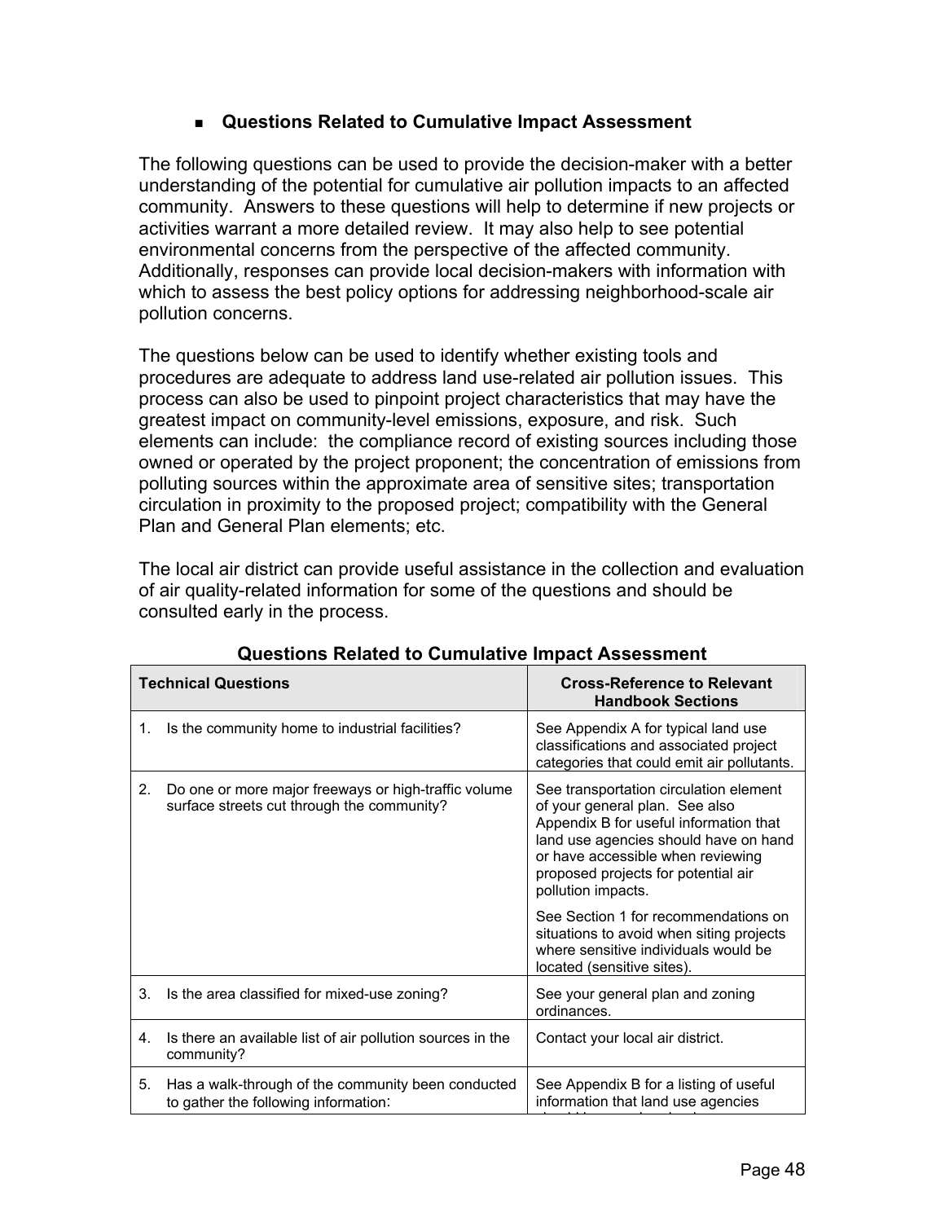- **Questions Related to Cumulative Impact Assessment**

The following questions can be used to provide the decision-maker with a better understanding of the potential for cumulative air pollution impacts to an affected community. Answers to these questions will help to determine if new projects or activities warrant a more detailed review. It may also help to see potential environmental concerns from the perspective of the affected community. Additionally, responses can provide local decision-makers with information with which to assess the best policy options for addressing neighborhood-scale air pollution concerns.

The questions below can be used to identify whether existing tools and procedures are adequate to address land use-related air pollution issues. This process can also be used to pinpoint project characteristics that may have the greatest impact on community-level emissions, exposure, and risk. Such elements can include: the compliance record of existing sources including those owned or operated by the project proponent; the concentration of emissions from polluting sources within the approximate area of sensitive sites; transportation circulation in proximity to the proposed project; compatibility with the General Plan and General Plan elements; etc.

The local air district can provide useful assistance in the collection and evaluation of air quality-related information for some of the questions and should be consulted early in the process.

**Questions Related to Cumulative Impact Assessment**

| Technical Questions | Cross-Reference to Relevant Handbook Sections |
|---|---|
| 1. Is the community home to industrial facilities? | See Appendix A for typical land use classifications and associated project categories that could emit air pollutants. |
| 2. Do one or more major freeways or high-traffic volume surface streets cut through the community? | See transportation circulation element of your general plan. See also Appendix B for useful information that land use agencies should have on hand or have accessible when reviewing proposed projects for potential air pollution impacts.<br><br>See Section 1 for recommendations on situations to avoid when siting projects where sensitive individuals would be located (sensitive sites). |
| 3. Is the area classified for mixed-use zoning? | See your general plan and zoning ordinances. |
| 4. Is there an available list of air pollution sources in the community? | Contact your local air district. |
| 5. Has a walk-through of the community been conducted to gather the following information: | See Appendix B for a listing of useful information that land use agencies |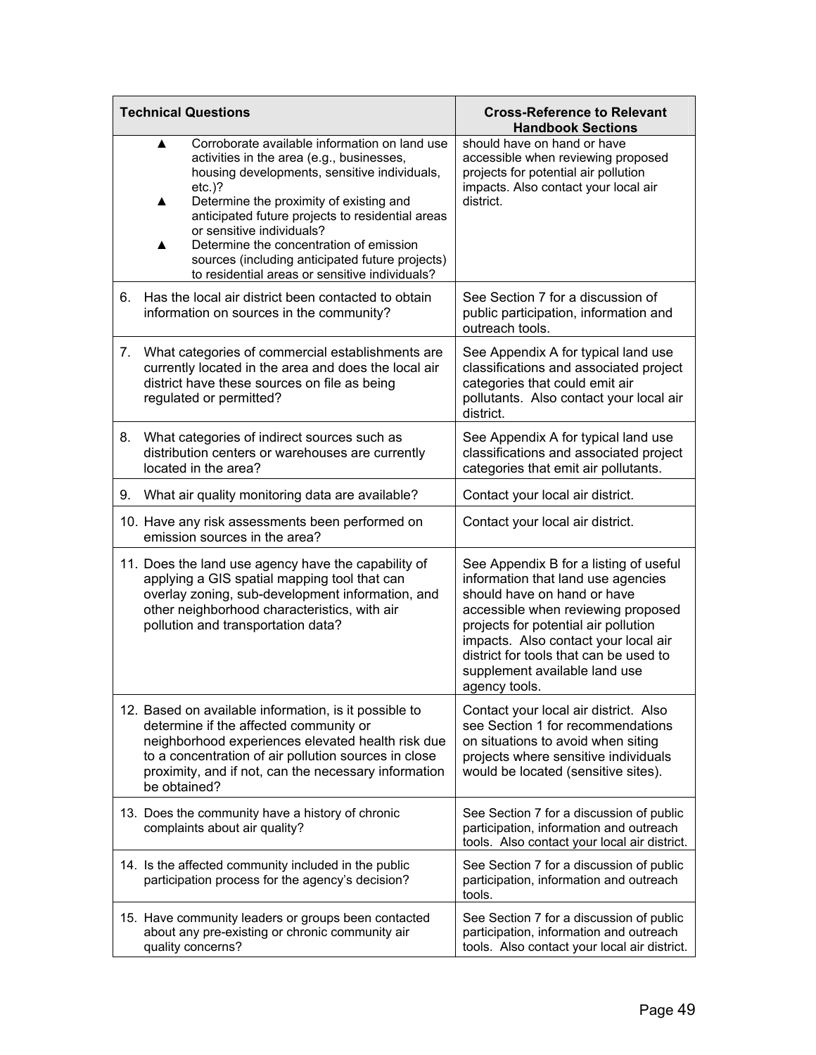| Technical Questions | Cross-Reference to Relevant Handbook Sections |
|---|---|
| ▲ Corroborate available information on land use activities in the area (e.g., businesses, housing developments, sensitive individuals, etc.)?<br>▲ Determine the proximity of existing and anticipated future projects to residential areas or sensitive individuals?<br>▲ Determine the concentration of emission sources (including anticipated future projects) to residential areas or sensitive individuals? | should have on hand or have accessible when reviewing proposed projects for potential air pollution impacts. Also contact your local air district. |
| 6. Has the local air district been contacted to obtain information on sources in the community? | See Section 7 for a discussion of public participation, information and outreach tools. |
| 7. What categories of commercial establishments are currently located in the area and does the local air district have these sources on file as being regulated or permitted? | See Appendix A for typical land use classifications and associated project categories that could emit air pollutants. Also contact your local air district. |
| 8. What categories of indirect sources such as distribution centers or warehouses are currently located in the area? | See Appendix A for typical land use classifications and associated project categories that emit air pollutants. |
| 9. What air quality monitoring data are available? | Contact your local air district. |
| 10. Have any risk assessments been performed on emission sources in the area? | Contact your local air district. |
| 11. Does the land use agency have the capability of applying a GIS spatial mapping tool that can overlay zoning, sub-development information, and other neighborhood characteristics, with air pollution and transportation data? | See Appendix B for a listing of useful information that land use agencies should have on hand or have accessible when reviewing proposed projects for potential air pollution impacts. Also contact your local air district for tools that can be used to supplement available land use agency tools. |
| 12. Based on available information, is it possible to determine if the affected community or neighborhood experiences elevated health risk due to a concentration of air pollution sources in close proximity, and if not, can the necessary information be obtained? | Contact your local air district. Also see Section 1 for recommendations on situations to avoid when siting projects where sensitive individuals would be located (sensitive sites). |
| 13. Does the community have a history of chronic complaints about air quality? | See Section 7 for a discussion of public participation, information and outreach tools. Also contact your local air district. |
| 14. Is the affected community included in the public participation process for the agency's decision? | See Section 7 for a discussion of public participation, information and outreach tools. |
| 15. Have community leaders or groups been contacted about any pre-existing or chronic community air quality concerns? | See Section 7 for a discussion of public participation, information and outreach tools. Also contact your local air district. |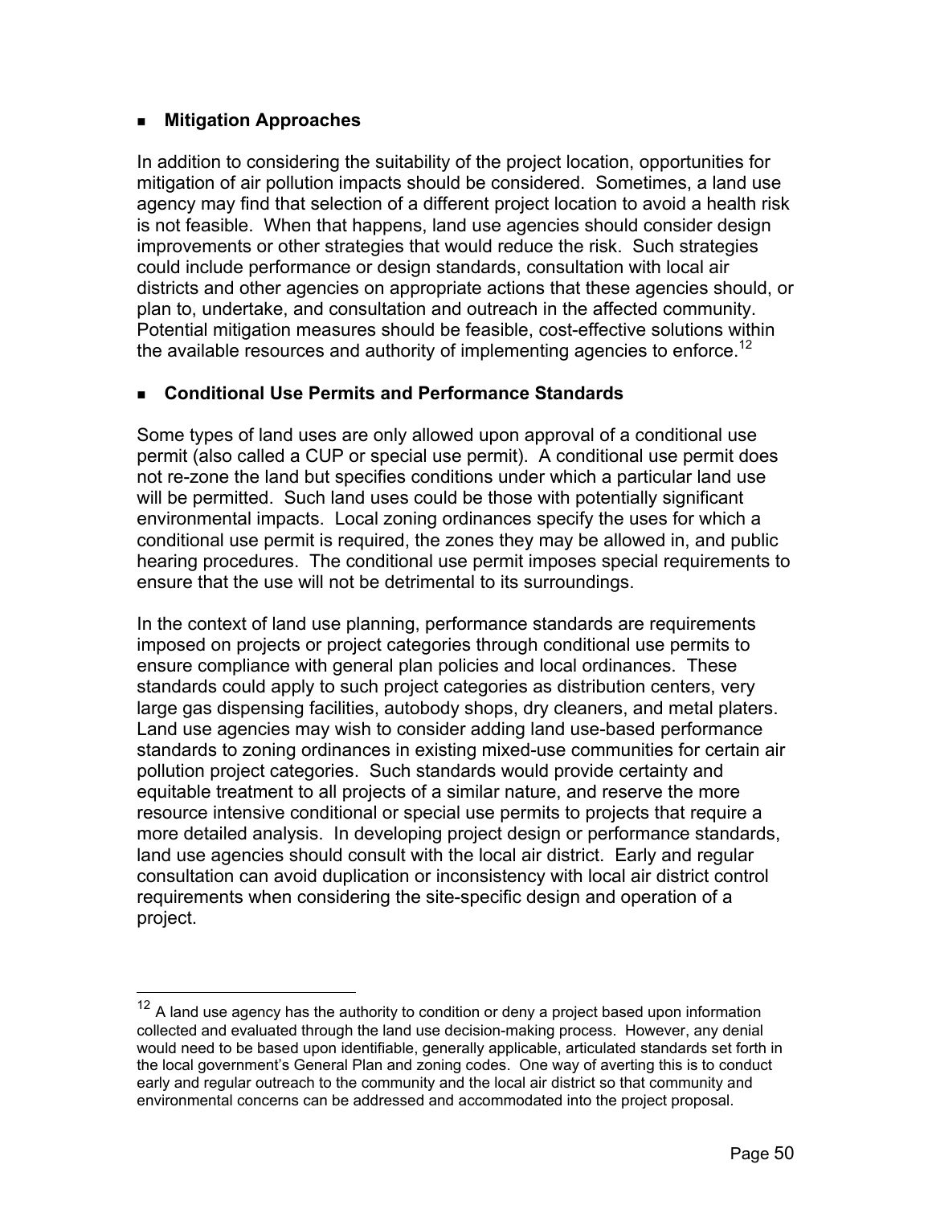- **Mitigation Approaches**

In addition to considering the suitability of the project location, opportunities for mitigation of air pollution impacts should be considered. Sometimes, a land use agency may find that selection of a different project location to avoid a health risk is not feasible. When that happens, land use agencies should consider design improvements or other strategies that would reduce the risk. Such strategies could include performance or design standards, consultation with local air districts and other agencies on appropriate actions that these agencies should, or plan to, undertake, and consultation and outreach in the affected community. Potential mitigation measures should be feasible, cost-effective solutions within the available resources and authority of implementing agencies to enforce.[12]

- **Conditional Use Permits and Performance Standards**

Some types of land uses are only allowed upon approval of a conditional use permit (also called a CUP or special use permit). A conditional use permit does not re-zone the land but specifies conditions under which a particular land use will be permitted. Such land uses could be those with potentially significant environmental impacts. Local zoning ordinances specify the uses for which a conditional use permit is required, the zones they may be allowed in, and public hearing procedures. The conditional use permit imposes special requirements to ensure that the use will not be detrimental to its surroundings.

In the context of land use planning, performance standards are requirements imposed on projects or project categories through conditional use permits to ensure compliance with general plan policies and local ordinances. These standards could apply to such project categories as distribution centers, very large gas dispensing facilities, autobody shops, dry cleaners, and metal platers. Land use agencies may wish to consider adding land use-based performance standards to zoning ordinances in existing mixed-use communities for certain air pollution project categories. Such standards would provide certainty and equitable treatment to all projects of a similar nature, and reserve the more resource intensive conditional or special use permits to projects that require a more detailed analysis. In developing project design or performance standards, land use agencies should consult with the local air district. Early and regular consultation can avoid duplication or inconsistency with local air district control requirements when considering the site-specific design and operation of a project.

---

[12] A land use agency has the authority to condition or deny a project based upon information collected and evaluated through the land use decision-making process. However, any denial would need to be based upon identifiable, generally applicable, articulated standards set forth in the local government's General Plan and zoning codes. One way of averting this is to conduct early and regular outreach to the community and the local air district so that community and environmental concerns can be addressed and accommodated into the project proposal.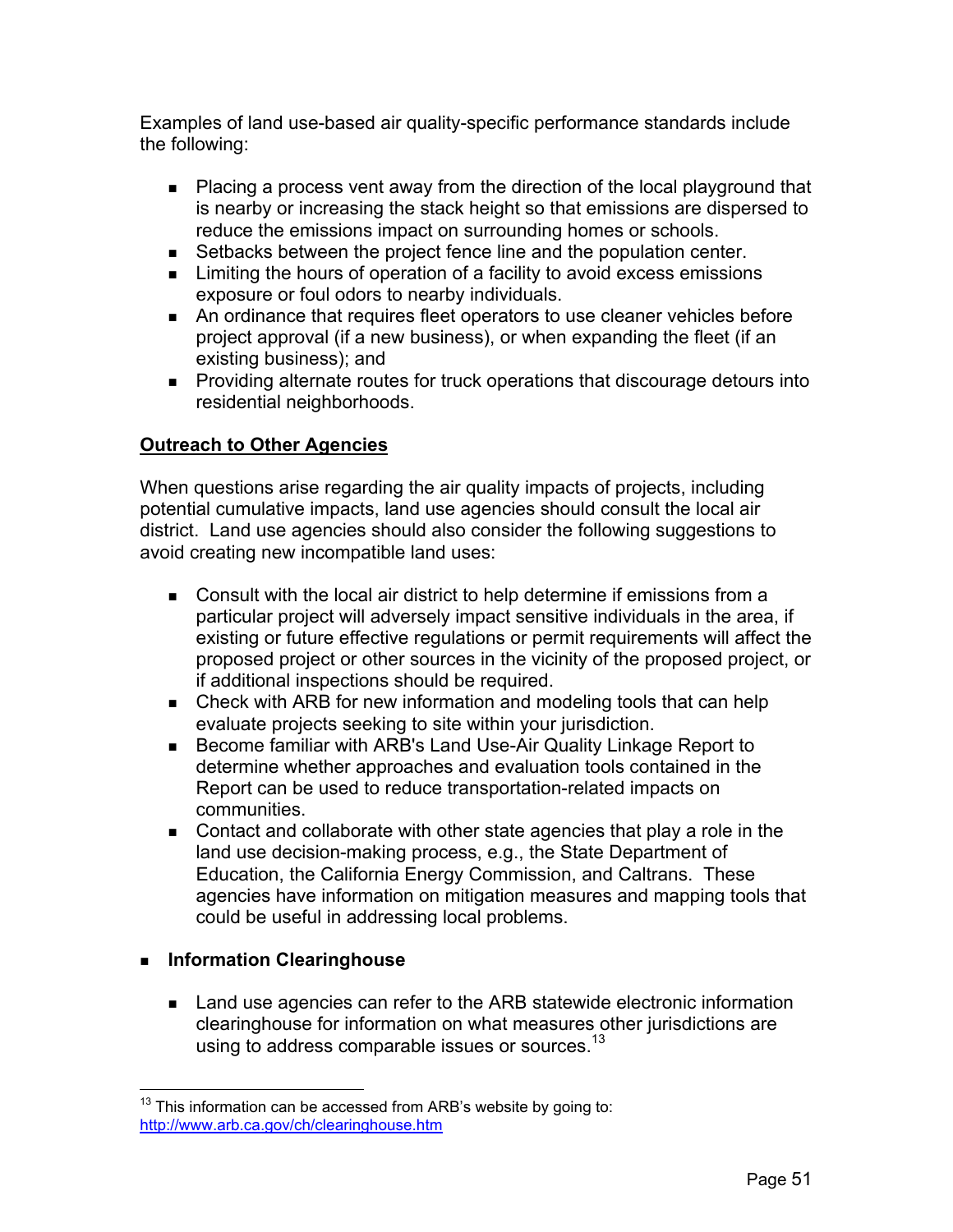Examples of land use-based air quality-specific performance standards include the following:

- Placing a process vent away from the direction of the local playground that is nearby or increasing the stack height so that emissions are dispersed to reduce the emissions impact on surrounding homes or schools.
- Setbacks between the project fence line and the population center.
- Limiting the hours of operation of a facility to avoid excess emissions exposure or foul odors to nearby individuals.
- An ordinance that requires fleet operators to use cleaner vehicles before project approval (if a new business), or when expanding the fleet (if an existing business); and
- Providing alternate routes for truck operations that discourage detours into residential neighborhoods.

**Outreach to Other Agencies**

When questions arise regarding the air quality impacts of projects, including potential cumulative impacts, land use agencies should consult the local air district. Land use agencies should also consider the following suggestions to avoid creating new incompatible land uses:

- Consult with the local air district to help determine if emissions from a particular project will adversely impact sensitive individuals in the area, if existing or future effective regulations or permit requirements will affect the proposed project or other sources in the vicinity of the proposed project, or if additional inspections should be required.
- Check with ARB for new information and modeling tools that can help evaluate projects seeking to site within your jurisdiction.
- Become familiar with ARB's Land Use-Air Quality Linkage Report to determine whether approaches and evaluation tools contained in the Report can be used to reduce transportation-related impacts on communities.
- Contact and collaborate with other state agencies that play a role in the land use decision-making process, e.g., the State Department of Education, the California Energy Commission, and Caltrans. These agencies have information on mitigation measures and mapping tools that could be useful in addressing local problems.

- **Information Clearinghouse**

  - Land use agencies can refer to the ARB statewide electronic information clearinghouse for information on what measures other jurisdictions are using to address comparable issues or sources.[13]

[13] This information can be accessed from ARB's website by going to: http://www.arb.ca.gov/ch/clearinghouse.htm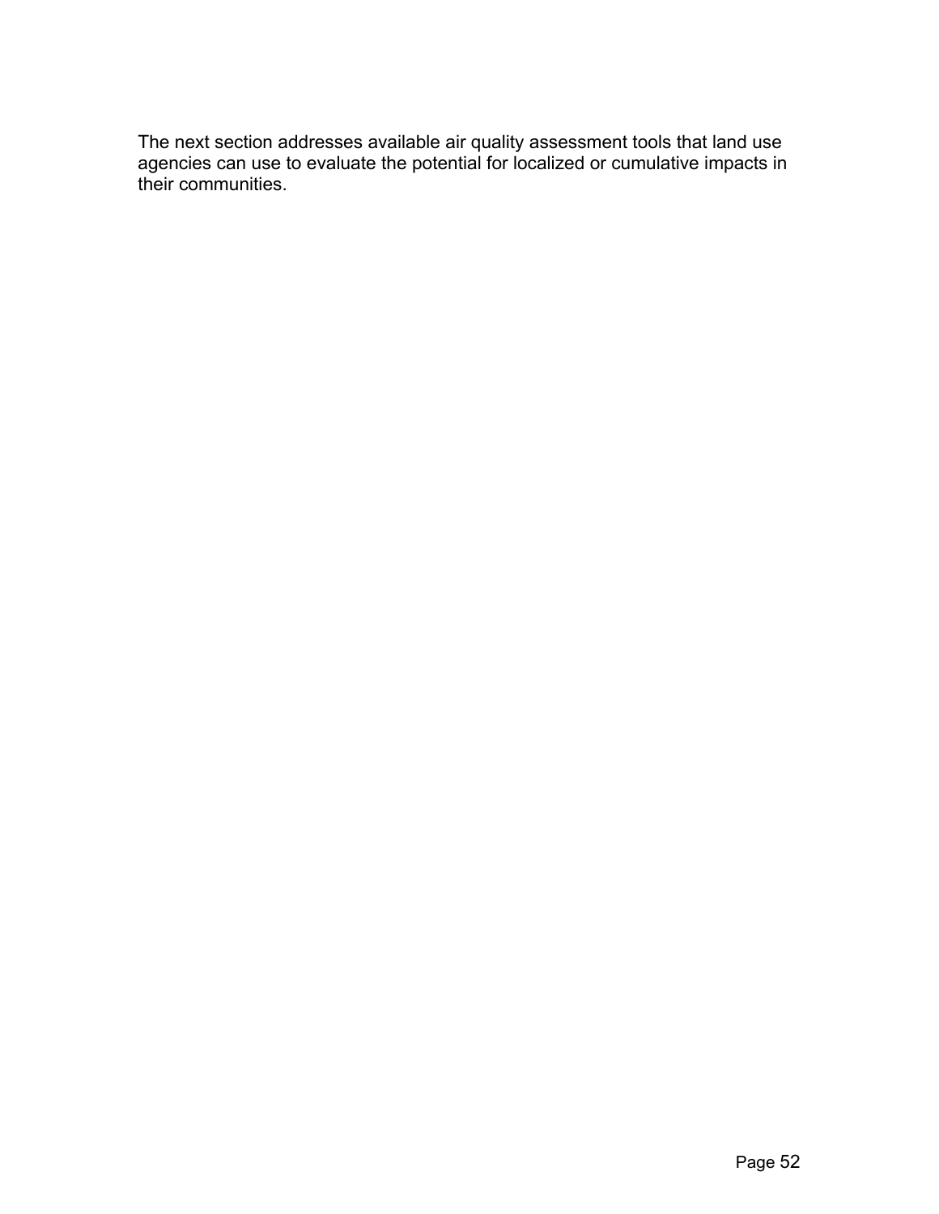The next section addresses available air quality assessment tools that land use agencies can use to evaluate the potential for localized or cumulative impacts in their communities.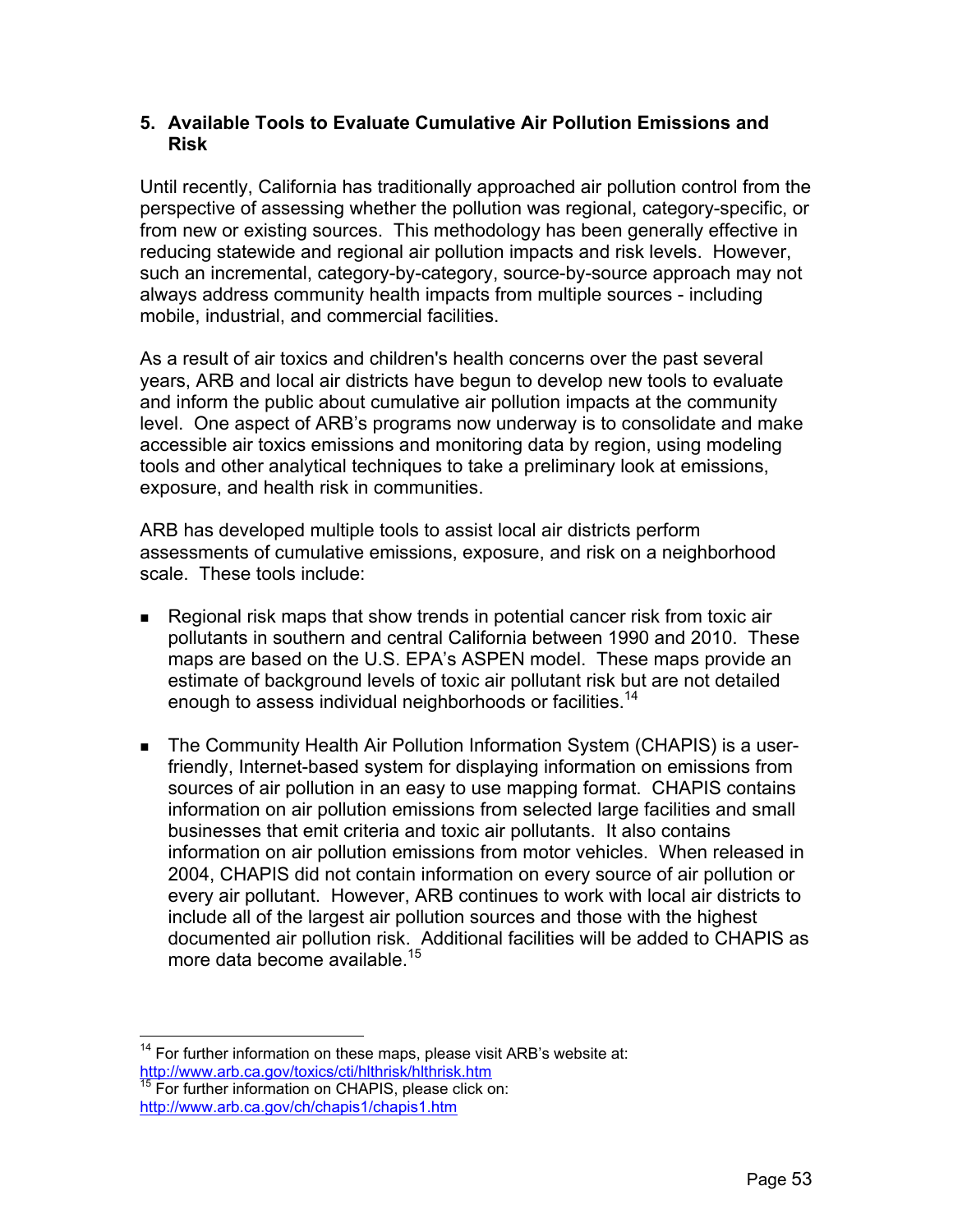## 5. Available Tools to Evaluate Cumulative Air Pollution Emissions and Risk

Until recently, California has traditionally approached air pollution control from the perspective of assessing whether the pollution was regional, category-specific, or from new or existing sources. This methodology has been generally effective in reducing statewide and regional air pollution impacts and risk levels. However, such an incremental, category-by-category, source-by-source approach may not always address community health impacts from multiple sources - including mobile, industrial, and commercial facilities.

As a result of air toxics and children's health concerns over the past several years, ARB and local air districts have begun to develop new tools to evaluate and inform the public about cumulative air pollution impacts at the community level. One aspect of ARB's programs now underway is to consolidate and make accessible air toxics emissions and monitoring data by region, using modeling tools and other analytical techniques to take a preliminary look at emissions, exposure, and health risk in communities.

ARB has developed multiple tools to assist local air districts perform assessments of cumulative emissions, exposure, and risk on a neighborhood scale. These tools include:

- Regional risk maps that show trends in potential cancer risk from toxic air pollutants in southern and central California between 1990 and 2010. These maps are based on the U.S. EPA's ASPEN model. These maps provide an estimate of background levels of toxic air pollutant risk but are not detailed enough to assess individual neighborhoods or facilities.[14]

- The Community Health Air Pollution Information System (CHAPIS) is a user-friendly, Internet-based system for displaying information on emissions from sources of air pollution in an easy to use mapping format. CHAPIS contains information on air pollution emissions from selected large facilities and small businesses that emit criteria and toxic air pollutants. It also contains information on air pollution emissions from motor vehicles. When released in 2004, CHAPIS did not contain information on every source of air pollution or every air pollutant. However, ARB continues to work with local air districts to include all of the largest air pollution sources and those with the highest documented air pollution risk. Additional facilities will be added to CHAPIS as more data become available.[15]

---

[14] For further information on these maps, please visit ARB's website at: http://www.arb.ca.gov/toxics/cti/hlthrisk/hlthrisk.htm

[15] For further information on CHAPIS, please click on: http://www.arb.ca.gov/ch/chapis1/chapis1.htm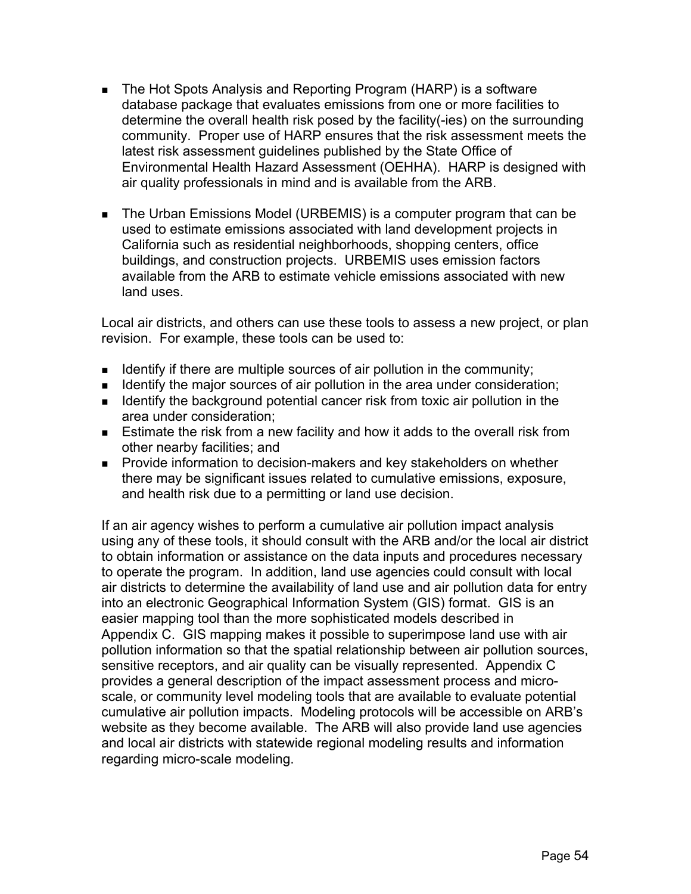- The Hot Spots Analysis and Reporting Program (HARP) is a software database package that evaluates emissions from one or more facilities to determine the overall health risk posed by the facility(-ies) on the surrounding community. Proper use of HARP ensures that the risk assessment meets the latest risk assessment guidelines published by the State Office of Environmental Health Hazard Assessment (OEHHA). HARP is designed with air quality professionals in mind and is available from the ARB.

- The Urban Emissions Model (URBEMIS) is a computer program that can be used to estimate emissions associated with land development projects in California such as residential neighborhoods, shopping centers, office buildings, and construction projects. URBEMIS uses emission factors available from the ARB to estimate vehicle emissions associated with new land uses.

Local air districts, and others can use these tools to assess a new project, or plan revision. For example, these tools can be used to:

- Identify if there are multiple sources of air pollution in the community;
- Identify the major sources of air pollution in the area under consideration;
- Identify the background potential cancer risk from toxic air pollution in the area under consideration;
- Estimate the risk from a new facility and how it adds to the overall risk from other nearby facilities; and
- Provide information to decision-makers and key stakeholders on whether there may be significant issues related to cumulative emissions, exposure, and health risk due to a permitting or land use decision.

If an air agency wishes to perform a cumulative air pollution impact analysis using any of these tools, it should consult with the ARB and/or the local air district to obtain information or assistance on the data inputs and procedures necessary to operate the program. In addition, land use agencies could consult with local air districts to determine the availability of land use and air pollution data for entry into an electronic Geographical Information System (GIS) format. GIS is an easier mapping tool than the more sophisticated models described in Appendix C. GIS mapping makes it possible to superimpose land use with air pollution information so that the spatial relationship between air pollution sources, sensitive receptors, and air quality can be visually represented. Appendix C provides a general description of the impact assessment process and micro-scale, or community level modeling tools that are available to evaluate potential cumulative air pollution impacts. Modeling protocols will be accessible on ARB's website as they become available. The ARB will also provide land use agencies and local air districts with statewide regional modeling results and information regarding micro-scale modeling.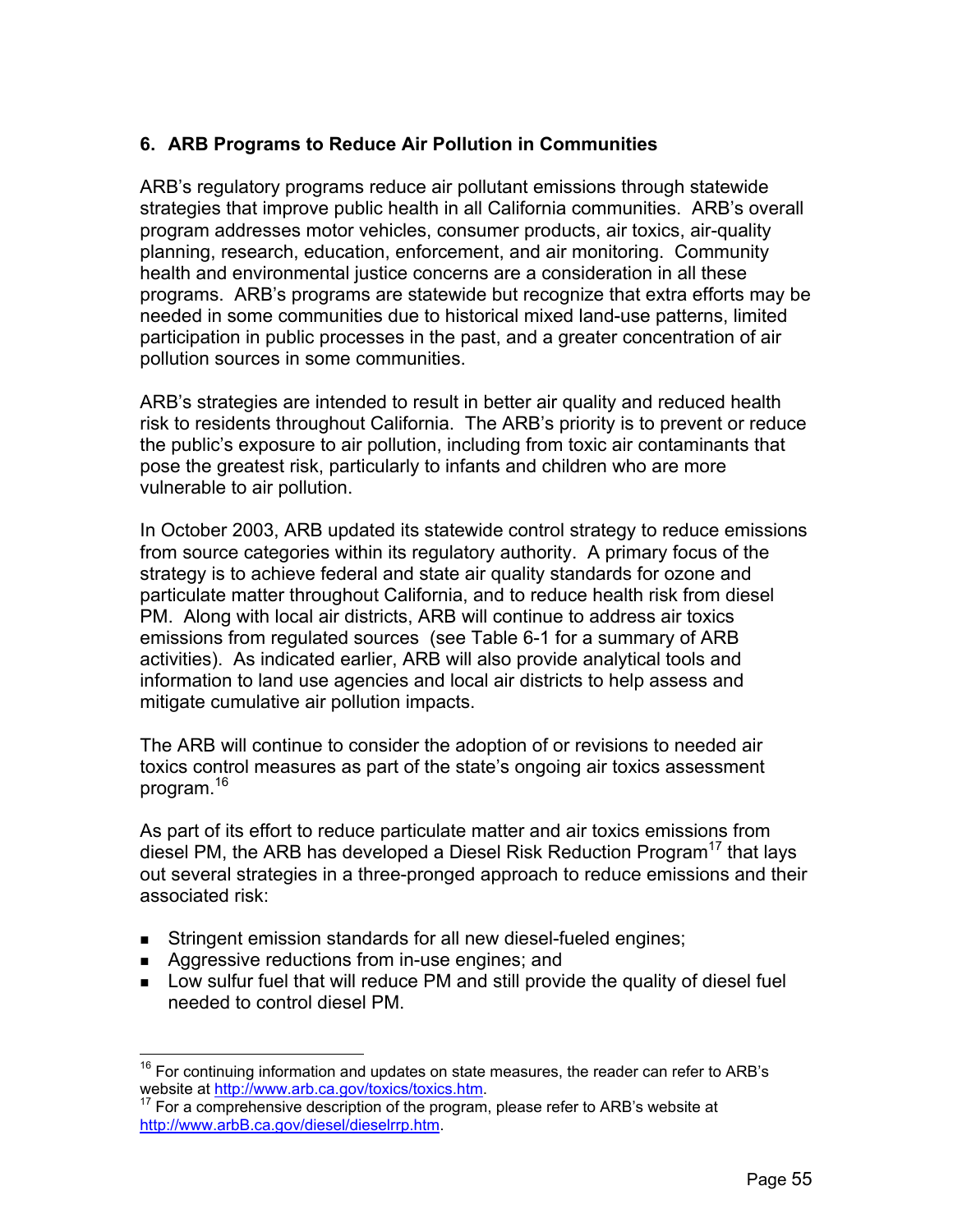## 6. ARB Programs to Reduce Air Pollution in Communities

ARB's regulatory programs reduce air pollutant emissions through statewide strategies that improve public health in all California communities. ARB's overall program addresses motor vehicles, consumer products, air toxics, air-quality planning, research, education, enforcement, and air monitoring. Community health and environmental justice concerns are a consideration in all these programs. ARB's programs are statewide but recognize that extra efforts may be needed in some communities due to historical mixed land-use patterns, limited participation in public processes in the past, and a greater concentration of air pollution sources in some communities.

ARB's strategies are intended to result in better air quality and reduced health risk to residents throughout California. The ARB's priority is to prevent or reduce the public's exposure to air pollution, including from toxic air contaminants that pose the greatest risk, particularly to infants and children who are more vulnerable to air pollution.

In October 2003, ARB updated its statewide control strategy to reduce emissions from source categories within its regulatory authority. A primary focus of the strategy is to achieve federal and state air quality standards for ozone and particulate matter throughout California, and to reduce health risk from diesel PM. Along with local air districts, ARB will continue to address air toxics emissions from regulated sources (see Table 6-1 for a summary of ARB activities). As indicated earlier, ARB will also provide analytical tools and information to land use agencies and local air districts to help assess and mitigate cumulative air pollution impacts.

The ARB will continue to consider the adoption of or revisions to needed air toxics control measures as part of the state's ongoing air toxics assessment program.[16]

As part of its effort to reduce particulate matter and air toxics emissions from diesel PM, the ARB has developed a Diesel Risk Reduction Program[17] that lays out several strategies in a three-pronged approach to reduce emissions and their associated risk:

- Stringent emission standards for all new diesel-fueled engines;
- Aggressive reductions from in-use engines; and
- Low sulfur fuel that will reduce PM and still provide the quality of diesel fuel needed to control diesel PM.

---

[16] For continuing information and updates on state measures, the reader can refer to ARB's website at http://www.arb.ca.gov/toxics/toxics.htm.

[17] For a comprehensive description of the program, please refer to ARB's website at http://www.arbB.ca.gov/diesel/dieselrrp.htm.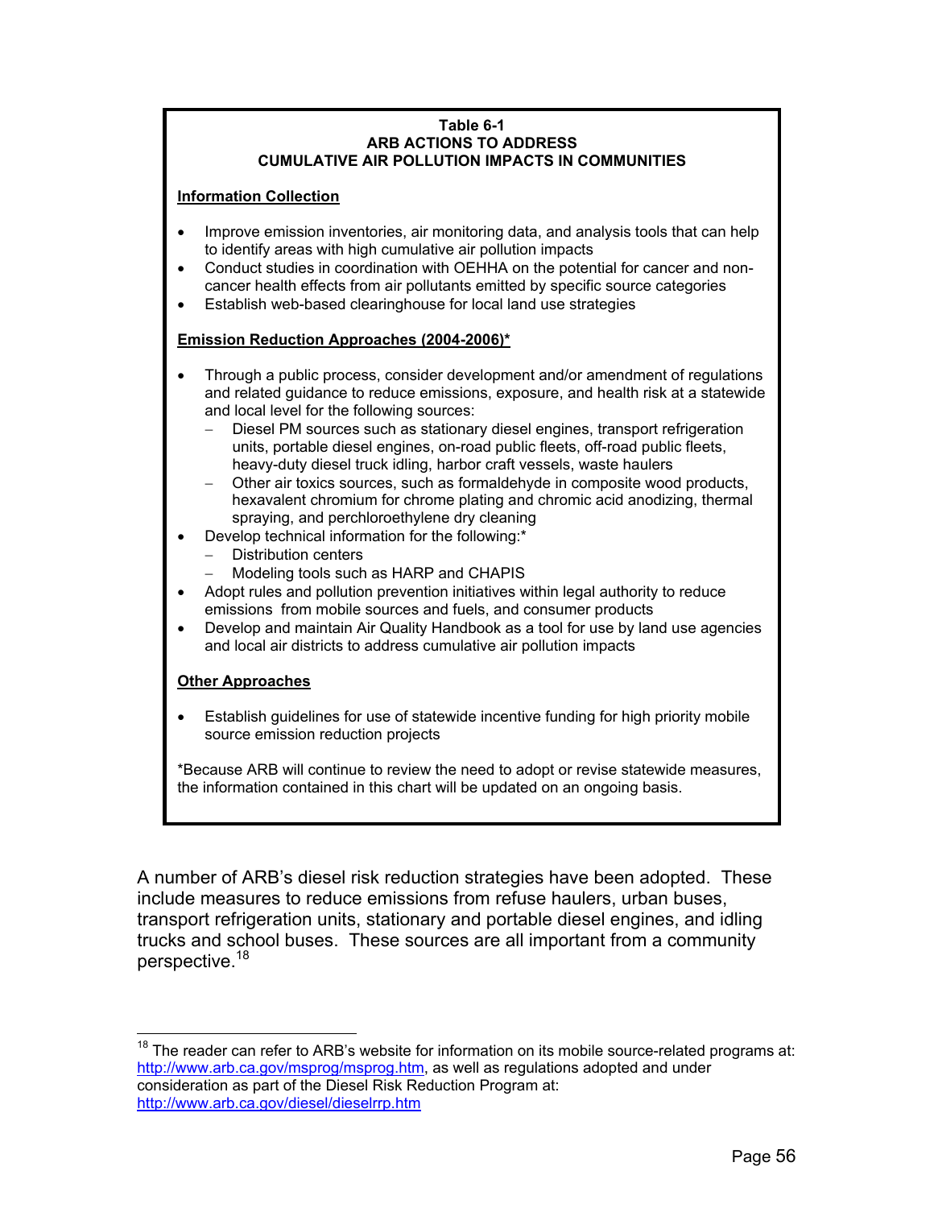**Table 6-1**
**ARB ACTIONS TO ADDRESS**
**CUMULATIVE AIR POLLUTION IMPACTS IN COMMUNITIES**

**Information Collection**

- Improve emission inventories, air monitoring data, and analysis tools that can help to identify areas with high cumulative air pollution impacts
- Conduct studies in coordination with OEHHA on the potential for cancer and non-cancer health effects from air pollutants emitted by specific source categories
- Establish web-based clearinghouse for local land use strategies

**Emission Reduction Approaches (2004-2006)***

- Through a public process, consider development and/or amendment of regulations and related guidance to reduce emissions, exposure, and health risk at a statewide and local level for the following sources:
  - Diesel PM sources such as stationary diesel engines, transport refrigeration units, portable diesel engines, on-road public fleets, off-road public fleets, heavy-duty diesel truck idling, harbor craft vessels, waste haulers
  - Other air toxics sources, such as formaldehyde in composite wood products, hexavalent chromium for chrome plating and chromic acid anodizing, thermal spraying, and perchloroethylene dry cleaning
- Develop technical information for the following:*
  - Distribution centers
  - Modeling tools such as HARP and CHAPIS
- Adopt rules and pollution prevention initiatives within legal authority to reduce emissions from mobile sources and fuels, and consumer products
- Develop and maintain Air Quality Handbook as a tool for use by land use agencies and local air districts to address cumulative air pollution impacts

**Other Approaches**

- Establish guidelines for use of statewide incentive funding for high priority mobile source emission reduction projects

*Because ARB will continue to review the need to adopt or revise statewide measures, the information contained in this chart will be updated on an ongoing basis.

A number of ARB's diesel risk reduction strategies have been adopted. These include measures to reduce emissions from refuse haulers, urban buses, transport refrigeration units, stationary and portable diesel engines, and idling trucks and school buses. These sources are all important from a community perspective.[18]

---

[18] The reader can refer to ARB's website for information on its mobile source-related programs at: http://www.arb.ca.gov/msprog/msprog.htm, as well as regulations adopted and under consideration as part of the Diesel Risk Reduction Program at: http://www.arb.ca.gov/diesel/dieselrrp.htm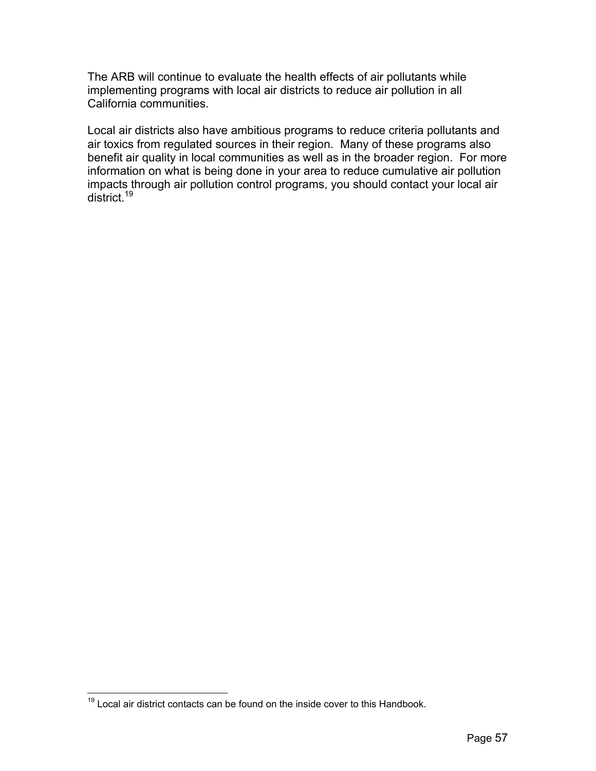The ARB will continue to evaluate the health effects of air pollutants while implementing programs with local air districts to reduce air pollution in all California communities.

Local air districts also have ambitious programs to reduce criteria pollutants and air toxics from regulated sources in their region. Many of these programs also benefit air quality in local communities as well as in the broader region. For more information on what is being done in your area to reduce cumulative air pollution impacts through air pollution control programs, you should contact your local air district.[19]

---

[19] Local air district contacts can be found on the inside cover to this Handbook.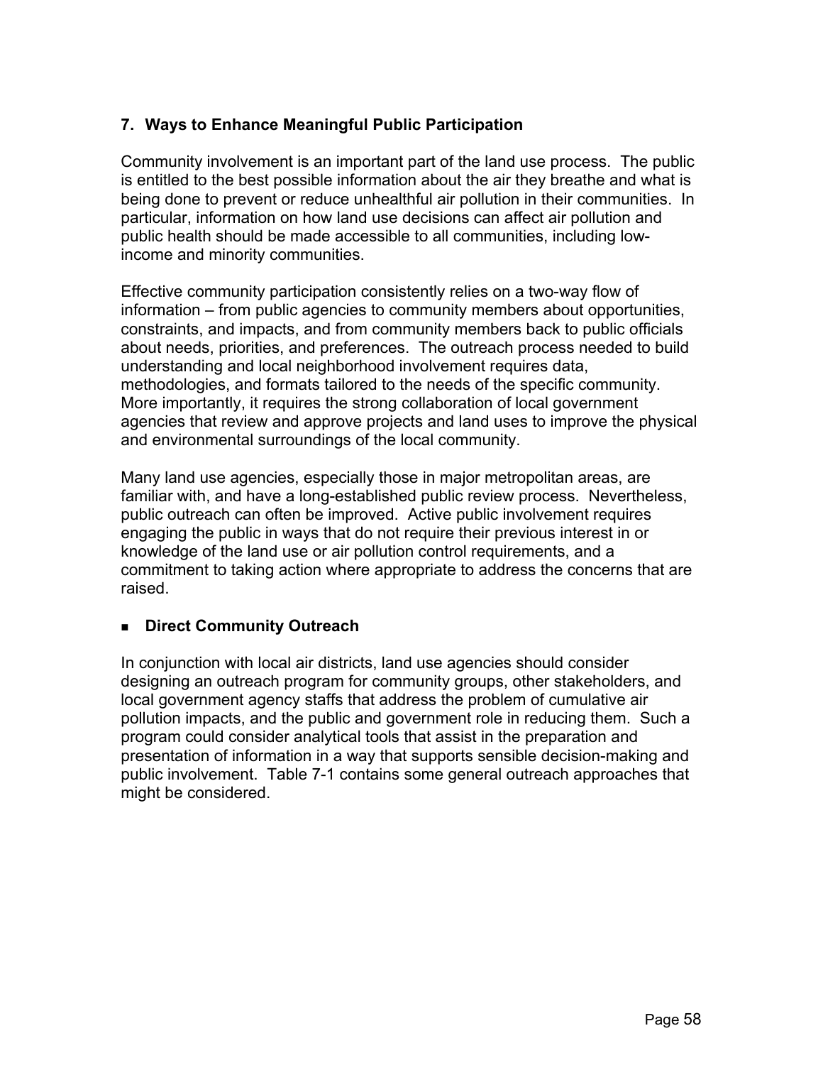## 7. Ways to Enhance Meaningful Public Participation

Community involvement is an important part of the land use process. The public is entitled to the best possible information about the air they breathe and what is being done to prevent or reduce unhealthful air pollution in their communities. In particular, information on how land use decisions can affect air pollution and public health should be made accessible to all communities, including low-income and minority communities.

Effective community participation consistently relies on a two-way flow of information – from public agencies to community members about opportunities, constraints, and impacts, and from community members back to public officials about needs, priorities, and preferences. The outreach process needed to build understanding and local neighborhood involvement requires data, methodologies, and formats tailored to the needs of the specific community. More importantly, it requires the strong collaboration of local government agencies that review and approve projects and land uses to improve the physical and environmental surroundings of the local community.

Many land use agencies, especially those in major metropolitan areas, are familiar with, and have a long-established public review process. Nevertheless, public outreach can often be improved. Active public involvement requires engaging the public in ways that do not require their previous interest in or knowledge of the land use or air pollution control requirements, and a commitment to taking action where appropriate to address the concerns that are raised.

- **Direct Community Outreach**

In conjunction with local air districts, land use agencies should consider designing an outreach program for community groups, other stakeholders, and local government agency staffs that address the problem of cumulative air pollution impacts, and the public and government role in reducing them. Such a program could consider analytical tools that assist in the preparation and presentation of information in a way that supports sensible decision-making and public involvement. Table 7-1 contains some general outreach approaches that might be considered.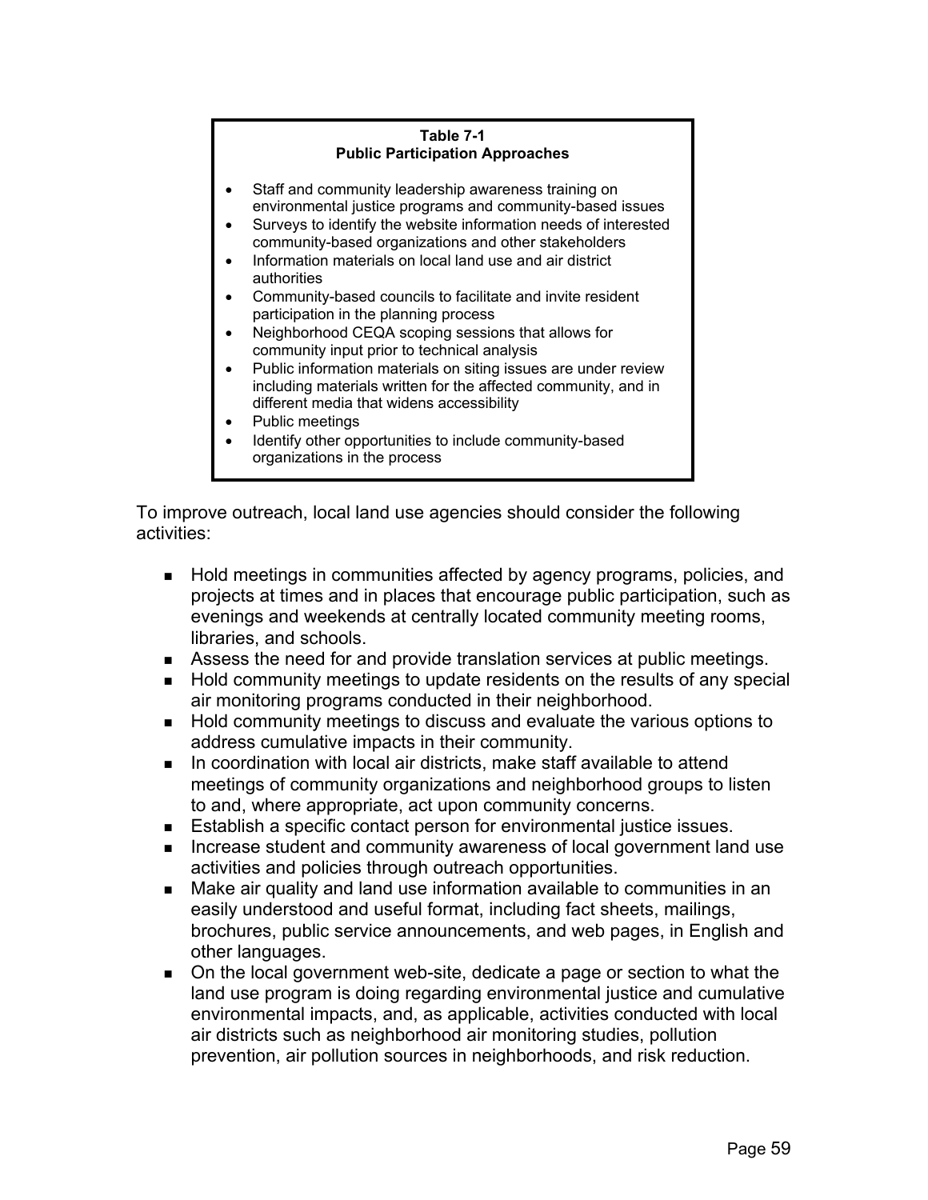**Table 7-1**
**Public Participation Approaches**

- Staff and community leadership awareness training on environmental justice programs and community-based issues
- Surveys to identify the website information needs of interested community-based organizations and other stakeholders
- Information materials on local land use and air district authorities
- Community-based councils to facilitate and invite resident participation in the planning process
- Neighborhood CEQA scoping sessions that allows for community input prior to technical analysis
- Public information materials on siting issues are under review including materials written for the affected community, and in different media that widens accessibility
- Public meetings
- Identify other opportunities to include community-based organizations in the process

To improve outreach, local land use agencies should consider the following activities:

- Hold meetings in communities affected by agency programs, policies, and projects at times and in places that encourage public participation, such as evenings and weekends at centrally located community meeting rooms, libraries, and schools.
- Assess the need for and provide translation services at public meetings.
- Hold community meetings to update residents on the results of any special air monitoring programs conducted in their neighborhood.
- Hold community meetings to discuss and evaluate the various options to address cumulative impacts in their community.
- In coordination with local air districts, make staff available to attend meetings of community organizations and neighborhood groups to listen to and, where appropriate, act upon community concerns.
- Establish a specific contact person for environmental justice issues.
- Increase student and community awareness of local government land use activities and policies through outreach opportunities.
- Make air quality and land use information available to communities in an easily understood and useful format, including fact sheets, mailings, brochures, public service announcements, and web pages, in English and other languages.
- On the local government web-site, dedicate a page or section to what the land use program is doing regarding environmental justice and cumulative environmental impacts, and, as applicable, activities conducted with local air districts such as neighborhood air monitoring studies, pollution prevention, air pollution sources in neighborhoods, and risk reduction.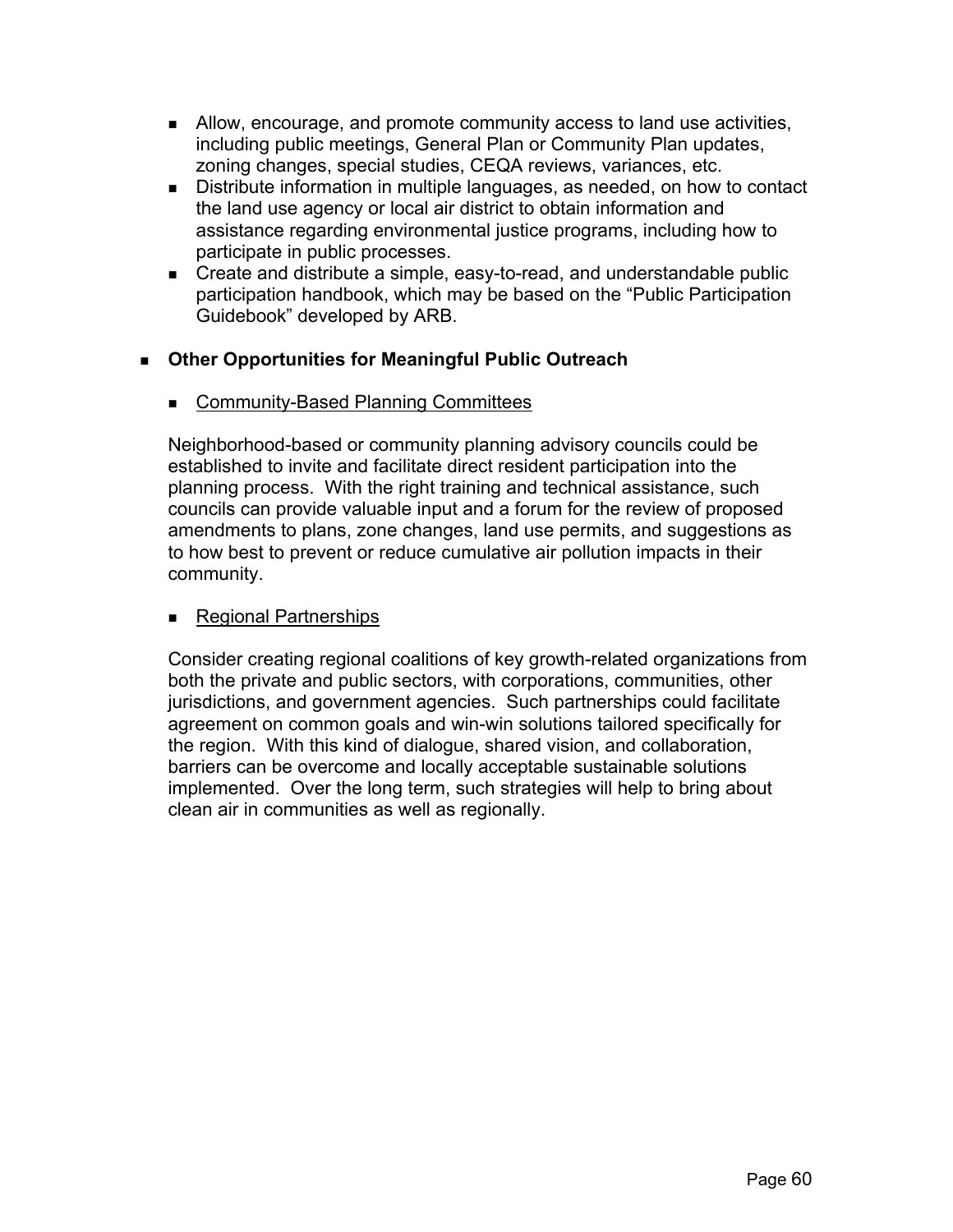- Allow, encourage, and promote community access to land use activities, including public meetings, General Plan or Community Plan updates, zoning changes, special studies, CEQA reviews, variances, etc.
- Distribute information in multiple languages, as needed, on how to contact the land use agency or local air district to obtain information and assistance regarding environmental justice programs, including how to participate in public processes.
- Create and distribute a simple, easy-to-read, and understandable public participation handbook, which may be based on the "Public Participation Guidebook" developed by ARB.

- **Other Opportunities for Meaningful Public Outreach**

  - Community-Based Planning Committees

  Neighborhood-based or community planning advisory councils could be established to invite and facilitate direct resident participation into the planning process. With the right training and technical assistance, such councils can provide valuable input and a forum for the review of proposed amendments to plans, zone changes, land use permits, and suggestions as to how best to prevent or reduce cumulative air pollution impacts in their community.

  - Regional Partnerships

  Consider creating regional coalitions of key growth-related organizations from both the private and public sectors, with corporations, communities, other jurisdictions, and government agencies. Such partnerships could facilitate agreement on common goals and win-win solutions tailored specifically for the region. With this kind of dialogue, shared vision, and collaboration, barriers can be overcome and locally acceptable sustainable solutions implemented. Over the long term, such strategies will help to bring about clean air in communities as well as regionally.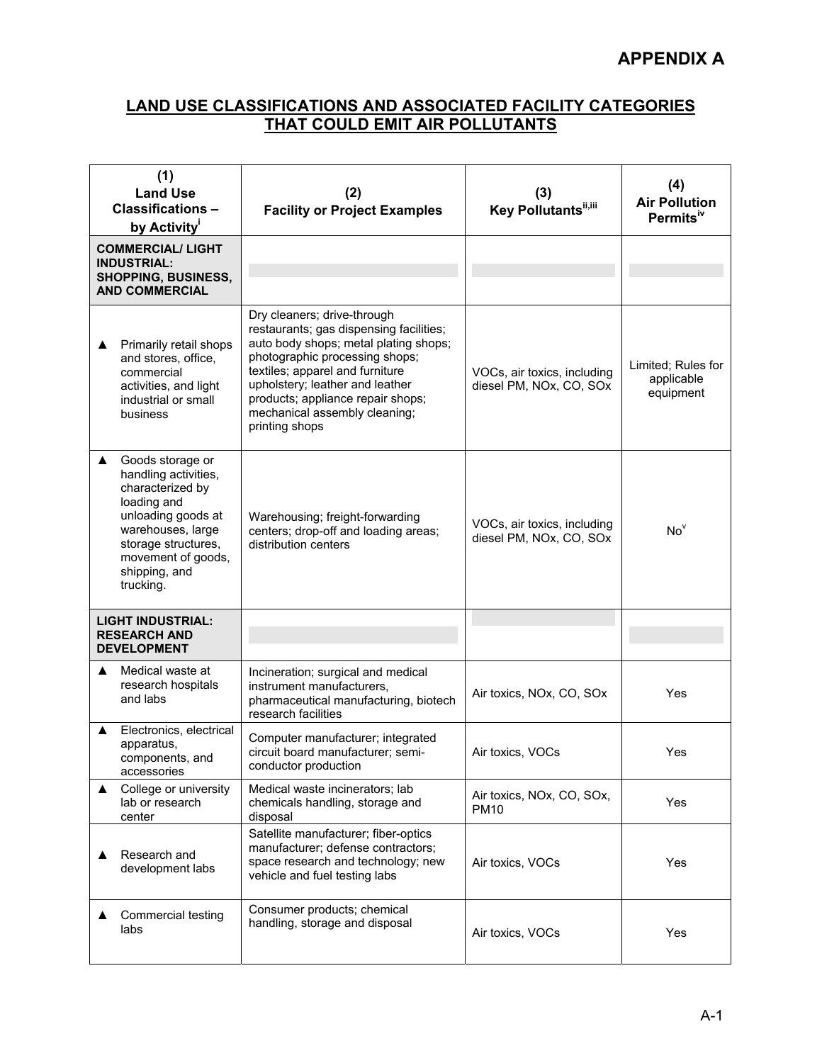# APPENDIX A

## LAND USE CLASSIFICATIONS AND ASSOCIATED FACILITY CATEGORIES THAT COULD EMIT AIR POLLUTANTS

| (1) Land Use Classifications – by Activity[i] | (2) Facility or Project Examples | (3) Key Pollutants[ii,iii] | (4) Air Pollution Permits[iv] |
|---|---|---|---|
| **COMMERCIAL/ LIGHT INDUSTRIAL: SHOPPING, BUSINESS, AND COMMERCIAL** | | | |
| ▲ Primarily retail shops and stores, office, commercial activities, and light industrial or small business | Dry cleaners; drive-through restaurants; gas dispensing facilities; auto body shops; metal plating shops; photographic processing shops; textiles; apparel and furniture upholstery; leather and leather products; appliance repair shops; mechanical assembly cleaning; printing shops | VOCs, air toxics, including diesel PM, NOx, CO, SOx | Limited; Rules for applicable equipment |
| ▲ Goods storage or handling activities, characterized by loading and unloading goods at warehouses, large storage structures, movement of goods, shipping, and trucking. | Warehousing; freight-forwarding centers; drop-off and loading areas; distribution centers | VOCs, air toxics, including diesel PM, NOx, CO, SOx | No[v] |
| **LIGHT INDUSTRIAL: RESEARCH AND DEVELOPMENT** | | | |
| ▲ Medical waste at research hospitals and labs | Incineration; surgical and medical instrument manufacturers, pharmaceutical manufacturing, biotech research facilities | Air toxics, NOx, CO, SOx | Yes |
| ▲ Electronics, electrical apparatus, components, and accessories | Computer manufacturer; integrated circuit board manufacturer; semi-conductor production | Air toxics, VOCs | Yes |
| ▲ College or university lab or research center | Medical waste incinerators; lab chemicals handling, storage and disposal | Air toxics, NOx, CO, SOx, PM10 | Yes |
| ▲ Research and development labs | Satellite manufacturer; fiber-optics manufacturer; defense contractors; space research and technology; new vehicle and fuel testing labs | Air toxics, VOCs | Yes |
| ▲ Commercial testing labs | Consumer products; chemical handling, storage and disposal | Air toxics, VOCs | Yes |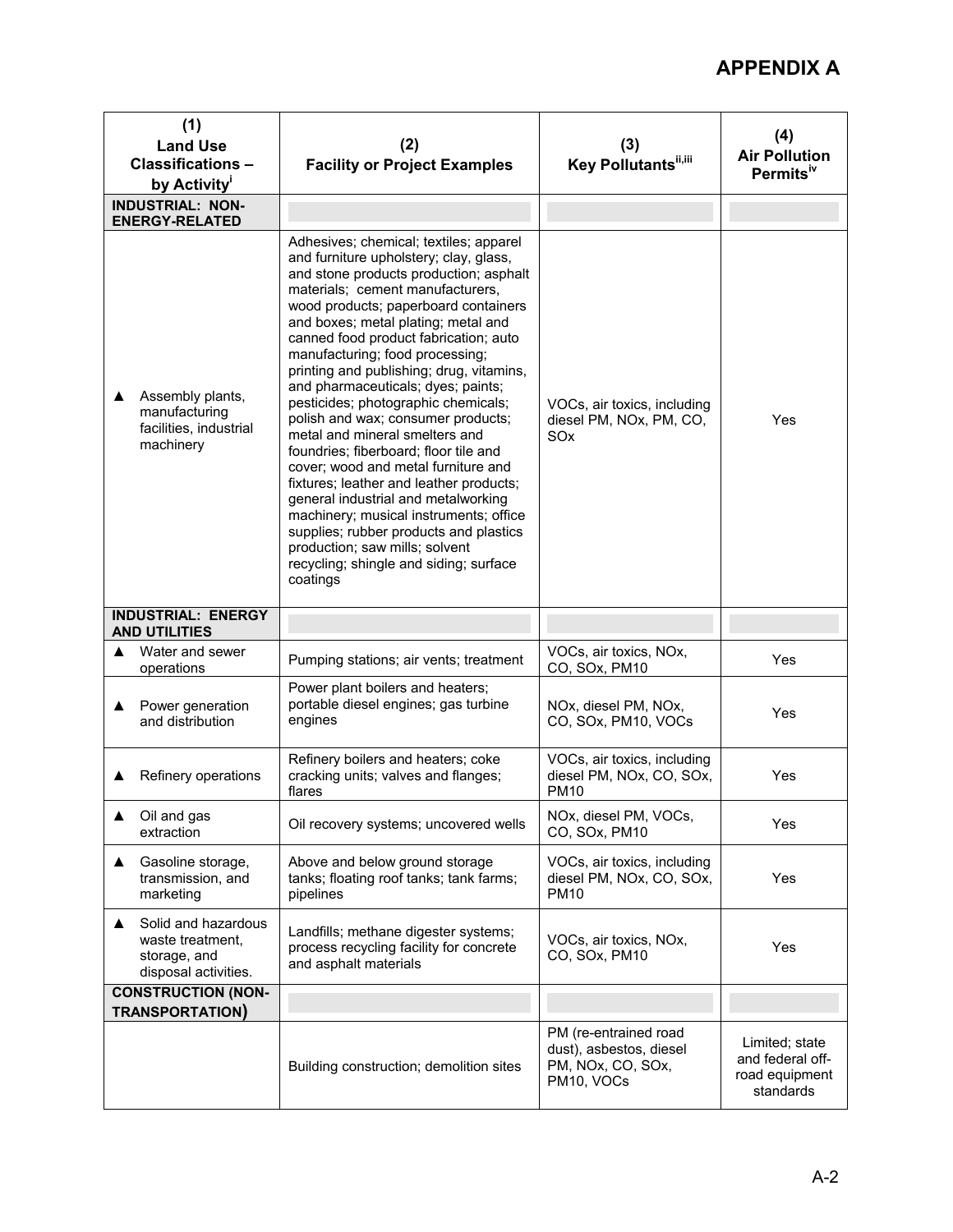# APPENDIX A

| (1) Land Use Classifications – by Activity[i] | (2) Facility or Project Examples | (3) Key Pollutants[ii,iii] | (4) Air Pollution Permits[iv] |
|---|---|---|---|
| **INDUSTRIAL: NON-ENERGY-RELATED** | | | |
| ▲ Assembly plants, manufacturing facilities, industrial machinery | Adhesives; chemical; textiles; apparel and furniture upholstery; clay, glass, and stone products production; asphalt materials; cement manufacturers, wood products; paperboard containers and boxes; metal plating; metal and canned food product fabrication; auto manufacturing; food processing; printing and publishing; drug, vitamins, and pharmaceuticals; dyes; paints; pesticides; photographic chemicals; polish and wax; consumer products; metal and mineral smelters and foundries; fiberboard; floor tile and cover; wood and metal furniture and fixtures; leather and leather products; general industrial and metalworking machinery; musical instruments; office supplies; rubber products and plastics production; saw mills; solvent recycling; shingle and siding; surface coatings | VOCs, air toxics, including diesel PM, NOx, PM, CO, SOx | Yes |
| **INDUSTRIAL: ENERGY AND UTILITIES** | | | |
| ▲ Water and sewer operations | Pumping stations; air vents; treatment | VOCs, air toxics, NOx, CO, SOx, PM10 | Yes |
| ▲ Power generation and distribution | Power plant boilers and heaters; portable diesel engines; gas turbine engines | NOx, diesel PM, NOx, CO, SOx, PM10, VOCs | Yes |
| ▲ Refinery operations | Refinery boilers and heaters; coke cracking units; valves and flanges; flares | VOCs, air toxics, including diesel PM, NOx, CO, SOx, PM10 | Yes |
| ▲ Oil and gas extraction | Oil recovery systems; uncovered wells | NOx, diesel PM, VOCs, CO, SOx, PM10 | Yes |
| ▲ Gasoline storage, transmission, and marketing | Above and below ground storage tanks; floating roof tanks; tank farms; pipelines | VOCs, air toxics, including diesel PM, NOx, CO, SOx, PM10 | Yes |
| ▲ Solid and hazardous waste treatment, storage, and disposal activities. | Landfills; methane digester systems; process recycling facility for concrete and asphalt materials | VOCs, air toxics, NOx, CO, SOx, PM10 | Yes |
| **CONSTRUCTION (NON-TRANSPORTATION)** | | | |
| | Building construction; demolition sites | PM (re-entrained road dust), asbestos, diesel PM, NOx, CO, SOx, PM10, VOCs | Limited; state and federal off-road equipment standards |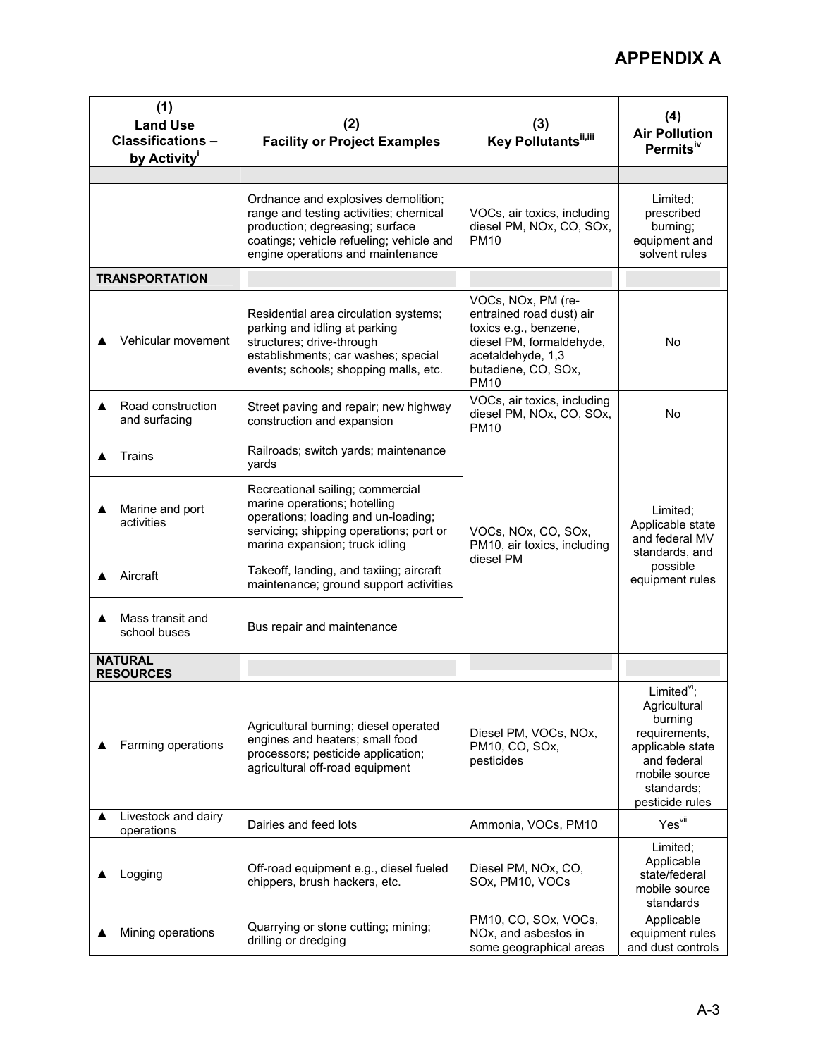# APPENDIX A

| (1) Land Use Classifications – by Activity[i] | (2) Facility or Project Examples | (3) Key Pollutants[ii,iii] | (4) Air Pollution Permits[iv] |
|---|---|---|---|
| | | | |
| | Ordnance and explosives demolition; range and testing activities; chemical production; degreasing; surface coatings; vehicle refueling; vehicle and engine operations and maintenance | VOCs, air toxics, including diesel PM, NOx, CO, SOx, PM10 | Limited; prescribed burning; equipment and solvent rules |
| **TRANSPORTATION** | | | |
| ▲ Vehicular movement | Residential area circulation systems; parking and idling at parking structures; drive-through establishments; car washes; special events; schools; shopping malls, etc. | VOCs, NOx, PM (re-entrained road dust) air toxics e.g., benzene, diesel PM, formaldehyde, acetaldehyde, 1,3 butadiene, CO, SOx, PM10 | No |
| ▲ Road construction and surfacing | Street paving and repair; new highway construction and expansion | VOCs, air toxics, including diesel PM, NOx, CO, SOx, PM10 | No |
| ▲ Trains | Railroads; switch yards; maintenance yards | VOCs, NOx, CO, SOx, PM10, air toxics, including diesel PM | Limited; Applicable state and federal MV standards, and possible equipment rules |
| ▲ Marine and port activities | Recreational sailing; commercial marine operations; hotelling operations; loading and un-loading; servicing; shipping operations; port or marina expansion; truck idling | | |
| ▲ Aircraft | Takeoff, landing, and taxiing; aircraft maintenance; ground support activities | | |
| ▲ Mass transit and school buses | Bus repair and maintenance | | |
| **NATURAL RESOURCES** | | | |
| ▲ Farming operations | Agricultural burning; diesel operated engines and heaters; small food processors; pesticide application; agricultural off-road equipment | Diesel PM, VOCs, NOx, PM10, CO, SOx, pesticides | Limited[vi]; Agricultural burning requirements, applicable state and federal mobile source standards; pesticide rules |
| ▲ Livestock and dairy operations | Dairies and feed lots | Ammonia, VOCs, PM10 | Yes[vii] |
| ▲ Logging | Off-road equipment e.g., diesel fueled chippers, brush hackers, etc. | Diesel PM, NOx, CO, SOx, PM10, VOCs | Limited; Applicable state/federal mobile source standards |
| ▲ Mining operations | Quarrying or stone cutting; mining; drilling or dredging | PM10, CO, SOx, VOCs, NOx, and asbestos in some geographical areas | Applicable equipment rules and dust controls |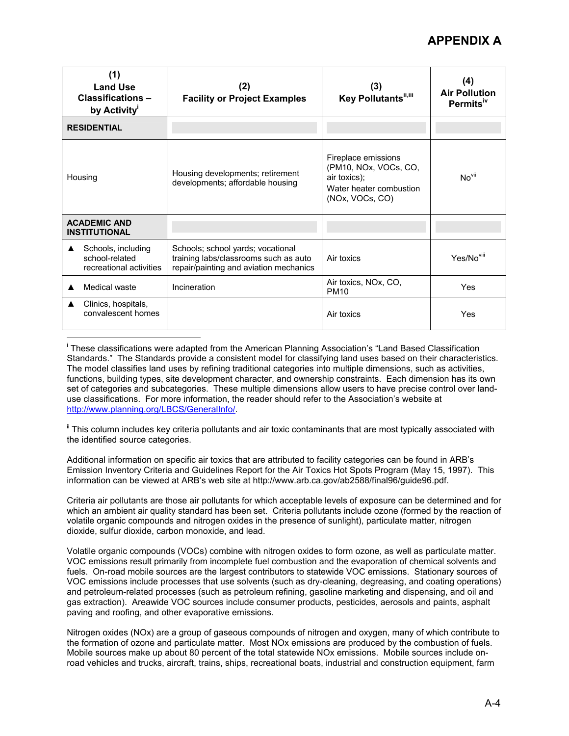## APPENDIX A

| (1) Land Use Classifications – by Activity[i] | (2) Facility or Project Examples | (3) Key Pollutants[ii,iii] | (4) Air Pollution Permits[iv] |
|---|---|---|---|
| **RESIDENTIAL** | | | |
| Housing | Housing developments; retirement developments; affordable housing | Fireplace emissions (PM10, NOx, VOCs, CO, air toxics); Water heater combustion (NOx, VOCs, CO) | No[vii] |
| **ACADEMIC AND INSTITUTIONAL** | | | |
| ▲ Schools, including school-related recreational activities | Schools; school yards; vocational training labs/classrooms such as auto repair/painting and aviation mechanics | Air toxics | Yes/No[viii] |
| ▲ Medical waste | Incineration | Air toxics, NOx, CO, PM10 | Yes |
| ▲ Clinics, hospitals, convalescent homes | | Air toxics | Yes |

---

[i] These classifications were adapted from the American Planning Association's "Land Based Classification Standards." The Standards provide a consistent model for classifying land uses based on their characteristics. The model classifies land uses by refining traditional categories into multiple dimensions, such as activities, functions, building types, site development character, and ownership constraints. Each dimension has its own set of categories and subcategories. These multiple dimensions allow users to have precise control over land-use classifications. For more information, the reader should refer to the Association's website at http://www.planning.org/LBCS/GeneralInfo/.

[ii] This column includes key criteria pollutants and air toxic contaminants that are most typically associated with the identified source categories.

Additional information on specific air toxics that are attributed to facility categories can be found in ARB's Emission Inventory Criteria and Guidelines Report for the Air Toxics Hot Spots Program (May 15, 1997). This information can be viewed at ARB's web site at http://www.arb.ca.gov/ab2588/final96/guide96.pdf.

Criteria air pollutants are those air pollutants for which acceptable levels of exposure can be determined and for which an ambient air quality standard has been set. Criteria pollutants include ozone (formed by the reaction of volatile organic compounds and nitrogen oxides in the presence of sunlight), particulate matter, nitrogen dioxide, sulfur dioxide, carbon monoxide, and lead.

Volatile organic compounds (VOCs) combine with nitrogen oxides to form ozone, as well as particulate matter. VOC emissions result primarily from incomplete fuel combustion and the evaporation of chemical solvents and fuels. On-road mobile sources are the largest contributors to statewide VOC emissions. Stationary sources of VOC emissions include processes that use solvents (such as dry-cleaning, degreasing, and coating operations) and petroleum-related processes (such as petroleum refining, gasoline marketing and dispensing, and oil and gas extraction). Areawide VOC sources include consumer products, pesticides, aerosols and paints, asphalt paving and roofing, and other evaporative emissions.

Nitrogen oxides (NOx) are a group of gaseous compounds of nitrogen and oxygen, many of which contribute to the formation of ozone and particulate matter. Most NOx emissions are produced by the combustion of fuels. Mobile sources make up about 80 percent of the total statewide NOx emissions. Mobile sources include on-road vehicles and trucks, aircraft, trains, ships, recreational boats, industrial and construction equipment, farm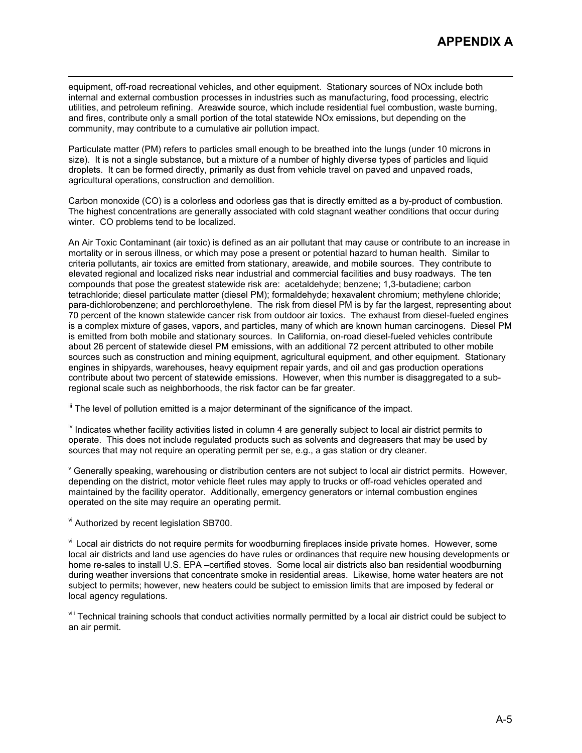equipment, off-road recreational vehicles, and other equipment. Stationary sources of NOx include both internal and external combustion processes in industries such as manufacturing, food processing, electric utilities, and petroleum refining. Areawide source, which include residential fuel combustion, waste burning, and fires, contribute only a small portion of the total statewide NOx emissions, but depending on the community, may contribute to a cumulative air pollution impact.

Particulate matter (PM) refers to particles small enough to be breathed into the lungs (under 10 microns in size). It is not a single substance, but a mixture of a number of highly diverse types of particles and liquid droplets. It can be formed directly, primarily as dust from vehicle travel on paved and unpaved roads, agricultural operations, construction and demolition.

Carbon monoxide (CO) is a colorless and odorless gas that is directly emitted as a by-product of combustion. The highest concentrations are generally associated with cold stagnant weather conditions that occur during winter. CO problems tend to be localized.

An Air Toxic Contaminant (air toxic) is defined as an air pollutant that may cause or contribute to an increase in mortality or in serous illness, or which may pose a present or potential hazard to human health. Similar to criteria pollutants, air toxics are emitted from stationary, areawide, and mobile sources. They contribute to elevated regional and localized risks near industrial and commercial facilities and busy roadways. The ten compounds that pose the greatest statewide risk are: acetaldehyde; benzene; 1,3-butadiene; carbon tetrachloride; diesel particulate matter (diesel PM); formaldehyde; hexavalent chromium; methylene chloride; para-dichlorobenzene; and perchloroethylene. The risk from diesel PM is by far the largest, representing about 70 percent of the known statewide cancer risk from outdoor air toxics. The exhaust from diesel-fueled engines is a complex mixture of gases, vapors, and particles, many of which are known human carcinogens. Diesel PM is emitted from both mobile and stationary sources. In California, on-road diesel-fueled vehicles contribute about 26 percent of statewide diesel PM emissions, with an additional 72 percent attributed to other mobile sources such as construction and mining equipment, agricultural equipment, and other equipment. Stationary engines in shipyards, warehouses, heavy equipment repair yards, and oil and gas production operations contribute about two percent of statewide emissions. However, when this number is disaggregated to a sub-regional scale such as neighborhoods, the risk factor can be far greater.

[iii] The level of pollution emitted is a major determinant of the significance of the impact.

[iv] Indicates whether facility activities listed in column 4 are generally subject to local air district permits to operate. This does not include regulated products such as solvents and degreasers that may be used by sources that may not require an operating permit per se, e.g., a gas station or dry cleaner.

[v] Generally speaking, warehousing or distribution centers are not subject to local air district permits. However, depending on the district, motor vehicle fleet rules may apply to trucks or off-road vehicles operated and maintained by the facility operator. Additionally, emergency generators or internal combustion engines operated on the site may require an operating permit.

[vi] Authorized by recent legislation SB700.

[vii] Local air districts do not require permits for woodburning fireplaces inside private homes. However, some local air districts and land use agencies do have rules or ordinances that require new housing developments or home re-sales to install U.S. EPA –certified stoves. Some local air districts also ban residential woodburning during weather inversions that concentrate smoke in residential areas. Likewise, home water heaters are not subject to permits; however, new heaters could be subject to emission limits that are imposed by federal or local agency regulations.

[viii] Technical training schools that conduct activities normally permitted by a local air district could be subject to an air permit.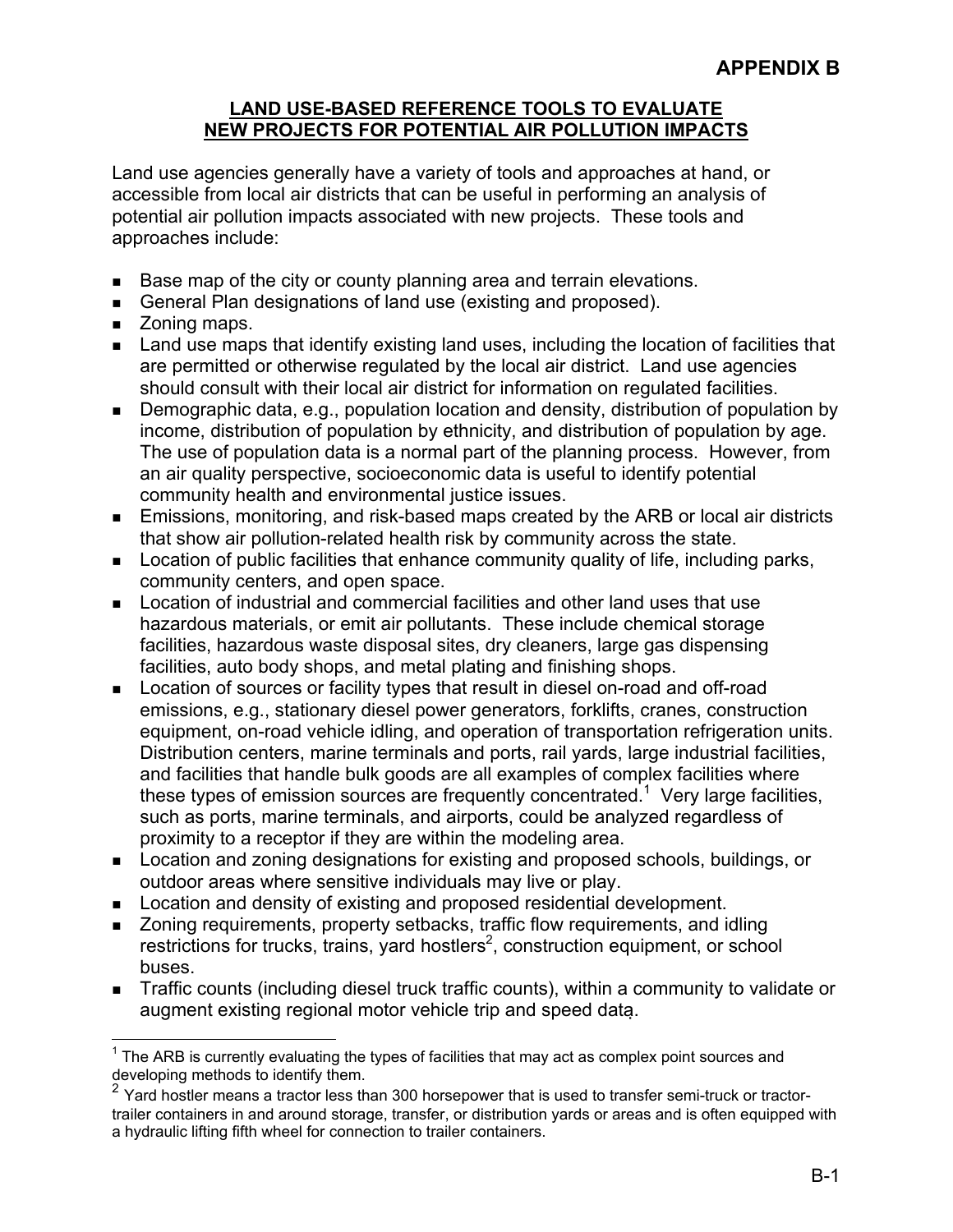# APPENDIX B

## LAND USE-BASED REFERENCE TOOLS TO EVALUATE NEW PROJECTS FOR POTENTIAL AIR POLLUTION IMPACTS

Land use agencies generally have a variety of tools and approaches at hand, or accessible from local air districts that can be useful in performing an analysis of potential air pollution impacts associated with new projects. These tools and approaches include:

- Base map of the city or county planning area and terrain elevations.
- General Plan designations of land use (existing and proposed).
- Zoning maps.
- Land use maps that identify existing land uses, including the location of facilities that are permitted or otherwise regulated by the local air district. Land use agencies should consult with their local air district for information on regulated facilities.
- Demographic data, e.g., population location and density, distribution of population by income, distribution of population by ethnicity, and distribution of population by age. The use of population data is a normal part of the planning process. However, from an air quality perspective, socioeconomic data is useful to identify potential community health and environmental justice issues.
- Emissions, monitoring, and risk-based maps created by the ARB or local air districts that show air pollution-related health risk by community across the state.
- Location of public facilities that enhance community quality of life, including parks, community centers, and open space.
- Location of industrial and commercial facilities and other land uses that use hazardous materials, or emit air pollutants. These include chemical storage facilities, hazardous waste disposal sites, dry cleaners, large gas dispensing facilities, auto body shops, and metal plating and finishing shops.
- Location of sources or facility types that result in diesel on-road and off-road emissions, e.g., stationary diesel power generators, forklifts, cranes, construction equipment, on-road vehicle idling, and operation of transportation refrigeration units. Distribution centers, marine terminals and ports, rail yards, large industrial facilities, and facilities that handle bulk goods are all examples of complex facilities where these types of emission sources are frequently concentrated.[1] Very large facilities, such as ports, marine terminals, and airports, could be analyzed regardless of proximity to a receptor if they are within the modeling area.
- Location and zoning designations for existing and proposed schools, buildings, or outdoor areas where sensitive individuals may live or play.
- Location and density of existing and proposed residential development.
- Zoning requirements, property setbacks, traffic flow requirements, and idling restrictions for trucks, trains, yard hostlers[2], construction equipment, or school buses.
- Traffic counts (including diesel truck traffic counts), within a community to validate or augment existing regional motor vehicle trip and speed data.

---

[1] The ARB is currently evaluating the types of facilities that may act as complex point sources and developing methods to identify them.

[2] Yard hostler means a tractor less than 300 horsepower that is used to transfer semi-truck or tractor-trailer containers in and around storage, transfer, or distribution yards or areas and is often equipped with a hydraulic lifting fifth wheel for connection to trailer containers.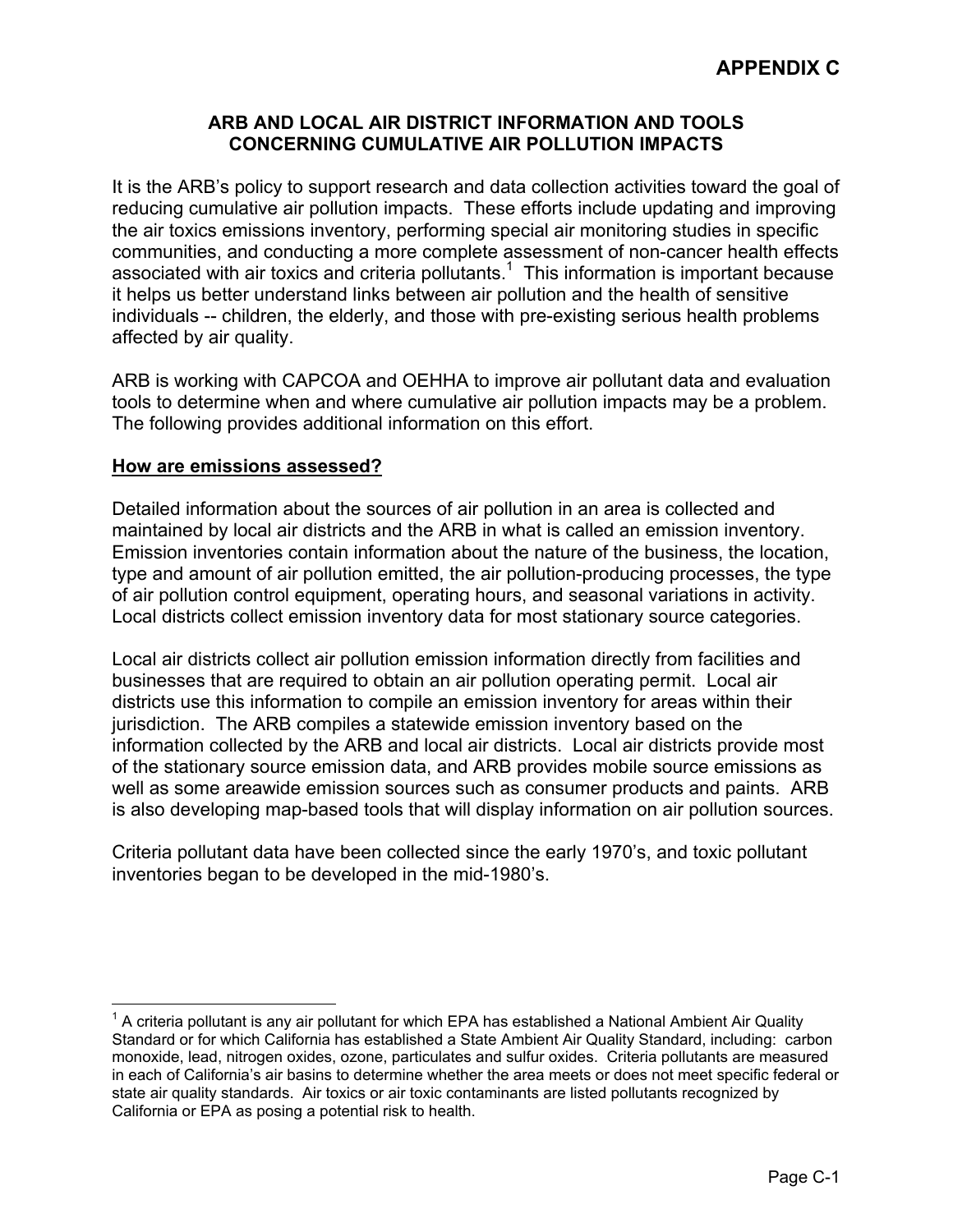# APPENDIX C

## ARB AND LOCAL AIR DISTRICT INFORMATION AND TOOLS CONCERNING CUMULATIVE AIR POLLUTION IMPACTS

It is the ARB's policy to support research and data collection activities toward the goal of reducing cumulative air pollution impacts. These efforts include updating and improving the air toxics emissions inventory, performing special air monitoring studies in specific communities, and conducting a more complete assessment of non-cancer health effects associated with air toxics and criteria pollutants.[1] This information is important because it helps us better understand links between air pollution and the health of sensitive individuals -- children, the elderly, and those with pre-existing serious health problems affected by air quality.

ARB is working with CAPCOA and OEHHA to improve air pollutant data and evaluation tools to determine when and where cumulative air pollution impacts may be a problem. The following provides additional information on this effort.

**How are emissions assessed?**

Detailed information about the sources of air pollution in an area is collected and maintained by local air districts and the ARB in what is called an emission inventory. Emission inventories contain information about the nature of the business, the location, type and amount of air pollution emitted, the air pollution-producing processes, the type of air pollution control equipment, operating hours, and seasonal variations in activity. Local districts collect emission inventory data for most stationary source categories.

Local air districts collect air pollution emission information directly from facilities and businesses that are required to obtain an air pollution operating permit. Local air districts use this information to compile an emission inventory for areas within their jurisdiction. The ARB compiles a statewide emission inventory based on the information collected by the ARB and local air districts. Local air districts provide most of the stationary source emission data, and ARB provides mobile source emissions as well as some areawide emission sources such as consumer products and paints. ARB is also developing map-based tools that will display information on air pollution sources.

Criteria pollutant data have been collected since the early 1970's, and toxic pollutant inventories began to be developed in the mid-1980's.

---

[1] A criteria pollutant is any air pollutant for which EPA has established a National Ambient Air Quality Standard or for which California has established a State Ambient Air Quality Standard, including: carbon monoxide, lead, nitrogen oxides, ozone, particulates and sulfur oxides. Criteria pollutants are measured in each of California's air basins to determine whether the area meets or does not meet specific federal or state air quality standards. Air toxics or air toxic contaminants are listed pollutants recognized by California or EPA as posing a potential risk to health.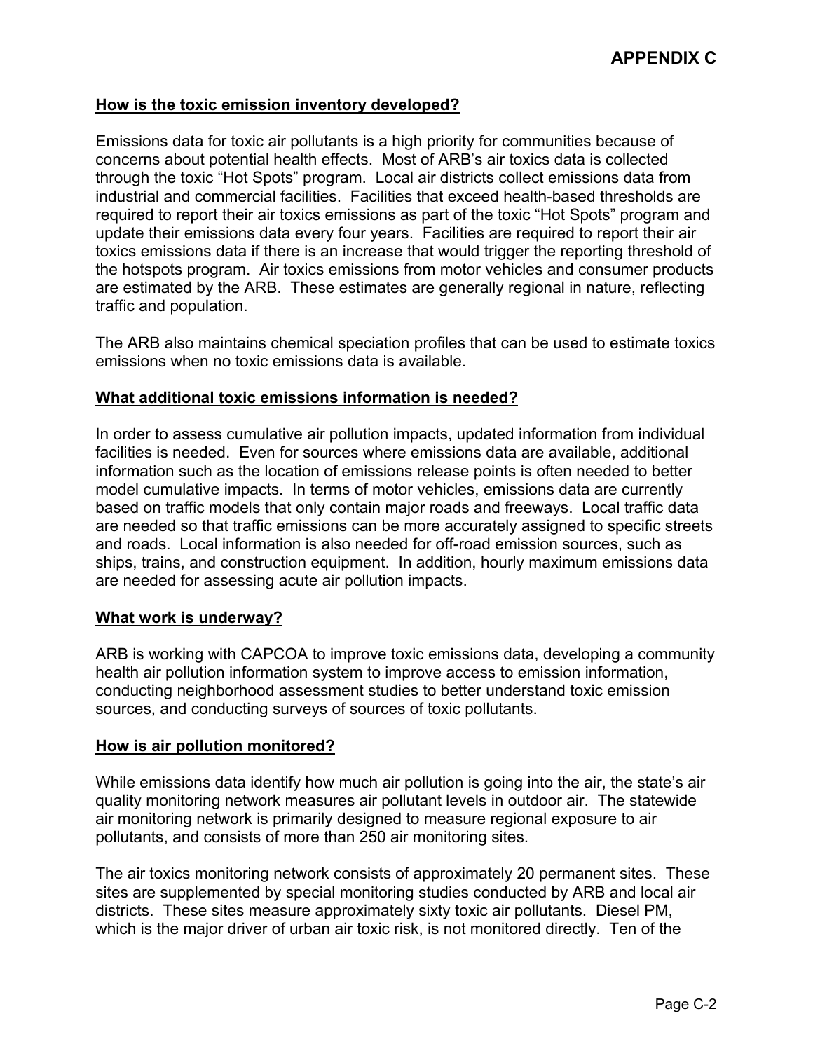**How is the toxic emission inventory developed?**

Emissions data for toxic air pollutants is a high priority for communities because of concerns about potential health effects. Most of ARB's air toxics data is collected through the toxic "Hot Spots" program. Local air districts collect emissions data from industrial and commercial facilities. Facilities that exceed health-based thresholds are required to report their air toxics emissions as part of the toxic "Hot Spots" program and update their emissions data every four years. Facilities are required to report their air toxics emissions data if there is an increase that would trigger the reporting threshold of the hotspots program. Air toxics emissions from motor vehicles and consumer products are estimated by the ARB. These estimates are generally regional in nature, reflecting traffic and population.

The ARB also maintains chemical speciation profiles that can be used to estimate toxics emissions when no toxic emissions data is available.

**What additional toxic emissions information is needed?**

In order to assess cumulative air pollution impacts, updated information from individual facilities is needed. Even for sources where emissions data are available, additional information such as the location of emissions release points is often needed to better model cumulative impacts. In terms of motor vehicles, emissions data are currently based on traffic models that only contain major roads and freeways. Local traffic data are needed so that traffic emissions can be more accurately assigned to specific streets and roads. Local information is also needed for off-road emission sources, such as ships, trains, and construction equipment. In addition, hourly maximum emissions data are needed for assessing acute air pollution impacts.

**What work is underway?**

ARB is working with CAPCOA to improve toxic emissions data, developing a community health air pollution information system to improve access to emission information, conducting neighborhood assessment studies to better understand toxic emission sources, and conducting surveys of sources of toxic pollutants.

**How is air pollution monitored?**

While emissions data identify how much air pollution is going into the air, the state's air quality monitoring network measures air pollutant levels in outdoor air. The statewide air monitoring network is primarily designed to measure regional exposure to air pollutants, and consists of more than 250 air monitoring sites.

The air toxics monitoring network consists of approximately 20 permanent sites. These sites are supplemented by special monitoring studies conducted by ARB and local air districts. These sites measure approximately sixty toxic air pollutants. Diesel PM, which is the major driver of urban air toxic risk, is not monitored directly. Ten of the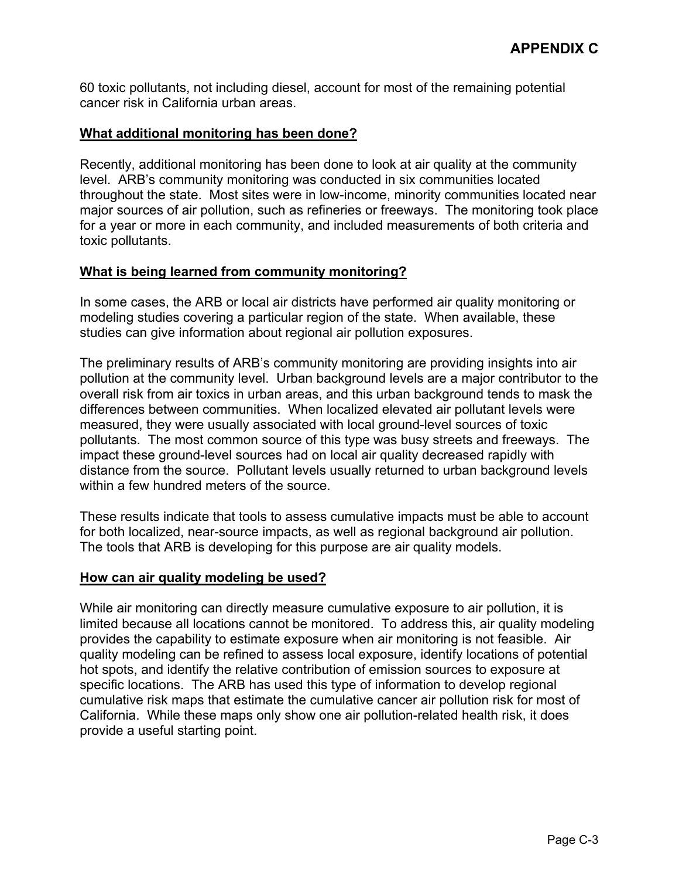60 toxic pollutants, not including diesel, account for most of the remaining potential cancer risk in California urban areas.

### <u>What additional monitoring has been done?</u>

Recently, additional monitoring has been done to look at air quality at the community level. ARB's community monitoring was conducted in six communities located throughout the state. Most sites were in low-income, minority communities located near major sources of air pollution, such as refineries or freeways. The monitoring took place for a year or more in each community, and included measurements of both criteria and toxic pollutants.

### <u>What is being learned from community monitoring?</u>

In some cases, the ARB or local air districts have performed air quality monitoring or modeling studies covering a particular region of the state. When available, these studies can give information about regional air pollution exposures.

The preliminary results of ARB's community monitoring are providing insights into air pollution at the community level. Urban background levels are a major contributor to the overall risk from air toxics in urban areas, and this urban background tends to mask the differences between communities. When localized elevated air pollutant levels were measured, they were usually associated with local ground-level sources of toxic pollutants. The most common source of this type was busy streets and freeways. The impact these ground-level sources had on local air quality decreased rapidly with distance from the source. Pollutant levels usually returned to urban background levels within a few hundred meters of the source.

These results indicate that tools to assess cumulative impacts must be able to account for both localized, near-source impacts, as well as regional background air pollution. The tools that ARB is developing for this purpose are air quality models.

### <u>How can air quality modeling be used?</u>

While air monitoring can directly measure cumulative exposure to air pollution, it is limited because all locations cannot be monitored. To address this, air quality modeling provides the capability to estimate exposure when air monitoring is not feasible. Air quality modeling can be refined to assess local exposure, identify locations of potential hot spots, and identify the relative contribution of emission sources to exposure at specific locations. The ARB has used this type of information to develop regional cumulative risk maps that estimate the cumulative cancer air pollution risk for most of California. While these maps only show one air pollution-related health risk, it does provide a useful starting point.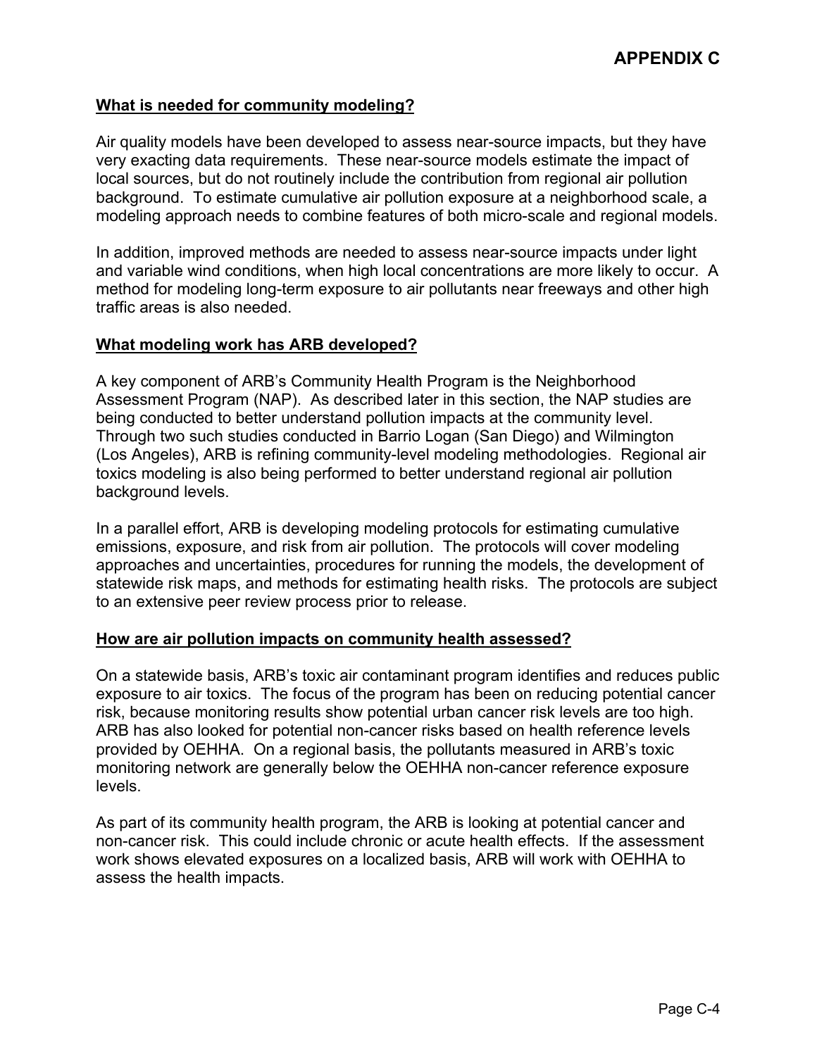**What is needed for community modeling?**

Air quality models have been developed to assess near-source impacts, but they have very exacting data requirements. These near-source models estimate the impact of local sources, but do not routinely include the contribution from regional air pollution background. To estimate cumulative air pollution exposure at a neighborhood scale, a modeling approach needs to combine features of both micro-scale and regional models.

In addition, improved methods are needed to assess near-source impacts under light and variable wind conditions, when high local concentrations are more likely to occur. A method for modeling long-term exposure to air pollutants near freeways and other high traffic areas is also needed.

**What modeling work has ARB developed?**

A key component of ARB's Community Health Program is the Neighborhood Assessment Program (NAP). As described later in this section, the NAP studies are being conducted to better understand pollution impacts at the community level. Through two such studies conducted in Barrio Logan (San Diego) and Wilmington (Los Angeles), ARB is refining community-level modeling methodologies. Regional air toxics modeling is also being performed to better understand regional air pollution background levels.

In a parallel effort, ARB is developing modeling protocols for estimating cumulative emissions, exposure, and risk from air pollution. The protocols will cover modeling approaches and uncertainties, procedures for running the models, the development of statewide risk maps, and methods for estimating health risks. The protocols are subject to an extensive peer review process prior to release.

**How are air pollution impacts on community health assessed?**

On a statewide basis, ARB's toxic air contaminant program identifies and reduces public exposure to air toxics. The focus of the program has been on reducing potential cancer risk, because monitoring results show potential urban cancer risk levels are too high. ARB has also looked for potential non-cancer risks based on health reference levels provided by OEHHA. On a regional basis, the pollutants measured in ARB's toxic monitoring network are generally below the OEHHA non-cancer reference exposure levels.

As part of its community health program, the ARB is looking at potential cancer and non-cancer risk. This could include chronic or acute health effects. If the assessment work shows elevated exposures on a localized basis, ARB will work with OEHHA to assess the health impacts.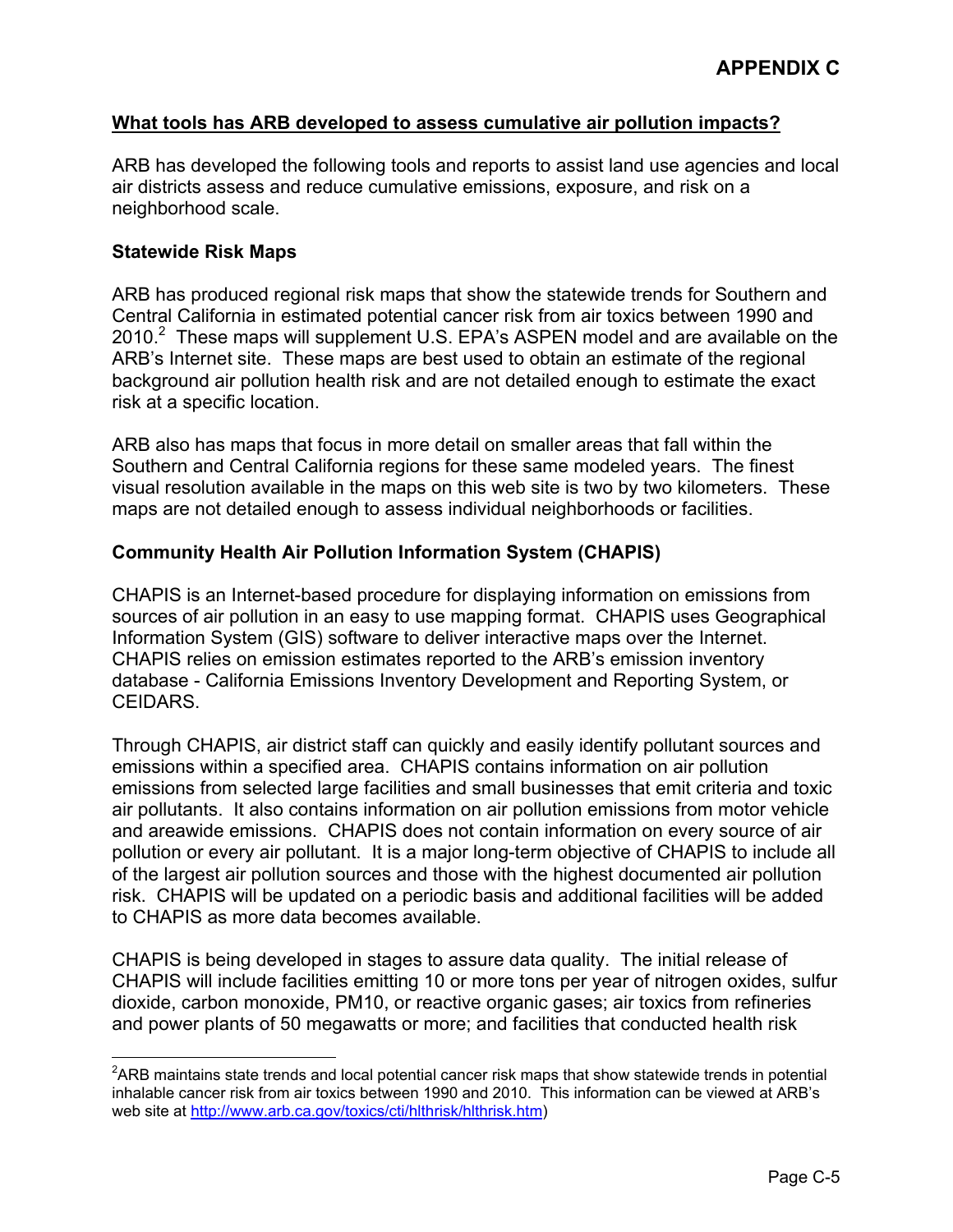**APPENDIX C**

## What tools has ARB developed to assess cumulative air pollution impacts?

ARB has developed the following tools and reports to assist land use agencies and local air districts assess and reduce cumulative emissions, exposure, and risk on a neighborhood scale.

### Statewide Risk Maps

ARB has produced regional risk maps that show the statewide trends for Southern and Central California in estimated potential cancer risk from air toxics between 1990 and 2010.[2] These maps will supplement U.S. EPA's ASPEN model and are available on the ARB's Internet site. These maps are best used to obtain an estimate of the regional background air pollution health risk and are not detailed enough to estimate the exact risk at a specific location.

ARB also has maps that focus in more detail on smaller areas that fall within the Southern and Central California regions for these same modeled years. The finest visual resolution available in the maps on this web site is two by two kilometers. These maps are not detailed enough to assess individual neighborhoods or facilities.

### Community Health Air Pollution Information System (CHAPIS)

CHAPIS is an Internet-based procedure for displaying information on emissions from sources of air pollution in an easy to use mapping format. CHAPIS uses Geographical Information System (GIS) software to deliver interactive maps over the Internet. CHAPIS relies on emission estimates reported to the ARB's emission inventory database - California Emissions Inventory Development and Reporting System, or CEIDARS.

Through CHAPIS, air district staff can quickly and easily identify pollutant sources and emissions within a specified area. CHAPIS contains information on air pollution emissions from selected large facilities and small businesses that emit criteria and toxic air pollutants. It also contains information on air pollution emissions from motor vehicle and areawide emissions. CHAPIS does not contain information on every source of air pollution or every air pollutant. It is a major long-term objective of CHAPIS to include all of the largest air pollution sources and those with the highest documented air pollution risk. CHAPIS will be updated on a periodic basis and additional facilities will be added to CHAPIS as more data becomes available.

CHAPIS is being developed in stages to assure data quality. The initial release of CHAPIS will include facilities emitting 10 or more tons per year of nitrogen oxides, sulfur dioxide, carbon monoxide, PM10, or reactive organic gases; air toxics from refineries and power plants of 50 megawatts or more; and facilities that conducted health risk

---

[2] ARB maintains state trends and local potential cancer risk maps that show statewide trends in potential inhalable cancer risk from air toxics between 1990 and 2010. This information can be viewed at ARB's web site at http://www.arb.ca.gov/toxics/cti/hlthrisk/hlthrisk.htm)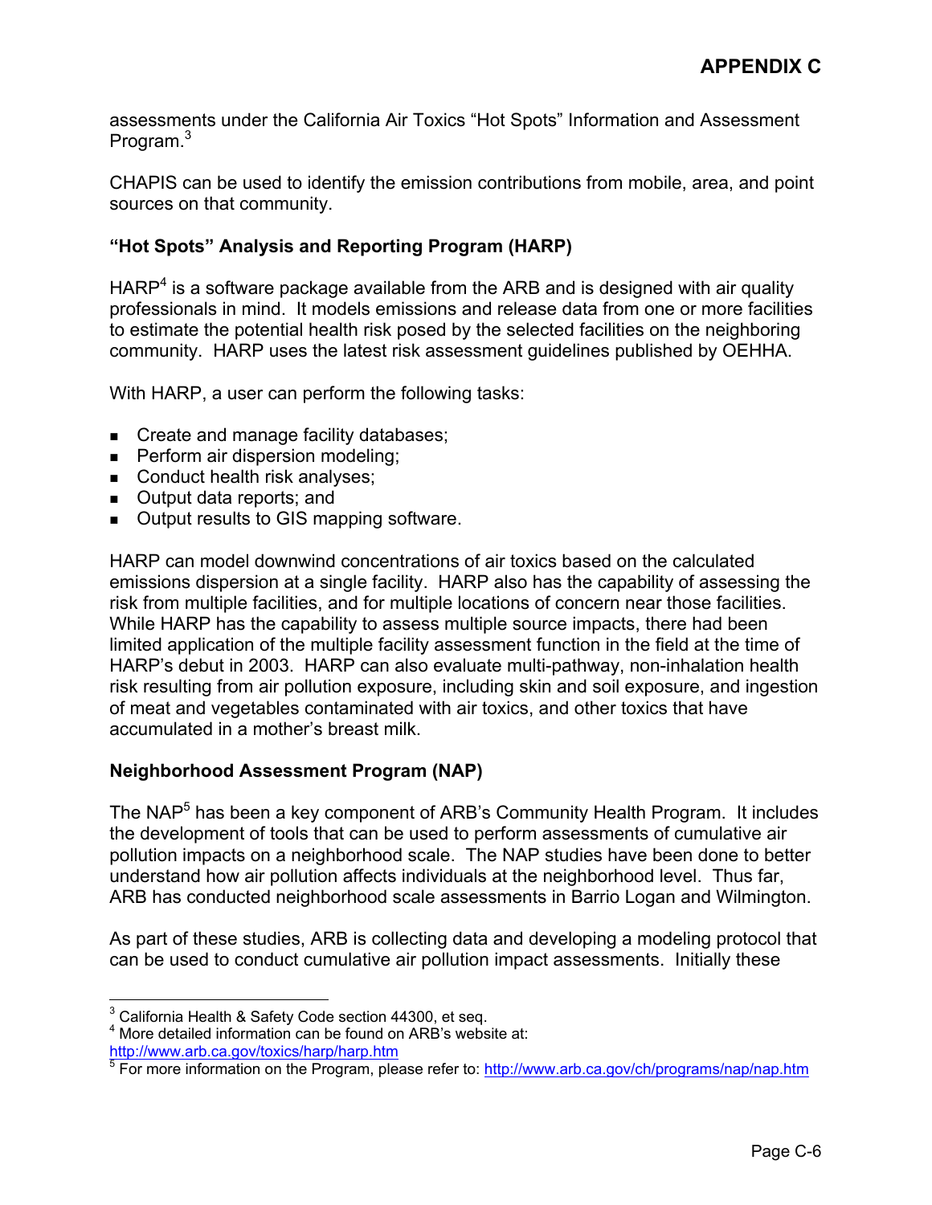assessments under the California Air Toxics “Hot Spots” Information and Assessment Program.[3]

CHAPIS can be used to identify the emission contributions from mobile, area, and point sources on that community.

### “Hot Spots” Analysis and Reporting Program (HARP)

HARP[4] is a software package available from the ARB and is designed with air quality professionals in mind. It models emissions and release data from one or more facilities to estimate the potential health risk posed by the selected facilities on the neighboring community. HARP uses the latest risk assessment guidelines published by OEHHA.

With HARP, a user can perform the following tasks:

- Create and manage facility databases;
- Perform air dispersion modeling;
- Conduct health risk analyses;
- Output data reports; and
- Output results to GIS mapping software.

HARP can model downwind concentrations of air toxics based on the calculated emissions dispersion at a single facility. HARP also has the capability of assessing the risk from multiple facilities, and for multiple locations of concern near those facilities. While HARP has the capability to assess multiple source impacts, there had been limited application of the multiple facility assessment function in the field at the time of HARP’s debut in 2003. HARP can also evaluate multi-pathway, non-inhalation health risk resulting from air pollution exposure, including skin and soil exposure, and ingestion of meat and vegetables contaminated with air toxics, and other toxics that have accumulated in a mother’s breast milk.

### Neighborhood Assessment Program (NAP)

The NAP[5] has been a key component of ARB’s Community Health Program. It includes the development of tools that can be used to perform assessments of cumulative air pollution impacts on a neighborhood scale. The NAP studies have been done to better understand how air pollution affects individuals at the neighborhood level. Thus far, ARB has conducted neighborhood scale assessments in Barrio Logan and Wilmington.

As part of these studies, ARB is collecting data and developing a modeling protocol that can be used to conduct cumulative air pollution impact assessments. Initially these

---

[3] California Health & Safety Code section 44300, et seq.

[4] More detailed information can be found on ARB’s website at: http://www.arb.ca.gov/toxics/harp/harp.htm

[5] For more information on the Program, please refer to: http://www.arb.ca.gov/ch/programs/nap/nap.htm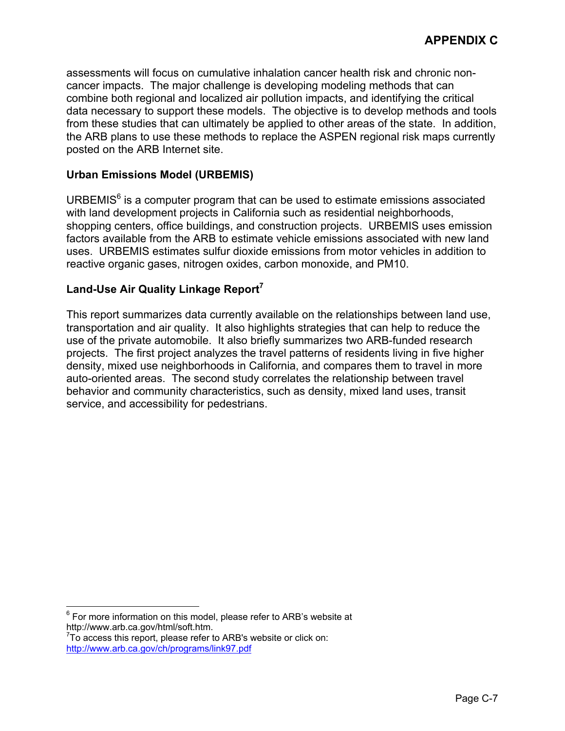assessments will focus on cumulative inhalation cancer health risk and chronic non-cancer impacts. The major challenge is developing modeling methods that can combine both regional and localized air pollution impacts, and identifying the critical data necessary to support these models. The objective is to develop methods and tools from these studies that can ultimately be applied to other areas of the state. In addition, the ARB plans to use these methods to replace the ASPEN regional risk maps currently posted on the ARB Internet site.

**Urban Emissions Model (URBEMIS)**

URBEMIS[6] is a computer program that can be used to estimate emissions associated with land development projects in California such as residential neighborhoods, shopping centers, office buildings, and construction projects. URBEMIS uses emission factors available from the ARB to estimate vehicle emissions associated with new land uses. URBEMIS estimates sulfur dioxide emissions from motor vehicles in addition to reactive organic gases, nitrogen oxides, carbon monoxide, and PM10.

**Land-Use Air Quality Linkage Report[7]**

This report summarizes data currently available on the relationships between land use, transportation and air quality. It also highlights strategies that can help to reduce the use of the private automobile. It also briefly summarizes two ARB-funded research projects. The first project analyzes the travel patterns of residents living in five higher density, mixed use neighborhoods in California, and compares them to travel in more auto-oriented areas. The second study correlates the relationship between travel behavior and community characteristics, such as density, mixed land uses, transit service, and accessibility for pedestrians.

---

[6] For more information on this model, please refer to ARB's website at http://www.arb.ca.gov/html/soft.htm.

[7] To access this report, please refer to ARB's website or click on: http://www.arb.ca.gov/ch/programs/link97.pdf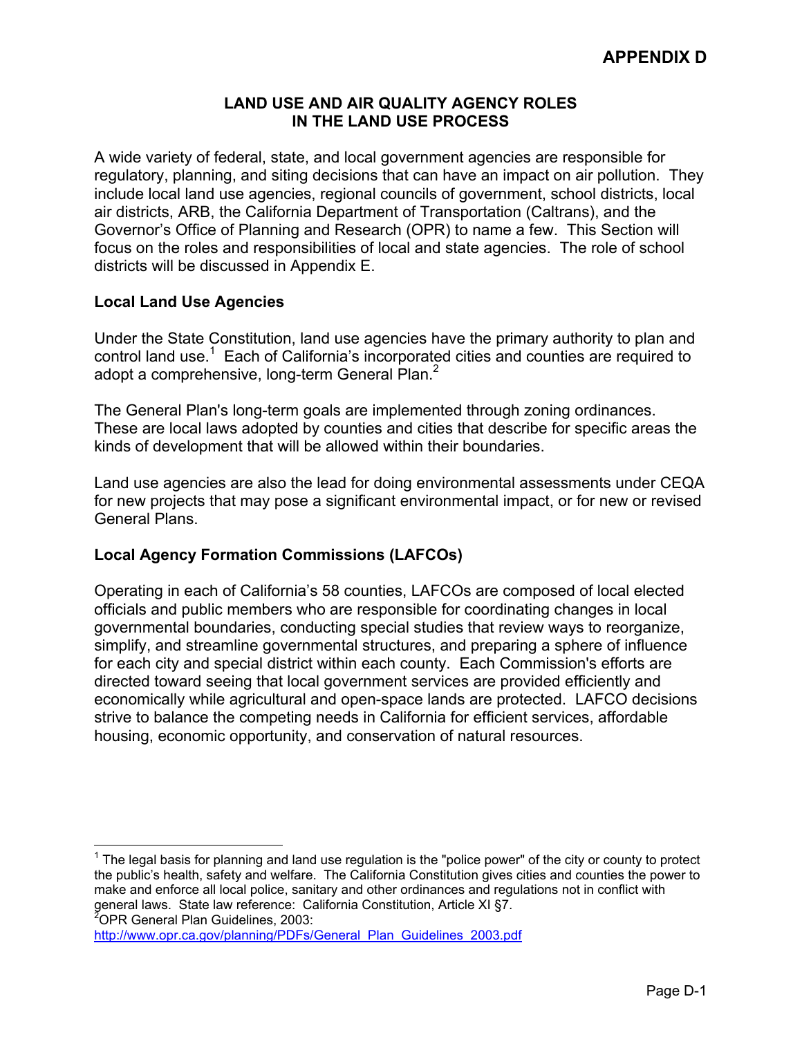# APPENDIX D

## LAND USE AND AIR QUALITY AGENCY ROLES IN THE LAND USE PROCESS

A wide variety of federal, state, and local government agencies are responsible for regulatory, planning, and siting decisions that can have an impact on air pollution. They include local land use agencies, regional councils of government, school districts, local air districts, ARB, the California Department of Transportation (Caltrans), and the Governor's Office of Planning and Research (OPR) to name a few. This Section will focus on the roles and responsibilities of local and state agencies. The role of school districts will be discussed in Appendix E.

### Local Land Use Agencies

Under the State Constitution, land use agencies have the primary authority to plan and control land use.[1] Each of California's incorporated cities and counties are required to adopt a comprehensive, long-term General Plan.[2]

The General Plan's long-term goals are implemented through zoning ordinances. These are local laws adopted by counties and cities that describe for specific areas the kinds of development that will be allowed within their boundaries.

Land use agencies are also the lead for doing environmental assessments under CEQA for new projects that may pose a significant environmental impact, or for new or revised General Plans.

### Local Agency Formation Commissions (LAFCOs)

Operating in each of California's 58 counties, LAFCOs are composed of local elected officials and public members who are responsible for coordinating changes in local governmental boundaries, conducting special studies that review ways to reorganize, simplify, and streamline governmental structures, and preparing a sphere of influence for each city and special district within each county. Each Commission's efforts are directed toward seeing that local government services are provided efficiently and economically while agricultural and open-space lands are protected. LAFCO decisions strive to balance the competing needs in California for efficient services, affordable housing, economic opportunity, and conservation of natural resources.

---

[1] The legal basis for planning and land use regulation is the "police power" of the city or county to protect the public's health, safety and welfare. The California Constitution gives cities and counties the power to make and enforce all local police, sanitary and other ordinances and regulations not in conflict with general laws. State law reference: California Constitution, Article XI §7.

[2] OPR General Plan Guidelines, 2003: http://www.opr.ca.gov/planning/PDFs/General_Plan_Guidelines_2003.pdf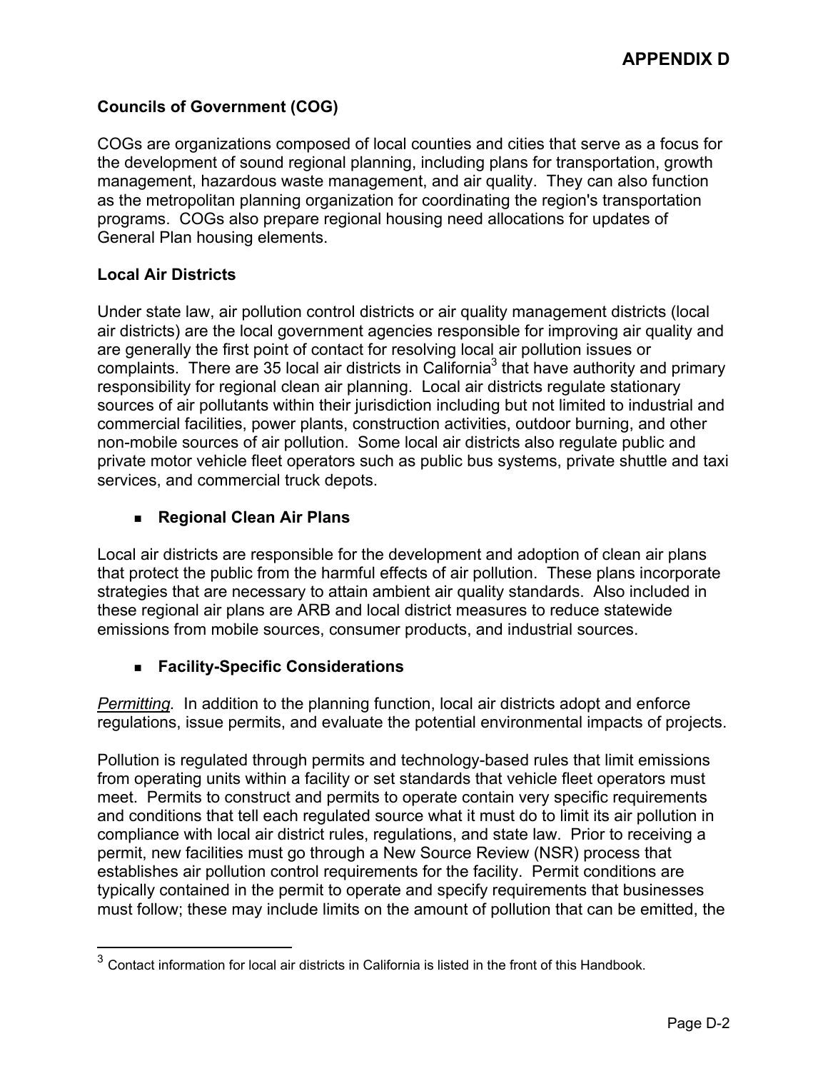### Councils of Government (COG)

COGs are organizations composed of local counties and cities that serve as a focus for the development of sound regional planning, including plans for transportation, growth management, hazardous waste management, and air quality. They can also function as the metropolitan planning organization for coordinating the region's transportation programs. COGs also prepare regional housing need allocations for updates of General Plan housing elements.

### Local Air Districts

Under state law, air pollution control districts or air quality management districts (local air districts) are the local government agencies responsible for improving air quality and are generally the first point of contact for resolving local air pollution issues or complaints. There are 35 local air districts in California[3] that have authority and primary responsibility for regional clean air planning. Local air districts regulate stationary sources of air pollutants within their jurisdiction including but not limited to industrial and commercial facilities, power plants, construction activities, outdoor burning, and other non-mobile sources of air pollution. Some local air districts also regulate public and private motor vehicle fleet operators such as public bus systems, private shuttle and taxi services, and commercial truck depots.

- **Regional Clean Air Plans**

Local air districts are responsible for the development and adoption of clean air plans that protect the public from the harmful effects of air pollution. These plans incorporate strategies that are necessary to attain ambient air quality standards. Also included in these regional air plans are ARB and local district measures to reduce statewide emissions from mobile sources, consumer products, and industrial sources.

- **Facility-Specific Considerations**

*Permitting.* In addition to the planning function, local air districts adopt and enforce regulations, issue permits, and evaluate the potential environmental impacts of projects.

Pollution is regulated through permits and technology-based rules that limit emissions from operating units within a facility or set standards that vehicle fleet operators must meet. Permits to construct and permits to operate contain very specific requirements and conditions that tell each regulated source what it must do to limit its air pollution in compliance with local air district rules, regulations, and state law. Prior to receiving a permit, new facilities must go through a New Source Review (NSR) process that establishes air pollution control requirements for the facility. Permit conditions are typically contained in the permit to operate and specify requirements that businesses must follow; these may include limits on the amount of pollution that can be emitted, the

[3] Contact information for local air districts in California is listed in the front of this Handbook.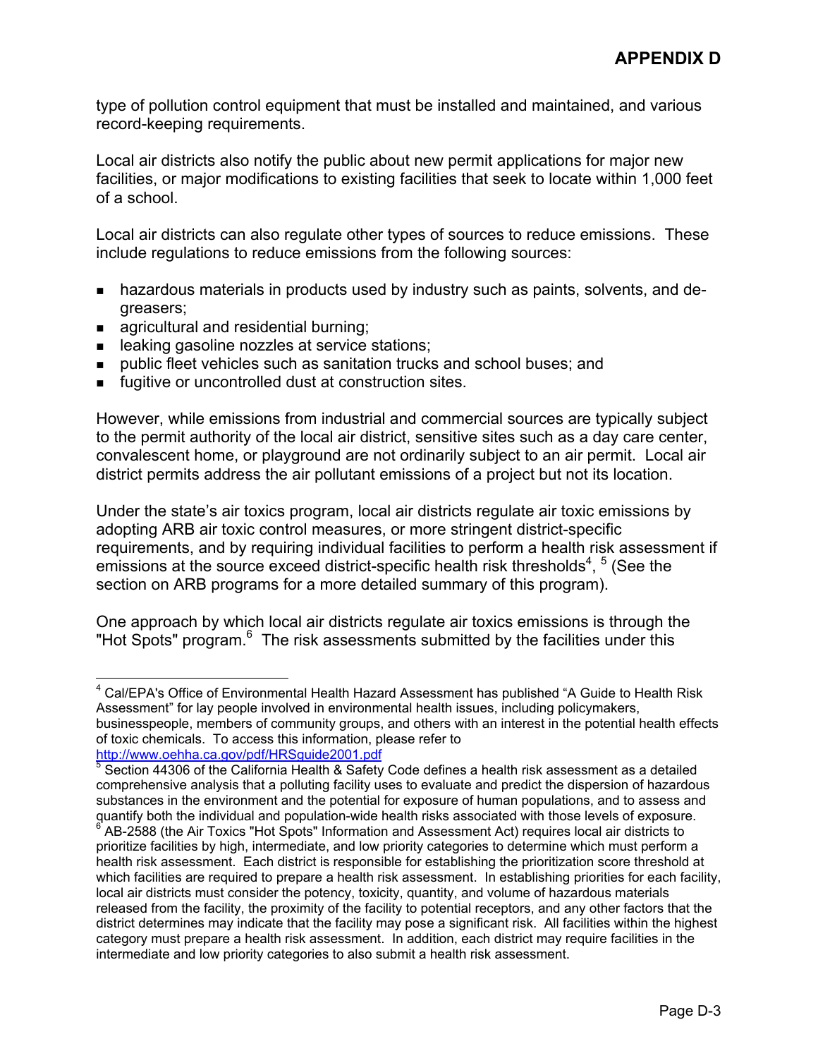type of pollution control equipment that must be installed and maintained, and various record-keeping requirements.

Local air districts also notify the public about new permit applications for major new facilities, or major modifications to existing facilities that seek to locate within 1,000 feet of a school.

Local air districts can also regulate other types of sources to reduce emissions. These include regulations to reduce emissions from the following sources:

- hazardous materials in products used by industry such as paints, solvents, and de-greasers;
- agricultural and residential burning;
- leaking gasoline nozzles at service stations;
- public fleet vehicles such as sanitation trucks and school buses; and
- fugitive or uncontrolled dust at construction sites.

However, while emissions from industrial and commercial sources are typically subject to the permit authority of the local air district, sensitive sites such as a day care center, convalescent home, or playground are not ordinarily subject to an air permit. Local air district permits address the air pollutant emissions of a project but not its location.

Under the state's air toxics program, local air districts regulate air toxic emissions by adopting ARB air toxic control measures, or more stringent district-specific requirements, and by requiring individual facilities to perform a health risk assessment if emissions at the source exceed district-specific health risk thresholds[4], [5] (See the section on ARB programs for a more detailed summary of this program).

One approach by which local air districts regulate air toxics emissions is through the "Hot Spots" program.[6] The risk assessments submitted by the facilities under this

---

[4] Cal/EPA's Office of Environmental Health Hazard Assessment has published "A Guide to Health Risk Assessment" for lay people involved in environmental health issues, including policymakers, businesspeople, members of community groups, and others with an interest in the potential health effects of toxic chemicals. To access this information, please refer to http://www.oehha.ca.gov/pdf/HRSguide2001.pdf

[5] Section 44306 of the California Health & Safety Code defines a health risk assessment as a detailed comprehensive analysis that a polluting facility uses to evaluate and predict the dispersion of hazardous substances in the environment and the potential for exposure of human populations, and to assess and quantify both the individual and population-wide health risks associated with those levels of exposure.

[6] AB-2588 (the Air Toxics "Hot Spots" Information and Assessment Act) requires local air districts to prioritize facilities by high, intermediate, and low priority categories to determine which must perform a health risk assessment. Each district is responsible for establishing the prioritization score threshold at which facilities are required to prepare a health risk assessment. In establishing priorities for each facility, local air districts must consider the potency, toxicity, quantity, and volume of hazardous materials released from the facility, the proximity of the facility to potential receptors, and any other factors that the district determines may indicate that the facility may pose a significant risk. All facilities within the highest category must prepare a health risk assessment. In addition, each district may require facilities in the intermediate and low priority categories to also submit a health risk assessment.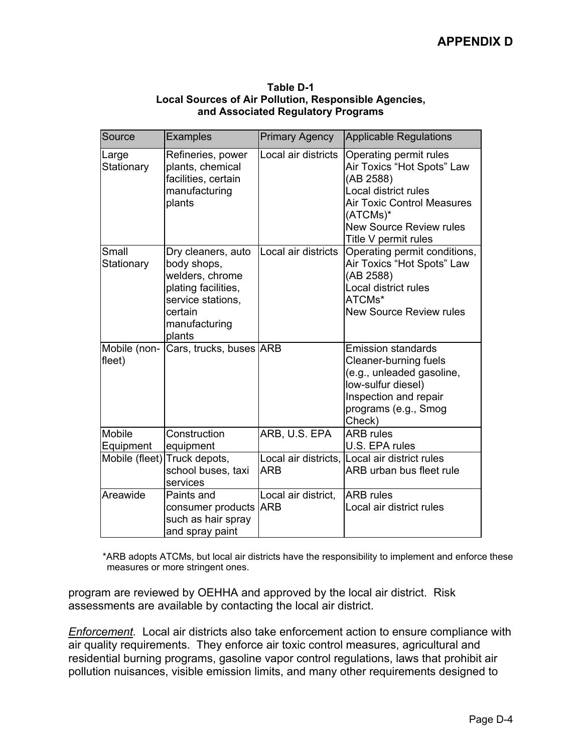**Table D-1**
**Local Sources of Air Pollution, Responsible Agencies, and Associated Regulatory Programs**

| Source | Examples | Primary Agency | Applicable Regulations |
|---|---|---|---|
| Large Stationary | Refineries, power plants, chemical facilities, certain manufacturing plants | Local air districts | Operating permit rules<br>Air Toxics "Hot Spots" Law (AB 2588)<br>Local district rules<br>Air Toxic Control Measures (ATCMs)*<br>New Source Review rules<br>Title V permit rules |
| Small Stationary | Dry cleaners, auto body shops, welders, chrome plating facilities, service stations, certain manufacturing plants | Local air districts | Operating permit conditions,<br>Air Toxics "Hot Spots" Law (AB 2588)<br>Local district rules<br>ATCMs*<br>New Source Review rules |
| Mobile (non-fleet) | Cars, trucks, buses | ARB | Emission standards<br>Cleaner-burning fuels (e.g., unleaded gasoline, low-sulfur diesel)<br>Inspection and repair programs (e.g., Smog Check) |
| Mobile Equipment | Construction equipment | ARB, U.S. EPA | ARB rules<br>U.S. EPA rules |
| Mobile (fleet) | Truck depots, school buses, taxi services | Local air districts, ARB | Local air district rules<br>ARB urban bus fleet rule |
| Areawide | Paints and consumer products such as hair spray and spray paint | Local air district, ARB | ARB rules<br>Local air district rules |

*ARB adopts ATCMs, but local air districts have the responsibility to implement and enforce these measures or more stringent ones.

program are reviewed by OEHHA and approved by the local air district. Risk assessments are available by contacting the local air district.

*Enforcement.* Local air districts also take enforcement action to ensure compliance with air quality requirements. They enforce air toxic control measures, agricultural and residential burning programs, gasoline vapor control regulations, laws that prohibit air pollution nuisances, visible emission limits, and many other requirements designed to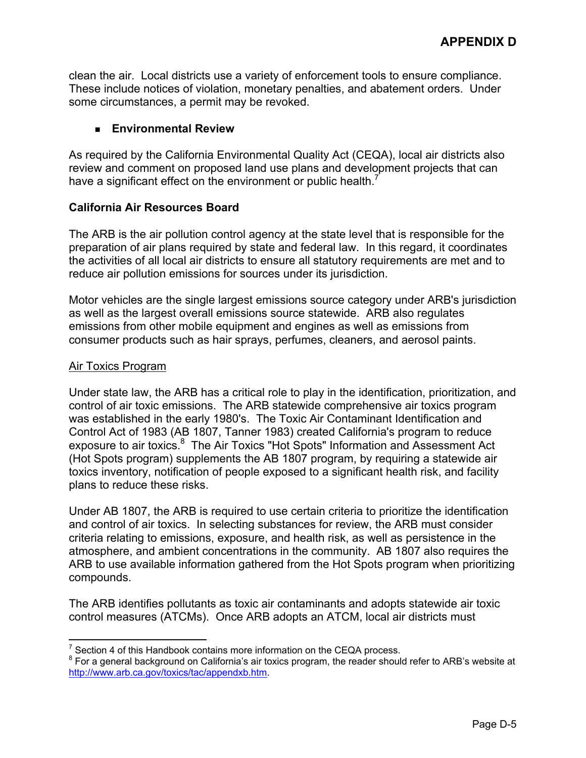clean the air. Local districts use a variety of enforcement tools to ensure compliance. These include notices of violation, monetary penalties, and abatement orders. Under some circumstances, a permit may be revoked.

- **Environmental Review**

As required by the California Environmental Quality Act (CEQA), local air districts also review and comment on proposed land use plans and development projects that can have a significant effect on the environment or public health.[7]

**California Air Resources Board**

The ARB is the air pollution control agency at the state level that is responsible for the preparation of air plans required by state and federal law. In this regard, it coordinates the activities of all local air districts to ensure all statutory requirements are met and to reduce air pollution emissions for sources under its jurisdiction.

Motor vehicles are the single largest emissions source category under ARB's jurisdiction as well as the largest overall emissions source statewide. ARB also regulates emissions from other mobile equipment and engines as well as emissions from consumer products such as hair sprays, perfumes, cleaners, and aerosol paints.

<u>Air Toxics Program</u>

Under state law, the ARB has a critical role to play in the identification, prioritization, and control of air toxic emissions. The ARB statewide comprehensive air toxics program was established in the early 1980's. The Toxic Air Contaminant Identification and Control Act of 1983 (AB 1807, Tanner 1983) created California's program to reduce exposure to air toxics.[8] The Air Toxics "Hot Spots" Information and Assessment Act (Hot Spots program) supplements the AB 1807 program, by requiring a statewide air toxics inventory, notification of people exposed to a significant health risk, and facility plans to reduce these risks.

Under AB 1807, the ARB is required to use certain criteria to prioritize the identification and control of air toxics. In selecting substances for review, the ARB must consider criteria relating to emissions, exposure, and health risk, as well as persistence in the atmosphere, and ambient concentrations in the community. AB 1807 also requires the ARB to use available information gathered from the Hot Spots program when prioritizing compounds.

The ARB identifies pollutants as toxic air contaminants and adopts statewide air toxic control measures (ATCMs). Once ARB adopts an ATCM, local air districts must

---

[7] Section 4 of this Handbook contains more information on the CEQA process.

[8] For a general background on California's air toxics program, the reader should refer to ARB's website at http://www.arb.ca.gov/toxics/tac/appendxb.htm.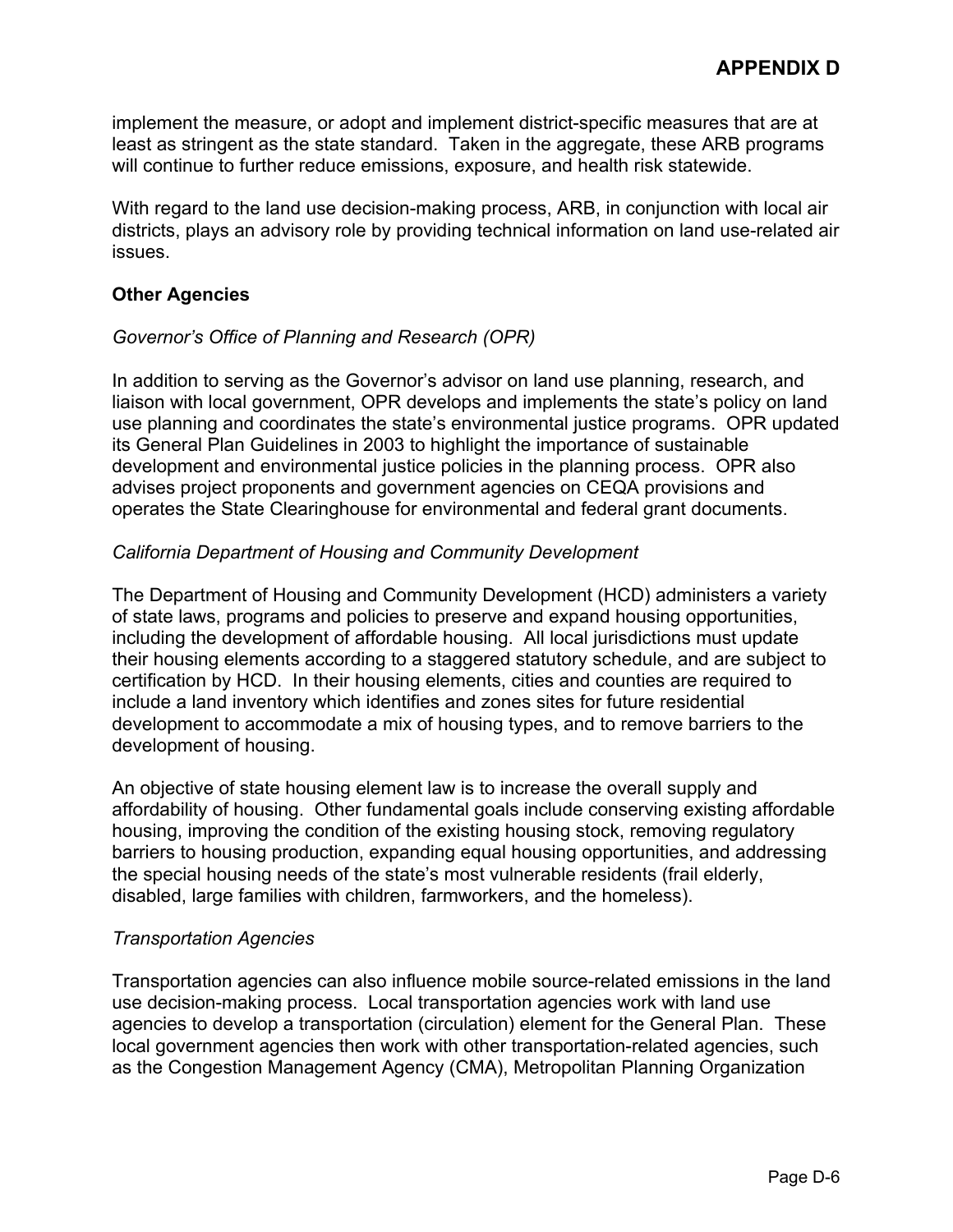implement the measure, or adopt and implement district-specific measures that are at least as stringent as the state standard. Taken in the aggregate, these ARB programs will continue to further reduce emissions, exposure, and health risk statewide.

With regard to the land use decision-making process, ARB, in conjunction with local air districts, plays an advisory role by providing technical information on land use-related air issues.

**Other Agencies**

*Governor's Office of Planning and Research (OPR)*

In addition to serving as the Governor's advisor on land use planning, research, and liaison with local government, OPR develops and implements the state's policy on land use planning and coordinates the state's environmental justice programs. OPR updated its General Plan Guidelines in 2003 to highlight the importance of sustainable development and environmental justice policies in the planning process. OPR also advises project proponents and government agencies on CEQA provisions and operates the State Clearinghouse for environmental and federal grant documents.

*California Department of Housing and Community Development*

The Department of Housing and Community Development (HCD) administers a variety of state laws, programs and policies to preserve and expand housing opportunities, including the development of affordable housing. All local jurisdictions must update their housing elements according to a staggered statutory schedule, and are subject to certification by HCD. In their housing elements, cities and counties are required to include a land inventory which identifies and zones sites for future residential development to accommodate a mix of housing types, and to remove barriers to the development of housing.

An objective of state housing element law is to increase the overall supply and affordability of housing. Other fundamental goals include conserving existing affordable housing, improving the condition of the existing housing stock, removing regulatory barriers to housing production, expanding equal housing opportunities, and addressing the special housing needs of the state's most vulnerable residents (frail elderly, disabled, large families with children, farmworkers, and the homeless).

*Transportation Agencies*

Transportation agencies can also influence mobile source-related emissions in the land use decision-making process. Local transportation agencies work with land use agencies to develop a transportation (circulation) element for the General Plan. These local government agencies then work with other transportation-related agencies, such as the Congestion Management Agency (CMA), Metropolitan Planning Organization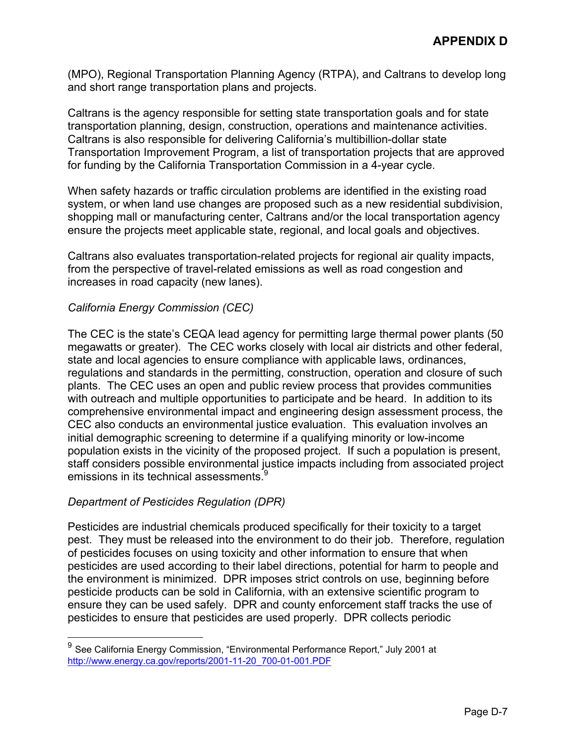(MPO), Regional Transportation Planning Agency (RTPA), and Caltrans to develop long and short range transportation plans and projects.

Caltrans is the agency responsible for setting state transportation goals and for state transportation planning, design, construction, operations and maintenance activities. Caltrans is also responsible for delivering California's multibillion-dollar state Transportation Improvement Program, a list of transportation projects that are approved for funding by the California Transportation Commission in a 4-year cycle.

When safety hazards or traffic circulation problems are identified in the existing road system, or when land use changes are proposed such as a new residential subdivision, shopping mall or manufacturing center, Caltrans and/or the local transportation agency ensure the projects meet applicable state, regional, and local goals and objectives.

Caltrans also evaluates transportation-related projects for regional air quality impacts, from the perspective of travel-related emissions as well as road congestion and increases in road capacity (new lanes).

*California Energy Commission (CEC)*

The CEC is the state's CEQA lead agency for permitting large thermal power plants (50 megawatts or greater). The CEC works closely with local air districts and other federal, state and local agencies to ensure compliance with applicable laws, ordinances, regulations and standards in the permitting, construction, operation and closure of such plants. The CEC uses an open and public review process that provides communities with outreach and multiple opportunities to participate and be heard. In addition to its comprehensive environmental impact and engineering design assessment process, the CEC also conducts an environmental justice evaluation. This evaluation involves an initial demographic screening to determine if a qualifying minority or low-income population exists in the vicinity of the proposed project. If such a population is present, staff considers possible environmental justice impacts including from associated project emissions in its technical assessments.[9]

*Department of Pesticides Regulation (DPR)*

Pesticides are industrial chemicals produced specifically for their toxicity to a target pest. They must be released into the environment to do their job. Therefore, regulation of pesticides focuses on using toxicity and other information to ensure that when pesticides are used according to their label directions, potential for harm to people and the environment is minimized. DPR imposes strict controls on use, beginning before pesticide products can be sold in California, with an extensive scientific program to ensure they can be used safely. DPR and county enforcement staff tracks the use of pesticides to ensure that pesticides are used properly. DPR collects periodic

---

[9] See California Energy Commission, "Environmental Performance Report," July 2001 at http://www.energy.ca.gov/reports/2001-11-20_700-01-001.PDF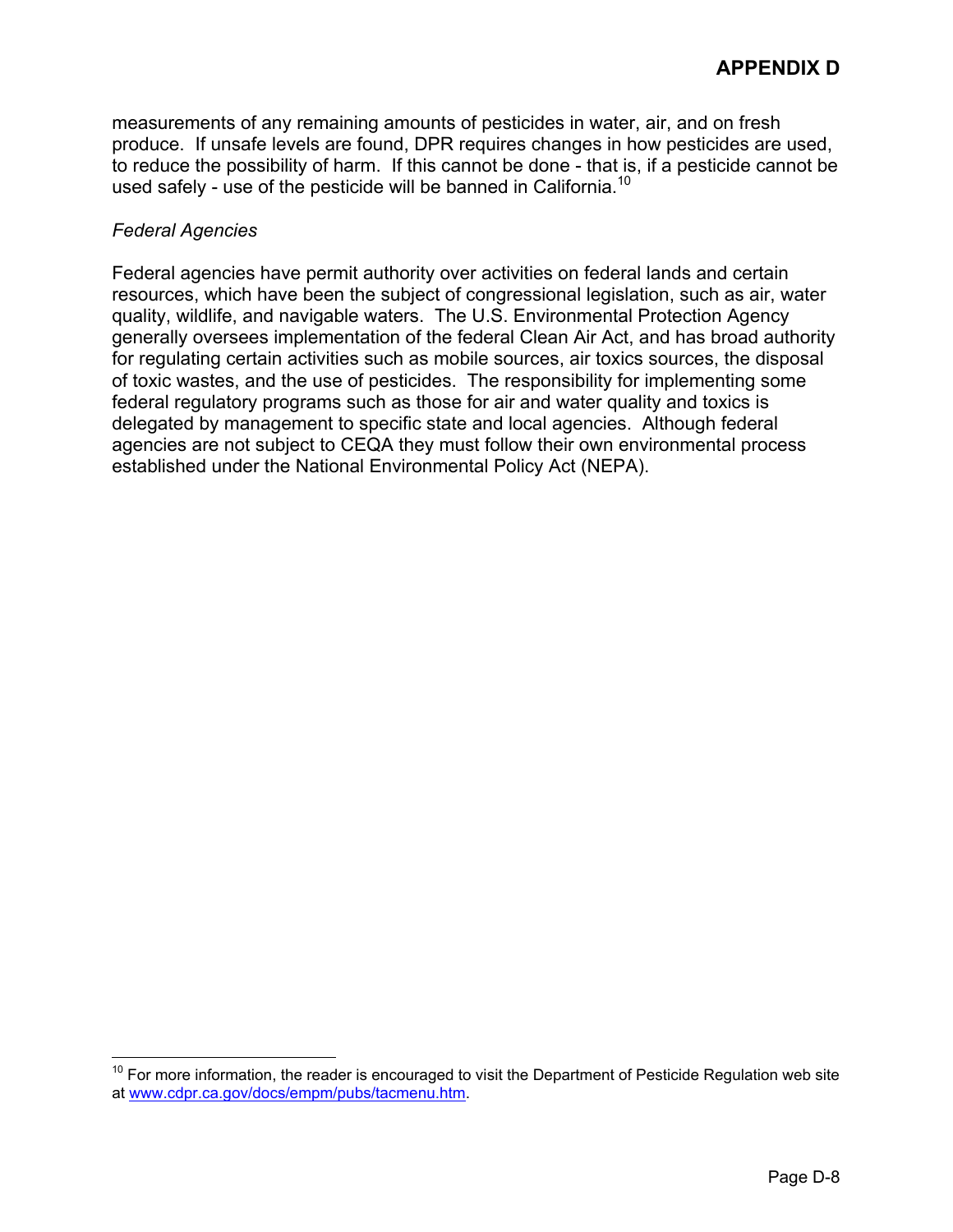measurements of any remaining amounts of pesticides in water, air, and on fresh produce. If unsafe levels are found, DPR requires changes in how pesticides are used, to reduce the possibility of harm. If this cannot be done - that is, if a pesticide cannot be used safely - use of the pesticide will be banned in California.[10]

*Federal Agencies*

Federal agencies have permit authority over activities on federal lands and certain resources, which have been the subject of congressional legislation, such as air, water quality, wildlife, and navigable waters. The U.S. Environmental Protection Agency generally oversees implementation of the federal Clean Air Act, and has broad authority for regulating certain activities such as mobile sources, air toxics sources, the disposal of toxic wastes, and the use of pesticides. The responsibility for implementing some federal regulatory programs such as those for air and water quality and toxics is delegated by management to specific state and local agencies. Although federal agencies are not subject to CEQA they must follow their own environmental process established under the National Environmental Policy Act (NEPA).

---

[10] For more information, the reader is encouraged to visit the Department of Pesticide Regulation web site at www.cdpr.ca.gov/docs/empm/pubs/tacmenu.htm.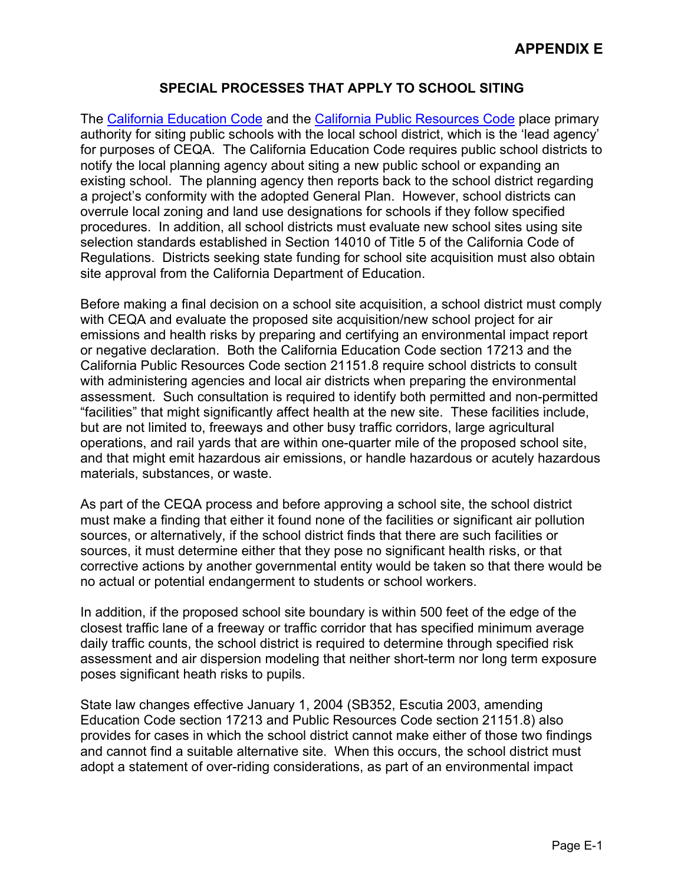# APPENDIX E

## SPECIAL PROCESSES THAT APPLY TO SCHOOL SITING

The California Education Code and the California Public Resources Code place primary authority for siting public schools with the local school district, which is the 'lead agency' for purposes of CEQA. The California Education Code requires public school districts to notify the local planning agency about siting a new public school or expanding an existing school. The planning agency then reports back to the school district regarding a project's conformity with the adopted General Plan. However, school districts can overrule local zoning and land use designations for schools if they follow specified procedures. In addition, all school districts must evaluate new school sites using site selection standards established in Section 14010 of Title 5 of the California Code of Regulations. Districts seeking state funding for school site acquisition must also obtain site approval from the California Department of Education.

Before making a final decision on a school site acquisition, a school district must comply with CEQA and evaluate the proposed site acquisition/new school project for air emissions and health risks by preparing and certifying an environmental impact report or negative declaration. Both the California Education Code section 17213 and the California Public Resources Code section 21151.8 require school districts to consult with administering agencies and local air districts when preparing the environmental assessment. Such consultation is required to identify both permitted and non-permitted "facilities" that might significantly affect health at the new site. These facilities include, but are not limited to, freeways and other busy traffic corridors, large agricultural operations, and rail yards that are within one-quarter mile of the proposed school site, and that might emit hazardous air emissions, or handle hazardous or acutely hazardous materials, substances, or waste.

As part of the CEQA process and before approving a school site, the school district must make a finding that either it found none of the facilities or significant air pollution sources, or alternatively, if the school district finds that there are such facilities or sources, it must determine either that they pose no significant health risks, or that corrective actions by another governmental entity would be taken so that there would be no actual or potential endangerment to students or school workers.

In addition, if the proposed school site boundary is within 500 feet of the edge of the closest traffic lane of a freeway or traffic corridor that has specified minimum average daily traffic counts, the school district is required to determine through specified risk assessment and air dispersion modeling that neither short-term nor long term exposure poses significant heath risks to pupils.

State law changes effective January 1, 2004 (SB352, Escutia 2003, amending Education Code section 17213 and Public Resources Code section 21151.8) also provides for cases in which the school district cannot make either of those two findings and cannot find a suitable alternative site. When this occurs, the school district must adopt a statement of over-riding considerations, as part of an environmental impact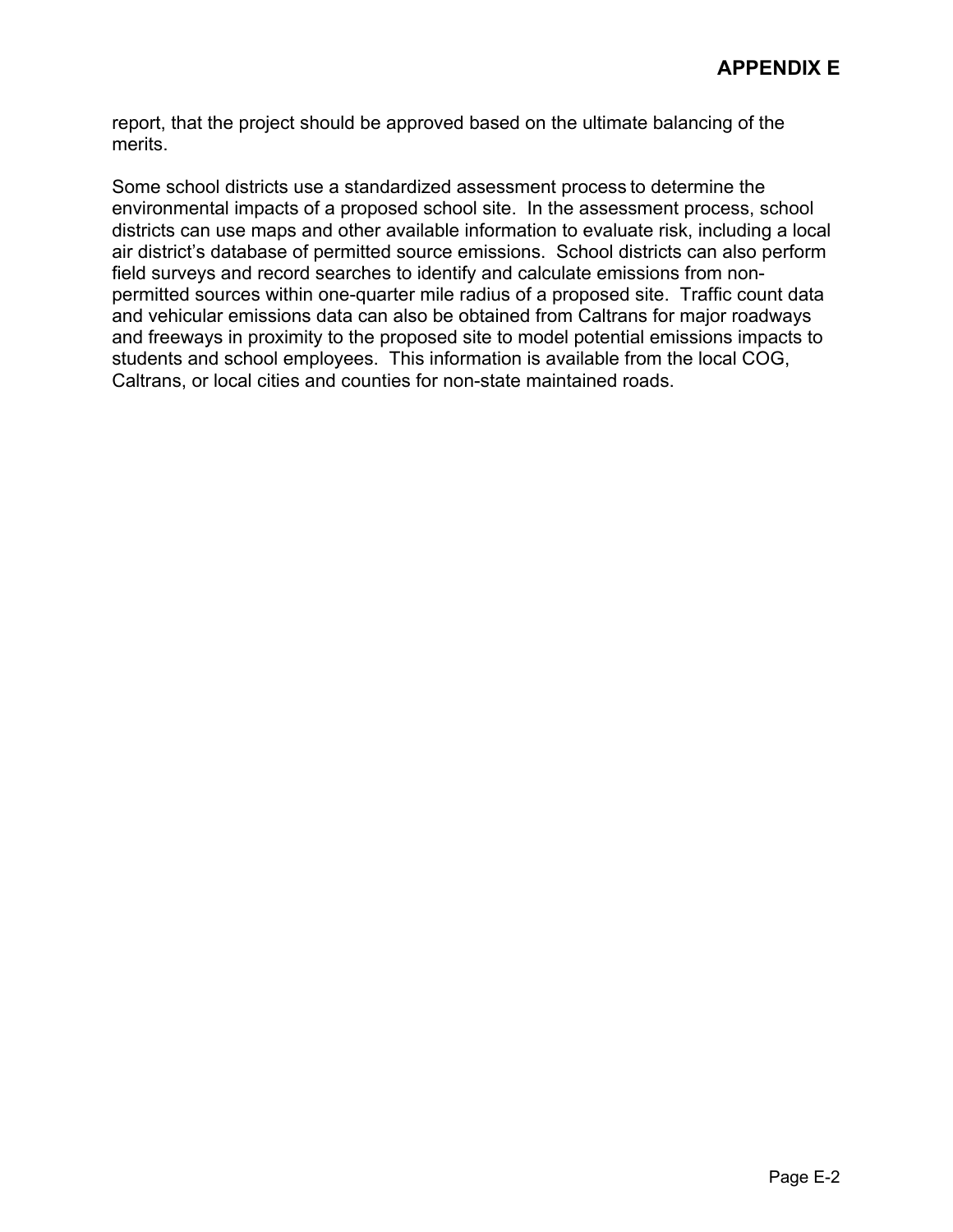report, that the project should be approved based on the ultimate balancing of the merits.

Some school districts use a standardized assessment process to determine the environmental impacts of a proposed school site. In the assessment process, school districts can use maps and other available information to evaluate risk, including a local air district's database of permitted source emissions. School districts can also perform field surveys and record searches to identify and calculate emissions from non-permitted sources within one-quarter mile radius of a proposed site. Traffic count data and vehicular emissions data can also be obtained from Caltrans for major roadways and freeways in proximity to the proposed site to model potential emissions impacts to students and school employees. This information is available from the local COG, Caltrans, or local cities and counties for non-state maintained roads.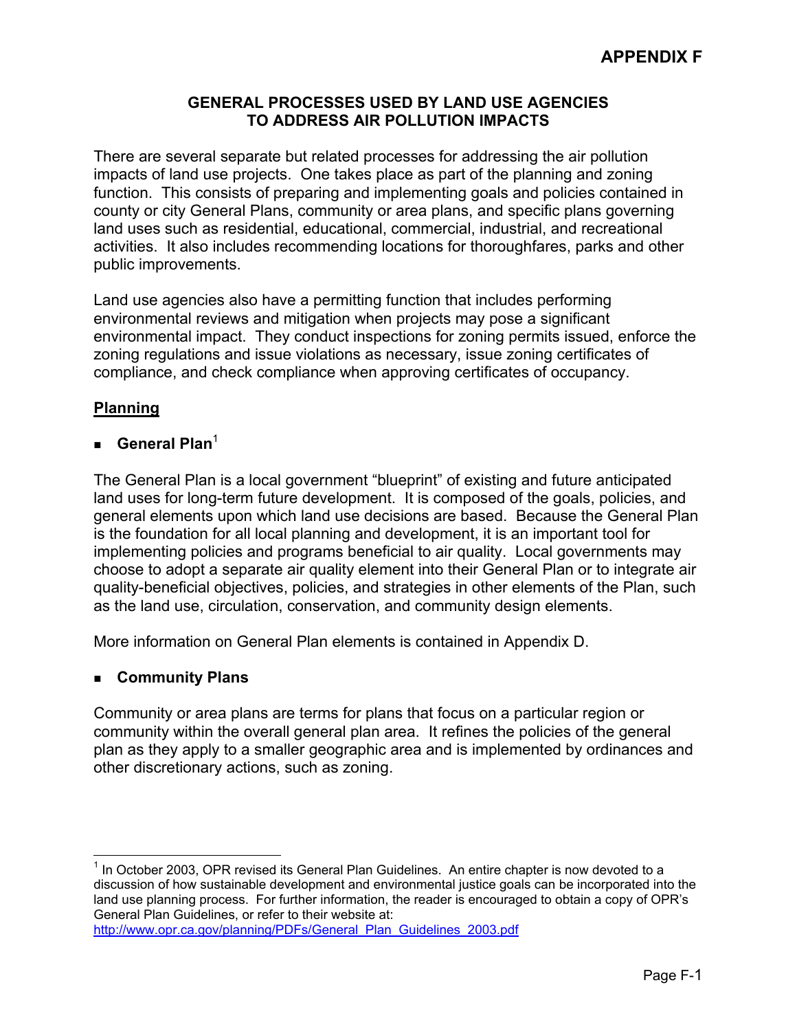# APPENDIX F

## GENERAL PROCESSES USED BY LAND USE AGENCIES TO ADDRESS AIR POLLUTION IMPACTS

There are several separate but related processes for addressing the air pollution impacts of land use projects. One takes place as part of the planning and zoning function. This consists of preparing and implementing goals and policies contained in county or city General Plans, community or area plans, and specific plans governing land uses such as residential, educational, commercial, industrial, and recreational activities. It also includes recommending locations for thoroughfares, parks and other public improvements.

Land use agencies also have a permitting function that includes performing environmental reviews and mitigation when projects may pose a significant environmental impact. They conduct inspections for zoning permits issued, enforce the zoning regulations and issue violations as necessary, issue zoning certificates of compliance, and check compliance when approving certificates of occupancy.

### Planning

- **General Plan**[1]

The General Plan is a local government "blueprint" of existing and future anticipated land uses for long-term future development. It is composed of the goals, policies, and general elements upon which land use decisions are based. Because the General Plan is the foundation for all local planning and development, it is an important tool for implementing policies and programs beneficial to air quality. Local governments may choose to adopt a separate air quality element into their General Plan or to integrate air quality-beneficial objectives, policies, and strategies in other elements of the Plan, such as the land use, circulation, conservation, and community design elements.

More information on General Plan elements is contained in Appendix D.

- **Community Plans**

Community or area plans are terms for plans that focus on a particular region or community within the overall general plan area. It refines the policies of the general plan as they apply to a smaller geographic area and is implemented by ordinances and other discretionary actions, such as zoning.

---

[1] In October 2003, OPR revised its General Plan Guidelines. An entire chapter is now devoted to a discussion of how sustainable development and environmental justice goals can be incorporated into the land use planning process. For further information, the reader is encouraged to obtain a copy of OPR's General Plan Guidelines, or refer to their website at: http://www.opr.ca.gov/planning/PDFs/General_Plan_Guidelines_2003.pdf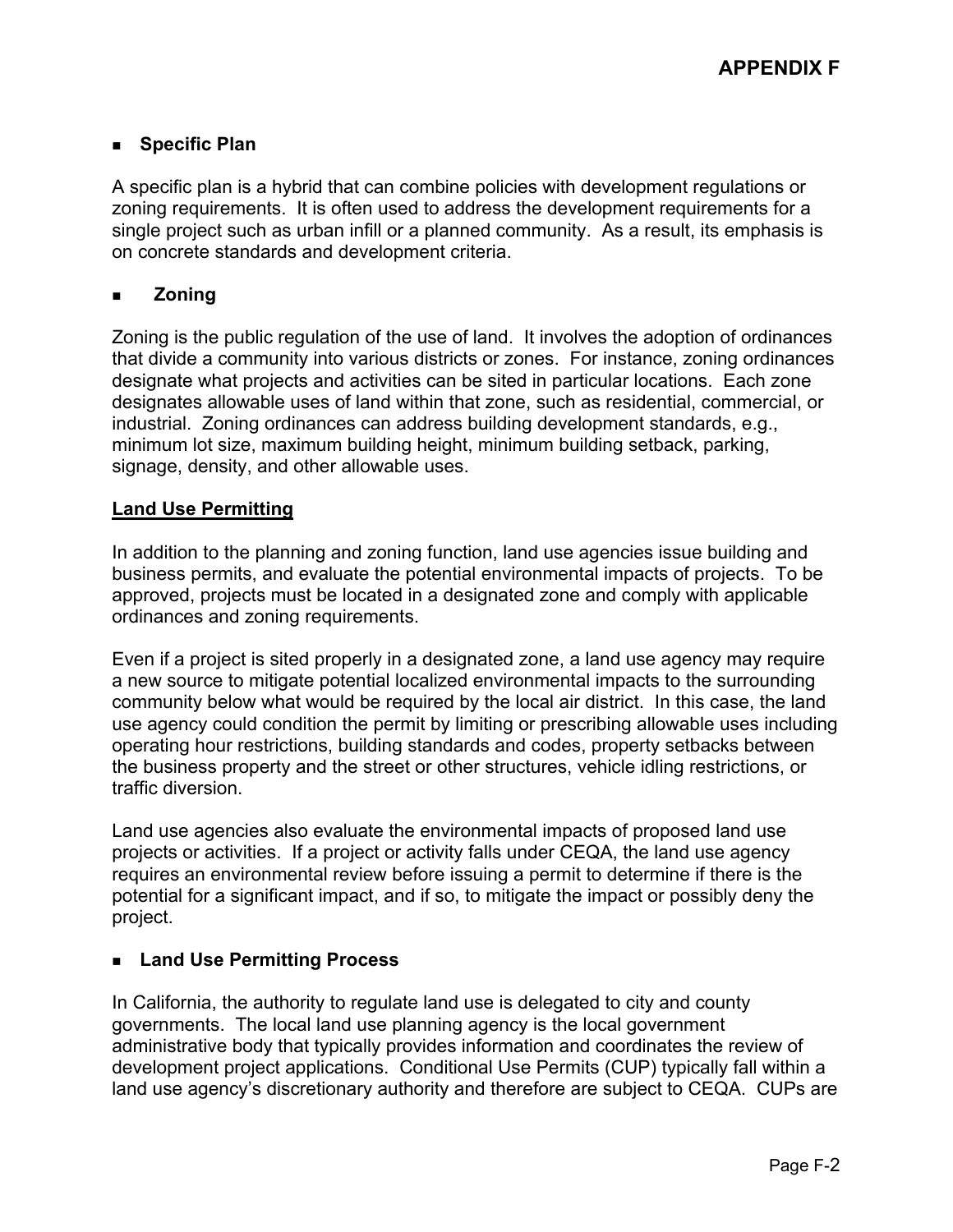- **Specific Plan**

A specific plan is a hybrid that can combine policies with development regulations or zoning requirements. It is often used to address the development requirements for a single project such as urban infill or a planned community. As a result, its emphasis is on concrete standards and development criteria.

- **Zoning**

Zoning is the public regulation of the use of land. It involves the adoption of ordinances that divide a community into various districts or zones. For instance, zoning ordinances designate what projects and activities can be sited in particular locations. Each zone designates allowable uses of land within that zone, such as residential, commercial, or industrial. Zoning ordinances can address building development standards, e.g., minimum lot size, maximum building height, minimum building setback, parking, signage, density, and other allowable uses.

## Land Use Permitting

In addition to the planning and zoning function, land use agencies issue building and business permits, and evaluate the potential environmental impacts of projects. To be approved, projects must be located in a designated zone and comply with applicable ordinances and zoning requirements.

Even if a project is sited properly in a designated zone, a land use agency may require a new source to mitigate potential localized environmental impacts to the surrounding community below what would be required by the local air district. In this case, the land use agency could condition the permit by limiting or prescribing allowable uses including operating hour restrictions, building standards and codes, property setbacks between the business property and the street or other structures, vehicle idling restrictions, or traffic diversion.

Land use agencies also evaluate the environmental impacts of proposed land use projects or activities. If a project or activity falls under CEQA, the land use agency requires an environmental review before issuing a permit to determine if there is the potential for a significant impact, and if so, to mitigate the impact or possibly deny the project.

- **Land Use Permitting Process**

In California, the authority to regulate land use is delegated to city and county governments. The local land use planning agency is the local government administrative body that typically provides information and coordinates the review of development project applications. Conditional Use Permits (CUP) typically fall within a land use agency's discretionary authority and therefore are subject to CEQA. CUPs are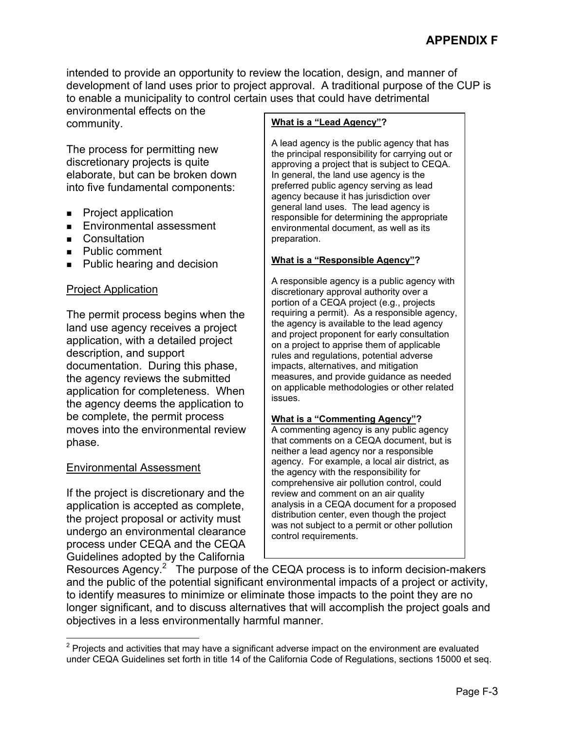intended to provide an opportunity to review the location, design, and manner of development of land uses prior to project approval. A traditional purpose of the CUP is to enable a municipality to control certain uses that could have detrimental environmental effects on the community.

The process for permitting new discretionary projects is quite elaborate, but can be broken down into five fundamental components:

- Project application
- Environmental assessment
- Consultation
- Public comment
- Public hearing and decision

> **What is a "Lead Agency"?**
>
> A lead agency is the public agency that has the principal responsibility for carrying out or approving a project that is subject to CEQA. In general, the land use agency is the preferred public agency serving as lead agency because it has jurisdiction over general land uses. The lead agency is responsible for determining the appropriate environmental document, as well as its preparation.
>
> **What is a "Responsible Agency"?**
>
> A responsible agency is a public agency with discretionary approval authority over a portion of a CEQA project (e.g., projects requiring a permit). As a responsible agency, the agency is available to the lead agency and project proponent for early consultation on a project to apprise them of applicable rules and regulations, potential adverse impacts, alternatives, and mitigation measures, and provide guidance as needed on applicable methodologies or other related issues.
>
> **What is a "Commenting Agency"?**
>
> A commenting agency is any public agency that comments on a CEQA document, but is neither a lead agency nor a responsible agency. For example, a local air district, as the agency with the responsibility for comprehensive air pollution control, could review and comment on an air quality analysis in a CEQA document for a proposed distribution center, even though the project was not subject to a permit or other pollution control requirements.

Project Application

The permit process begins when the land use agency receives a project application, with a detailed project description, and support documentation. During this phase, the agency reviews the submitted application for completeness. When the agency deems the application to be complete, the permit process moves into the environmental review phase.

Environmental Assessment

If the project is discretionary and the application is accepted as complete, the project proposal or activity must undergo an environmental clearance process under CEQA and the CEQA Guidelines adopted by the California Resources Agency.[2] The purpose of the CEQA process is to inform decision-makers and the public of the potential significant environmental impacts of a project or activity, to identify measures to minimize or eliminate those impacts to the point they are no longer significant, and to discuss alternatives that will accomplish the project goals and objectives in a less environmentally harmful manner.

[2] Projects and activities that may have a significant adverse impact on the environment are evaluated under CEQA Guidelines set forth in title 14 of the California Code of Regulations, sections 15000 et seq.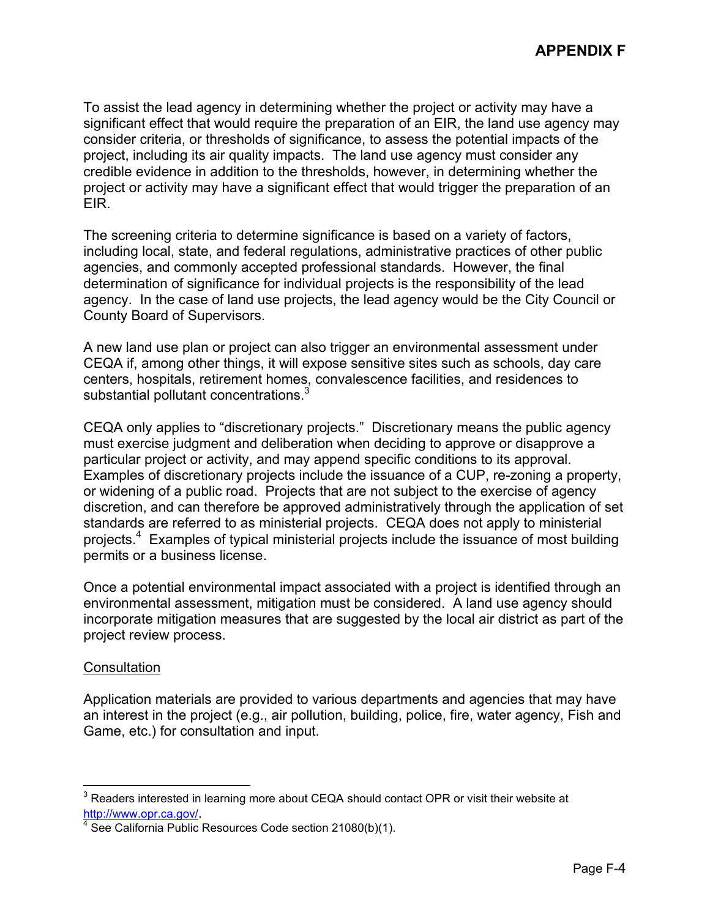To assist the lead agency in determining whether the project or activity may have a significant effect that would require the preparation of an EIR, the land use agency may consider criteria, or thresholds of significance, to assess the potential impacts of the project, including its air quality impacts. The land use agency must consider any credible evidence in addition to the thresholds, however, in determining whether the project or activity may have a significant effect that would trigger the preparation of an EIR.

The screening criteria to determine significance is based on a variety of factors, including local, state, and federal regulations, administrative practices of other public agencies, and commonly accepted professional standards. However, the final determination of significance for individual projects is the responsibility of the lead agency. In the case of land use projects, the lead agency would be the City Council or County Board of Supervisors.

A new land use plan or project can also trigger an environmental assessment under CEQA if, among other things, it will expose sensitive sites such as schools, day care centers, hospitals, retirement homes, convalescence facilities, and residences to substantial pollutant concentrations.[3]

CEQA only applies to "discretionary projects." Discretionary means the public agency must exercise judgment and deliberation when deciding to approve or disapprove a particular project or activity, and may append specific conditions to its approval. Examples of discretionary projects include the issuance of a CUP, re-zoning a property, or widening of a public road. Projects that are not subject to the exercise of agency discretion, and can therefore be approved administratively through the application of set standards are referred to as ministerial projects. CEQA does not apply to ministerial projects.[4] Examples of typical ministerial projects include the issuance of most building permits or a business license.

Once a potential environmental impact associated with a project is identified through an environmental assessment, mitigation must be considered. A land use agency should incorporate mitigation measures that are suggested by the local air district as part of the project review process.

Consultation

Application materials are provided to various departments and agencies that may have an interest in the project (e.g., air pollution, building, police, fire, water agency, Fish and Game, etc.) for consultation and input.

---

[3] Readers interested in learning more about CEQA should contact OPR or visit their website at http://www.opr.ca.gov/.

[4] See California Public Resources Code section 21080(b)(1).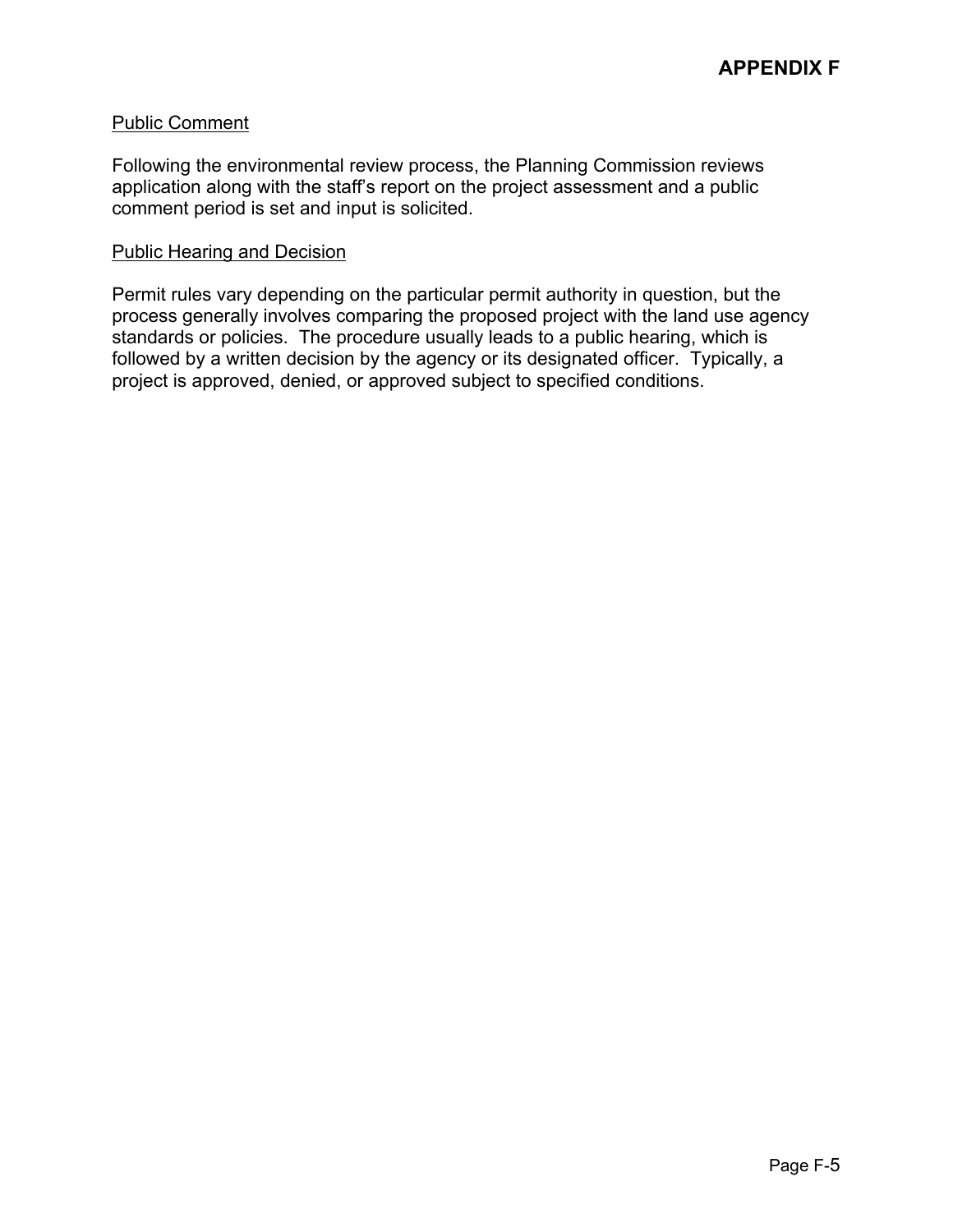### Public Comment

Following the environmental review process, the Planning Commission reviews application along with the staff's report on the project assessment and a public comment period is set and input is solicited.

### Public Hearing and Decision

Permit rules vary depending on the particular permit authority in question, but the process generally involves comparing the proposed project with the land use agency standards or policies. The procedure usually leads to a public hearing, which is followed by a written decision by the agency or its designated officer. Typically, a project is approved, denied, or approved subject to specified conditions.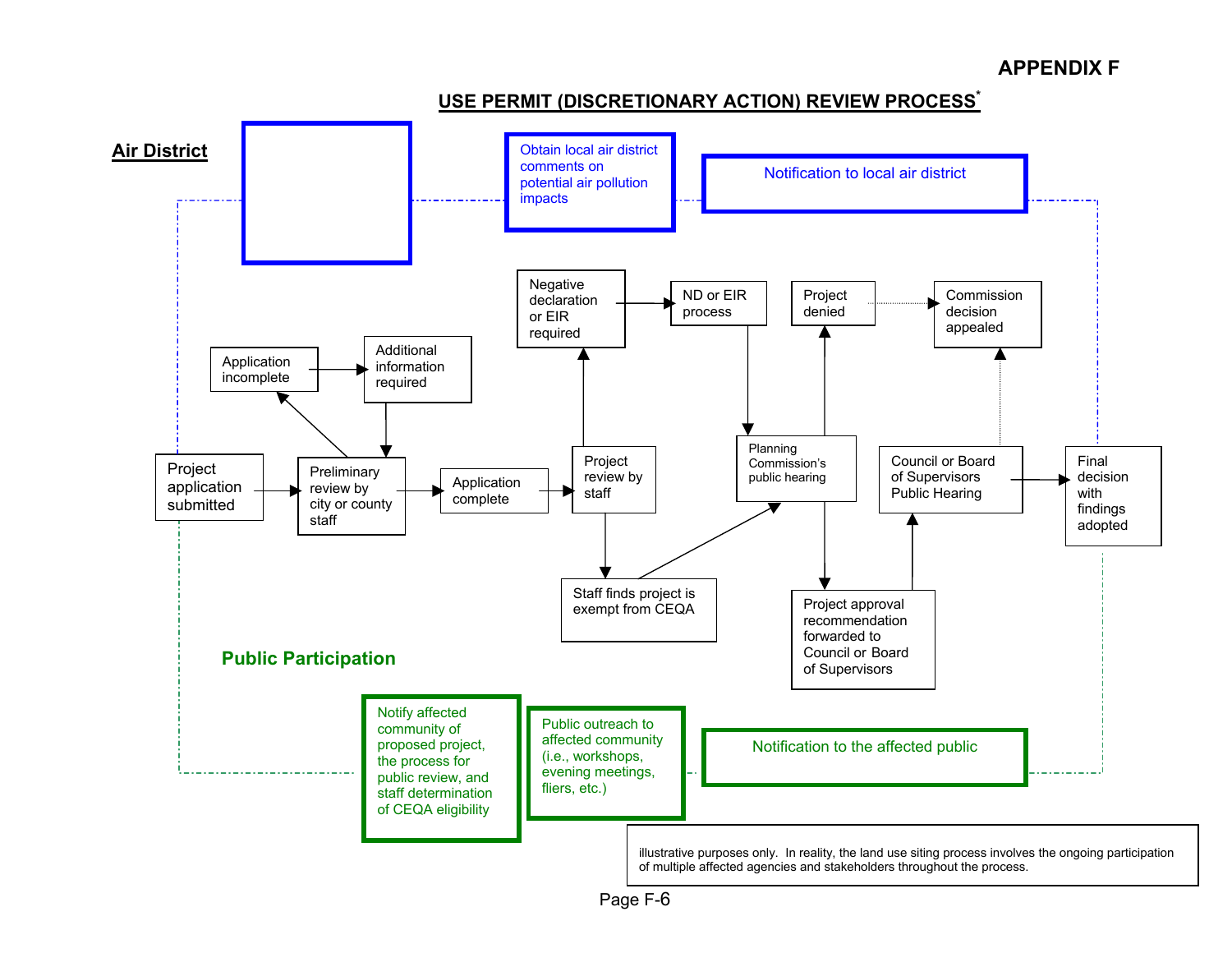## APPENDIX F

## USE PERMIT (DISCRETIONARY ACTION) REVIEW PROCESS*

**Air District**

Obtain local air district comments on potential air pollution impacts

Notification to local air district

Project application submitted

Application incomplete

Additional information required

Preliminary review by city or county staff

Application complete

Project review by staff

Negative declaration or EIR required

ND or EIR process

Staff finds project is exempt from CEQA

Planning Commission's public hearing

Project denied

Commission decision appealed

Project approval recommendation forwarded to Council or Board of Supervisors

Council or Board of Supervisors Public Hearing

Final decision with findings adopted

**Public Participation**

Notify affected community of proposed project, the process for public review, and staff determination of CEQA eligibility

Public outreach to affected community (i.e., workshops, evening meetings, fliers, etc.)

Notification to the affected public

illustrative purposes only. In reality, the land use siting process involves the ongoing participation of multiple affected agencies and stakeholders throughout the process.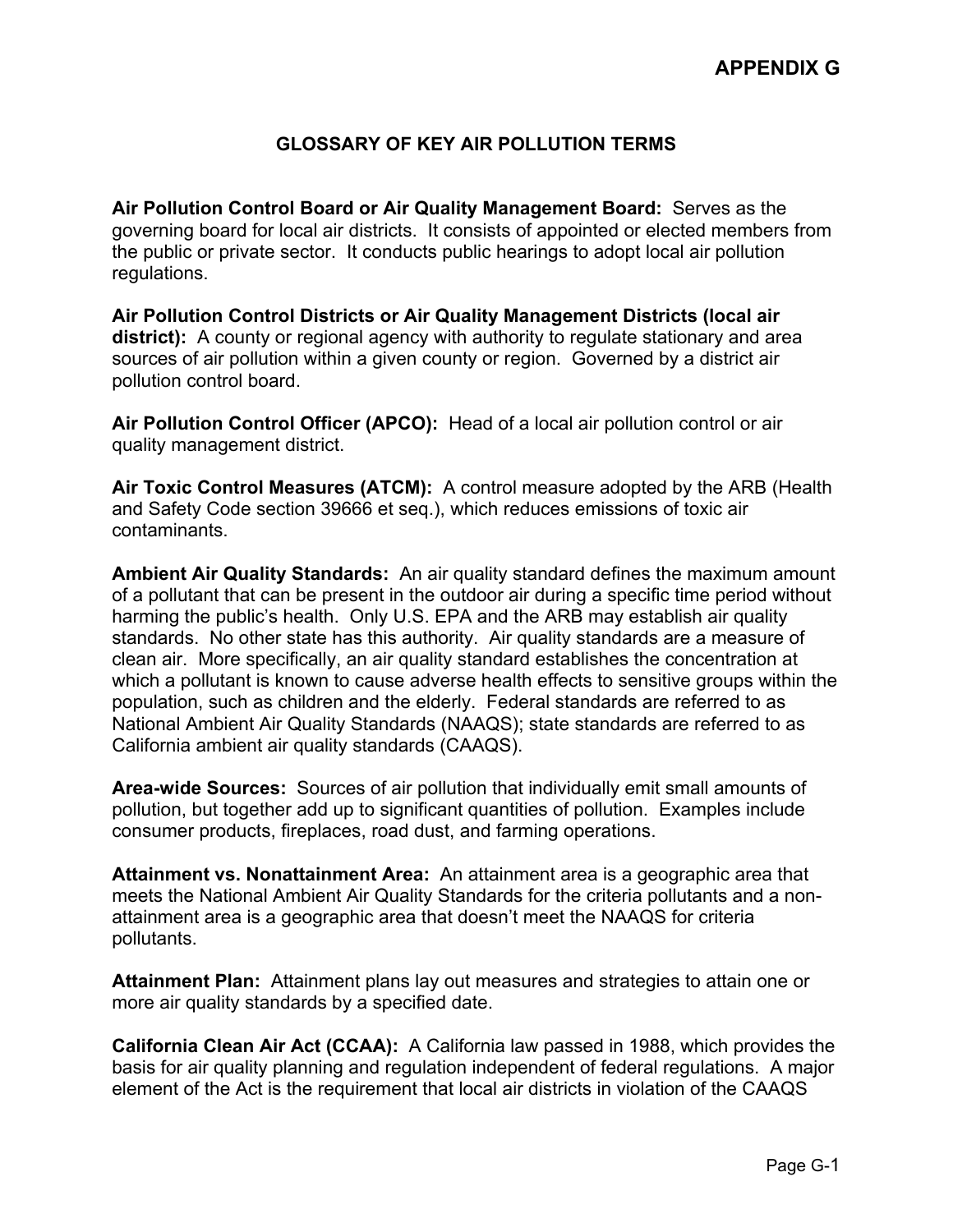# APPENDIX G

## GLOSSARY OF KEY AIR POLLUTION TERMS

**Air Pollution Control Board or Air Quality Management Board:** Serves as the governing board for local air districts. It consists of appointed or elected members from the public or private sector. It conducts public hearings to adopt local air pollution regulations.

**Air Pollution Control Districts or Air Quality Management Districts (local air district):** A county or regional agency with authority to regulate stationary and area sources of air pollution within a given county or region. Governed by a district air pollution control board.

**Air Pollution Control Officer (APCO):** Head of a local air pollution control or air quality management district.

**Air Toxic Control Measures (ATCM):** A control measure adopted by the ARB (Health and Safety Code section 39666 et seq.), which reduces emissions of toxic air contaminants.

**Ambient Air Quality Standards:** An air quality standard defines the maximum amount of a pollutant that can be present in the outdoor air during a specific time period without harming the public's health. Only U.S. EPA and the ARB may establish air quality standards. No other state has this authority. Air quality standards are a measure of clean air. More specifically, an air quality standard establishes the concentration at which a pollutant is known to cause adverse health effects to sensitive groups within the population, such as children and the elderly. Federal standards are referred to as National Ambient Air Quality Standards (NAAQS); state standards are referred to as California ambient air quality standards (CAAQS).

**Area-wide Sources:** Sources of air pollution that individually emit small amounts of pollution, but together add up to significant quantities of pollution. Examples include consumer products, fireplaces, road dust, and farming operations.

**Attainment vs. Nonattainment Area:** An attainment area is a geographic area that meets the National Ambient Air Quality Standards for the criteria pollutants and a non-attainment area is a geographic area that doesn't meet the NAAQS for criteria pollutants.

**Attainment Plan:** Attainment plans lay out measures and strategies to attain one or more air quality standards by a specified date.

**California Clean Air Act (CCAA):** A California law passed in 1988, which provides the basis for air quality planning and regulation independent of federal regulations. A major element of the Act is the requirement that local air districts in violation of the CAAQS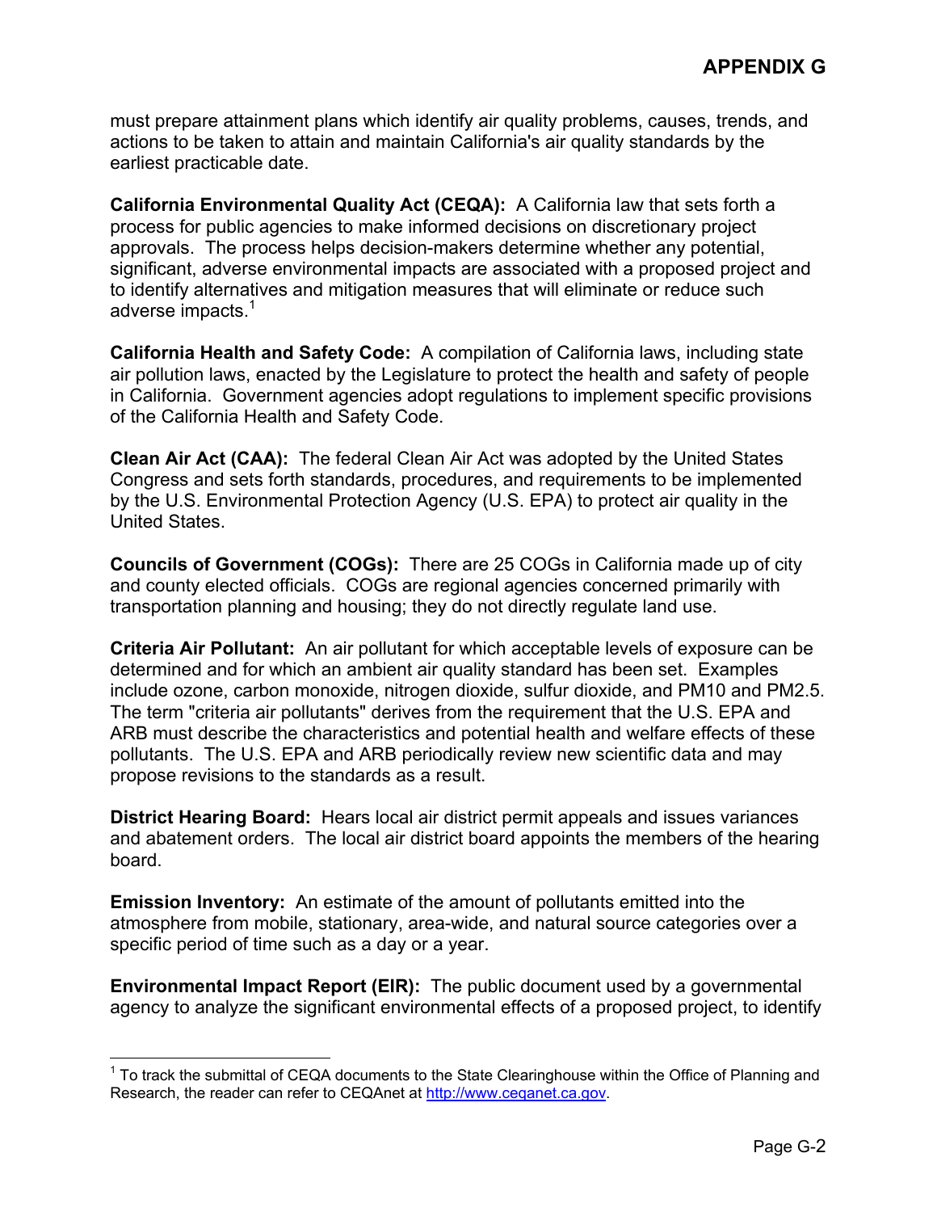must prepare attainment plans which identify air quality problems, causes, trends, and actions to be taken to attain and maintain California's air quality standards by the earliest practicable date.

**California Environmental Quality Act (CEQA):** A California law that sets forth a process for public agencies to make informed decisions on discretionary project approvals. The process helps decision-makers determine whether any potential, significant, adverse environmental impacts are associated with a proposed project and to identify alternatives and mitigation measures that will eliminate or reduce such adverse impacts.[1]

**California Health and Safety Code:** A compilation of California laws, including state air pollution laws, enacted by the Legislature to protect the health and safety of people in California. Government agencies adopt regulations to implement specific provisions of the California Health and Safety Code.

**Clean Air Act (CAA):** The federal Clean Air Act was adopted by the United States Congress and sets forth standards, procedures, and requirements to be implemented by the U.S. Environmental Protection Agency (U.S. EPA) to protect air quality in the United States.

**Councils of Government (COGs):** There are 25 COGs in California made up of city and county elected officials. COGs are regional agencies concerned primarily with transportation planning and housing; they do not directly regulate land use.

**Criteria Air Pollutant:** An air pollutant for which acceptable levels of exposure can be determined and for which an ambient air quality standard has been set. Examples include ozone, carbon monoxide, nitrogen dioxide, sulfur dioxide, and PM10 and PM2.5. The term "criteria air pollutants" derives from the requirement that the U.S. EPA and ARB must describe the characteristics and potential health and welfare effects of these pollutants. The U.S. EPA and ARB periodically review new scientific data and may propose revisions to the standards as a result.

**District Hearing Board:** Hears local air district permit appeals and issues variances and abatement orders. The local air district board appoints the members of the hearing board.

**Emission Inventory:** An estimate of the amount of pollutants emitted into the atmosphere from mobile, stationary, area-wide, and natural source categories over a specific period of time such as a day or a year.

**Environmental Impact Report (EIR):** The public document used by a governmental agency to analyze the significant environmental effects of a proposed project, to identify

---

[1] To track the submittal of CEQA documents to the State Clearinghouse within the Office of Planning and Research, the reader can refer to CEQAnet at http://www.ceqanet.ca.gov.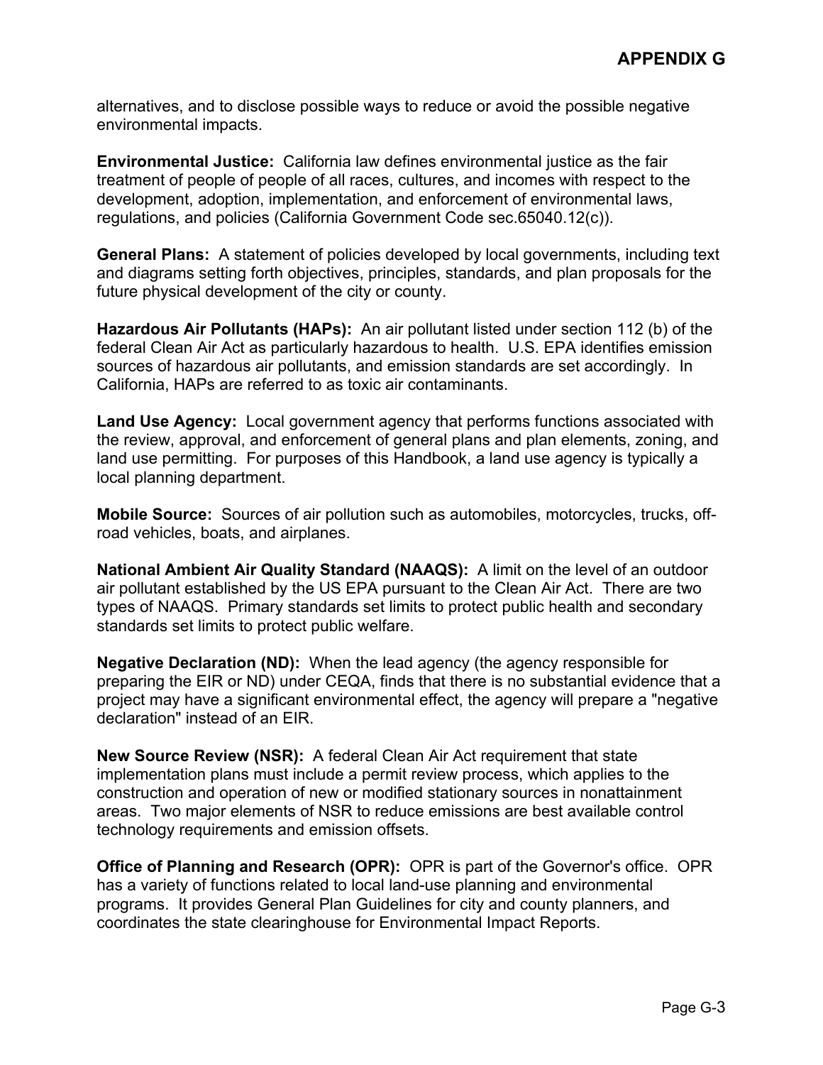alternatives, and to disclose possible ways to reduce or avoid the possible negative environmental impacts.

**Environmental Justice:** California law defines environmental justice as the fair treatment of people of people of all races, cultures, and incomes with respect to the development, adoption, implementation, and enforcement of environmental laws, regulations, and policies (California Government Code sec.65040.12(c)).

**General Plans:** A statement of policies developed by local governments, including text and diagrams setting forth objectives, principles, standards, and plan proposals for the future physical development of the city or county.

**Hazardous Air Pollutants (HAPs):** An air pollutant listed under section 112 (b) of the federal Clean Air Act as particularly hazardous to health. U.S. EPA identifies emission sources of hazardous air pollutants, and emission standards are set accordingly. In California, HAPs are referred to as toxic air contaminants.

**Land Use Agency:** Local government agency that performs functions associated with the review, approval, and enforcement of general plans and plan elements, zoning, and land use permitting. For purposes of this Handbook, a land use agency is typically a local planning department.

**Mobile Source:** Sources of air pollution such as automobiles, motorcycles, trucks, off-road vehicles, boats, and airplanes.

**National Ambient Air Quality Standard (NAAQS):** A limit on the level of an outdoor air pollutant established by the US EPA pursuant to the Clean Air Act. There are two types of NAAQS. Primary standards set limits to protect public health and secondary standards set limits to protect public welfare.

**Negative Declaration (ND):** When the lead agency (the agency responsible for preparing the EIR or ND) under CEQA, finds that there is no substantial evidence that a project may have a significant environmental effect, the agency will prepare a "negative declaration" instead of an EIR.

**New Source Review (NSR):** A federal Clean Air Act requirement that state implementation plans must include a permit review process, which applies to the construction and operation of new or modified stationary sources in nonattainment areas. Two major elements of NSR to reduce emissions are best available control technology requirements and emission offsets.

**Office of Planning and Research (OPR):** OPR is part of the Governor's office. OPR has a variety of functions related to local land-use planning and environmental programs. It provides General Plan Guidelines for city and county planners, and coordinates the state clearinghouse for Environmental Impact Reports.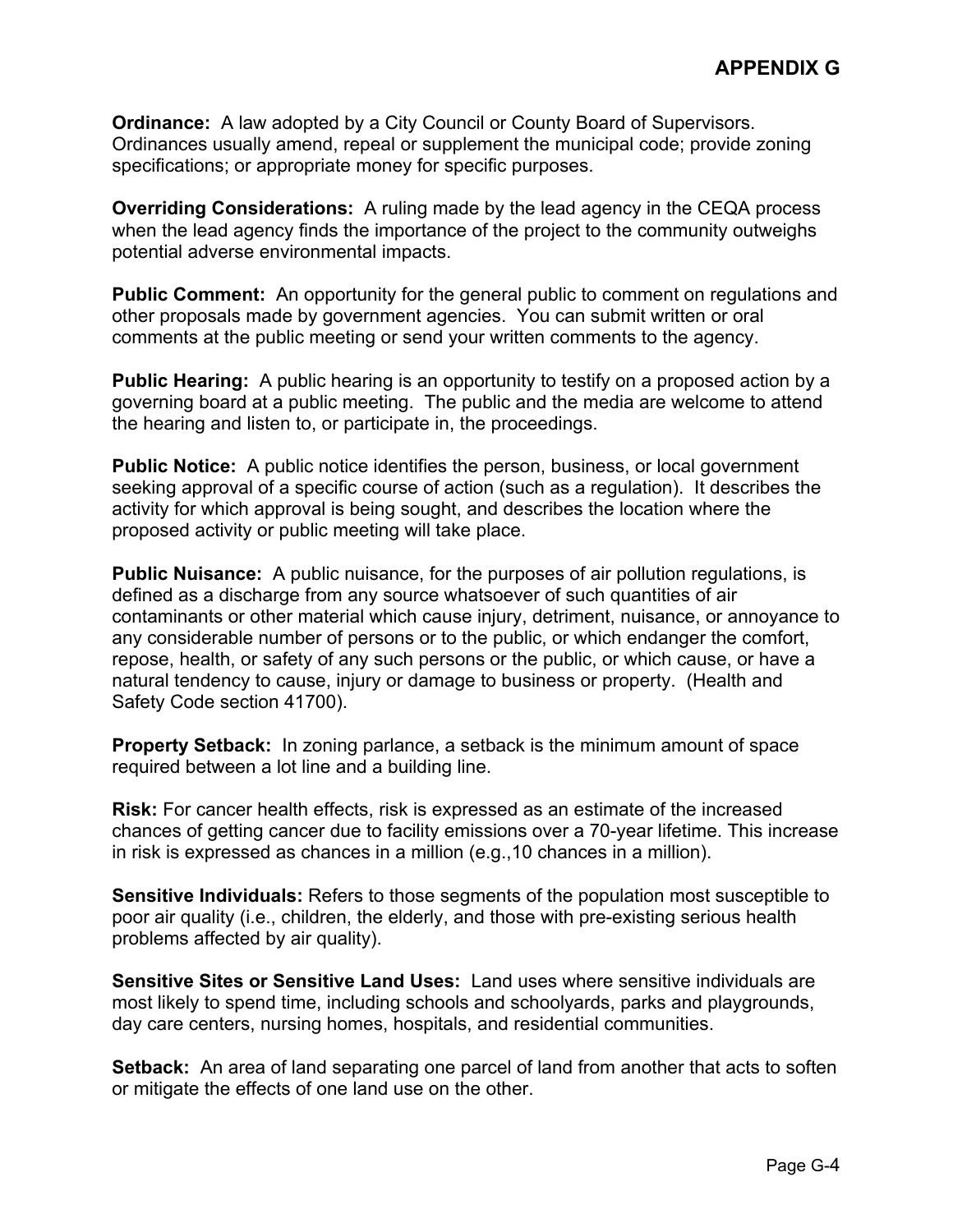**Ordinance:** A law adopted by a City Council or County Board of Supervisors. Ordinances usually amend, repeal or supplement the municipal code; provide zoning specifications; or appropriate money for specific purposes.

**Overriding Considerations:** A ruling made by the lead agency in the CEQA process when the lead agency finds the importance of the project to the community outweighs potential adverse environmental impacts.

**Public Comment:** An opportunity for the general public to comment on regulations and other proposals made by government agencies. You can submit written or oral comments at the public meeting or send your written comments to the agency.

**Public Hearing:** A public hearing is an opportunity to testify on a proposed action by a governing board at a public meeting. The public and the media are welcome to attend the hearing and listen to, or participate in, the proceedings.

**Public Notice:** A public notice identifies the person, business, or local government seeking approval of a specific course of action (such as a regulation). It describes the activity for which approval is being sought, and describes the location where the proposed activity or public meeting will take place.

**Public Nuisance:** A public nuisance, for the purposes of air pollution regulations, is defined as a discharge from any source whatsoever of such quantities of air contaminants or other material which cause injury, detriment, nuisance, or annoyance to any considerable number of persons or to the public, or which endanger the comfort, repose, health, or safety of any such persons or the public, or which cause, or have a natural tendency to cause, injury or damage to business or property. (Health and Safety Code section 41700).

**Property Setback:** In zoning parlance, a setback is the minimum amount of space required between a lot line and a building line.

**Risk:** For cancer health effects, risk is expressed as an estimate of the increased chances of getting cancer due to facility emissions over a 70-year lifetime. This increase in risk is expressed as chances in a million (e.g.,10 chances in a million).

**Sensitive Individuals:** Refers to those segments of the population most susceptible to poor air quality (i.e., children, the elderly, and those with pre-existing serious health problems affected by air quality).

**Sensitive Sites or Sensitive Land Uses:** Land uses where sensitive individuals are most likely to spend time, including schools and schoolyards, parks and playgrounds, day care centers, nursing homes, hospitals, and residential communities.

**Setback:** An area of land separating one parcel of land from another that acts to soften or mitigate the effects of one land use on the other.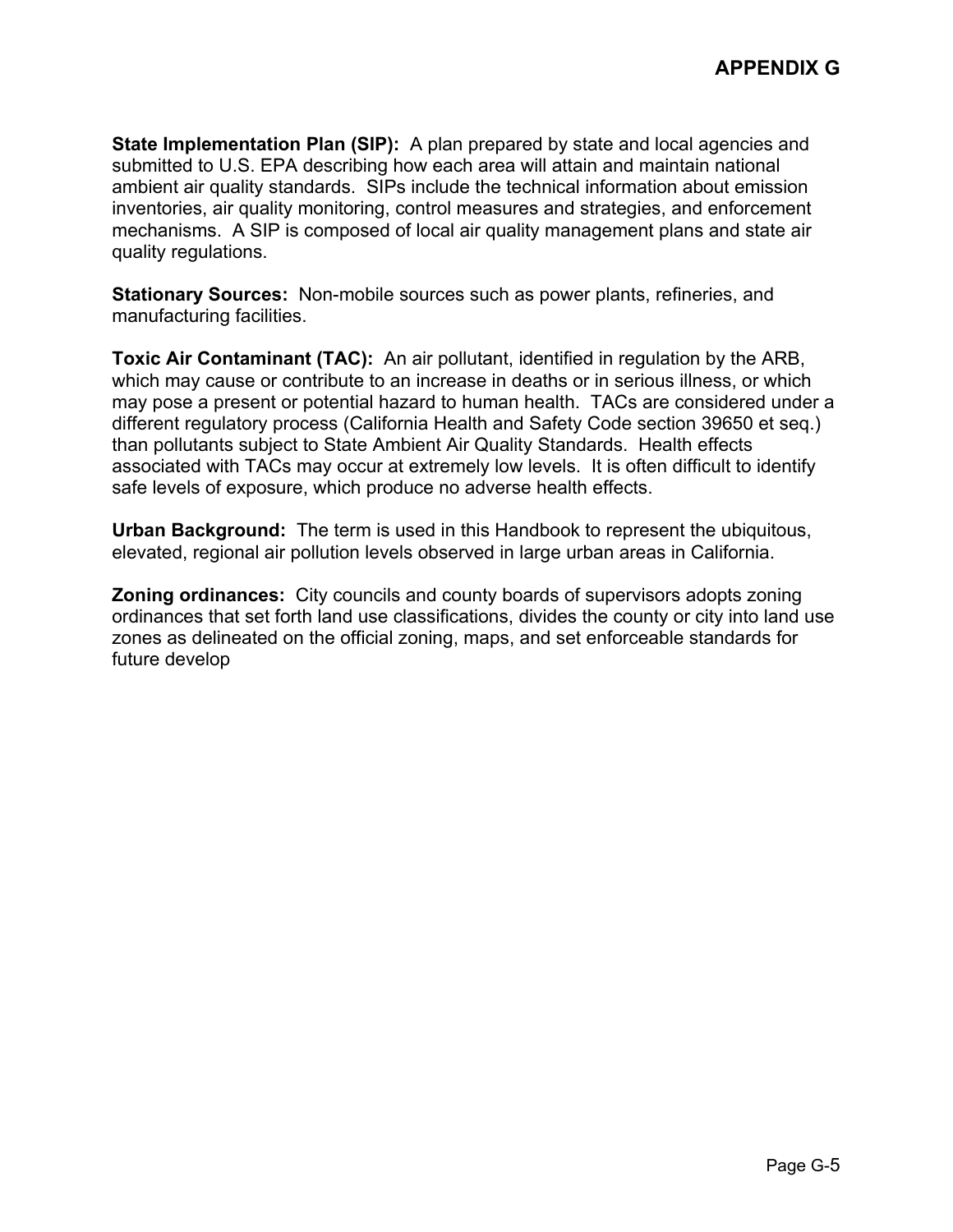**State Implementation Plan (SIP):** A plan prepared by state and local agencies and submitted to U.S. EPA describing how each area will attain and maintain national ambient air quality standards. SIPs include the technical information about emission inventories, air quality monitoring, control measures and strategies, and enforcement mechanisms. A SIP is composed of local air quality management plans and state air quality regulations.

**Stationary Sources:** Non-mobile sources such as power plants, refineries, and manufacturing facilities.

**Toxic Air Contaminant (TAC):** An air pollutant, identified in regulation by the ARB, which may cause or contribute to an increase in deaths or in serious illness, or which may pose a present or potential hazard to human health. TACs are considered under a different regulatory process (California Health and Safety Code section 39650 et seq.) than pollutants subject to State Ambient Air Quality Standards. Health effects associated with TACs may occur at extremely low levels. It is often difficult to identify safe levels of exposure, which produce no adverse health effects.

**Urban Background:** The term is used in this Handbook to represent the ubiquitous, elevated, regional air pollution levels observed in large urban areas in California.

**Zoning ordinances:** City councils and county boards of supervisors adopts zoning ordinances that set forth land use classifications, divides the county or city into land use zones as delineated on the official zoning, maps, and set enforceable standards for future develop